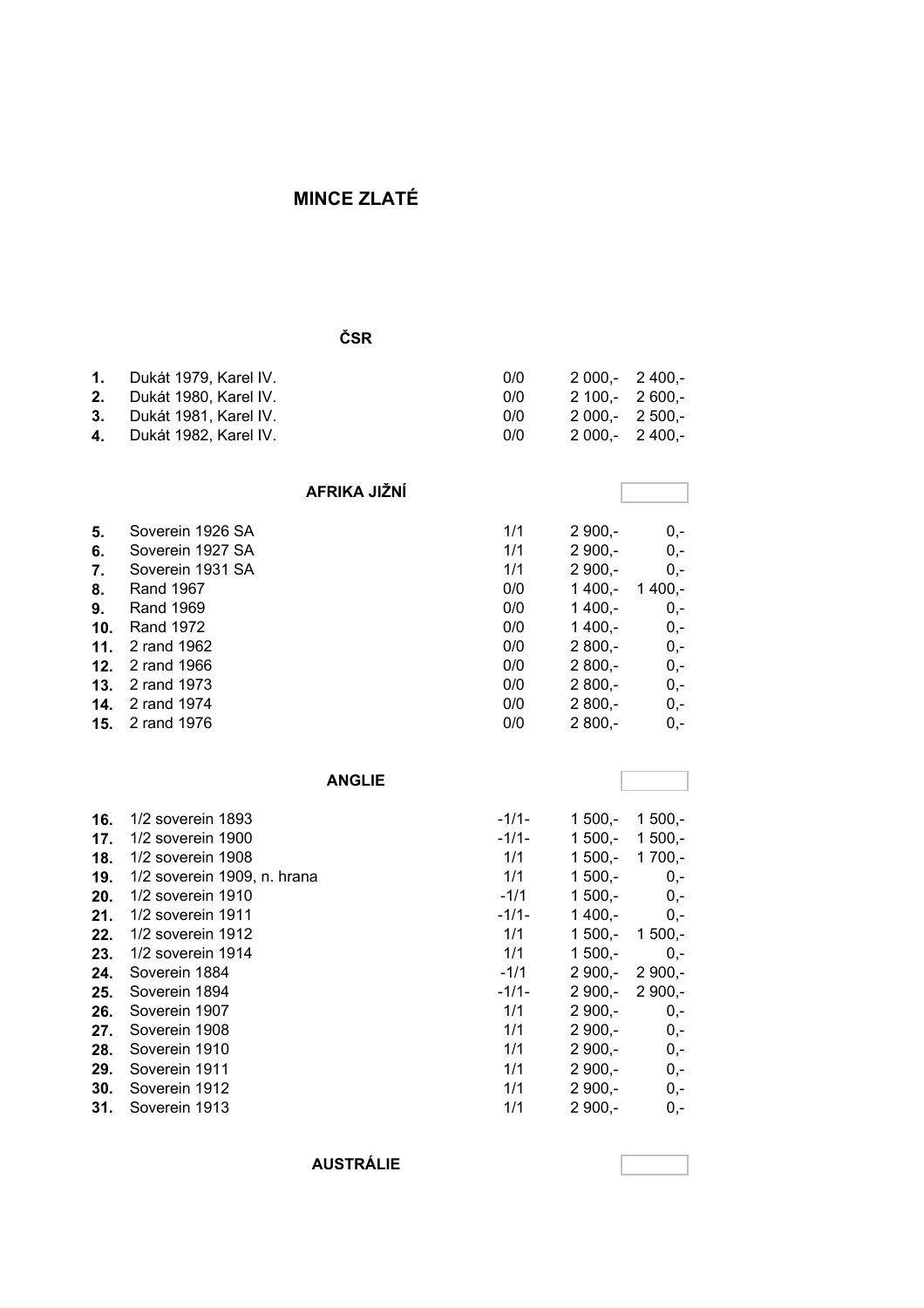# MINCE ZLATÉ

## ČSR

| | | | | |
|---|---|---|---|---|
| **1.** | Dukát 1979, Karel IV. | 0/0 | 2 000,- | 2 400,- |
| **2.** | Dukát 1980, Karel IV. | 0/0 | 2 100,- | 2 600,- |
| **3.** | Dukát 1981, Karel IV. | 0/0 | 2 000,- | 2 500,- |
| **4.** | Dukát 1982, Karel IV. | 0/0 | 2 000,- | 2 400,- |

## AFRIKA JIŽNÍ

| | | | | |
|---|---|---|---|---|
| **5.** | Soverein 1926 SA | 1/1 | 2 900,- | 0,- |
| **6.** | Soverein 1927 SA | 1/1 | 2 900,- | 0,- |
| **7.** | Soverein 1931 SA | 1/1 | 2 900,- | 0,- |
| **8.** | Rand 1967 | 0/0 | 1 400,- | 1 400,- |
| **9.** | Rand 1969 | 0/0 | 1 400,- | 0,- |
| **10.** | Rand 1972 | 0/0 | 1 400,- | 0,- |
| **11.** | 2 rand 1962 | 0/0 | 2 800,- | 0,- |
| **12.** | 2 rand 1966 | 0/0 | 2 800,- | 0,- |
| **13.** | 2 rand 1973 | 0/0 | 2 800,- | 0,- |
| **14.** | 2 rand 1974 | 0/0 | 2 800,- | 0,- |
| **15.** | 2 rand 1976 | 0/0 | 2 800,- | 0,- |

## ANGLIE

| | | | | |
|---|---|---|---|---|
| **16.** | 1/2 soverein 1893 | -1/1- | 1 500,- | 1 500,- |
| **17.** | 1/2 soverein 1900 | -1/1- | 1 500,- | 1 500,- |
| **18.** | 1/2 soverein 1908 | 1/1 | 1 500,- | 1 700,- |
| **19.** | 1/2 soverein 1909, n. hrana | 1/1 | 1 500,- | 0,- |
| **20.** | 1/2 soverein 1910 | -1/1 | 1 500,- | 0,- |
| **21.** | 1/2 soverein 1911 | -1/1- | 1 400,- | 0,- |
| **22.** | 1/2 soverein 1912 | 1/1 | 1 500,- | 1 500,- |
| **23.** | 1/2 soverein 1914 | 1/1 | 1 500,- | 0,- |
| **24.** | Soverein 1884 | -1/1 | 2 900,- | 2 900,- |
| **25.** | Soverein 1894 | -1/1- | 2 900,- | 2 900,- |
| **26.** | Soverein 1907 | 1/1 | 2 900,- | 0,- |
| **27.** | Soverein 1908 | 1/1 | 2 900,- | 0,- |
| **28.** | Soverein 1910 | 1/1 | 2 900,- | 0,- |
| **29.** | Soverein 1911 | 1/1 | 2 900,- | 0,- |
| **30.** | Soverein 1912 | 1/1 | 2 900,- | 0,- |
| **31.** | Soverein 1913 | 1/1 | 2 900,- | 0,- |

## AUSTRÁLIE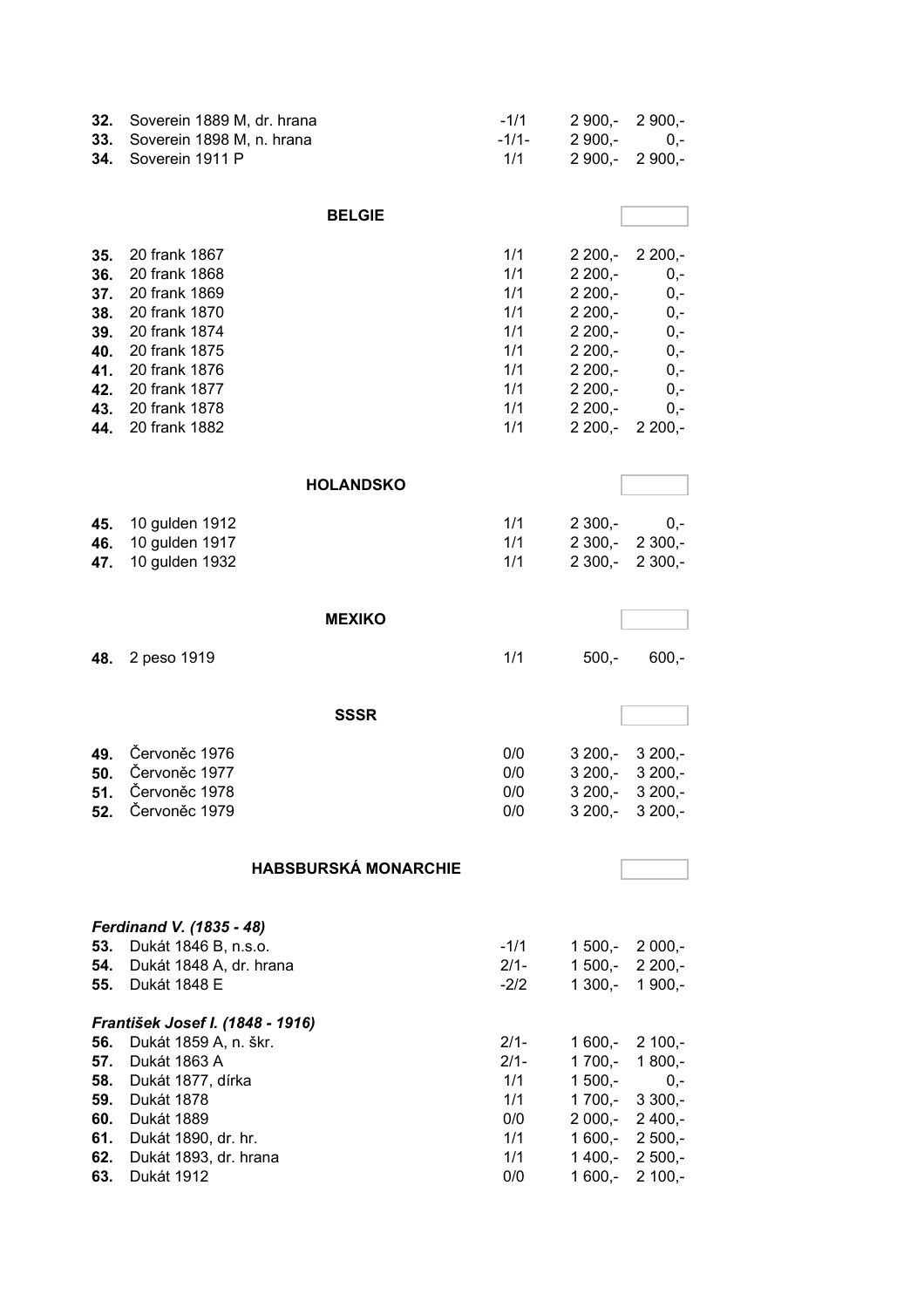| | | | | |
|---|---|---|---|---|
| **32.** | Soverein 1889 M, dr. hrana | -1/1 | 2 900,- | 2 900,- |
| **33.** | Soverein 1898 M, n. hrana | -1/1- | 2 900,- | 0,- |
| **34.** | Soverein 1911 P | 1/1 | 2 900,- | 2 900,- |

### BELGIE

| | | | | |
|---|---|---|---|---|
| **35.** | 20 frank 1867 | 1/1 | 2 200,- | 2 200,- |
| **36.** | 20 frank 1868 | 1/1 | 2 200,- | 0,- |
| **37.** | 20 frank 1869 | 1/1 | 2 200,- | 0,- |
| **38.** | 20 frank 1870 | 1/1 | 2 200,- | 0,- |
| **39.** | 20 frank 1874 | 1/1 | 2 200,- | 0,- |
| **40.** | 20 frank 1875 | 1/1 | 2 200,- | 0,- |
| **41.** | 20 frank 1876 | 1/1 | 2 200,- | 0,- |
| **42.** | 20 frank 1877 | 1/1 | 2 200,- | 0,- |
| **43.** | 20 frank 1878 | 1/1 | 2 200,- | 0,- |
| **44.** | 20 frank 1882 | 1/1 | 2 200,- | 2 200,- |

### HOLANDSKO

| | | | | |
|---|---|---|---|---|
| **45.** | 10 gulden 1912 | 1/1 | 2 300,- | 0,- |
| **46.** | 10 gulden 1917 | 1/1 | 2 300,- | 2 300,- |
| **47.** | 10 gulden 1932 | 1/1 | 2 300,- | 2 300,- |

### MEXIKO

| | | | | |
|---|---|---|---|---|
| **48.** | 2 peso 1919 | 1/1 | 500,- | 600,- |

### SSSR

| | | | | |
|---|---|---|---|---|
| **49.** | Červoněc 1976 | 0/0 | 3 200,- | 3 200,- |
| **50.** | Červoněc 1977 | 0/0 | 3 200,- | 3 200,- |
| **51.** | Červoněc 1978 | 0/0 | 3 200,- | 3 200,- |
| **52.** | Červoněc 1979 | 0/0 | 3 200,- | 3 200,- |

### HABSBURSKÁ MONARCHIE

***Ferdinand V. (1835 - 48)***

| | | | | |
|---|---|---|---|---|
| **53.** | Dukát 1846 B, n.s.o. | -1/1 | 1 500,- | 2 000,- |
| **54.** | Dukát 1848 A, dr. hrana | 2/1- | 1 500,- | 2 200,- |
| **55.** | Dukát 1848 E | -2/2 | 1 300,- | 1 900,- |

***František Josef I. (1848 - 1916)***

| | | | | |
|---|---|---|---|---|
| **56.** | Dukát 1859 A, n. škr. | 2/1- | 1 600,- | 2 100,- |
| **57.** | Dukát 1863 A | 2/1- | 1 700,- | 1 800,- |
| **58.** | Dukát 1877, dírka | 1/1 | 1 500,- | 0,- |
| **59.** | Dukát 1878 | 1/1 | 1 700,- | 3 300,- |
| **60.** | Dukát 1889 | 0/0 | 2 000,- | 2 400,- |
| **61.** | Dukát 1890, dr. hr. | 1/1 | 1 600,- | 2 500,- |
| **62.** | Dukát 1893, dr. hrana | 1/1 | 1 400,- | 2 500,- |
| **63.** | Dukát 1912 | 0/0 | 1 600,- | 2 100,- |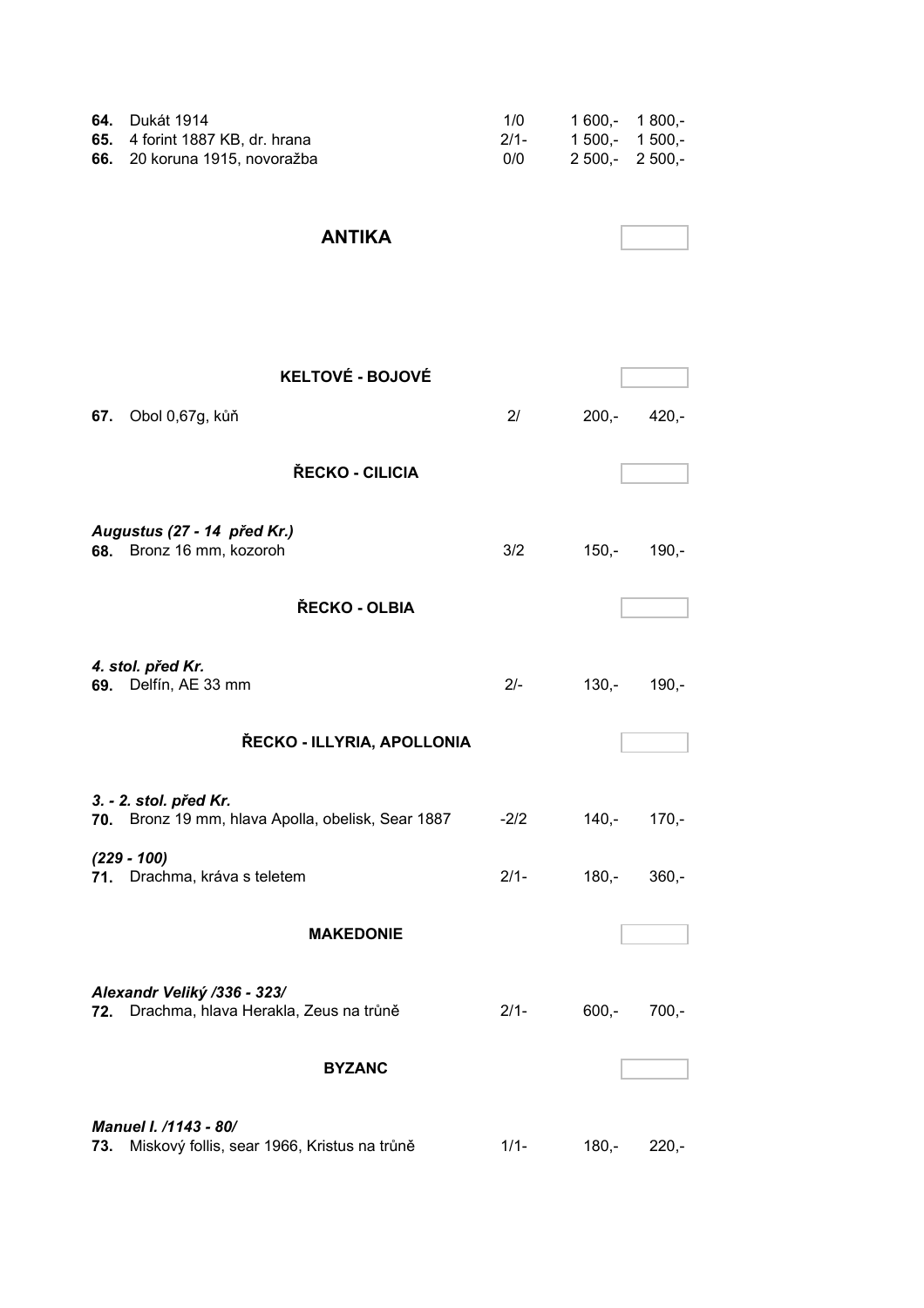| | | | | |
|---|---|---|---|---|
| **64.** | Dukát 1914 | 1/0 | 1 600,- | 1 800,- |
| **65.** | 4 forint 1887 KB, dr. hrana | 2/1- | 1 500,- | 1 500,- |
| **66.** | 20 koruna 1915, novoražba | 0/0 | 2 500,- | 2 500,- |

# ANTIKA

## KELTOVÉ - BOJOVÉ

| | | | | |
|---|---|---|---|---|
| **67.** | Obol 0,67g, kůň | 2/ | 200,- | 420,- |

## ŘECKO - CILICIA

***Augustus (27 - 14 před Kr.)***

| | | | | |
|---|---|---|---|---|
| **68.** | Bronz 16 mm, kozoroh | 3/2 | 150,- | 190,- |

## ŘECKO - OLBIA

***4. stol. před Kr.***

| | | | | |
|---|---|---|---|---|
| **69.** | Delfín, AE 33 mm | 2/- | 130,- | 190,- |

## ŘECKO - ILLYRIA, APOLLONIA

***3. - 2. stol. před Kr.***

| | | | | |
|---|---|---|---|---|
| **70.** | Bronz 19 mm, hlava Apolla, obelisk, Sear 1887 | -2/2 | 140,- | 170,- |

***(229 - 100)***

| | | | | |
|---|---|---|---|---|
| **71.** | Drachma, kráva s teletem | 2/1- | 180,- | 360,- |

## MAKEDONIE

***Alexandr Veliký /336 - 323/***

| | | | | |
|---|---|---|---|---|
| **72.** | Drachma, hlava Herakla, Zeus na trůně | 2/1- | 600,- | 700,- |

## BYZANC

***Manuel I. /1143 - 80/***

| | | | | |
|---|---|---|---|---|
| **73.** | Miskový follis, sear 1966, Kristus na trůně | 1/1- | 180,- | 220,- |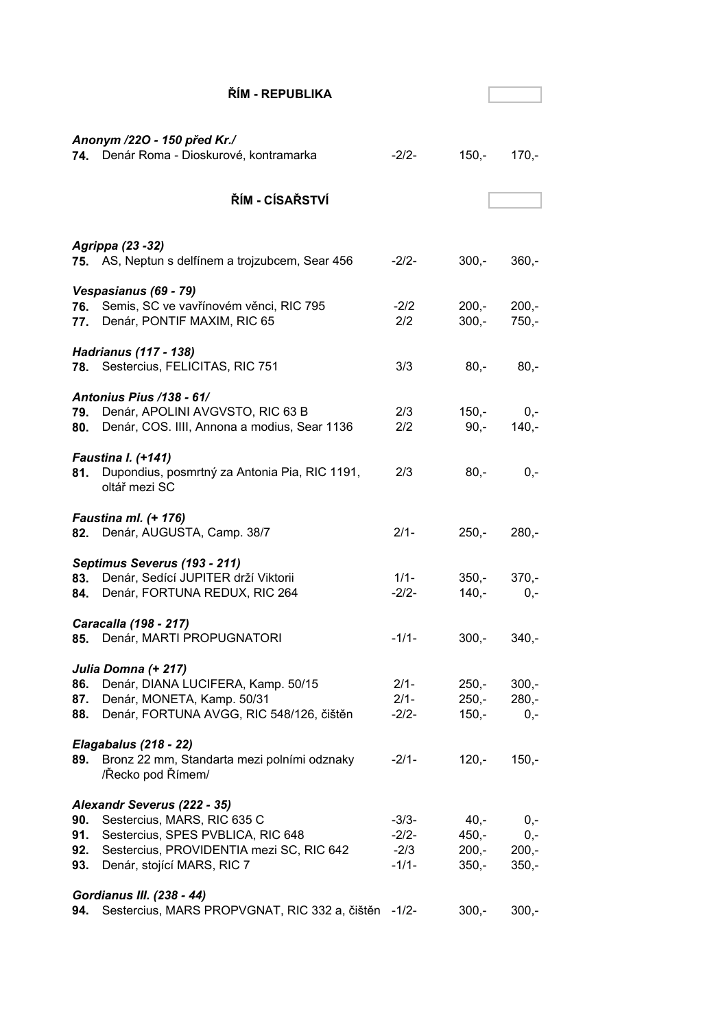## ŘÍM - REPUBLIKA

| | | | | |
|---|---|---|---|---|
| | ***Anonym /22O - 150 před Kr./*** | | | |
| **74.** | Denár Roma - Dioskurové, kontramarka | -2/2- | 150,- | 170,- |

## ŘÍM - CÍSAŘSTVÍ

| | | | | |
|---|---|---|---|---|
| | ***Agrippa (23 -32)*** | | | |
| **75.** | AS, Neptun s delfínem a trojzubcem, Sear 456 | -2/2- | 300,- | 360,- |
| | ***Vespasianus (69 - 79)*** | | | |
| **76.** | Semis, SC ve vavřínovém věnci, RIC 795 | -2/2 | 200,- | 200,- |
| **77.** | Denár, PONTIF MAXIM, RIC 65 | 2/2 | 300,- | 750,- |
| | ***Hadrianus (117 - 138)*** | | | |
| **78.** | Sestercius, FELICITAS, RIC 751 | 3/3 | 80,- | 80,- |
| | ***Antonius Pius /138 - 61/*** | | | |
| **79.** | Denár, APOLINI AVGVSTO, RIC 63 B | 2/3 | 150,- | 0,- |
| **80.** | Denár, COS. IIII, Annona a modius, Sear 1136 | 2/2 | 90,- | 140,- |
| | ***Faustina I. (+141)*** | | | |
| **81.** | Dupondius, posmrtný za Antonia Pia, RIC 1191, oltář mezi SC | 2/3 | 80,- | 0,- |
| | ***Faustina ml. (+ 176)*** | | | |
| **82.** | Denár, AUGUSTA, Camp. 38/7 | 2/1- | 250,- | 280,- |
| | ***Septimus Severus (193 - 211)*** | | | |
| **83.** | Denár, Sedící JUPITER drží Viktorii | 1/1- | 350,- | 370,- |
| **84.** | Denár, FORTUNA REDUX, RIC 264 | -2/2- | 140,- | 0,- |
| | ***Caracalla (198 - 217)*** | | | |
| **85.** | Denár, MARTI PROPUGNATORI | -1/1- | 300,- | 340,- |
| | ***Julia Domna (+ 217)*** | | | |
| **86.** | Denár, DIANA LUCIFERA, Kamp. 50/15 | 2/1- | 250,- | 300,- |
| **87.** | Denár, MONETA, Kamp. 50/31 | 2/1- | 250,- | 280,- |
| **88.** | Denár, FORTUNA AVGG, RIC 548/126, čištěn | -2/2- | 150,- | 0,- |
| | ***Elagabalus (218 - 22)*** | | | |
| **89.** | Bronz 22 mm, Standarta mezi polními odznaky /Řecko pod Římem/ | -2/1- | 120,- | 150,- |
| | ***Alexandr Severus (222 - 35)*** | | | |
| **90.** | Sestercius, MARS, RIC 635 C | -3/3- | 40,- | 0,- |
| **91.** | Sestercius, SPES PVBLICA, RIC 648 | -2/2- | 450,- | 0,- |
| **92.** | Sestercius, PROVIDENTIA mezi SC, RIC 642 | -2/3 | 200,- | 200,- |
| **93.** | Denár, stojící MARS, RIC 7 | -1/1- | 350,- | 350,- |
| | ***Gordianus III. (238 - 44)*** | | | |
| **94.** | Sestercius, MARS PROPVGNAT, RIC 332 a, čištěn | -1/2- | 300,- | 300,- |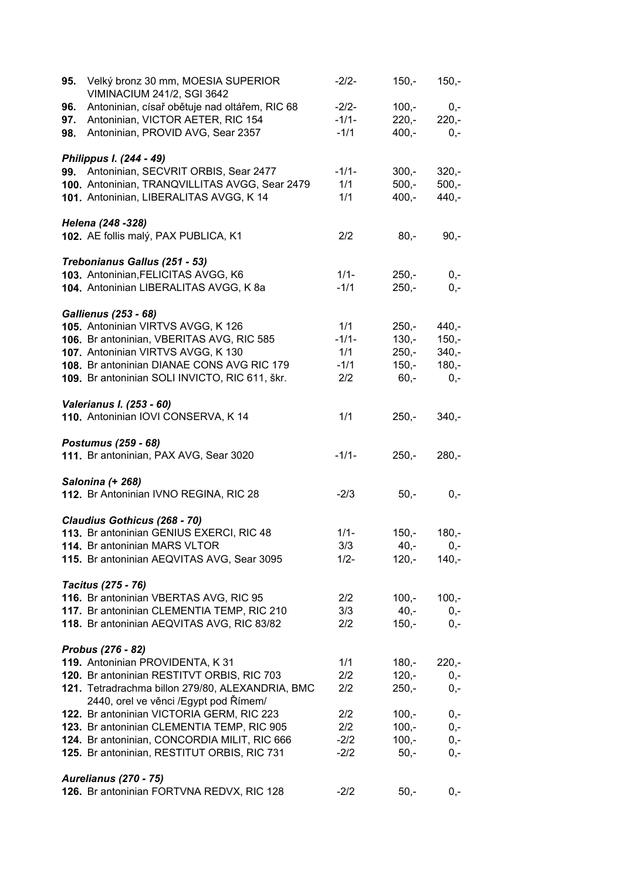| | | | | |
|---|---|---|---|---|
| **95.** | Velký bronz 30 mm, MOESIA SUPERIOR VIMINACIUM 241/2, SGI 3642 | -2/2- | 150,- | 150,- |
| **96.** | Antoninian, císař obětuje nad oltářem, RIC 68 | -2/2- | 100,- | 0,- |
| **97.** | Antoninian, VICTOR AETER, RIC 154 | -1/1- | 220,- | 220,- |
| **98.** | Antoninian, PROVID AVG, Sear 2357 | -1/1 | 400,- | 0,- |

***Philippus I. (244 - 49)***

| | | | | |
|---|---|---|---|---|
| **99.** | Antoninian, SECVRIT ORBIS, Sear 2477 | -1/1- | 300,- | 320,- |
| **100.** | Antoninian, TRANQVILLITAS AVGG, Sear 2479 | 1/1 | 500,- | 500,- |
| **101.** | Antoninian, LIBERALITAS AVGG, K 14 | 1/1 | 400,- | 440,- |

***Helena (248 -328)***

| | | | | |
|---|---|---|---|---|
| **102.** | AE follis malý, PAX PUBLICA, K1 | 2/2 | 80,- | 90,- |

***Trebonianus Gallus (251 - 53)***

| | | | | |
|---|---|---|---|---|
| **103.** | Antoninian,FELICITAS AVGG, K6 | 1/1- | 250,- | 0,- |
| **104.** | Antoninian LIBERALITAS AVGG, K 8a | -1/1 | 250,- | 0,- |

***Gallienus (253 - 68)***

| | | | | |
|---|---|---|---|---|
| **105.** | Antoninian VIRTVS AVGG, K 126 | 1/1 | 250,- | 440,- |
| **106.** | Br antoninian, VBERITAS AVG, RIC 585 | -1/1- | 130,- | 150,- |
| **107.** | Antoninian VIRTVS AVGG, K 130 | 1/1 | 250,- | 340,- |
| **108.** | Br antoninian DIANAE CONS AVG RIC 179 | -1/1 | 150,- | 180,- |
| **109.** | Br antoninian SOLI INVICTO, RIC 611, škr. | 2/2 | 60,- | 0,- |

***Valerianus I. (253 - 60)***

| | | | | |
|---|---|---|---|---|
| **110.** | Antoninian IOVI CONSERVA, K 14 | 1/1 | 250,- | 340,- |

***Postumus (259 - 68)***

| | | | | |
|---|---|---|---|---|
| **111.** | Br antoninian, PAX AVG, Sear 3020 | -1/1- | 250,- | 280,- |

***Salonina (+ 268)***

| | | | | |
|---|---|---|---|---|
| **112.** | Br Antoninian IVNO REGINA, RIC 28 | -2/3 | 50,- | 0,- |

***Claudius Gothicus (268 - 70)***

| | | | | |
|---|---|---|---|---|
| **113.** | Br antoninian GENIUS EXERCI, RIC 48 | 1/1- | 150,- | 180,- |
| **114.** | Br antoninian MARS VLTOR | 3/3 | 40,- | 0,- |
| **115.** | Br antoninian AEQVITAS AVG, Sear 3095 | 1/2- | 120,- | 140,- |

***Tacitus (275 - 76)***

| | | | | |
|---|---|---|---|---|
| **116.** | Br antoninian VBERTAS AVG, RIC 95 | 2/2 | 100,- | 100,- |
| **117.** | Br antoninian CLEMENTIA TEMP, RIC 210 | 3/3 | 40,- | 0,- |
| **118.** | Br antoninian AEQVITAS AVG, RIC 83/82 | 2/2 | 150,- | 0,- |

***Probus (276 - 82)***

| | | | | |
|---|---|---|---|---|
| **119.** | Antoninian PROVIDENTA, K 31 | 1/1 | 180,- | 220,- |
| **120.** | Br antoninian RESTITVT ORBIS, RIC 703 | 2/2 | 120,- | 0,- |
| **121.** | Tetradrachma billon 279/80, ALEXANDRIA, BMC 2440, orel ve věnci /Egypt pod Římem/ | 2/2 | 250,- | 0,- |
| **122.** | Br antoninian VICTORIA GERM, RIC 223 | 2/2 | 100,- | 0,- |
| **123.** | Br antoninian CLEMENTIA TEMP, RIC 905 | 2/2 | 100,- | 0,- |
| **124.** | Br antoninian, CONCORDIA MILIT, RIC 666 | -2/2 | 100,- | 0,- |
| **125.** | Br antoninian, RESTITUT ORBIS, RIC 731 | -2/2 | 50,- | 0,- |

***Aurelianus (270 - 75)***

| | | | | |
|---|---|---|---|---|
| **126.** | Br antoninian FORTVNA REDVX, RIC 128 | -2/2 | 50,- | 0,- |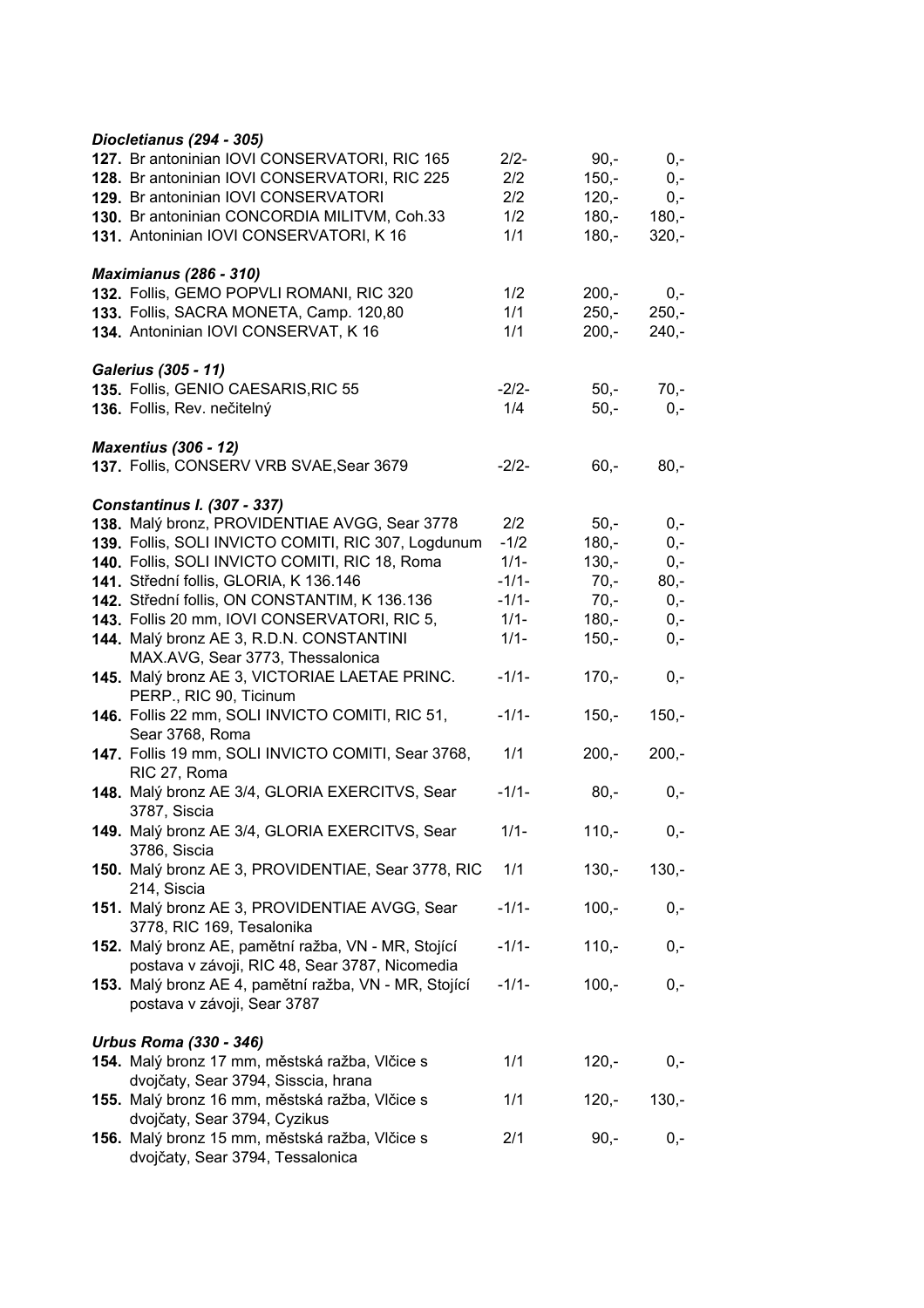***Diocletianus (294 - 305)***

| | | | | |
|---|---|---|---|---|
| **127.** | Br antoninian IOVI CONSERVATORI, RIC 165 | 2/2- | 90,- | 0,- |
| **128.** | Br antoninian IOVI CONSERVATORI, RIC 225 | 2/2 | 150,- | 0,- |
| **129.** | Br antoninian IOVI CONSERVATORI | 2/2 | 120,- | 0,- |
| **130.** | Br antoninian CONCORDIA MILITVM, Coh.33 | 1/2 | 180,- | 180,- |
| **131.** | Antoninian IOVI CONSERVATORI, K 16 | 1/1 | 180,- | 320,- |

***Maximianus (286 - 310)***

| | | | | |
|---|---|---|---|---|
| **132.** | Follis, GEMO POPVLI ROMANI, RIC 320 | 1/2 | 200,- | 0,- |
| **133.** | Follis, SACRA MONETA, Camp. 120,80 | 1/1 | 250,- | 250,- |
| **134.** | Antoninian IOVI CONSERVAT, K 16 | 1/1 | 200,- | 240,- |

***Galerius (305 - 11)***

| | | | | |
|---|---|---|---|---|
| **135.** | Follis, GENIO CAESARIS,RIC 55 | -2/2- | 50,- | 70,- |
| **136.** | Follis, Rev. nečitelný | 1/4 | 50,- | 0,- |

***Maxentius (306 - 12)***

| | | | | |
|---|---|---|---|---|
| **137.** | Follis, CONSERV VRB SVAE,Sear 3679 | -2/2- | 60,- | 80,- |

***Constantinus I. (307 - 337)***

| | | | | |
|---|---|---|---|---|
| **138.** | Malý bronz, PROVIDENTIAE AVGG, Sear 3778 | 2/2 | 50,- | 0,- |
| **139.** | Follis, SOLI INVICTO COMITI, RIC 307, Logdunum | -1/2 | 180,- | 0,- |
| **140.** | Follis, SOLI INVICTO COMITI, RIC 18, Roma | 1/1- | 130,- | 0,- |
| **141.** | Střední follis, GLORIA, K 136.146 | -1/1- | 70,- | 80,- |
| **142.** | Střední follis, ON CONSTANTIM, K 136.136 | -1/1- | 70,- | 0,- |
| **143.** | Follis 20 mm, IOVI CONSERVATORI, RIC 5, | 1/1- | 180,- | 0,- |
| **144.** | Malý bronz AE 3, R.D.N. CONSTANTINI MAX.AVG, Sear 3773, Thessalonica | 1/1- | 150,- | 0,- |
| **145.** | Malý bronz AE 3, VICTORIAE LAETAE PRINC. PERP., RIC 90, Ticinum | -1/1- | 170,- | 0,- |
| **146.** | Follis 22 mm, SOLI INVICTO COMITI, RIC 51, Sear 3768, Roma | -1/1- | 150,- | 150,- |
| **147.** | Follis 19 mm, SOLI INVICTO COMITI, Sear 3768, RIC 27, Roma | 1/1 | 200,- | 200,- |
| **148.** | Malý bronz AE 3/4, GLORIA EXERCITVS, Sear 3787, Siscia | -1/1- | 80,- | 0,- |
| **149.** | Malý bronz AE 3/4, GLORIA EXERCITVS, Sear 3786, Siscia | 1/1- | 110,- | 0,- |
| **150.** | Malý bronz AE 3, PROVIDENTIAE, Sear 3778, RIC 214, Siscia | 1/1 | 130,- | 130,- |
| **151.** | Malý bronz AE 3, PROVIDENTIAE AVGG, Sear 3778, RIC 169, Tesalonika | -1/1- | 100,- | 0,- |
| **152.** | Malý bronz AE, pamětní ražba, VN - MR, Stojící postava v závoji, RIC 48, Sear 3787, Nicomedia | -1/1- | 110,- | 0,- |
| **153.** | Malý bronz AE 4, pamětní ražba, VN - MR, Stojící postava v závoji, Sear 3787 | -1/1- | 100,- | 0,- |

***Urbus Roma (330 - 346)***

| | | | | |
|---|---|---|---|---|
| **154.** | Malý bronz 17 mm, městská ražba, Vlčice s dvojčaty, Sear 3794, Sisscia, hrana | 1/1 | 120,- | 0,- |
| **155.** | Malý bronz 16 mm, městská ražba, Vlčice s dvojčaty, Sear 3794, Cyzikus | 1/1 | 120,- | 130,- |
| **156.** | Malý bronz 15 mm, městská ražba, Vlčice s dvojčaty, Sear 3794, Tessalonica | 2/1 | 90,- | 0,- |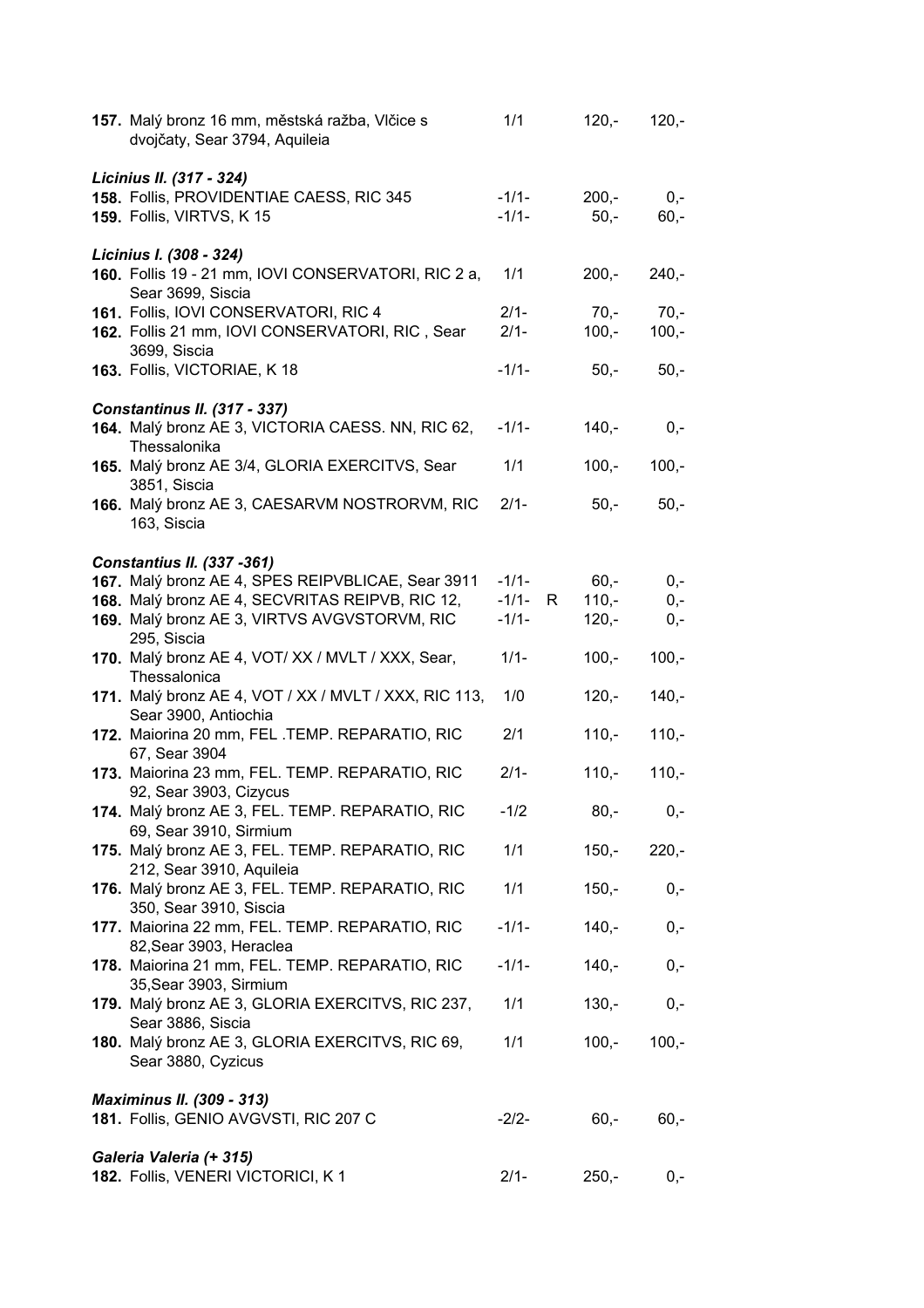| | | | | |
|---|---|---|---|---|
| **157.** Malý bronz 16 mm, městská ražba, Vlčice s dvojčaty, Sear 3794, Aquileia | 1/1 | | 120,- | 120,- |

***Licinius II. (317 - 324)***

| | | | | |
|---|---|---|---|---|
| **158.** Follis, PROVIDENTIAE CAESS, RIC 345 | -1/1- | | 200,- | 0,- |
| **159.** Follis, VIRTVS, K 15 | -1/1- | | 50,- | 60,- |

***Licinius I. (308 - 324)***

| | | | | |
|---|---|---|---|---|
| **160.** Follis 19 - 21 mm, IOVI CONSERVATORI, RIC 2 a, Sear 3699, Siscia | 1/1 | | 200,- | 240,- |
| **161.** Follis, IOVI CONSERVATORI, RIC 4 | 2/1- | | 70,- | 70,- |
| **162.** Follis 21 mm, IOVI CONSERVATORI, RIC , Sear 3699, Siscia | 2/1- | | 100,- | 100,- |
| **163.** Follis, VICTORIAE, K 18 | -1/1- | | 50,- | 50,- |

***Constantinus II. (317 - 337)***

| | | | | |
|---|---|---|---|---|
| **164.** Malý bronz AE 3, VICTORIA CAESS. NN, RIC 62, Thessalonika | -1/1- | | 140,- | 0,- |
| **165.** Malý bronz AE 3/4, GLORIA EXERCITVS, Sear 3851, Siscia | 1/1 | | 100,- | 100,- |
| **166.** Malý bronz AE 3, CAESARVM NOSTRORVM, RIC 163, Siscia | 2/1- | | 50,- | 50,- |

***Constantius II. (337 -361)***

| | | | | |
|---|---|---|---|---|
| **167.** Malý bronz AE 4, SPES REIPVBLICAE, Sear 3911 | -1/1- | | 60,- | 0,- |
| **168.** Malý bronz AE 4, SECVRITAS REIPVB, RIC 12, | -1/1- | R | 110,- | 0,- |
| **169.** Malý bronz AE 3, VIRTVS AVGVSTORVM, RIC 295, Siscia | -1/1- | | 120,- | 0,- |
| **170.** Malý bronz AE 4, VOT/ XX / MVLT / XXX, Sear, Thessalonica | 1/1- | | 100,- | 100,- |
| **171.** Malý bronz AE 4, VOT / XX / MVLT / XXX, RIC 113, Sear 3900, Antiochia | 1/0 | | 120,- | 140,- |
| **172.** Maiorina 20 mm, FEL .TEMP. REPARATIO, RIC 67, Sear 3904 | 2/1 | | 110,- | 110,- |
| **173.** Maiorina 23 mm, FEL. TEMP. REPARATIO, RIC 92, Sear 3903, Cizycus | 2/1- | | 110,- | 110,- |
| **174.** Malý bronz AE 3, FEL. TEMP. REPARATIO, RIC 69, Sear 3910, Sirmium | -1/2 | | 80,- | 0,- |
| **175.** Malý bronz AE 3, FEL. TEMP. REPARATIO, RIC 212, Sear 3910, Aquileia | 1/1 | | 150,- | 220,- |
| **176.** Malý bronz AE 3, FEL. TEMP. REPARATIO, RIC 350, Sear 3910, Siscia | 1/1 | | 150,- | 0,- |
| **177.** Maiorina 22 mm, FEL. TEMP. REPARATIO, RIC 82,Sear 3903, Heraclea | -1/1- | | 140,- | 0,- |
| **178.** Maiorina 21 mm, FEL. TEMP. REPARATIO, RIC 35,Sear 3903, Sirmium | -1/1- | | 140,- | 0,- |
| **179.** Malý bronz AE 3, GLORIA EXERCITVS, RIC 237, Sear 3886, Siscia | 1/1 | | 130,- | 0,- |
| **180.** Malý bronz AE 3, GLORIA EXERCITVS, RIC 69, Sear 3880, Cyzicus | 1/1 | | 100,- | 100,- |

***Maximinus II. (309 - 313)***

| | | | | |
|---|---|---|---|---|
| **181.** Follis, GENIO AVGVSTI, RIC 207 C | -2/2- | | 60,- | 60,- |

***Galeria Valeria (+ 315)***

| | | | | |
|---|---|---|---|---|
| **182.** Follis, VENERI VICTORICI, K 1 | 2/1- | | 250,- | 0,- |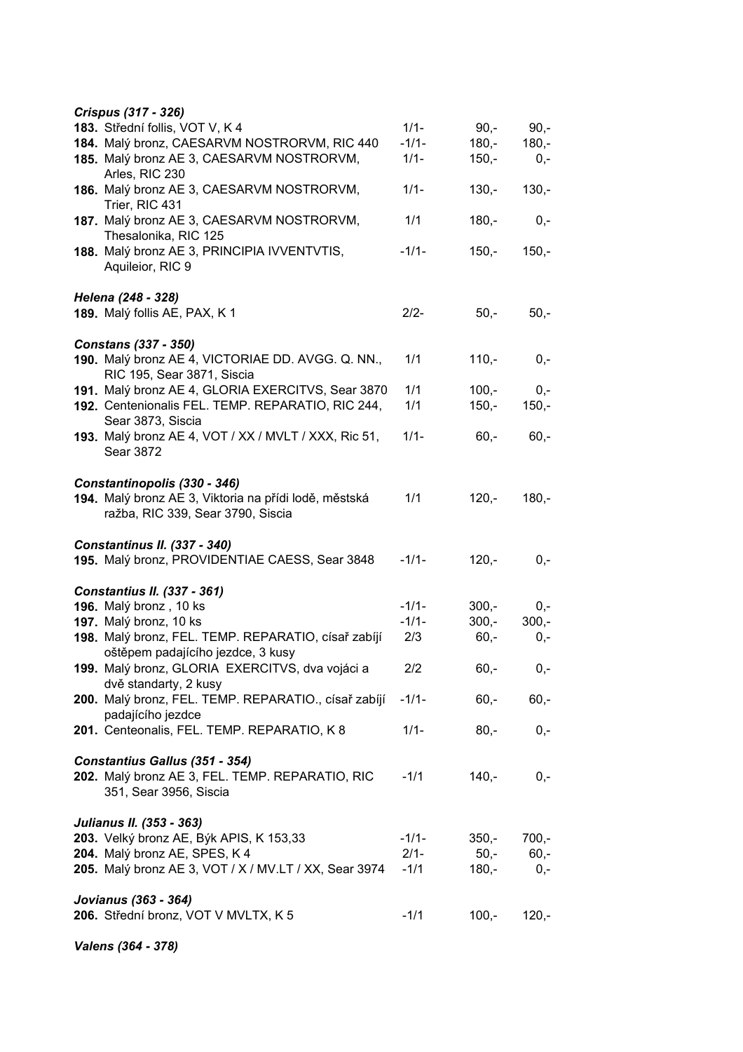***Crispus (317 - 326)***

| | | | |
|---|---|---|---|
| **183.** Střední follis, VOT V, K 4 | 1/1- | 90,- | 90,- |
| **184.** Malý bronz, CAESARVM NOSTRORVM, RIC 440 | -1/1- | 180,- | 180,- |
| **185.** Malý bronz AE 3, CAESARVM NOSTRORVM, Arles, RIC 230 | 1/1- | 150,- | 0,- |
| **186.** Malý bronz AE 3, CAESARVM NOSTRORVM, Trier, RIC 431 | 1/1- | 130,- | 130,- |
| **187.** Malý bronz AE 3, CAESARVM NOSTRORVM, Thesalonika, RIC 125 | 1/1 | 180,- | 0,- |
| **188.** Malý bronz AE 3, PRINCIPIA IVVENTVTIS, Aquileior, RIC 9 | -1/1- | 150,- | 150,- |

***Helena (248 - 328)***

| | | | |
|---|---|---|---|
| **189.** Malý follis AE, PAX, K 1 | 2/2- | 50,- | 50,- |

***Constans (337 - 350)***

| | | | |
|---|---|---|---|
| **190.** Malý bronz AE 4, VICTORIAE DD. AVGG. Q. NN., RIC 195, Sear 3871, Siscia | 1/1 | 110,- | 0,- |
| **191.** Malý bronz AE 4, GLORIA EXERCITVS, Sear 3870 | 1/1 | 100,- | 0,- |
| **192.** Centenionalis FEL. TEMP. REPARATIO, RIC 244, Sear 3873, Siscia | 1/1 | 150,- | 150,- |
| **193.** Malý bronz AE 4, VOT / XX / MVLT / XXX, Ric 51, Sear 3872 | 1/1- | 60,- | 60,- |

***Constantinopolis (330 - 346)***

| | | | |
|---|---|---|---|
| **194.** Malý bronz AE 3, Viktoria na přídi lodě, městská ražba, RIC 339, Sear 3790, Siscia | 1/1 | 120,- | 180,- |

***Constantinus II. (337 - 340)***

| | | | |
|---|---|---|---|
| **195.** Malý bronz, PROVIDENTIAE CAESS, Sear 3848 | -1/1- | 120,- | 0,- |

***Constantius II. (337 - 361)***

| | | | |
|---|---|---|---|
| **196.** Malý bronz , 10 ks | -1/1- | 300,- | 0,- |
| **197.** Malý bronz, 10 ks | -1/1- | 300,- | 300,- |
| **198.** Malý bronz, FEL. TEMP. REPARATIO, císař zabíjí oštěpem padajícího jezdce, 3 kusy | 2/3 | 60,- | 0,- |
| **199.** Malý bronz, GLORIA EXERCITVS, dva vojáci a dvě standarty, 2 kusy | 2/2 | 60,- | 0,- |
| **200.** Malý bronz, FEL. TEMP. REPARATIO., císař zabíjí padajícího jezdce | -1/1- | 60,- | 60,- |
| **201.** Centeonalis, FEL. TEMP. REPARATIO, K 8 | 1/1- | 80,- | 0,- |

***Constantius Gallus (351 - 354)***

| | | | |
|---|---|---|---|
| **202.** Malý bronz AE 3, FEL. TEMP. REPARATIO, RIC 351, Sear 3956, Siscia | -1/1 | 140,- | 0,- |

***Julianus II. (353 - 363)***

| | | | |
|---|---|---|---|
| **203.** Velký bronz AE, Býk APIS, K 153,33 | -1/1- | 350,- | 700,- |
| **204.** Malý bronz AE, SPES, K 4 | 2/1- | 50,- | 60,- |
| **205.** Malý bronz AE 3, VOT / X / MV.LT / XX, Sear 3974 | -1/1 | 180,- | 0,- |

***Jovianus (363 - 364)***

| | | | |
|---|---|---|---|
| **206.** Střední bronz, VOT V MVLTX, K 5 | -1/1 | 100,- | 120,- |

***Valens (364 - 378)***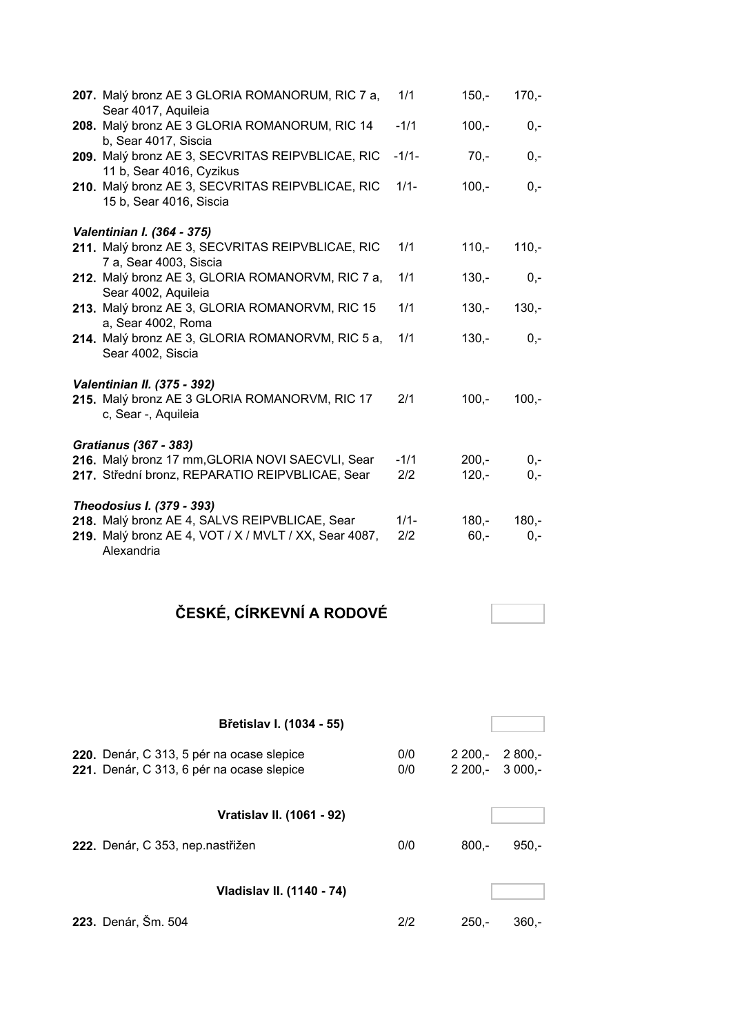| | | | |
|---|---|---|---|
| **207.** Malý bronz AE 3 GLORIA ROMANORUM, RIC 7 a, Sear 4017, Aquileia | 1/1 | 150,- | 170,- |
| **208.** Malý bronz AE 3 GLORIA ROMANORUM, RIC 14 b, Sear 4017, Siscia | -1/1 | 100,- | 0,- |
| **209.** Malý bronz AE 3, SECVRITAS REIPVBLICAE, RIC 11 b, Sear 4016, Cyzikus | -1/1- | 70,- | 0,- |
| **210.** Malý bronz AE 3, SECVRITAS REIPVBLICAE, RIC 15 b, Sear 4016, Siscia | 1/1- | 100,- | 0,- |

***Valentinian I. (364 - 375)***

| | | | |
|---|---|---|---|
| **211.** Malý bronz AE 3, SECVRITAS REIPVBLICAE, RIC 7 a, Sear 4003, Siscia | 1/1 | 110,- | 110,- |
| **212.** Malý bronz AE 3, GLORIA ROMANORVM, RIC 7 a, Sear 4002, Aquileia | 1/1 | 130,- | 0,- |
| **213.** Malý bronz AE 3, GLORIA ROMANORVM, RIC 15 a, Sear 4002, Roma | 1/1 | 130,- | 130,- |
| **214.** Malý bronz AE 3, GLORIA ROMANORVM, RIC 5 a, Sear 4002, Siscia | 1/1 | 130,- | 0,- |

***Valentinian II. (375 - 392)***

| | | | |
|---|---|---|---|
| **215.** Malý bronz AE 3 GLORIA ROMANORVM, RIC 17 c, Sear -, Aquileia | 2/1 | 100,- | 100,- |

***Gratianus (367 - 383)***

| | | | |
|---|---|---|---|
| **216.** Malý bronz 17 mm,GLORIA NOVI SAECVLI, Sear | -1/1 | 200,- | 0,- |
| **217.** Střední bronz, REPARATIO REIPVBLICAE, Sear | 2/2 | 120,- | 0,- |

***Theodosius I. (379 - 393)***

| | | | |
|---|---|---|---|
| **218.** Malý bronz AE 4, SALVS REIPVBLICAE, Sear | 1/1- | 180,- | 180,- |
| **219.** Malý bronz AE 4, VOT / X / MVLT / XX, Sear 4087, Alexandria | 2/2 | 60,- | 0,- |

## ČESKÉ, CÍRKEVNÍ A RODOVÉ

**Břetislav I. (1034 - 55)**

| | | | |
|---|---|---|---|
| **220.** Denár, C 313, 5 pér na ocase slepice | 0/0 | 2 200,- | 2 800,- |
| **221.** Denár, C 313, 6 pér na ocase slepice | 0/0 | 2 200,- | 3 000,- |

**Vratislav II. (1061 - 92)**

| | | | |
|---|---|---|---|
| **222.** Denár, C 353, nep.nastřižen | 0/0 | 800,- | 950,- |

**Vladislav II. (1140 - 74)**

| | | | |
|---|---|---|---|
| **223.** Denár, Šm. 504 | 2/2 | 250,- | 360,- |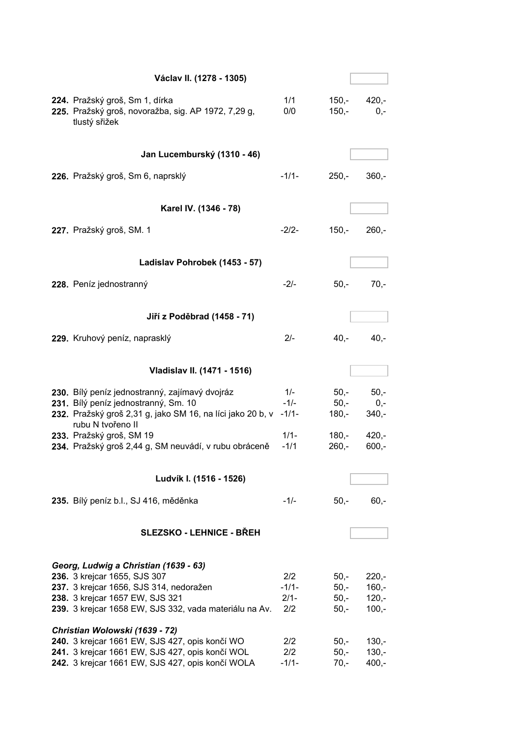### Václav II. (1278 - 1305)

| | | | |
|---|---|---|---|
| **224.** Pražský groš, Sm 1, dírka | 1/1 | 150,- | 420,- |
| **225.** Pražský groš, novoražba, sig. AP 1972, 7,29 g, tlustý střížek | 0/0 | 150,- | 0,- |

### Jan Lucemburský (1310 - 46)

| | | | |
|---|---|---|---|
| **226.** Pražský groš, Sm 6, naprsklý | -1/1- | 250,- | 360,- |

### Karel IV. (1346 - 78)

| | | | |
|---|---|---|---|
| **227.** Pražský groš, SM. 1 | -2/2- | 150,- | 260,- |

### Ladislav Pohrobek (1453 - 57)

| | | | |
|---|---|---|---|
| **228.** Peníz jednostranný | -2/- | 50,- | 70,- |

### Jiří z Poděbrad (1458 - 71)

| | | | |
|---|---|---|---|
| **229.** Kruhový peníz, naprasklý | 2/- | 40,- | 40,- |

### Vladislav II. (1471 - 1516)

| | | | |
|---|---|---|---|
| **230.** Bílý peníz jednostranný, zajímavý dvojráz | 1/- | 50,- | 50,- |
| **231.** Bílý peníz jednostranný, Sm. 10 | -1/- | 50,- | 0,- |
| **232.** Pražský groš 2,31 g, jako SM 16, na líci jako 20 b, v rubu N tvořeno II | -1/1- | 180,- | 340,- |
| **233.** Pražský groš, SM 19 | 1/1- | 180,- | 420,- |
| **234.** Pražský groš 2,44 g, SM neuvádí, v rubu obráceně | -1/1 | 260,- | 600,- |

### Ludvík I. (1516 - 1526)

| | | | |
|---|---|---|---|
| **235.** Bílý peníz b.l., SJ 416, měděnka | -1/- | 50,- | 60,- |

## SLEZSKO - LEHNICE - BŘEH

*Georg, Ludwig a Christian (1639 - 63)*

| | | | |
|---|---|---|---|
| **236.** 3 krejcar 1655, SJS 307 | 2/2 | 50,- | 220,- |
| **237.** 3 krejcar 1656, SJS 314, nedoražen | -1/1- | 50,- | 160,- |
| **238.** 3 krejcar 1657 EW, SJS 321 | 2/1- | 50,- | 120,- |
| **239.** 3 krejcar 1658 EW, SJS 332, vada materiálu na Av. | 2/2 | 50,- | 100,- |

*Christian Wolowski (1639 - 72)*

| | | | |
|---|---|---|---|
| **240.** 3 krejcar 1661 EW, SJS 427, opis končí WO | 2/2 | 50,- | 130,- |
| **241.** 3 krejcar 1661 EW, SJS 427, opis končí WOL | 2/2 | 50,- | 130,- |
| **242.** 3 krejcar 1661 EW, SJS 427, opis končí WOLA | -1/1- | 70,- | 400,- |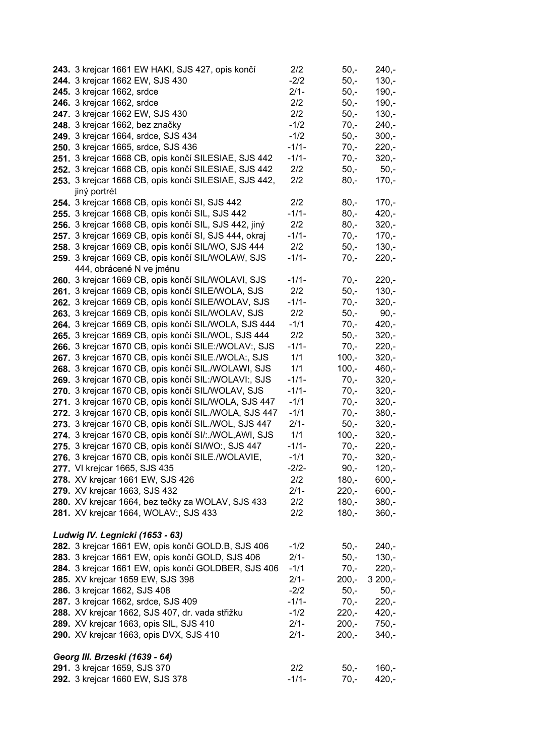| | | | |
|---|---|---|---|
| **243.** 3 krejcar 1661 EW HAKI, SJS 427, opis končí | 2/2 | 50,- | 240,- |
| **244.** 3 krejcar 1662 EW, SJS 430 | -2/2 | 50,- | 130,- |
| **245.** 3 krejcar 1662, srdce | 2/1- | 50,- | 190,- |
| **246.** 3 krejcar 1662, srdce | 2/2 | 50,- | 190,- |
| **247.** 3 krejcar 1662 EW, SJS 430 | 2/2 | 50,- | 130,- |
| **248.** 3 krejcar 1662, bez značky | -1/2 | 70,- | 240,- |
| **249.** 3 krejcar 1664, srdce, SJS 434 | -1/2 | 50,- | 300,- |
| **250.** 3 krejcar 1665, srdce, SJS 436 | -1/1- | 70,- | 220,- |
| **251.** 3 krejcar 1668 CB, opis končí SILESIAE, SJS 442 | -1/1- | 70,- | 320,- |
| **252.** 3 krejcar 1668 CB, opis končí SILESIAE, SJS 442 | 2/2 | 50,- | 50,- |
| **253.** 3 krejcar 1668 CB, opis končí SILESIAE, SJS 442, jiný portrét | 2/2 | 80,- | 170,- |
| **254.** 3 krejcar 1668 CB, opis končí SI, SJS 442 | 2/2 | 80,- | 170,- |
| **255.** 3 krejcar 1668 CB, opis končí SIL, SJS 442 | -1/1- | 80,- | 420,- |
| **256.** 3 krejcar 1668 CB, opis končí SIL, SJS 442, jiný | 2/2 | 80,- | 320,- |
| **257.** 3 krejcar 1669 CB, opis končí SI, SJS 444, okraj | -1/1- | 70,- | 170,- |
| **258.** 3 krejcar 1669 CB, opis končí SIL/WO, SJS 444 | 2/2 | 50,- | 130,- |
| **259.** 3 krejcar 1669 CB, opis končí SIL/WOLAW, SJS 444, obrácené N ve jménu | -1/1- | 70,- | 220,- |
| **260.** 3 krejcar 1669 CB, opis končí SIL/WOLAVI, SJS | -1/1- | 70,- | 220,- |
| **261.** 3 krejcar 1669 CB, opis končí SILE/WOLA, SJS | 2/2 | 50,- | 130,- |
| **262.** 3 krejcar 1669 CB, opis končí SILE/WOLAV, SJS | -1/1- | 70,- | 320,- |
| **263.** 3 krejcar 1669 CB, opis končí SIL/WOLAV, SJS | 2/2 | 50,- | 90,- |
| **264.** 3 krejcar 1669 CB, opis končí SIL/WOLA, SJS 444 | -1/1 | 70,- | 420,- |
| **265.** 3 krejcar 1669 CB, opis končí SIL/WOL, SJS 444 | 2/2 | 50,- | 320,- |
| **266.** 3 krejcar 1670 CB, opis končí SILE:/WOLAV:, SJS | -1/1- | 70,- | 220,- |
| **267.** 3 krejcar 1670 CB, opis končí SILE./WOLA:, SJS | 1/1 | 100,- | 320,- |
| **268.** 3 krejcar 1670 CB, opis končí SIL./WOLAWI, SJS | 1/1 | 100,- | 460,- |
| **269.** 3 krejcar 1670 CB, opis končí SIL:/WOLAVI:, SJS | -1/1- | 70,- | 320,- |
| **270.** 3 krejcar 1670 CB, opis končí SIL/WOLAV, SJS | -1/1- | 70,- | 320,- |
| **271.** 3 krejcar 1670 CB, opis končí SIL/WOLA, SJS 447 | -1/1 | 70,- | 320,- |
| **272.** 3 krejcar 1670 CB, opis končí SIL./WOLA, SJS 447 | -1/1 | 70,- | 380,- |
| **273.** 3 krejcar 1670 CB, opis končí SIL./WOL, SJS 447 | 2/1- | 50,- | 320,- |
| **274.** 3 krejcar 1670 CB, opis končí SI/:./WOL,AWI, SJS | 1/1 | 100,- | 320,- |
| **275.** 3 krejcar 1670 CB, opis končí SI/WO:, SJS 447 | -1/1- | 70,- | 220,- |
| **276.** 3 krejcar 1670 CB, opis končí SILE./WOLAVIE, | -1/1 | 70,- | 320,- |
| **277.** VI krejcar 1665, SJS 435 | -2/2- | 90,- | 120,- |
| **278.** XV krejcar 1661 EW, SJS 426 | 2/2 | 180,- | 600,- |
| **279.** XV krejcar 1663, SJS 432 | 2/1- | 220,- | 600,- |
| **280.** XV krejcar 1664, bez tečky za WOLAV, SJS 433 | 2/2 | 180,- | 380,- |
| **281.** XV krejcar 1664, WOLAV:, SJS 433 | 2/2 | 180,- | 360,- |

***Ludwig IV. Legnicki (1653 - 63)***

| | | | |
|---|---|---|---|
| **282.** 3 krejcar 1661 EW, opis končí GOLD.B, SJS 406 | -1/2 | 50,- | 240,- |
| **283.** 3 krejcar 1661 EW, opis končí GOLD, SJS 406 | 2/1- | 50,- | 130,- |
| **284.** 3 krejcar 1661 EW, opis končí GOLDBER, SJS 406 | -1/1 | 70,- | 220,- |
| **285.** XV krejcar 1659 EW, SJS 398 | 2/1- | 200,- | 3 200,- |
| **286.** 3 krejcar 1662, SJS 408 | -2/2 | 50,- | 50,- |
| **287.** 3 krejcar 1662, srdce, SJS 409 | -1/1- | 70,- | 220,- |
| **288.** XV krejcar 1662, SJS 407, dr. vada střižku | -1/2 | 220,- | 420,- |
| **289.** XV krejcar 1663, opis SIL, SJS 410 | 2/1- | 200,- | 750,- |
| **290.** XV krejcar 1663, opis DVX, SJS 410 | 2/1- | 200,- | 340,- |

***Georg III. Brzeski (1639 - 64)***

| | | | |
|---|---|---|---|
| **291.** 3 krejcar 1659, SJS 370 | 2/2 | 50,- | 160,- |
| **292.** 3 krejcar 1660 EW, SJS 378 | -1/1- | 70,- | 420,- |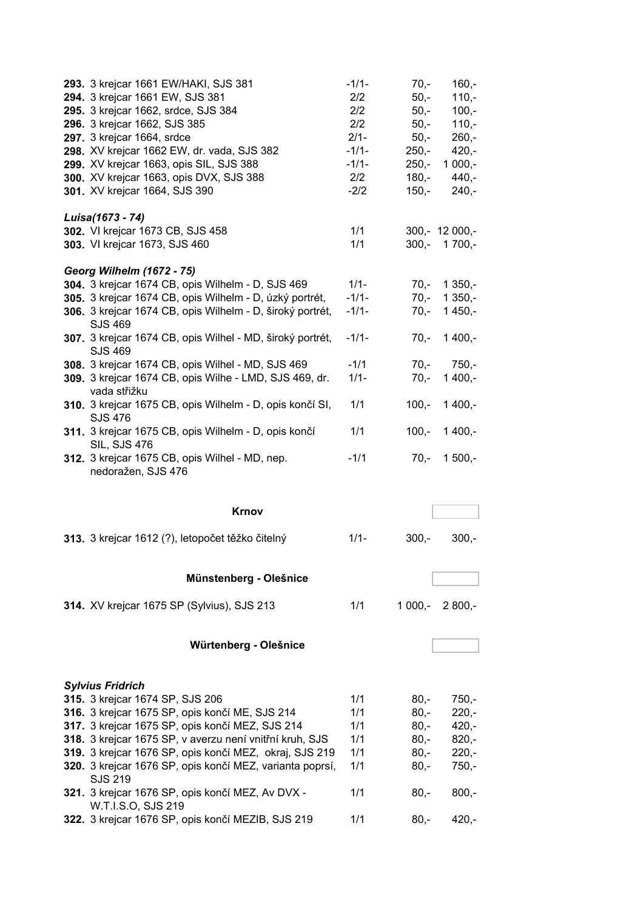| | | | |
|---|---|---|---|
| **293.** 3 krejcar 1661 EW/HAKI, SJS 381 | -1/1- | 70,- | 160,- |
| **294.** 3 krejcar 1661 EW, SJS 381 | 2/2 | 50,- | 110,- |
| **295.** 3 krejcar 1662, srdce, SJS 384 | 2/2 | 50,- | 100,- |
| **296.** 3 krejcar 1662, SJS 385 | 2/2 | 50,- | 110,- |
| **297.** 3 krejcar 1664, srdce | 2/1- | 50,- | 260,- |
| **298.** XV krejcar 1662 EW, dr. vada, SJS 382 | -1/1- | 250,- | 420,- |
| **299.** XV krejcar 1663, opis SIL, SJS 388 | -1/1- | 250,- | 1 000,- |
| **300.** XV krejcar 1663, opis DVX, SJS 388 | 2/2 | 180,- | 440,- |
| **301.** XV krejcar 1664, SJS 390 | -2/2 | 150,- | 240,- |

***Luisa(1673 - 74)***

| | | | |
|---|---|---|---|
| **302.** VI krejcar 1673 CB, SJS 458 | 1/1 | 300,- | 12 000,- |
| **303.** VI krejcar 1673, SJS 460 | 1/1 | 300,- | 1 700,- |

***Georg Wilhelm (1672 - 75)***

| | | | |
|---|---|---|---|
| **304.** 3 krejcar 1674 CB, opis Wilhelm - D, SJS 469 | 1/1- | 70,- | 1 350,- |
| **305.** 3 krejcar 1674 CB, opis Wilhelm - D, úzký portrét, | -1/1- | 70,- | 1 350,- |
| **306.** 3 krejcar 1674 CB, opis Wilhelm - D, široký portrét, SJS 469 | -1/1- | 70,- | 1 450,- |
| **307.** 3 krejcar 1674 CB, opis Wilhel - MD, široký portrét, SJS 469 | -1/1- | 70,- | 1 400,- |
| **308.** 3 krejcar 1674 CB, opis Wilhel - MD, SJS 469 | -1/1 | 70,- | 750,- |
| **309.** 3 krejcar 1674 CB, opis Wilhe - LMD, SJS 469, dr. vada střižku | 1/1- | 70,- | 1 400,- |
| **310.** 3 krejcar 1675 CB, opis Wilhelm - D, opis končí SI, SJS 476 | 1/1 | 100,- | 1 400,- |
| **311.** 3 krejcar 1675 CB, opis Wilhelm - D, opis končí SIL, SJS 476 | 1/1 | 100,- | 1 400,- |
| **312.** 3 krejcar 1675 CB, opis Wilhel - MD, nep. nedoražen, SJS 476 | -1/1 | 70,- | 1 500,- |

**Krnov**

| | | | |
|---|---|---|---|
| **313.** 3 krejcar 1612 (?), letopočet těžko čitelný | 1/1- | 300,- | 300,- |

**Münstenberg - Olešnice**

| | | | |
|---|---|---|---|
| **314.** XV krejcar 1675 SP (Sylvius), SJS 213 | 1/1 | 1 000,- | 2 800,- |

**Würtenberg - Olešnice**

***Sylvius Fridrich***

| | | | |
|---|---|---|---|
| **315.** 3 krejcar 1674 SP, SJS 206 | 1/1 | 80,- | 750,- |
| **316.** 3 krejcar 1675 SP, opis končí ME, SJS 214 | 1/1 | 80,- | 220,- |
| **317.** 3 krejcar 1675 SP, opis končí MEZ, SJS 214 | 1/1 | 80,- | 420,- |
| **318.** 3 krejcar 1675 SP, v averzu není vnitřní kruh, SJS | 1/1 | 80,- | 820,- |
| **319.** 3 krejcar 1676 SP, opis končí MEZ, okraj, SJS 219 | 1/1 | 80,- | 220,- |
| **320.** 3 krejcar 1676 SP, opis končí MEZ, varianta poprsí, SJS 219 | 1/1 | 80,- | 750,- |
| **321.** 3 krejcar 1676 SP, opis končí MEZ, Av DVX - W.T.I.S.O, SJS 219 | 1/1 | 80,- | 800,- |
| **322.** 3 krejcar 1676 SP, opis končí MEZIB, SJS 219 | 1/1 | 80,- | 420,- |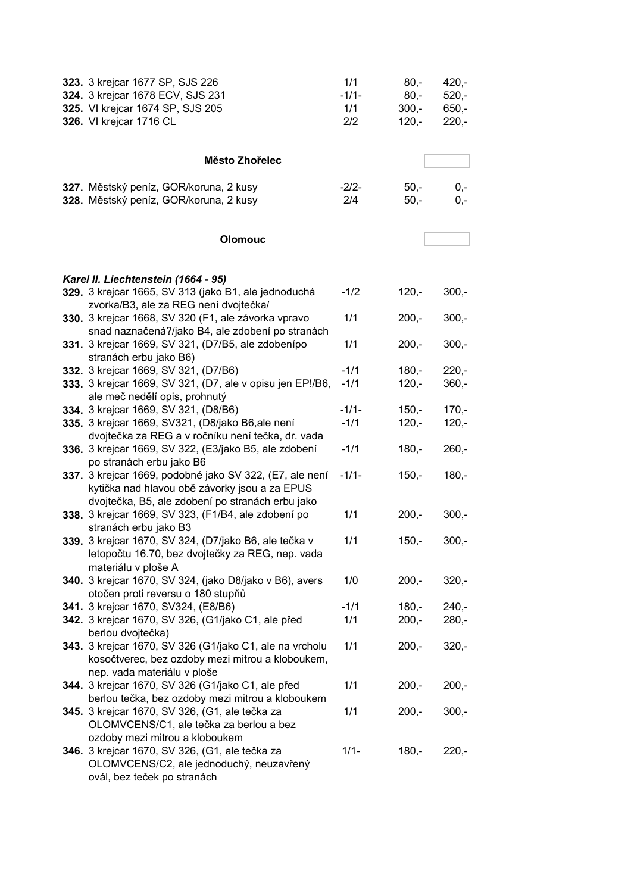| | | | |
|---|---|---|---|
| **323.** 3 krejcar 1677 SP, SJS 226 | 1/1 | 80,- | 420,- |
| **324.** 3 krejcar 1678 ECV, SJS 231 | -1/1- | 80,- | 520,- |
| **325.** VI krejcar 1674 SP, SJS 205 | 1/1 | 300,- | 650,- |
| **326.** VI krejcar 1716 CL | 2/2 | 120,- | 220,- |

### Město Zhořelec

| | | | |
|---|---|---|---|
| **327.** Městský peníz, GOR/koruna, 2 kusy | -2/2- | 50,- | 0,- |
| **328.** Městský peníz, GOR/koruna, 2 kusy | 2/4 | 50,- | 0,- |

### Olomouc

***Karel II. Liechtenstein (1664 - 95)***

| | | | |
|---|---|---|---|
| **329.** 3 krejcar 1665, SV 313 (jako B1, ale jednoduchá zvorka/B3, ale za REG není dvojtečka/ | -1/2 | 120,- | 300,- |
| **330.** 3 krejcar 1668, SV 320 (F1, ale závorka vpravo snad naznačená?/jako B4, ale zdobení po stranách | 1/1 | 200,- | 300,- |
| **331.** 3 krejcar 1669, SV 321, (D7/B5, ale zdobenípo stranách erbu jako B6) | 1/1 | 200,- | 300,- |
| **332.** 3 krejcar 1669, SV 321, (D7/B6) | -1/1 | 180,- | 220,- |
| **333.** 3 krejcar 1669, SV 321, (D7, ale v opisu jen EP!/B6, ale meč nedělí opis, prohnutý | -1/1 | 120,- | 360,- |
| **334.** 3 krejcar 1669, SV 321, (D8/B6) | -1/1- | 150,- | 170,- |
| **335.** 3 krejcar 1669, SV321, (D8/jako B6,ale není dvojtečka za REG a v ročníku není tečka, dr. vada | -1/1 | 120,- | 120,- |
| **336.** 3 krejcar 1669, SV 322, (E3/jako B5, ale zdobení po stranách erbu jako B6 | -1/1 | 180,- | 260,- |
| **337.** 3 krejcar 1669, podobné jako SV 322, (E7, ale není kytička nad hlavou obě závorky jsou a za EPUS dvojtečka, B5, ale zdobení po stranách erbu jako | -1/1- | 150,- | 180,- |
| **338.** 3 krejcar 1669, SV 323, (F1/B4, ale zdobení po stranách erbu jako B3 | 1/1 | 200,- | 300,- |
| **339.** 3 krejcar 1670, SV 324, (D7/jako B6, ale tečka v letopočtu 16.70, bez dvojtečky za REG, nep. vada materiálu v ploše A | 1/1 | 150,- | 300,- |
| **340.** 3 krejcar 1670, SV 324, (jako D8/jako v B6), avers otočen proti reversu o 180 stupňů | 1/0 | 200,- | 320,- |
| **341.** 3 krejcar 1670, SV324, (E8/B6) | -1/1 | 180,- | 240,- |
| **342.** 3 krejcar 1670, SV 326, (G1/jako C1, ale před berlou dvojtečka) | 1/1 | 200,- | 280,- |
| **343.** 3 krejcar 1670, SV 326 (G1/jako C1, ale na vrcholu kosočtverec, bez ozdoby mezi mitrou a kloboukem, nep. vada materiálu v ploše | 1/1 | 200,- | 320,- |
| **344.** 3 krejcar 1670, SV 326 (G1/jako C1, ale před berlou tečka, bez ozdoby mezi mitrou a kloboukem | 1/1 | 200,- | 200,- |
| **345.** 3 krejcar 1670, SV 326, (G1, ale tečka za OLOMVCENS/C1, ale tečka za berlou a bez ozdoby mezi mitrou a kloboukem | 1/1 | 200,- | 300,- |
| **346.** 3 krejcar 1670, SV 326, (G1, ale tečka za OLOMVCENS/C2, ale jednoduchý, neuzavřený ovál, bez teček po stranách | 1/1- | 180,- | 220,- |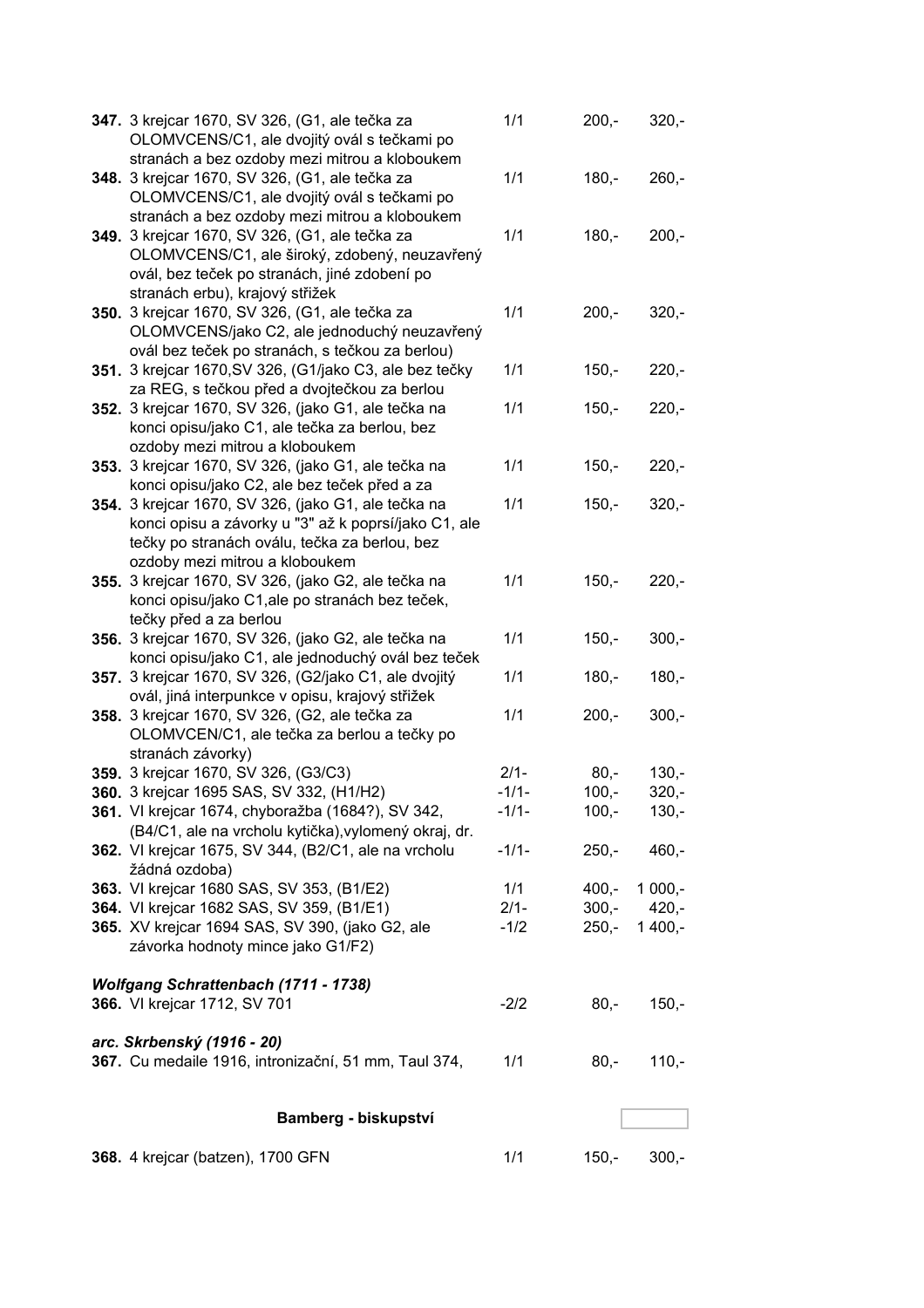| | | | |
|---|---|---|---|
| **347.** 3 krejcar 1670, SV 326, (G1, ale tečka za OLOMVCENS/C1, ale dvojitý ovál s tečkami po stranách a bez ozdoby mezi mitrou a kloboukem | 1/1 | 200,- | 320,- |
| **348.** 3 krejcar 1670, SV 326, (G1, ale tečka za OLOMVCENS/C1, ale dvojitý ovál s tečkami po stranách a bez ozdoby mezi mitrou a kloboukem | 1/1 | 180,- | 260,- |
| **349.** 3 krejcar 1670, SV 326, (G1, ale tečka za OLOMVCENS/C1, ale široký, zdobený, neuzavřený ovál, bez teček po stranách, jiné zdobení po stranách erbu), krajový střížek | 1/1 | 180,- | 200,- |
| **350.** 3 krejcar 1670, SV 326, (G1, ale tečka za OLOMVCENS/jako C2, ale jednoduchý neuzavřený ovál bez teček po stranách, s tečkou za berlou) | 1/1 | 200,- | 320,- |
| **351.** 3 krejcar 1670,SV 326, (G1/jako C3, ale bez tečky za REG, s tečkou před a dvojtečkou za berlou | 1/1 | 150,- | 220,- |
| **352.** 3 krejcar 1670, SV 326, (jako G1, ale tečka na konci opisu/jako C1, ale tečka za berlou, bez ozdoby mezi mitrou a kloboukem | 1/1 | 150,- | 220,- |
| **353.** 3 krejcar 1670, SV 326, (jako G1, ale tečka na konci opisu/jako C2, ale bez teček před a za | 1/1 | 150,- | 220,- |
| **354.** 3 krejcar 1670, SV 326, (jako G1, ale tečka na konci opisu a závorky u "3" až k poprsí/jako C1, ale tečky po stranách oválu, tečka za berlou, bez ozdoby mezi mitrou a kloboukem | 1/1 | 150,- | 320,- |
| **355.** 3 krejcar 1670, SV 326, (jako G2, ale tečka na konci opisu/jako C1,ale po stranách bez teček, tečky před a za berlou | 1/1 | 150,- | 220,- |
| **356.** 3 krejcar 1670, SV 326, (jako G2, ale tečka na konci opisu/jako C1, ale jednoduchý ovál bez teček | 1/1 | 150,- | 300,- |
| **357.** 3 krejcar 1670, SV 326, (G2/jako C1, ale dvojitý ovál, jiná interpunkce v opisu, krajový střížek | 1/1 | 180,- | 180,- |
| **358.** 3 krejcar 1670, SV 326, (G2, ale tečka za OLOMVCEN/C1, ale tečka za berlou a tečky po stranách závorky) | 1/1 | 200,- | 300,- |
| **359.** 3 krejcar 1670, SV 326, (G3/C3) | 2/1- | 80,- | 130,- |
| **360.** 3 krejcar 1695 SAS, SV 332, (H1/H2) | -1/1- | 100,- | 320,- |
| **361.** VI krejcar 1674, chyboražba (1684?), SV 342, (B4/C1, ale na vrcholu kytička),vylomený okraj, dr. | -1/1- | 100,- | 130,- |
| **362.** VI krejcar 1675, SV 344, (B2/C1, ale na vrcholu žádná ozdoba) | -1/1- | 250,- | 460,- |
| **363.** VI krejcar 1680 SAS, SV 353, (B1/E2) | 1/1 | 400,- | 1 000,- |
| **364.** VI krejcar 1682 SAS, SV 359, (B1/E1) | 2/1- | 300,- | 420,- |
| **365.** XV krejcar 1694 SAS, SV 390, (jako G2, ale závorka hodnoty mince jako G1/F2) | -1/2 | 250,- | 1 400,- |

***Wolfgang Schrattenbach (1711 - 1738)***

| | | | |
|---|---|---|---|
| **366.** VI krejcar 1712, SV 701 | -2/2 | 80,- | 150,- |

***arc. Skrbenský (1916 - 20)***

| | | | |
|---|---|---|---|
| **367.** Cu medaile 1916, intronizační, 51 mm, Taul 374, | 1/1 | 80,- | 110,- |

## Bamberg - biskupství

| | | | |
|---|---|---|---|
| **368.** 4 krejcar (batzen), 1700 GFN | 1/1 | 150,- | 300,- |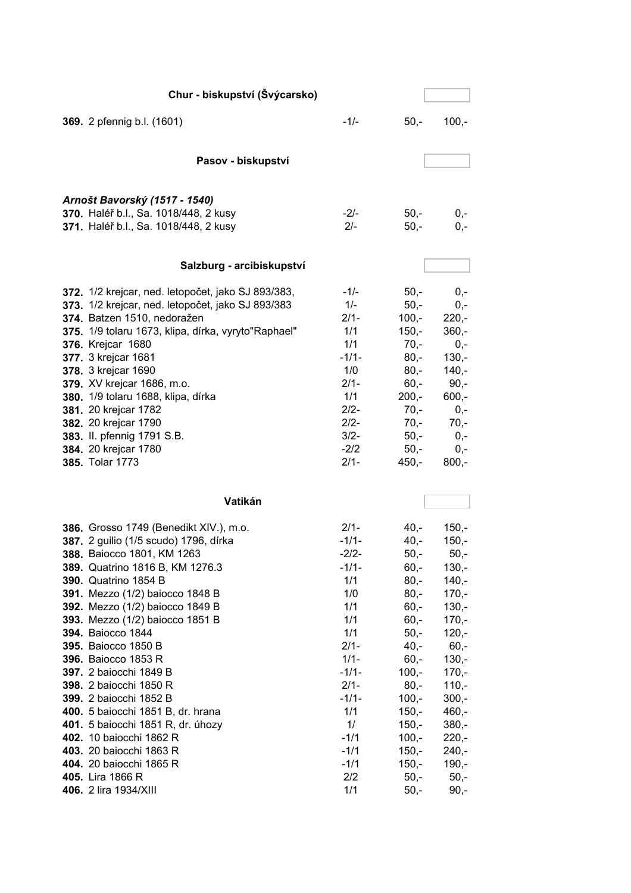## Chur - biskupství (Švýcarsko)

| | | | |
|---|---|---|---|
| **369.** 2 pfennig b.l. (1601) | -1/- | 50,- | 100,- |

## Pasov - biskupství

***Arnošt Bavorský (1517 - 1540)***

| | | | |
|---|---|---|---|
| **370.** Haléř b.l., Sa. 1018/448, 2 kusy | -2/- | 50,- | 0,- |
| **371.** Haléř b.l., Sa. 1018/448, 2 kusy | 2/- | 50,- | 0,- |

## Salzburg - arcibiskupství

| | | | |
|---|---|---|---|
| **372.** 1/2 krejcar, ned. letopočet, jako SJ 893/383, | -1/- | 50,- | 0,- |
| **373.** 1/2 krejcar, ned. letopočet, jako SJ 893/383 | 1/- | 50,- | 0,- |
| **374.** Batzen 1510, nedoražen | 2/1- | 100,- | 220,- |
| **375.** 1/9 tolaru 1673, klipa, dírka, vyryto"Raphael" | 1/1 | 150,- | 360,- |
| **376.** Krejcar 1680 | 1/1 | 70,- | 0,- |
| **377.** 3 krejcar 1681 | -1/1- | 80,- | 130,- |
| **378.** 3 krejcar 1690 | 1/0 | 80,- | 140,- |
| **379.** XV krejcar 1686, m.o. | 2/1- | 60,- | 90,- |
| **380.** 1/9 tolaru 1688, klipa, dírka | 1/1 | 200,- | 600,- |
| **381.** 20 krejcar 1782 | 2/2- | 70,- | 0,- |
| **382.** 20 krejcar 1790 | 2/2- | 70,- | 70,- |
| **383.** II. pfennig 1791 S.B. | 3/2- | 50,- | 0,- |
| **384.** 20 krejcar 1780 | -2/2 | 50,- | 0,- |
| **385.** Tolar 1773 | 2/1- | 450,- | 800,- |

## Vatikán

| | | | |
|---|---|---|---|
| **386.** Grosso 1749 (Benedikt XIV.), m.o. | 2/1- | 40,- | 150,- |
| **387.** 2 guilio (1/5 scudo) 1796, dírka | -1/1- | 40,- | 150,- |
| **388.** Baiocco 1801, KM 1263 | -2/2- | 50,- | 50,- |
| **389.** Quatrino 1816 B, KM 1276.3 | -1/1- | 60,- | 130,- |
| **390.** Quatrino 1854 B | 1/1 | 80,- | 140,- |
| **391.** Mezzo (1/2) baiocco 1848 B | 1/0 | 80,- | 170,- |
| **392.** Mezzo (1/2) baiocco 1849 B | 1/1 | 60,- | 130,- |
| **393.** Mezzo (1/2) baiocco 1851 B | 1/1 | 60,- | 170,- |
| **394.** Baiocco 1844 | 1/1 | 50,- | 120,- |
| **395.** Baiocco 1850 B | 2/1- | 40,- | 60,- |
| **396.** Baiocco 1853 R | 1/1- | 60,- | 130,- |
| **397.** 2 baiocchi 1849 B | -1/1- | 100,- | 170,- |
| **398.** 2 baiocchi 1850 R | 2/1- | 80,- | 110,- |
| **399.** 2 baiocchi 1852 B | -1/1- | 100,- | 300,- |
| **400.** 5 baiocchi 1851 B, dr. hrana | 1/1 | 150,- | 460,- |
| **401.** 5 baiocchi 1851 R, dr. úhozy | 1/ | 150,- | 380,- |
| **402.** 10 baiocchi 1862 R | -1/1 | 100,- | 220,- |
| **403.** 20 baiocchi 1863 R | -1/1 | 150,- | 240,- |
| **404.** 20 baiocchi 1865 R | -1/1 | 150,- | 190,- |
| **405.** Lira 1866 R | 2/2 | 50,- | 50,- |
| **406.** 2 lira 1934/XIII | 1/1 | 50,- | 90,- |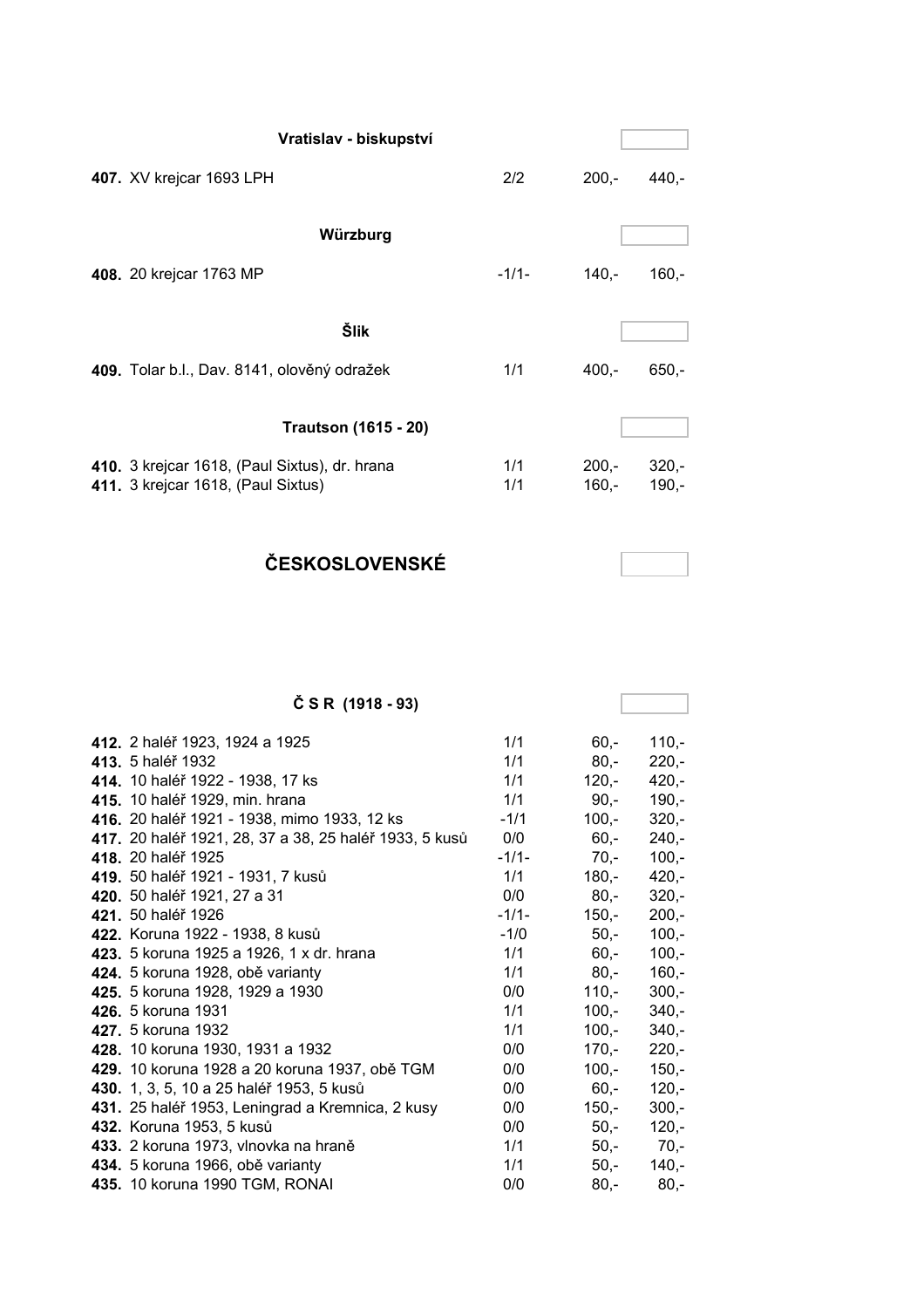### Vratislav - biskupství

| | | | |
|---|---|---|---|
| **407.** XV krejcar 1693 LPH | 2/2 | 200,- | 440,- |

### Würzburg

| | | | |
|---|---|---|---|
| **408.** 20 krejcar 1763 MP | -1/1- | 140,- | 160,- |

### Šlik

| | | | |
|---|---|---|---|
| **409.** Tolar b.l., Dav. 8141, olověný odražek | 1/1 | 400,- | 650,- |

### Trautson (1615 - 20)

| | | | |
|---|---|---|---|
| **410.** 3 krejcar 1618, (Paul Sixtus), dr. hrana | 1/1 | 200,- | 320,- |
| **411.** 3 krejcar 1618, (Paul Sixtus) | 1/1 | 160,- | 190,- |

## ČESKOSLOVENSKÉ

### Č S R (1918 - 93)

| | | | |
|---|---|---|---|
| **412.** 2 haléř 1923, 1924 a 1925 | 1/1 | 60,- | 110,- |
| **413.** 5 haléř 1932 | 1/1 | 80,- | 220,- |
| **414.** 10 haléř 1922 - 1938, 17 ks | 1/1 | 120,- | 420,- |
| **415.** 10 haléř 1929, min. hrana | 1/1 | 90,- | 190,- |
| **416.** 20 haléř 1921 - 1938, mimo 1933, 12 ks | -1/1 | 100,- | 320,- |
| **417.** 20 haléř 1921, 28, 37 a 38, 25 haléř 1933, 5 kusů | 0/0 | 60,- | 240,- |
| **418.** 20 haléř 1925 | -1/1- | 70,- | 100,- |
| **419.** 50 haléř 1921 - 1931, 7 kusů | 1/1 | 180,- | 420,- |
| **420.** 50 haléř 1921, 27 a 31 | 0/0 | 80,- | 320,- |
| **421.** 50 haléř 1926 | -1/1- | 150,- | 200,- |
| **422.** Koruna 1922 - 1938, 8 kusů | -1/0 | 50,- | 100,- |
| **423.** 5 koruna 1925 a 1926, 1 x dr. hrana | 1/1 | 60,- | 100,- |
| **424.** 5 koruna 1928, obě varianty | 1/1 | 80,- | 160,- |
| **425.** 5 koruna 1928, 1929 a 1930 | 0/0 | 110,- | 300,- |
| **426.** 5 koruna 1931 | 1/1 | 100,- | 340,- |
| **427.** 5 koruna 1932 | 1/1 | 100,- | 340,- |
| **428.** 10 koruna 1930, 1931 a 1932 | 0/0 | 170,- | 220,- |
| **429.** 10 koruna 1928 a 20 koruna 1937, obě TGM | 0/0 | 100,- | 150,- |
| **430.** 1, 3, 5, 10 a 25 haléř 1953, 5 kusů | 0/0 | 60,- | 120,- |
| **431.** 25 haléř 1953, Leningrad a Kremnica, 2 kusy | 0/0 | 150,- | 300,- |
| **432.** Koruna 1953, 5 kusů | 0/0 | 50,- | 120,- |
| **433.** 2 koruna 1973, vlnovka na hraně | 1/1 | 50,- | 70,- |
| **434.** 5 koruna 1966, obě varianty | 1/1 | 50,- | 140,- |
| **435.** 10 koruna 1990 TGM, RONAI | 0/0 | 80,- | 80,- |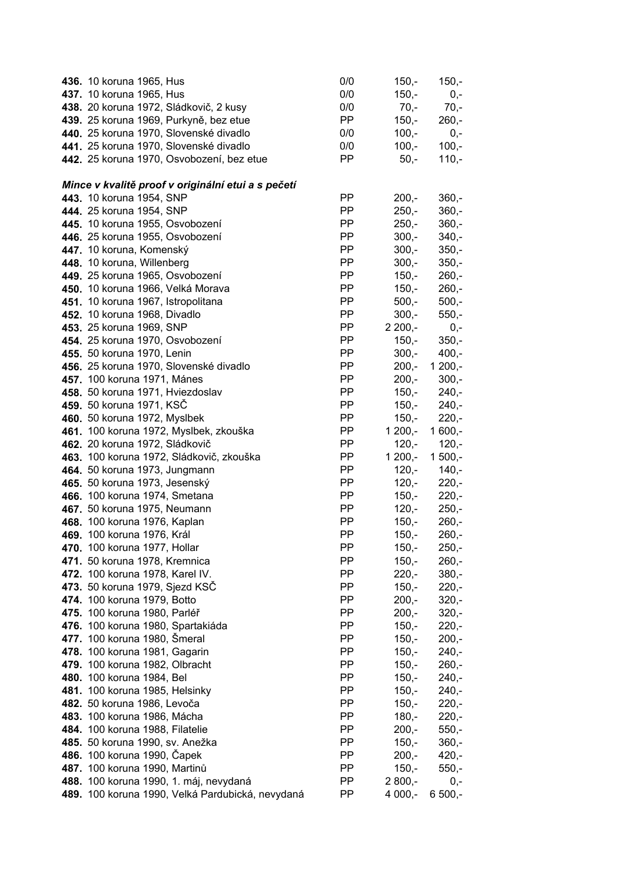| | | | |
|---|---|---|---|
| **436.** 10 koruna 1965, Hus | 0/0 | 150,- | 150,- |
| **437.** 10 koruna 1965, Hus | 0/0 | 150,- | 0,- |
| **438.** 20 koruna 1972, Sládkovič, 2 kusy | 0/0 | 70,- | 70,- |
| **439.** 25 koruna 1969, Purkyně, bez etue | PP | 150,- | 260,- |
| **440.** 25 koruna 1970, Slovenské divadlo | 0/0 | 100,- | 0,- |
| **441.** 25 koruna 1970, Slovenské divadlo | 0/0 | 100,- | 100,- |
| **442.** 25 koruna 1970, Osvobození, bez etue | PP | 50,- | 110,- |

***Mince v kvalitě proof v originální etui a s pečetí***

| | | | |
|---|---|---|---|
| **443.** 10 koruna 1954, SNP | PP | 200,- | 360,- |
| **444.** 25 koruna 1954, SNP | PP | 250,- | 360,- |
| **445.** 10 koruna 1955, Osvobození | PP | 250,- | 360,- |
| **446.** 25 koruna 1955, Osvobození | PP | 300,- | 340,- |
| **447.** 10 koruna, Komenský | PP | 300,- | 350,- |
| **448.** 10 koruna, Willenberg | PP | 300,- | 350,- |
| **449.** 25 koruna 1965, Osvobození | PP | 150,- | 260,- |
| **450.** 10 koruna 1966, Velká Morava | PP | 150,- | 260,- |
| **451.** 10 koruna 1967, Istropolitana | PP | 500,- | 500,- |
| **452.** 10 koruna 1968, Divadlo | PP | 300,- | 550,- |
| **453.** 25 koruna 1969, SNP | PP | 2 200,- | 0,- |
| **454.** 25 koruna 1970, Osvobození | PP | 150,- | 350,- |
| **455.** 50 koruna 1970, Lenin | PP | 300,- | 400,- |
| **456.** 25 koruna 1970, Slovenské divadlo | PP | 200,- | 1 200,- |
| **457.** 100 koruna 1971, Mánes | PP | 200,- | 300,- |
| **458.** 50 koruna 1971, Hviezdoslav | PP | 150,- | 240,- |
| **459.** 50 koruna 1971, KSČ | PP | 150,- | 240,- |
| **460.** 50 koruna 1972, Myslbek | PP | 150,- | 220,- |
| **461.** 100 koruna 1972, Myslbek, zkouška | PP | 1 200,- | 1 600,- |
| **462.** 20 koruna 1972, Sládkovič | PP | 120,- | 120,- |
| **463.** 100 koruna 1972, Sládkovič, zkouška | PP | 1 200,- | 1 500,- |
| **464.** 50 koruna 1973, Jungmann | PP | 120,- | 140,- |
| **465.** 50 koruna 1973, Jesenský | PP | 120,- | 220,- |
| **466.** 100 koruna 1974, Smetana | PP | 150,- | 220,- |
| **467.** 50 koruna 1975, Neumann | PP | 120,- | 250,- |
| **468.** 100 koruna 1976, Kaplan | PP | 150,- | 260,- |
| **469.** 100 koruna 1976, Král | PP | 150,- | 260,- |
| **470.** 100 koruna 1977, Hollar | PP | 150,- | 250,- |
| **471.** 50 koruna 1978, Kremnica | PP | 150,- | 260,- |
| **472.** 100 koruna 1978, Karel IV. | PP | 220,- | 380,- |
| **473.** 50 koruna 1979, Sjezd KSČ | PP | 150,- | 220,- |
| **474.** 100 koruna 1979, Botto | PP | 200,- | 320,- |
| **475.** 100 koruna 1980, Parléř | PP | 200,- | 320,- |
| **476.** 100 koruna 1980, Spartakiáda | PP | 150,- | 220,- |
| **477.** 100 koruna 1980, Šmeral | PP | 150,- | 200,- |
| **478.** 100 koruna 1981, Gagarin | PP | 150,- | 240,- |
| **479.** 100 koruna 1982, Olbracht | PP | 150,- | 260,- |
| **480.** 100 koruna 1984, Bel | PP | 150,- | 240,- |
| **481.** 100 koruna 1985, Helsinky | PP | 150,- | 240,- |
| **482.** 50 koruna 1986, Levoča | PP | 150,- | 220,- |
| **483.** 100 koruna 1986, Mácha | PP | 180,- | 220,- |
| **484.** 100 koruna 1988, Filatelie | PP | 200,- | 550,- |
| **485.** 50 koruna 1990, sv. Anežka | PP | 150,- | 360,- |
| **486.** 100 koruna 1990, Čapek | PP | 200,- | 420,- |
| **487.** 100 koruna 1990, Martinů | PP | 150,- | 550,- |
| **488.** 100 koruna 1990, 1. máj, nevydaná | PP | 2 800,- | 0,- |
| **489.** 100 koruna 1990, Velká Pardubická, nevydaná | PP | 4 000,- | 6 500,- |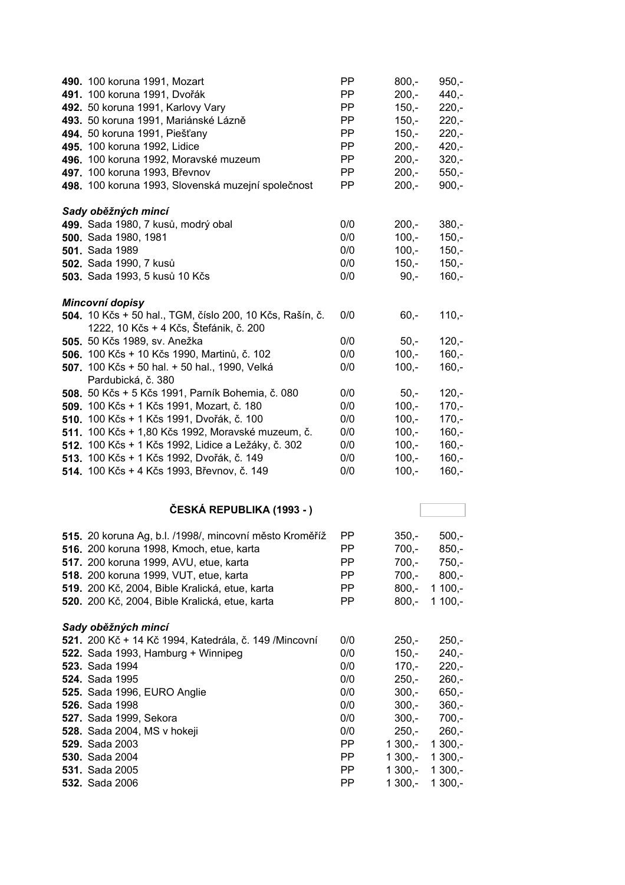| | | | |
|---|---|---|---|
| **490.** 100 koruna 1991, Mozart | PP | 800,- | 950,- |
| **491.** 100 koruna 1991, Dvořák | PP | 200,- | 440,- |
| **492.** 50 koruna 1991, Karlovy Vary | PP | 150,- | 220,- |
| **493.** 50 koruna 1991, Mariánské Lázně | PP | 150,- | 220,- |
| **494.** 50 koruna 1991, Piešťany | PP | 150,- | 220,- |
| **495.** 100 koruna 1992, Lidice | PP | 200,- | 420,- |
| **496.** 100 koruna 1992, Moravské muzeum | PP | 200,- | 320,- |
| **497.** 100 koruna 1993, Břevnov | PP | 200,- | 550,- |
| **498.** 100 koruna 1993, Slovenská muzejní společnost | PP | 200,- | 900,- |

***Sady oběžných mincí***

| | | | |
|---|---|---|---|
| **499.** Sada 1980, 7 kusů, modrý obal | 0/0 | 200,- | 380,- |
| **500.** Sada 1980, 1981 | 0/0 | 100,- | 150,- |
| **501.** Sada 1989 | 0/0 | 100,- | 150,- |
| **502.** Sada 1990, 7 kusů | 0/0 | 150,- | 150,- |
| **503.** Sada 1993, 5 kusů 10 Kčs | 0/0 | 90,- | 160,- |

***Mincovní dopisy***

| | | | |
|---|---|---|---|
| **504.** 10 Kčs + 50 hal., TGM, číslo 200, 10 Kčs, Rašín, č. 1222, 10 Kčs + 4 Kčs, Štefánik, č. 200 | 0/0 | 60,- | 110,- |
| **505.** 50 Kčs 1989, sv. Anežka | 0/0 | 50,- | 120,- |
| **506.** 100 Kčs + 10 Kčs 1990, Martinů, č. 102 | 0/0 | 100,- | 160,- |
| **507.** 100 Kčs + 50 hal. + 50 hal., 1990, Velká Pardubická, č. 380 | 0/0 | 100,- | 160,- |
| **508.** 50 Kčs + 5 Kčs 1991, Parník Bohemia, č. 080 | 0/0 | 50,- | 120,- |
| **509.** 100 Kčs + 1 Kčs 1991, Mozart, č. 180 | 0/0 | 100,- | 170,- |
| **510.** 100 Kčs + 1 Kčs 1991, Dvořák, č. 100 | 0/0 | 100,- | 170,- |
| **511.** 100 Kčs + 1,80 Kčs 1992, Moravské muzeum, č. | 0/0 | 100,- | 160,- |
| **512.** 100 Kčs + 1 Kčs 1992, Lidice a Ležáky, č. 302 | 0/0 | 100,- | 160,- |
| **513.** 100 Kčs + 1 Kčs 1992, Dvořák, č. 149 | 0/0 | 100,- | 160,- |
| **514.** 100 Kčs + 4 Kčs 1993, Břevnov, č. 149 | 0/0 | 100,- | 160,- |

## ČESKÁ REPUBLIKA (1993 - )

| | | | |
|---|---|---|---|
| **515.** 20 koruna Ag, b.l. /1998/, mincovní město Kroměříž | PP | 350,- | 500,- |
| **516.** 200 koruna 1998, Kmoch, etue, karta | PP | 700,- | 850,- |
| **517.** 200 koruna 1999, AVU, etue, karta | PP | 700,- | 750,- |
| **518.** 200 koruna 1999, VUT, etue, karta | PP | 700,- | 800,- |
| **519.** 200 Kč, 2004, Bible Kralická, etue, karta | PP | 800,- | 1 100,- |
| **520.** 200 Kč, 2004, Bible Kralická, etue, karta | PP | 800,- | 1 100,- |

***Sady oběžných mincí***

| | | | |
|---|---|---|---|
| **521.** 200 Kč + 14 Kč 1994, Katedrála, č. 149 /Mincovní | 0/0 | 250,- | 250,- |
| **522.** Sada 1993, Hamburg + Winnipeg | 0/0 | 150,- | 240,- |
| **523.** Sada 1994 | 0/0 | 170,- | 220,- |
| **524.** Sada 1995 | 0/0 | 250,- | 260,- |
| **525.** Sada 1996, EURO Anglie | 0/0 | 300,- | 650,- |
| **526.** Sada 1998 | 0/0 | 300,- | 360,- |
| **527.** Sada 1999, Sekora | 0/0 | 300,- | 700,- |
| **528.** Sada 2004, MS v hokeji | 0/0 | 250,- | 260,- |
| **529.** Sada 2003 | PP | 1 300,- | 1 300,- |
| **530.** Sada 2004 | PP | 1 300,- | 1 300,- |
| **531.** Sada 2005 | PP | 1 300,- | 1 300,- |
| **532.** Sada 2006 | PP | 1 300,- | 1 300,- |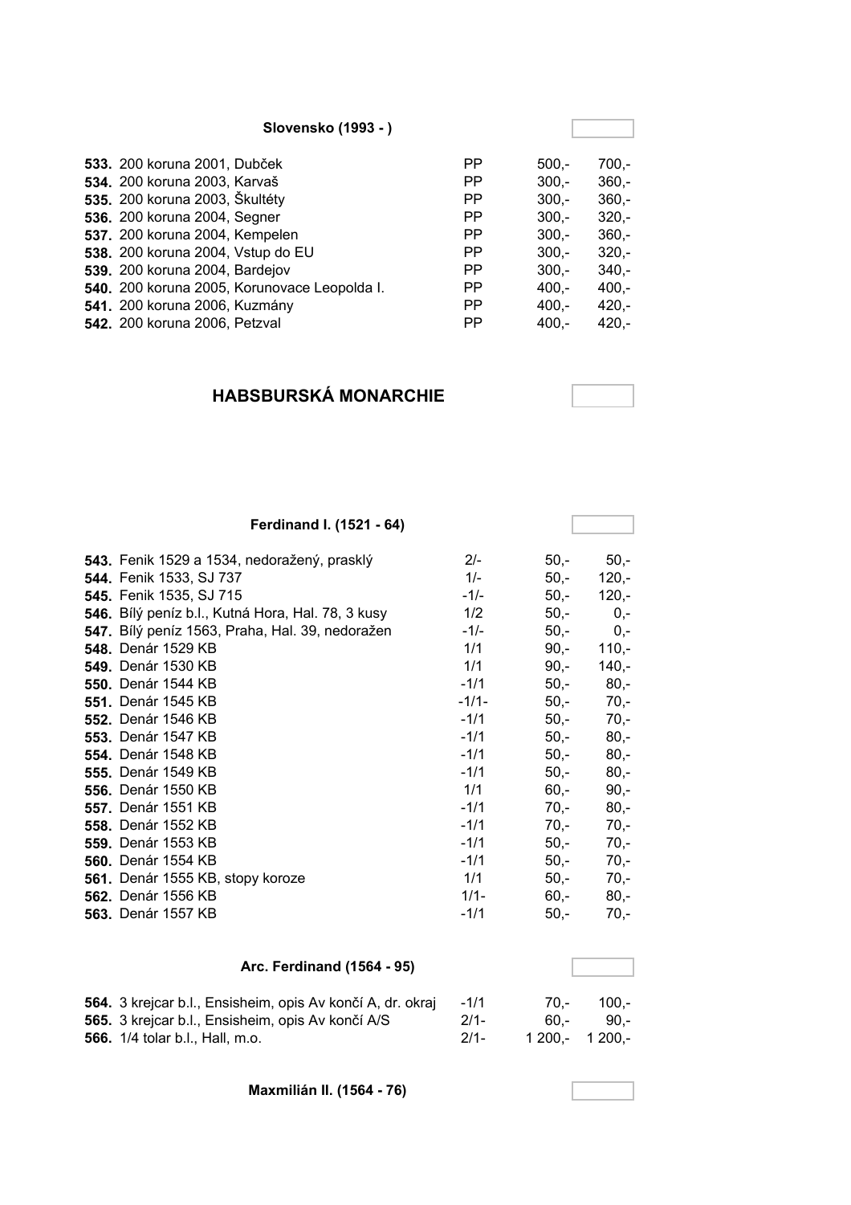### Slovensko (1993 - )

| | | | | |
|---|---|---|---|---|
| **533.** | 200 koruna 2001, Dubček | PP | 500,- | 700,- |
| **534.** | 200 koruna 2003, Karvaš | PP | 300,- | 360,- |
| **535.** | 200 koruna 2003, Škultéty | PP | 300,- | 360,- |
| **536.** | 200 koruna 2004, Segner | PP | 300,- | 320,- |
| **537.** | 200 koruna 2004, Kempelen | PP | 300,- | 360,- |
| **538.** | 200 koruna 2004, Vstup do EU | PP | 300,- | 320,- |
| **539.** | 200 koruna 2004, Bardejov | PP | 300,- | 340,- |
| **540.** | 200 koruna 2005, Korunovace Leopolda I. | PP | 400,- | 400,- |
| **541.** | 200 koruna 2006, Kuzmány | PP | 400,- | 420,- |
| **542.** | 200 koruna 2006, Petzval | PP | 400,- | 420,- |

## HABSBURSKÁ MONARCHIE

### Ferdinand I. (1521 - 64)

| | | | | |
|---|---|---|---|---|
| **543.** | Fenik 1529 a 1534, nedoražený, prasklý | 2/- | 50,- | 50,- |
| **544.** | Fenik 1533, SJ 737 | 1/- | 50,- | 120,- |
| **545.** | Fenik 1535, SJ 715 | -1/- | 50,- | 120,- |
| **546.** | Bílý peníz b.l., Kutná Hora, Hal. 78, 3 kusy | 1/2 | 50,- | 0,- |
| **547.** | Bílý peníz 1563, Praha, Hal. 39, nedoražen | -1/- | 50,- | 0,- |
| **548.** | Denár 1529 KB | 1/1 | 90,- | 110,- |
| **549.** | Denár 1530 KB | 1/1 | 90,- | 140,- |
| **550.** | Denár 1544 KB | -1/1 | 50,- | 80,- |
| **551.** | Denár 1545 KB | -1/1- | 50,- | 70,- |
| **552.** | Denár 1546 KB | -1/1 | 50,- | 70,- |
| **553.** | Denár 1547 KB | -1/1 | 50,- | 80,- |
| **554.** | Denár 1548 KB | -1/1 | 50,- | 80,- |
| **555.** | Denár 1549 KB | -1/1 | 50,- | 80,- |
| **556.** | Denár 1550 KB | 1/1 | 60,- | 90,- |
| **557.** | Denár 1551 KB | -1/1 | 70,- | 80,- |
| **558.** | Denár 1552 KB | -1/1 | 70,- | 70,- |
| **559.** | Denár 1553 KB | -1/1 | 50,- | 70,- |
| **560.** | Denár 1554 KB | -1/1 | 50,- | 70,- |
| **561.** | Denár 1555 KB, stopy koroze | 1/1 | 50,- | 70,- |
| **562.** | Denár 1556 KB | 1/1- | 60,- | 80,- |
| **563.** | Denár 1557 KB | -1/1 | 50,- | 70,- |

### Arc. Ferdinand (1564 - 95)

| | | | | |
|---|---|---|---|---|
| **564.** | 3 krejcar b.l., Ensisheim, opis Av končí A, dr. okraj | -1/1 | 70,- | 100,- |
| **565.** | 3 krejcar b.l., Ensisheim, opis Av končí A/S | 2/1- | 60,- | 90,- |
| **566.** | 1/4 tolar b.l., Hall, m.o. | 2/1- | 1 200,- | 1 200,- |

### Maxmilián II. (1564 - 76)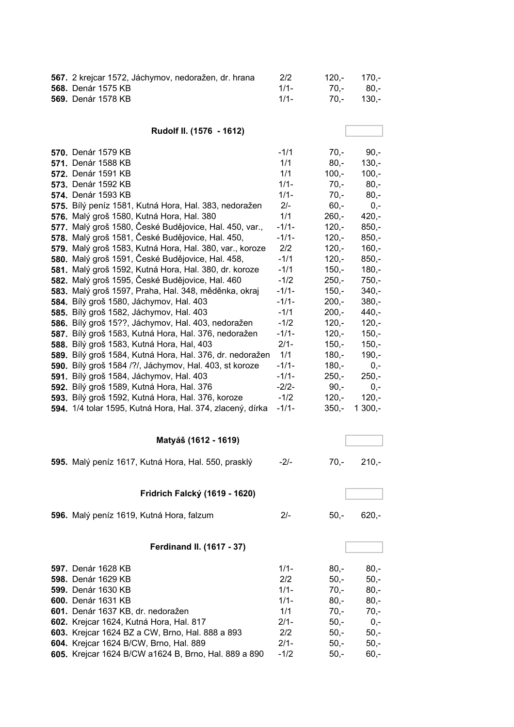| | | | |
|---|---|---|---|
| **567.** 2 krejcar 1572, Jáchymov, nedoražen, dr. hrana | 2/2 | 120,- | 170,- |
| **568.** Denár 1575 KB | 1/1- | 70,- | 80,- |
| **569.** Denár 1578 KB | 1/1- | 70,- | 130,- |

### Rudolf II. (1576 - 1612)

| | | | |
|---|---|---|---|
| **570.** Denár 1579 KB | -1/1 | 70,- | 90,- |
| **571.** Denár 1588 KB | 1/1 | 80,- | 130,- |
| **572.** Denár 1591 KB | 1/1 | 100,- | 100,- |
| **573.** Denár 1592 KB | 1/1- | 70,- | 80,- |
| **574.** Denár 1593 KB | 1/1- | 70,- | 80,- |
| **575.** Bílý peníz 1581, Kutná Hora, Hal. 383, nedoražen | 2/- | 60,- | 0,- |
| **576.** Malý groš 1580, Kutná Hora, Hal. 380 | 1/1 | 260,- | 420,- |
| **577.** Malý groš 1580, České Budějovice, Hal. 450, var., | -1/1- | 120,- | 850,- |
| **578.** Malý groš 1581, České Budějovice, Hal. 450, | -1/1- | 120,- | 850,- |
| **579.** Malý groš 1583, Kutná Hora, Hal. 380, var., koroze | 2/2 | 120,- | 160,- |
| **580.** Malý groš 1591, České Budějovice, Hal. 458, | -1/1 | 120,- | 850,- |
| **581.** Malý groš 1592, Kutná Hora, Hal. 380, dr. koroze | -1/1 | 150,- | 180,- |
| **582.** Malý groš 1595, České Budějovice, Hal. 460 | -1/2 | 250,- | 750,- |
| **583.** Malý groš 1597, Praha, Hal. 348, měděnka, okraj | -1/1- | 150,- | 340,- |
| **584.** Bílý groš 1580, Jáchymov, Hal. 403 | -1/1- | 200,- | 380,- |
| **585.** Bílý groš 1582, Jáchymov, Hal. 403 | -1/1 | 200,- | 440,- |
| **586.** Bílý groš 15??, Jáchymov, Hal. 403, nedoražen | -1/2 | 120,- | 120,- |
| **587.** Bílý groš 1583, Kutná Hora, Hal. 376, nedoražen | -1/1- | 120,- | 150,- |
| **588.** Bílý groš 1583, Kutná Hora, Hal, 403 | 2/1- | 150,- | 150,- |
| **589.** Bílý groš 1584, Kutná Hora, Hal. 376, dr. nedoražen | 1/1 | 180,- | 190,- |
| **590.** Bílý groš 1584 /?/, Jáchymov, Hal. 403, st koroze | -1/1- | 180,- | 0,- |
| **591.** Bílý groš 1584, Jáchymov, Hal. 403 | -1/1- | 250,- | 250,- |
| **592.** Bílý groš 1589, Kutná Hora, Hal. 376 | -2/2- | 90,- | 0,- |
| **593.** Bílý groš 1592, Kutná Hora, Hal. 376, koroze | -1/2 | 120,- | 120,- |
| **594.** 1/4 tolar 1595, Kutná Hora, Hal. 374, zlacený, dírka | -1/1- | 350,- | 1 300,- |

### Matyáš (1612 - 1619)

| | | | |
|---|---|---|---|
| **595.** Malý peníz 1617, Kutná Hora, Hal. 550, prasklý | -2/- | 70,- | 210,- |

### Fridrich Falcký (1619 - 1620)

| | | | |
|---|---|---|---|
| **596.** Malý peníz 1619, Kutná Hora, falzum | 2/- | 50,- | 620,- |

### Ferdinand II. (1617 - 37)

| | | | |
|---|---|---|---|
| **597.** Denár 1628 KB | 1/1- | 80,- | 80,- |
| **598.** Denár 1629 KB | 2/2 | 50,- | 50,- |
| **599.** Denár 1630 KB | 1/1- | 70,- | 80,- |
| **600.** Denár 1631 KB | 1/1- | 80,- | 80,- |
| **601.** Denár 1637 KB, dr. nedoražen | 1/1 | 70,- | 70,- |
| **602.** Krejcar 1624, Kutná Hora, Hal. 817 | 2/1- | 50,- | 0,- |
| **603.** Krejcar 1624 BZ a CW, Brno, Hal. 888 a 893 | 2/2 | 50,- | 50,- |
| **604.** Krejcar 1624 B/CW, Brno, Hal. 889 | 2/1- | 50,- | 50,- |
| **605.** Krejcar 1624 B/CW a1624 B, Brno, Hal. 889 a 890 | -1/2 | 50,- | 60,- |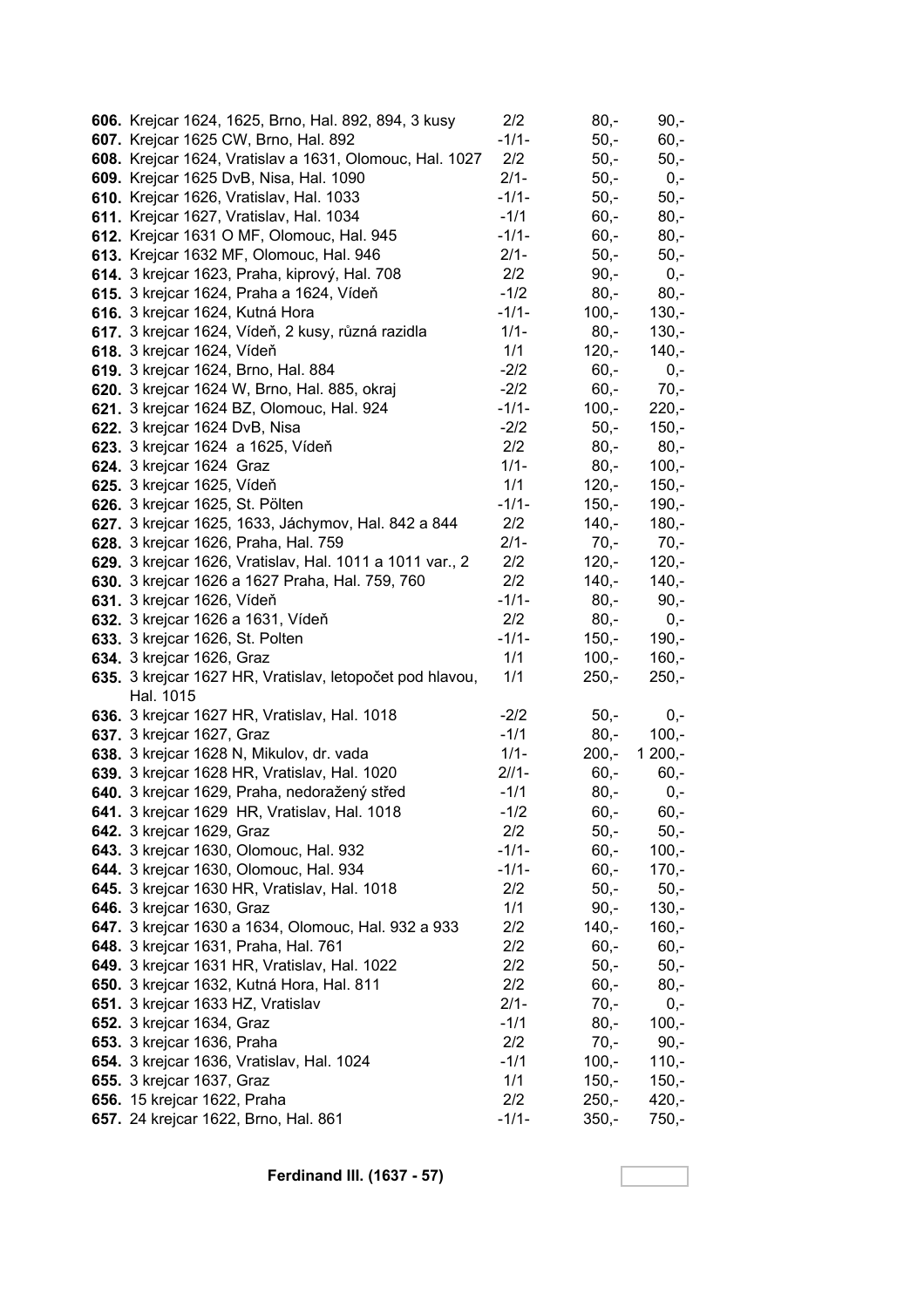| | | | |
|---|---|---|---|
| **606.** Krejcar 1624, 1625, Brno, Hal. 892, 894, 3 kusy | 2/2 | 80,- | 90,- |
| **607.** Krejcar 1625 CW, Brno, Hal. 892 | -1/1- | 50,- | 60,- |
| **608.** Krejcar 1624, Vratislav a 1631, Olomouc, Hal. 1027 | 2/2 | 50,- | 50,- |
| **609.** Krejcar 1625 DvB, Nisa, Hal. 1090 | 2/1- | 50,- | 0,- |
| **610.** Krejcar 1626, Vratislav, Hal. 1033 | -1/1- | 50,- | 50,- |
| **611.** Krejcar 1627, Vratislav, Hal. 1034 | -1/1 | 60,- | 80,- |
| **612.** Krejcar 1631 O MF, Olomouc, Hal. 945 | -1/1- | 60,- | 80,- |
| **613.** Krejcar 1632 MF, Olomouc, Hal. 946 | 2/1- | 50,- | 50,- |
| **614.** 3 krejcar 1623, Praha, kiprový, Hal. 708 | 2/2 | 90,- | 0,- |
| **615.** 3 krejcar 1624, Praha a 1624, Vídeň | -1/2 | 80,- | 80,- |
| **616.** 3 krejcar 1624, Kutná Hora | -1/1- | 100,- | 130,- |
| **617.** 3 krejcar 1624, Vídeň, 2 kusy, různá razidla | 1/1- | 80,- | 130,- |
| **618.** 3 krejcar 1624, Vídeň | 1/1 | 120,- | 140,- |
| **619.** 3 krejcar 1624, Brno, Hal. 884 | -2/2 | 60,- | 0,- |
| **620.** 3 krejcar 1624 W, Brno, Hal. 885, okraj | -2/2 | 60,- | 70,- |
| **621.** 3 krejcar 1624 BZ, Olomouc, Hal. 924 | -1/1- | 100,- | 220,- |
| **622.** 3 krejcar 1624 DvB, Nisa | -2/2 | 50,- | 150,- |
| **623.** 3 krejcar 1624 a 1625, Vídeň | 2/2 | 80,- | 80,- |
| **624.** 3 krejcar 1624 Graz | 1/1- | 80,- | 100,- |
| **625.** 3 krejcar 1625, Vídeň | 1/1 | 120,- | 150,- |
| **626.** 3 krejcar 1625, St. Pölten | -1/1- | 150,- | 190,- |
| **627.** 3 krejcar 1625, 1633, Jáchymov, Hal. 842 a 844 | 2/2 | 140,- | 180,- |
| **628.** 3 krejcar 1626, Praha, Hal. 759 | 2/1- | 70,- | 70,- |
| **629.** 3 krejcar 1626, Vratislav, Hal. 1011 a 1011 var., 2 | 2/2 | 120,- | 120,- |
| **630.** 3 krejcar 1626 a 1627 Praha, Hal. 759, 760 | 2/2 | 140,- | 140,- |
| **631.** 3 krejcar 1626, Vídeň | -1/1- | 80,- | 90,- |
| **632.** 3 krejcar 1626 a 1631, Vídeň | 2/2 | 80,- | 0,- |
| **633.** 3 krejcar 1626, St. Polten | -1/1- | 150,- | 190,- |
| **634.** 3 krejcar 1626, Graz | 1/1 | 100,- | 160,- |
| **635.** 3 krejcar 1627 HR, Vratislav, letopočet pod hlavou, Hal. 1015 | 1/1 | 250,- | 250,- |
| **636.** 3 krejcar 1627 HR, Vratislav, Hal. 1018 | -2/2 | 50,- | 0,- |
| **637.** 3 krejcar 1627, Graz | -1/1 | 80,- | 100,- |
| **638.** 3 krejcar 1628 N, Mikulov, dr. vada | 1/1- | 200,- | 1 200,- |
| **639.** 3 krejcar 1628 HR, Vratislav, Hal. 1020 | 2//1- | 60,- | 60,- |
| **640.** 3 krejcar 1629, Praha, nedoražený střed | -1/1 | 80,- | 0,- |
| **641.** 3 krejcar 1629 HR, Vratislav, Hal. 1018 | -1/2 | 60,- | 60,- |
| **642.** 3 krejcar 1629, Graz | 2/2 | 50,- | 50,- |
| **643.** 3 krejcar 1630, Olomouc, Hal. 932 | -1/1- | 60,- | 100,- |
| **644.** 3 krejcar 1630, Olomouc, Hal. 934 | -1/1- | 60,- | 170,- |
| **645.** 3 krejcar 1630 HR, Vratislav, Hal. 1018 | 2/2 | 50,- | 50,- |
| **646.** 3 krejcar 1630, Graz | 1/1 | 90,- | 130,- |
| **647.** 3 krejcar 1630 a 1634, Olomouc, Hal. 932 a 933 | 2/2 | 140,- | 160,- |
| **648.** 3 krejcar 1631, Praha, Hal. 761 | 2/2 | 60,- | 60,- |
| **649.** 3 krejcar 1631 HR, Vratislav, Hal. 1022 | 2/2 | 50,- | 50,- |
| **650.** 3 krejcar 1632, Kutná Hora, Hal. 811 | 2/2 | 60,- | 80,- |
| **651.** 3 krejcar 1633 HZ, Vratislav | 2/1- | 70,- | 0,- |
| **652.** 3 krejcar 1634, Graz | -1/1 | 80,- | 100,- |
| **653.** 3 krejcar 1636, Praha | 2/2 | 70,- | 90,- |
| **654.** 3 krejcar 1636, Vratislav, Hal. 1024 | -1/1 | 100,- | 110,- |
| **655.** 3 krejcar 1637, Graz | 1/1 | 150,- | 150,- |
| **656.** 15 krejcar 1622, Praha | 2/2 | 250,- | 420,- |
| **657.** 24 krejcar 1622, Brno, Hal. 861 | -1/1- | 350,- | 750,- |

**Ferdinand III. (1637 - 57)**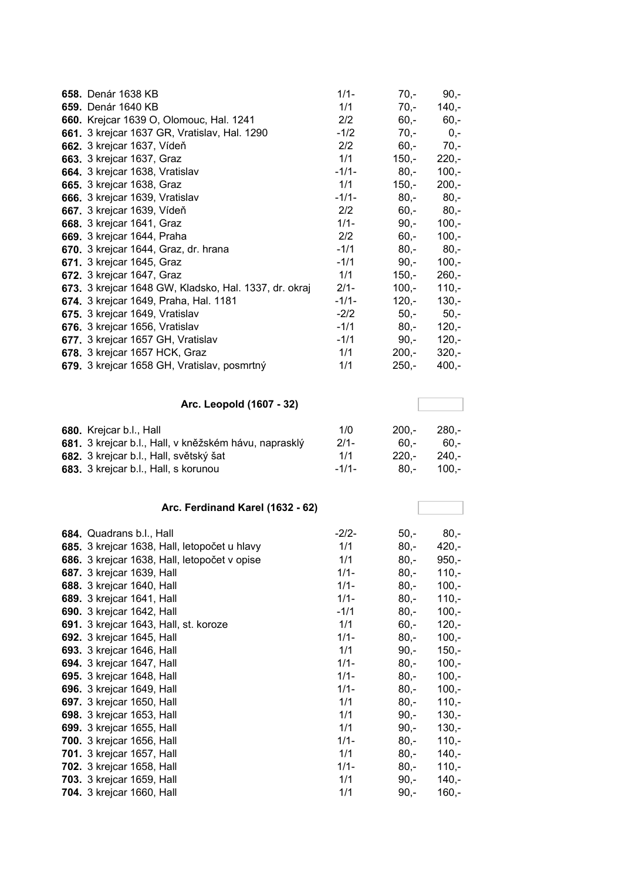| | | | |
|---|---|---|---|
| **658.** Denár 1638 KB | 1/1- | 70,- | 90,- |
| **659.** Denár 1640 KB | 1/1 | 70,- | 140,- |
| **660.** Krejcar 1639 O, Olomouc, Hal. 1241 | 2/2 | 60,- | 60,- |
| **661.** 3 krejcar 1637 GR, Vratislav, Hal. 1290 | -1/2 | 70,- | 0,- |
| **662.** 3 krejcar 1637, Vídeň | 2/2 | 60,- | 70,- |
| **663.** 3 krejcar 1637, Graz | 1/1 | 150,- | 220,- |
| **664.** 3 krejcar 1638, Vratislav | -1/1- | 80,- | 100,- |
| **665.** 3 krejcar 1638, Graz | 1/1 | 150,- | 200,- |
| **666.** 3 krejcar 1639, Vratislav | -1/1- | 80,- | 80,- |
| **667.** 3 krejcar 1639, Vídeň | 2/2 | 60,- | 80,- |
| **668.** 3 krejcar 1641, Graz | 1/1- | 90,- | 100,- |
| **669.** 3 krejcar 1644, Praha | 2/2 | 60,- | 100,- |
| **670.** 3 krejcar 1644, Graz, dr. hrana | -1/1 | 80,- | 80,- |
| **671.** 3 krejcar 1645, Graz | -1/1 | 90,- | 100,- |
| **672.** 3 krejcar 1647, Graz | 1/1 | 150,- | 260,- |
| **673.** 3 krejcar 1648 GW, Kladsko, Hal. 1337, dr. okraj | 2/1- | 100,- | 110,- |
| **674.** 3 krejcar 1649, Praha, Hal. 1181 | -1/1- | 120,- | 130,- |
| **675.** 3 krejcar 1649, Vratislav | -2/2 | 50,- | 50,- |
| **676.** 3 krejcar 1656, Vratislav | -1/1 | 80,- | 120,- |
| **677.** 3 krejcar 1657 GH, Vratislav | -1/1 | 90,- | 120,- |
| **678.** 3 krejcar 1657 HCK, Graz | 1/1 | 200,- | 320,- |
| **679.** 3 krejcar 1658 GH, Vratislav, posmrtný | 1/1 | 250,- | 400,- |

### Arc. Leopold (1607 - 32)

| | | | |
|---|---|---|---|
| **680.** Krejcar b.l., Hall | 1/0 | 200,- | 280,- |
| **681.** 3 krejcar b.l., Hall, v kněžském hávu, naprasklý | 2/1- | 60,- | 60,- |
| **682.** 3 krejcar b.l., Hall, světský šat | 1/1 | 220,- | 240,- |
| **683.** 3 krejcar b.l., Hall, s korunou | -1/1- | 80,- | 100,- |

### Arc. Ferdinand Karel (1632 - 62)

| | | | |
|---|---|---|---|
| **684.** Quadrans b.l., Hall | -2/2- | 50,- | 80,- |
| **685.** 3 krejcar 1638, Hall, letopočet u hlavy | 1/1 | 80,- | 420,- |
| **686.** 3 krejcar 1638, Hall, letopočet v opise | 1/1 | 80,- | 950,- |
| **687.** 3 krejcar 1639, Hall | 1/1- | 80,- | 110,- |
| **688.** 3 krejcar 1640, Hall | 1/1- | 80,- | 100,- |
| **689.** 3 krejcar 1641, Hall | 1/1- | 80,- | 110,- |
| **690.** 3 krejcar 1642, Hall | -1/1 | 80,- | 100,- |
| **691.** 3 krejcar 1643, Hall, st. koroze | 1/1 | 60,- | 120,- |
| **692.** 3 krejcar 1645, Hall | 1/1- | 80,- | 100,- |
| **693.** 3 krejcar 1646, Hall | 1/1 | 90,- | 150,- |
| **694.** 3 krejcar 1647, Hall | 1/1- | 80,- | 100,- |
| **695.** 3 krejcar 1648, Hall | 1/1- | 80,- | 100,- |
| **696.** 3 krejcar 1649, Hall | 1/1- | 80,- | 100,- |
| **697.** 3 krejcar 1650, Hall | 1/1 | 80,- | 110,- |
| **698.** 3 krejcar 1653, Hall | 1/1 | 90,- | 130,- |
| **699.** 3 krejcar 1655, Hall | 1/1 | 90,- | 130,- |
| **700.** 3 krejcar 1656, Hall | 1/1- | 80,- | 110,- |
| **701.** 3 krejcar 1657, Hall | 1/1 | 80,- | 140,- |
| **702.** 3 krejcar 1658, Hall | 1/1- | 80,- | 110,- |
| **703.** 3 krejcar 1659, Hall | 1/1 | 90,- | 140,- |
| **704.** 3 krejcar 1660, Hall | 1/1 | 90,- | 160,- |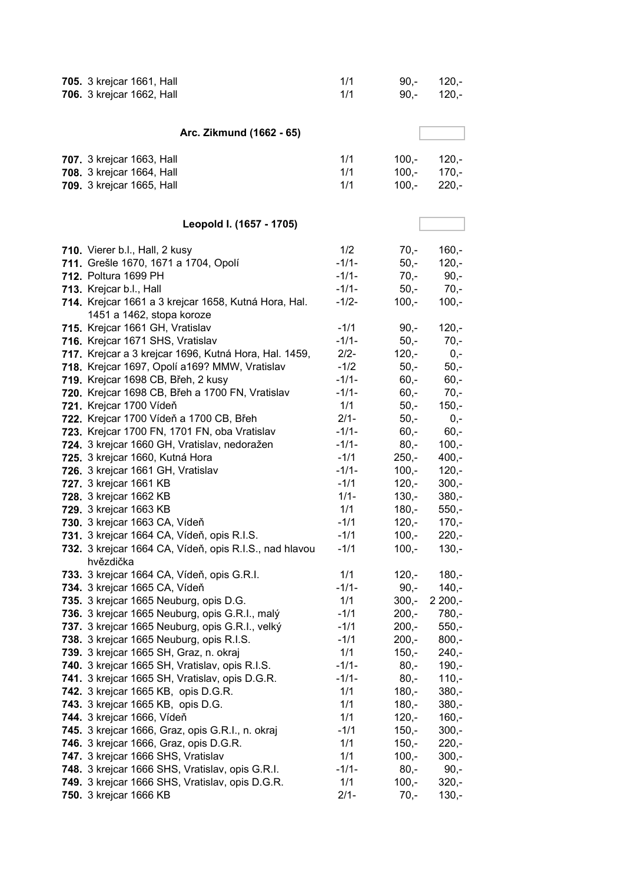| | | | |
|---|---|---|---|
| **705.** 3 krejcar 1661, Hall | 1/1 | 90,- | 120,- |
| **706.** 3 krejcar 1662, Hall | 1/1 | 90,- | 120,- |

### Arc. Zikmund (1662 - 65)

| | | | |
|---|---|---|---|
| **707.** 3 krejcar 1663, Hall | 1/1 | 100,- | 120,- |
| **708.** 3 krejcar 1664, Hall | 1/1 | 100,- | 170,- |
| **709.** 3 krejcar 1665, Hall | 1/1 | 100,- | 220,- |

### Leopold I. (1657 - 1705)

| | | | |
|---|---|---|---|
| **710.** Vierer b.l., Hall, 2 kusy | 1/2 | 70,- | 160,- |
| **711.** Grešle 1670, 1671 a 1704, Opolí | -1/1- | 50,- | 120,- |
| **712.** Poltura 1699 PH | -1/1- | 70,- | 90,- |
| **713.** Krejcar b.l., Hall | -1/1- | 50,- | 70,- |
| **714.** Krejcar 1661 a 3 krejcar 1658, Kutná Hora, Hal. 1451 a 1462, stopa koroze | -1/2- | 100,- | 100,- |
| **715.** Krejcar 1661 GH, Vratislav | -1/1 | 90,- | 120,- |
| **716.** Krejcar 1671 SHS, Vratislav | -1/1- | 50,- | 70,- |
| **717.** Krejcar a 3 krejcar 1696, Kutná Hora, Hal. 1459, | 2/2- | 120,- | 0,- |
| **718.** Krejcar 1697, Opolí a169? MMW, Vratislav | -1/2 | 50,- | 50,- |
| **719.** Krejcar 1698 CB, Břeh, 2 kusy | -1/1- | 60,- | 60,- |
| **720.** Krejcar 1698 CB, Břeh a 1700 FN, Vratislav | -1/1- | 60,- | 70,- |
| **721.** Krejcar 1700 Vídeň | 1/1 | 50,- | 150,- |
| **722.** Krejcar 1700 Vídeň a 1700 CB, Břeh | 2/1- | 50,- | 0,- |
| **723.** Krejcar 1700 FN, 1701 FN, oba Vratislav | -1/1- | 60,- | 60,- |
| **724.** 3 krejcar 1660 GH, Vratislav, nedoražen | -1/1- | 80,- | 100,- |
| **725.** 3 krejcar 1660, Kutná Hora | -1/1 | 250,- | 400,- |
| **726.** 3 krejcar 1661 GH, Vratislav | -1/1- | 100,- | 120,- |
| **727.** 3 krejcar 1661 KB | -1/1 | 120,- | 300,- |
| **728.** 3 krejcar 1662 KB | 1/1- | 130,- | 380,- |
| **729.** 3 krejcar 1663 KB | 1/1 | 180,- | 550,- |
| **730.** 3 krejcar 1663 CA, Vídeň | -1/1 | 120,- | 170,- |
| **731.** 3 krejcar 1664 CA, Vídeň, opis R.I.S. | -1/1 | 100,- | 220,- |
| **732.** 3 krejcar 1664 CA, Vídeň, opis R.I.S., nad hlavou hvězdička | -1/1 | 100,- | 130,- |
| **733.** 3 krejcar 1664 CA, Vídeň, opis G.R.I. | 1/1 | 120,- | 180,- |
| **734.** 3 krejcar 1665 CA, Vídeň | -1/1- | 90,- | 140,- |
| **735.** 3 krejcar 1665 Neuburg, opis D.G. | 1/1 | 300,- | 2 200,- |
| **736.** 3 krejcar 1665 Neuburg, opis G.R.I., malý | -1/1 | 200,- | 780,- |
| **737.** 3 krejcar 1665 Neuburg, opis G.R.I., velký | -1/1 | 200,- | 550,- |
| **738.** 3 krejcar 1665 Neuburg, opis R.I.S. | -1/1 | 200,- | 800,- |
| **739.** 3 krejcar 1665 SH, Graz, n. okraj | 1/1 | 150,- | 240,- |
| **740.** 3 krejcar 1665 SH, Vratislav, opis R.I.S. | -1/1- | 80,- | 190,- |
| **741.** 3 krejcar 1665 SH, Vratislav, opis D.G.R. | -1/1- | 80,- | 110,- |
| **742.** 3 krejcar 1665 KB, opis D.G.R. | 1/1 | 180,- | 380,- |
| **743.** 3 krejcar 1665 KB, opis D.G. | 1/1 | 180,- | 380,- |
| **744.** 3 krejcar 1666, Vídeň | 1/1 | 120,- | 160,- |
| **745.** 3 krejcar 1666, Graz, opis G.R.I., n. okraj | -1/1 | 150,- | 300,- |
| **746.** 3 krejcar 1666, Graz, opis D.G.R. | 1/1 | 150,- | 220,- |
| **747.** 3 krejcar 1666 SHS, Vratislav | 1/1 | 100,- | 300,- |
| **748.** 3 krejcar 1666 SHS, Vratislav, opis G.R.I. | -1/1- | 80,- | 90,- |
| **749.** 3 krejcar 1666 SHS, Vratislav, opis D.G.R. | 1/1 | 100,- | 320,- |
| **750.** 3 krejcar 1666 KB | 2/1- | 70,- | 130,- |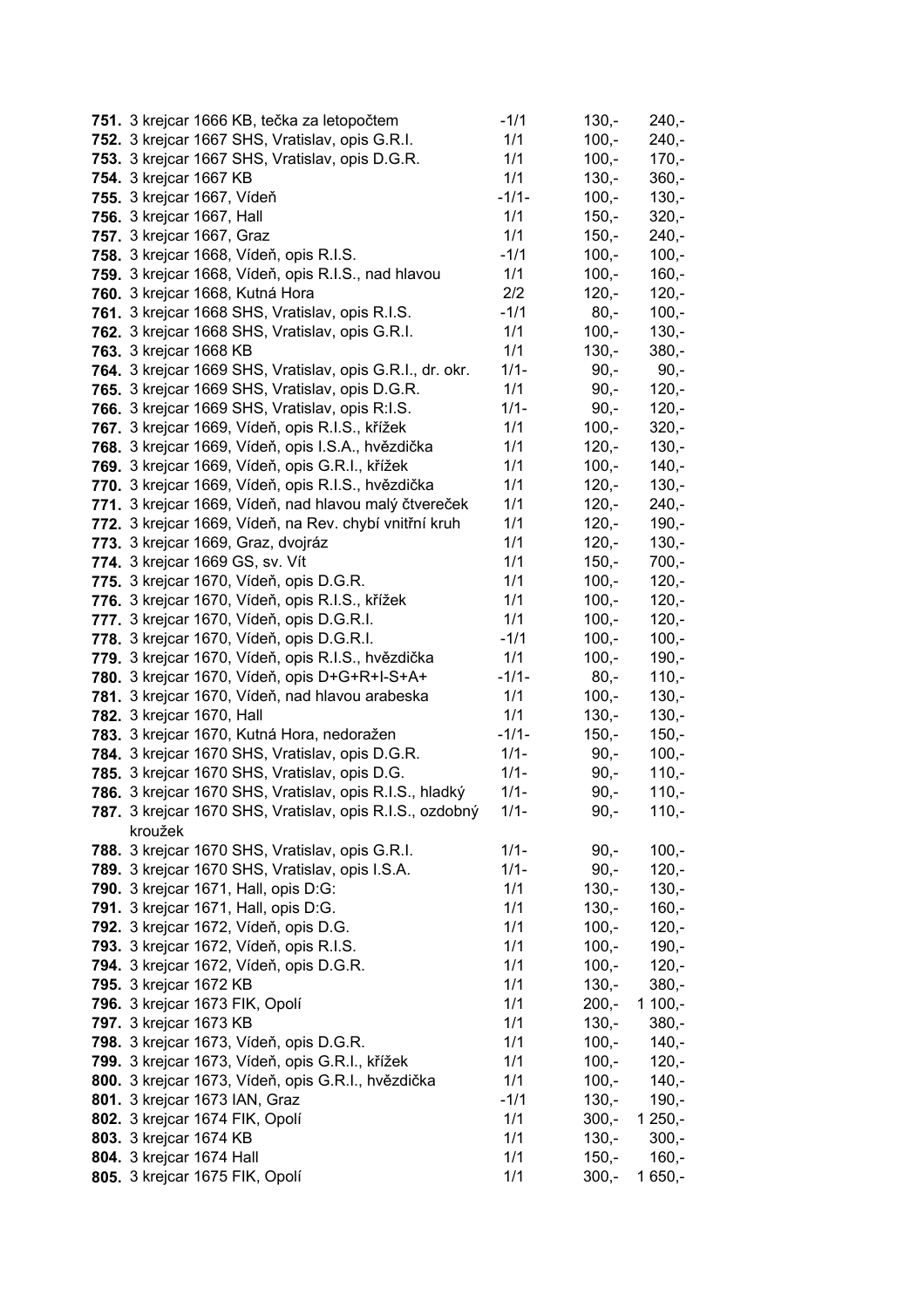| | | | | |
|---|---|---|---|---|
| **751.** | 3 krejcar 1666 KB, tečka za letopočtem | -1/1 | 130,- | 240,- |
| **752.** | 3 krejcar 1667 SHS, Vratislav, opis G.R.I. | 1/1 | 100,- | 240,- |
| **753.** | 3 krejcar 1667 SHS, Vratislav, opis D.G.R. | 1/1 | 100,- | 170,- |
| **754.** | 3 krejcar 1667 KB | 1/1 | 130,- | 360,- |
| **755.** | 3 krejcar 1667, Vídeň | -1/1- | 100,- | 130,- |
| **756.** | 3 krejcar 1667, Hall | 1/1 | 150,- | 320,- |
| **757.** | 3 krejcar 1667, Graz | 1/1 | 150,- | 240,- |
| **758.** | 3 krejcar 1668, Vídeň, opis R.I.S. | -1/1 | 100,- | 100,- |
| **759.** | 3 krejcar 1668, Vídeň, opis R.I.S., nad hlavou | 1/1 | 100,- | 160,- |
| **760.** | 3 krejcar 1668, Kutná Hora | 2/2 | 120,- | 120,- |
| **761.** | 3 krejcar 1668 SHS, Vratislav, opis R.I.S. | -1/1 | 80,- | 100,- |
| **762.** | 3 krejcar 1668 SHS, Vratislav, opis G.R.I. | 1/1 | 100,- | 130,- |
| **763.** | 3 krejcar 1668 KB | 1/1 | 130,- | 380,- |
| **764.** | 3 krejcar 1669 SHS, Vratislav, opis G.R.I., dr. okr. | 1/1- | 90,- | 90,- |
| **765.** | 3 krejcar 1669 SHS, Vratislav, opis D.G.R. | 1/1 | 90,- | 120,- |
| **766.** | 3 krejcar 1669 SHS, Vratislav, opis R:I.S. | 1/1- | 90,- | 120,- |
| **767.** | 3 krejcar 1669, Vídeň, opis R.I.S., křížek | 1/1 | 100,- | 320,- |
| **768.** | 3 krejcar 1669, Vídeň, opis I.S.A., hvězdička | 1/1 | 120,- | 130,- |
| **769.** | 3 krejcar 1669, Vídeň, opis G.R.I., křížek | 1/1 | 100,- | 140,- |
| **770.** | 3 krejcar 1669, Vídeň, opis R.I.S., hvězdička | 1/1 | 120,- | 130,- |
| **771.** | 3 krejcar 1669, Vídeň, nad hlavou malý čtvereček | 1/1 | 120,- | 240,- |
| **772.** | 3 krejcar 1669, Vídeň, na Rev. chybí vnitřní kruh | 1/1 | 120,- | 190,- |
| **773.** | 3 krejcar 1669, Graz, dvojráz | 1/1 | 120,- | 130,- |
| **774.** | 3 krejcar 1669 GS, sv. Vít | 1/1 | 150,- | 700,- |
| **775.** | 3 krejcar 1670, Vídeň, opis D.G.R. | 1/1 | 100,- | 120,- |
| **776.** | 3 krejcar 1670, Vídeň, opis R.I.S., křížek | 1/1 | 100,- | 120,- |
| **777.** | 3 krejcar 1670, Vídeň, opis D.G.R.I. | 1/1 | 100,- | 120,- |
| **778.** | 3 krejcar 1670, Vídeň, opis D.G.R.I. | -1/1 | 100,- | 100,- |
| **779.** | 3 krejcar 1670, Vídeň, opis R.I.S., hvězdička | 1/1 | 100,- | 190,- |
| **780.** | 3 krejcar 1670, Vídeň, opis D+G+R+I-S+A+ | -1/1- | 80,- | 110,- |
| **781.** | 3 krejcar 1670, Vídeň, nad hlavou arabeska | 1/1 | 100,- | 130,- |
| **782.** | 3 krejcar 1670, Hall | 1/1 | 130,- | 130,- |
| **783.** | 3 krejcar 1670, Kutná Hora, nedoražen | -1/1- | 150,- | 150,- |
| **784.** | 3 krejcar 1670 SHS, Vratislav, opis D.G.R. | 1/1- | 90,- | 100,- |
| **785.** | 3 krejcar 1670 SHS, Vratislav, opis D.G. | 1/1- | 90,- | 110,- |
| **786.** | 3 krejcar 1670 SHS, Vratislav, opis R.I.S., hladký | 1/1- | 90,- | 110,- |
| **787.** | 3 krejcar 1670 SHS, Vratislav, opis R.I.S., ozdobný kroužek | 1/1- | 90,- | 110,- |
| **788.** | 3 krejcar 1670 SHS, Vratislav, opis G.R.I. | 1/1- | 90,- | 100,- |
| **789.** | 3 krejcar 1670 SHS, Vratislav, opis I.S.A. | 1/1- | 90,- | 120,- |
| **790.** | 3 krejcar 1671, Hall, opis D:G: | 1/1 | 130,- | 130,- |
| **791.** | 3 krejcar 1671, Hall, opis D:G. | 1/1 | 130,- | 160,- |
| **792.** | 3 krejcar 1672, Vídeň, opis D.G. | 1/1 | 100,- | 120,- |
| **793.** | 3 krejcar 1672, Vídeň, opis R.I.S. | 1/1 | 100,- | 190,- |
| **794.** | 3 krejcar 1672, Vídeň, opis D.G.R. | 1/1 | 100,- | 120,- |
| **795.** | 3 krejcar 1672 KB | 1/1 | 130,- | 380,- |
| **796.** | 3 krejcar 1673 FIK, Opolí | 1/1 | 200,- | 1 100,- |
| **797.** | 3 krejcar 1673 KB | 1/1 | 130,- | 380,- |
| **798.** | 3 krejcar 1673, Vídeň, opis D.G.R. | 1/1 | 100,- | 140,- |
| **799.** | 3 krejcar 1673, Vídeň, opis G.R.I., křížek | 1/1 | 100,- | 120,- |
| **800.** | 3 krejcar 1673, Vídeň, opis G.R.I., hvězdička | 1/1 | 100,- | 140,- |
| **801.** | 3 krejcar 1673 IAN, Graz | -1/1 | 130,- | 190,- |
| **802.** | 3 krejcar 1674 FIK, Opolí | 1/1 | 300,- | 1 250,- |
| **803.** | 3 krejcar 1674 KB | 1/1 | 130,- | 300,- |
| **804.** | 3 krejcar 1674 Hall | 1/1 | 150,- | 160,- |
| **805.** | 3 krejcar 1675 FIK, Opolí | 1/1 | 300,- | 1 650,- |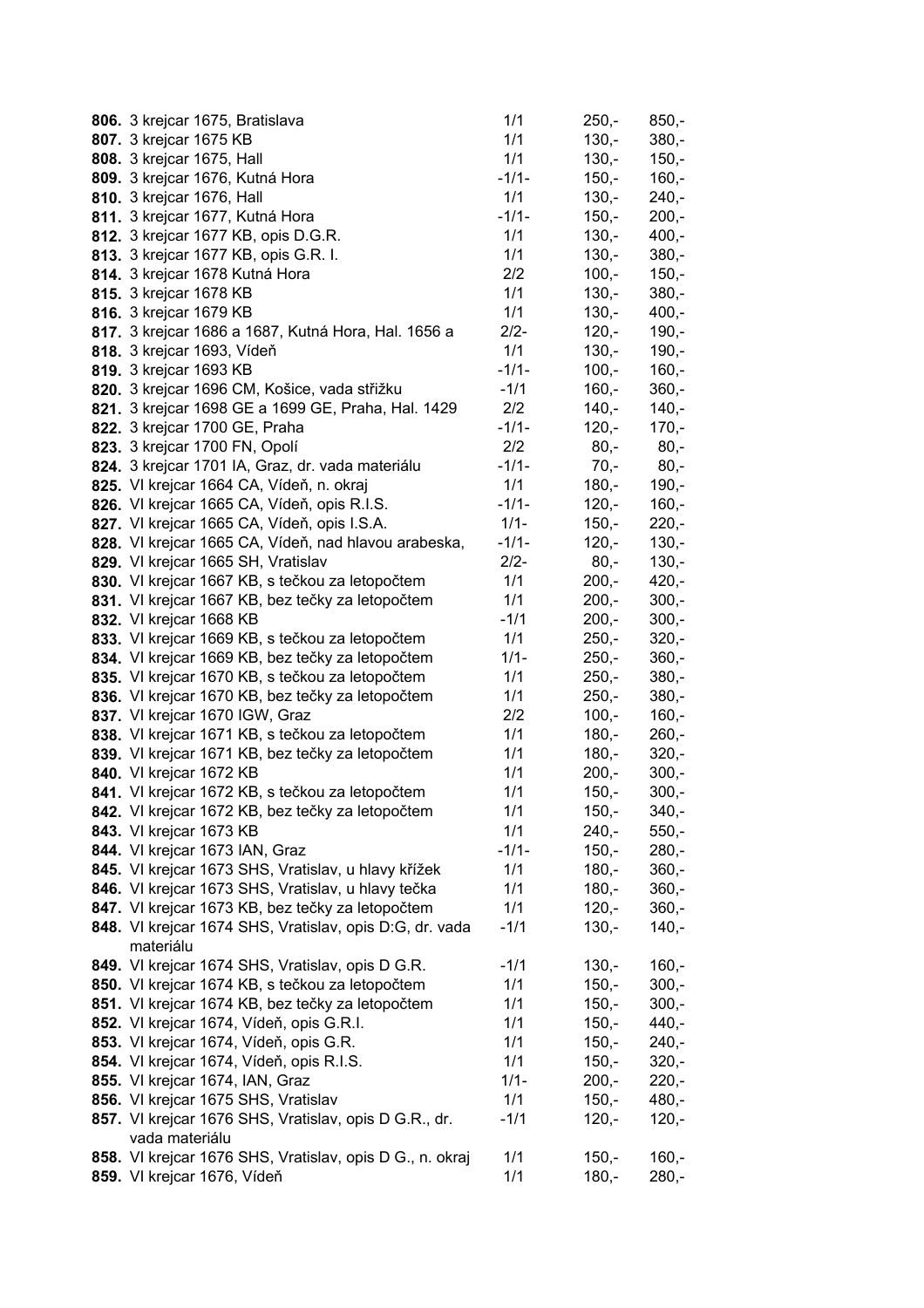| | | | | |
|---|---|---|---|---|
| **806.** | 3 krejcar 1675, Bratislava | 1/1 | 250,- | 850,- |
| **807.** | 3 krejcar 1675 KB | 1/1 | 130,- | 380,- |
| **808.** | 3 krejcar 1675, Hall | 1/1 | 130,- | 150,- |
| **809.** | 3 krejcar 1676, Kutná Hora | -1/1- | 150,- | 160,- |
| **810.** | 3 krejcar 1676, Hall | 1/1 | 130,- | 240,- |
| **811.** | 3 krejcar 1677, Kutná Hora | -1/1- | 150,- | 200,- |
| **812.** | 3 krejcar 1677 KB, opis D.G.R. | 1/1 | 130,- | 400,- |
| **813.** | 3 krejcar 1677 KB, opis G.R. I. | 1/1 | 130,- | 380,- |
| **814.** | 3 krejcar 1678 Kutná Hora | 2/2 | 100,- | 150,- |
| **815.** | 3 krejcar 1678 KB | 1/1 | 130,- | 380,- |
| **816.** | 3 krejcar 1679 KB | 1/1 | 130,- | 400,- |
| **817.** | 3 krejcar 1686 a 1687, Kutná Hora, Hal. 1656 a | 2/2- | 120,- | 190,- |
| **818.** | 3 krejcar 1693, Vídeň | 1/1 | 130,- | 190,- |
| **819.** | 3 krejcar 1693 KB | -1/1- | 100,- | 160,- |
| **820.** | 3 krejcar 1696 CM, Košice, vada střižku | -1/1 | 160,- | 360,- |
| **821.** | 3 krejcar 1698 GE a 1699 GE, Praha, Hal. 1429 | 2/2 | 140,- | 140,- |
| **822.** | 3 krejcar 1700 GE, Praha | -1/1- | 120,- | 170,- |
| **823.** | 3 krejcar 1700 FN, Opolí | 2/2 | 80,- | 80,- |
| **824.** | 3 krejcar 1701 IA, Graz, dr. vada materiálu | -1/1- | 70,- | 80,- |
| **825.** | VI krejcar 1664 CA, Vídeň, n. okraj | 1/1 | 180,- | 190,- |
| **826.** | VI krejcar 1665 CA, Vídeň, opis R.I.S. | -1/1- | 120,- | 160,- |
| **827.** | VI krejcar 1665 CA, Vídeň, opis I.S.A. | 1/1- | 150,- | 220,- |
| **828.** | VI krejcar 1665 CA, Vídeň, nad hlavou arabeska, | -1/1- | 120,- | 130,- |
| **829.** | VI krejcar 1665 SH, Vratislav | 2/2- | 80,- | 130,- |
| **830.** | VI krejcar 1667 KB, s tečkou za letopočtem | 1/1 | 200,- | 420,- |
| **831.** | VI krejcar 1667 KB, bez tečky za letopočtem | 1/1 | 200,- | 300,- |
| **832.** | VI krejcar 1668 KB | -1/1 | 200,- | 300,- |
| **833.** | VI krejcar 1669 KB, s tečkou za letopočtem | 1/1 | 250,- | 320,- |
| **834.** | VI krejcar 1669 KB, bez tečky za letopočtem | 1/1- | 250,- | 360,- |
| **835.** | VI krejcar 1670 KB, s tečkou za letopočtem | 1/1 | 250,- | 380,- |
| **836.** | VI krejcar 1670 KB, bez tečky za letopočtem | 1/1 | 250,- | 380,- |
| **837.** | VI krejcar 1670 IGW, Graz | 2/2 | 100,- | 160,- |
| **838.** | VI krejcar 1671 KB, s tečkou za letopočtem | 1/1 | 180,- | 260,- |
| **839.** | VI krejcar 1671 KB, bez tečky za letopočtem | 1/1 | 180,- | 320,- |
| **840.** | VI krejcar 1672 KB | 1/1 | 200,- | 300,- |
| **841.** | VI krejcar 1672 KB, s tečkou za letopočtem | 1/1 | 150,- | 300,- |
| **842.** | VI krejcar 1672 KB, bez tečky za letopočtem | 1/1 | 150,- | 340,- |
| **843.** | VI krejcar 1673 KB | 1/1 | 240,- | 550,- |
| **844.** | VI krejcar 1673 IAN, Graz | -1/1- | 150,- | 280,- |
| **845.** | VI krejcar 1673 SHS, Vratislav, u hlavy křížek | 1/1 | 180,- | 360,- |
| **846.** | VI krejcar 1673 SHS, Vratislav, u hlavy tečka | 1/1 | 180,- | 360,- |
| **847.** | VI krejcar 1673 KB, bez tečky za letopočtem | 1/1 | 120,- | 360,- |
| **848.** | VI krejcar 1674 SHS, Vratislav, opis D:G, dr. vada materiálu | -1/1 | 130,- | 140,- |
| **849.** | VI krejcar 1674 SHS, Vratislav, opis D G.R. | -1/1 | 130,- | 160,- |
| **850.** | VI krejcar 1674 KB, s tečkou za letopočtem | 1/1 | 150,- | 300,- |
| **851.** | VI krejcar 1674 KB, bez tečky za letopočtem | 1/1 | 150,- | 300,- |
| **852.** | VI krejcar 1674, Vídeň, opis G.R.I. | 1/1 | 150,- | 440,- |
| **853.** | VI krejcar 1674, Vídeň, opis G.R. | 1/1 | 150,- | 240,- |
| **854.** | VI krejcar 1674, Vídeň, opis R.I.S. | 1/1 | 150,- | 320,- |
| **855.** | VI krejcar 1674, IAN, Graz | 1/1- | 200,- | 220,- |
| **856.** | VI krejcar 1675 SHS, Vratislav | 1/1 | 150,- | 480,- |
| **857.** | VI krejcar 1676 SHS, Vratislav, opis D G.R., dr. vada materiálu | -1/1 | 120,- | 120,- |
| **858.** | VI krejcar 1676 SHS, Vratislav, opis D G., n. okraj | 1/1 | 150,- | 160,- |
| **859.** | VI krejcar 1676, Vídeň | 1/1 | 180,- | 280,- |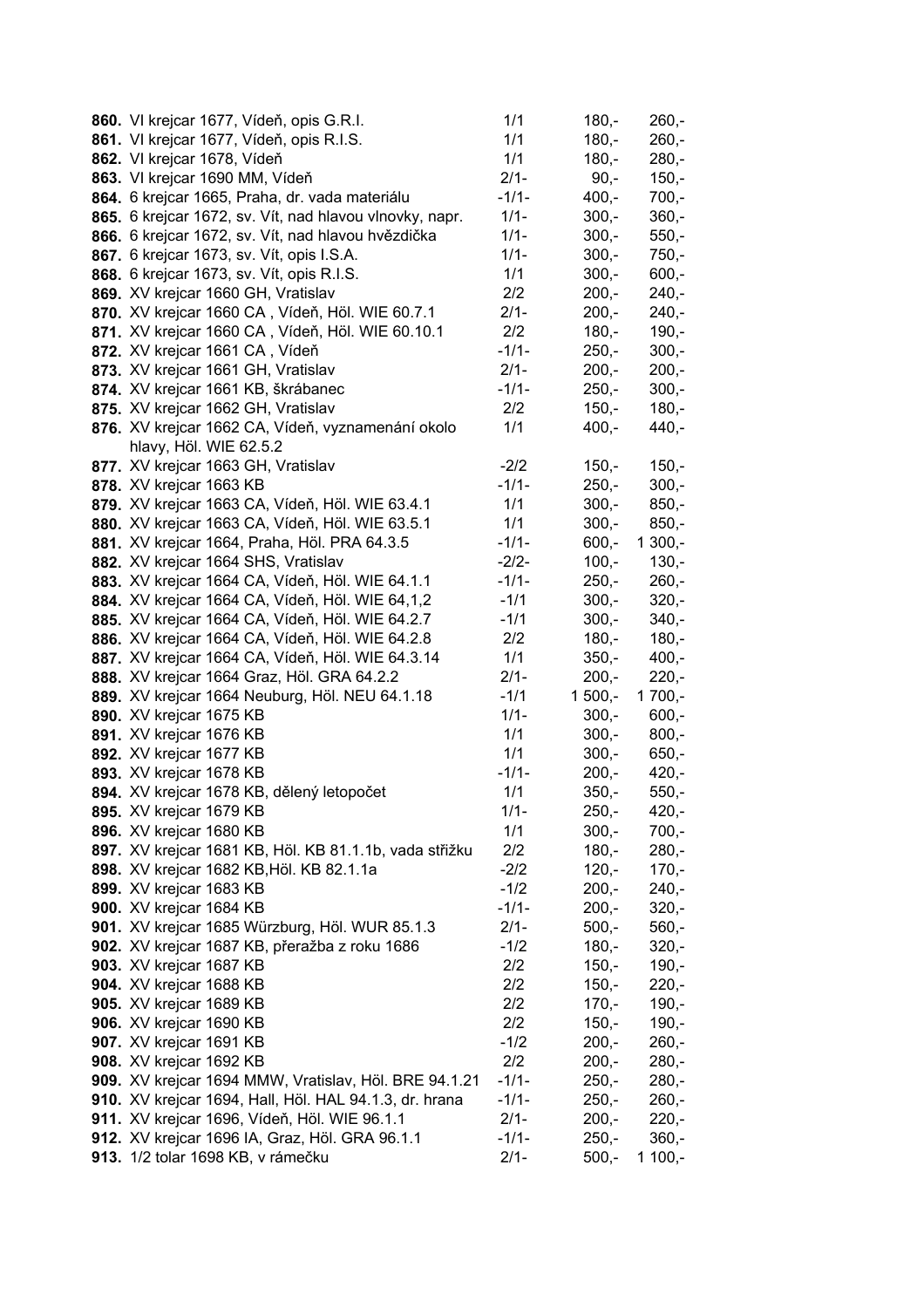| | | | | |
|---|---|---|---|---|
| **860.** | VI krejcar 1677, Vídeň, opis G.R.I. | 1/1 | 180,- | 260,- |
| **861.** | VI krejcar 1677, Vídeň, opis R.I.S. | 1/1 | 180,- | 260,- |
| **862.** | VI krejcar 1678, Vídeň | 1/1 | 180,- | 280,- |
| **863.** | VI krejcar 1690 MM, Vídeň | 2/1- | 90,- | 150,- |
| **864.** | 6 krejcar 1665, Praha, dr. vada materiálu | -1/1- | 400,- | 700,- |
| **865.** | 6 krejcar 1672, sv. Vít, nad hlavou vlnovky, napr. | 1/1- | 300,- | 360,- |
| **866.** | 6 krejcar 1672, sv. Vít, nad hlavou hvězdička | 1/1- | 300,- | 550,- |
| **867.** | 6 krejcar 1673, sv. Vít, opis I.S.A. | 1/1- | 300,- | 750,- |
| **868.** | 6 krejcar 1673, sv. Vít, opis R.I.S. | 1/1 | 300,- | 600,- |
| **869.** | XV krejcar 1660 GH, Vratislav | 2/2 | 200,- | 240,- |
| **870.** | XV krejcar 1660 CA , Vídeň, Höl. WIE 60.7.1 | 2/1- | 200,- | 240,- |
| **871.** | XV krejcar 1660 CA , Vídeň, Höl. WIE 60.10.1 | 2/2 | 180,- | 190,- |
| **872.** | XV krejcar 1661 CA , Vídeň | -1/1- | 250,- | 300,- |
| **873.** | XV krejcar 1661 GH, Vratislav | 2/1- | 200,- | 200,- |
| **874.** | XV krejcar 1661 KB, škrábanec | -1/1- | 250,- | 300,- |
| **875.** | XV krejcar 1662 GH, Vratislav | 2/2 | 150,- | 180,- |
| **876.** | XV krejcar 1662 CA, Vídeň, vyznamenání okolo hlavy, Höl. WIE 62.5.2 | 1/1 | 400,- | 440,- |
| **877.** | XV krejcar 1663 GH, Vratislav | -2/2 | 150,- | 150,- |
| **878.** | XV krejcar 1663 KB | -1/1- | 250,- | 300,- |
| **879.** | XV krejcar 1663 CA, Vídeň, Höl. WIE 63.4.1 | 1/1 | 300,- | 850,- |
| **880.** | XV krejcar 1663 CA, Vídeň, Höl. WIE 63.5.1 | 1/1 | 300,- | 850,- |
| **881.** | XV krejcar 1664, Praha, Höl. PRA 64.3.5 | -1/1- | 600,- | 1 300,- |
| **882.** | XV krejcar 1664 SHS, Vratislav | -2/2- | 100,- | 130,- |
| **883.** | XV krejcar 1664 CA, Vídeň, Höl. WIE 64.1.1 | -1/1- | 250,- | 260,- |
| **884.** | XV krejcar 1664 CA, Vídeň, Höl. WIE 64,1,2 | -1/1 | 300,- | 320,- |
| **885.** | XV krejcar 1664 CA, Vídeň, Höl. WIE 64.2.7 | -1/1 | 300,- | 340,- |
| **886.** | XV krejcar 1664 CA, Vídeň, Höl. WIE 64.2.8 | 2/2 | 180,- | 180,- |
| **887.** | XV krejcar 1664 CA, Vídeň, Höl. WIE 64.3.14 | 1/1 | 350,- | 400,- |
| **888.** | XV krejcar 1664 Graz, Höl. GRA 64.2.2 | 2/1- | 200,- | 220,- |
| **889.** | XV krejcar 1664 Neuburg, Höl. NEU 64.1.18 | -1/1 | 1 500,- | 1 700,- |
| **890.** | XV krejcar 1675 KB | 1/1- | 300,- | 600,- |
| **891.** | XV krejcar 1676 KB | 1/1 | 300,- | 800,- |
| **892.** | XV krejcar 1677 KB | 1/1 | 300,- | 650,- |
| **893.** | XV krejcar 1678 KB | -1/1- | 200,- | 420,- |
| **894.** | XV krejcar 1678 KB, dělený letopočet | 1/1 | 350,- | 550,- |
| **895.** | XV krejcar 1679 KB | 1/1- | 250,- | 420,- |
| **896.** | XV krejcar 1680 KB | 1/1 | 300,- | 700,- |
| **897.** | XV krejcar 1681 KB, Höl. KB 81.1.1b, vada střižku | 2/2 | 180,- | 280,- |
| **898.** | XV krejcar 1682 KB,Höl. KB 82.1.1a | -2/2 | 120,- | 170,- |
| **899.** | XV krejcar 1683 KB | -1/2 | 200,- | 240,- |
| **900.** | XV krejcar 1684 KB | -1/1- | 200,- | 320,- |
| **901.** | XV krejcar 1685 Würzburg, Höl. WUR 85.1.3 | 2/1- | 500,- | 560,- |
| **902.** | XV krejcar 1687 KB, přeražba z roku 1686 | -1/2 | 180,- | 320,- |
| **903.** | XV krejcar 1687 KB | 2/2 | 150,- | 190,- |
| **904.** | XV krejcar 1688 KB | 2/2 | 150,- | 220,- |
| **905.** | XV krejcar 1689 KB | 2/2 | 170,- | 190,- |
| **906.** | XV krejcar 1690 KB | 2/2 | 150,- | 190,- |
| **907.** | XV krejcar 1691 KB | -1/2 | 200,- | 260,- |
| **908.** | XV krejcar 1692 KB | 2/2 | 200,- | 280,- |
| **909.** | XV krejcar 1694 MMW, Vratislav, Höl. BRE 94.1.21 | -1/1- | 250,- | 280,- |
| **910.** | XV krejcar 1694, Hall, Höl. HAL 94.1.3, dr. hrana | -1/1- | 250,- | 260,- |
| **911.** | XV krejcar 1696, Vídeň, Höl. WIE 96.1.1 | 2/1- | 200,- | 220,- |
| **912.** | XV krejcar 1696 IA, Graz, Höl. GRA 96.1.1 | -1/1- | 250,- | 360,- |
| **913.** | 1/2 tolar 1698 KB, v rámečku | 2/1- | 500,- | 1 100,- |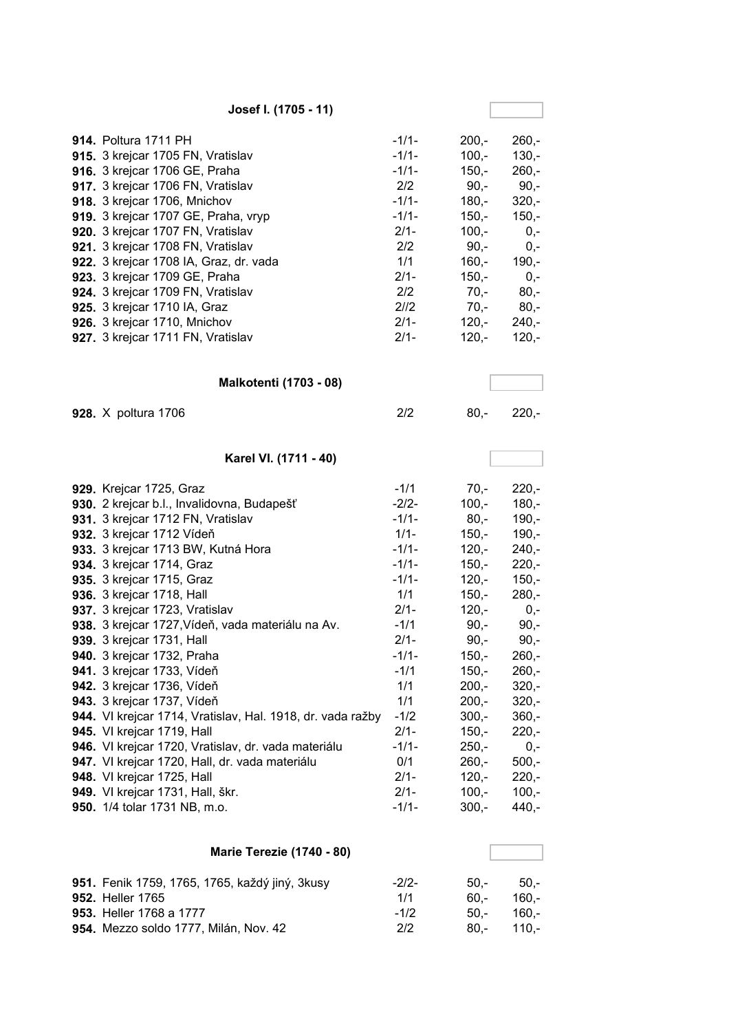### Josef I. (1705 - 11)

| | | | | |
|---|---|---|---|---|
| **914.** | Poltura 1711 PH | -1/1- | 200,- | 260,- |
| **915.** | 3 krejcar 1705 FN, Vratislav | -1/1- | 100,- | 130,- |
| **916.** | 3 krejcar 1706 GE, Praha | -1/1- | 150,- | 260,- |
| **917.** | 3 krejcar 1706 FN, Vratislav | 2/2 | 90,- | 90,- |
| **918.** | 3 krejcar 1706, Mnichov | -1/1- | 180,- | 320,- |
| **919.** | 3 krejcar 1707 GE, Praha, vryp | -1/1- | 150,- | 150,- |
| **920.** | 3 krejcar 1707 FN, Vratislav | 2/1- | 100,- | 0,- |
| **921.** | 3 krejcar 1708 FN, Vratislav | 2/2 | 90,- | 0,- |
| **922.** | 3 krejcar 1708 IA, Graz, dr. vada | 1/1 | 160,- | 190,- |
| **923.** | 3 krejcar 1709 GE, Praha | 2/1- | 150,- | 0,- |
| **924.** | 3 krejcar 1709 FN, Vratislav | 2/2 | 70,- | 80,- |
| **925.** | 3 krejcar 1710 IA, Graz | 2//2 | 70,- | 80,- |
| **926.** | 3 krejcar 1710, Mnichov | 2/1- | 120,- | 240,- |
| **927.** | 3 krejcar 1711 FN, Vratislav | 2/1- | 120,- | 120,- |

### Malkotenti (1703 - 08)

| | | | | |
|---|---|---|---|---|
| **928.** | X poltura 1706 | 2/2 | 80,- | 220,- |

### Karel VI. (1711 - 40)

| | | | | |
|---|---|---|---|---|
| **929.** | Krejcar 1725, Graz | -1/1 | 70,- | 220,- |
| **930.** | 2 krejcar b.l., Invalidovna, Budapešť | -2/2- | 100,- | 180,- |
| **931.** | 3 krejcar 1712 FN, Vratislav | -1/1- | 80,- | 190,- |
| **932.** | 3 krejcar 1712 Vídeň | 1/1- | 150,- | 190,- |
| **933.** | 3 krejcar 1713 BW, Kutná Hora | -1/1- | 120,- | 240,- |
| **934.** | 3 krejcar 1714, Graz | -1/1- | 150,- | 220,- |
| **935.** | 3 krejcar 1715, Graz | -1/1- | 120,- | 150,- |
| **936.** | 3 krejcar 1718, Hall | 1/1 | 150,- | 280,- |
| **937.** | 3 krejcar 1723, Vratislav | 2/1- | 120,- | 0,- |
| **938.** | 3 krejcar 1727,Vídeň, vada materiálu na Av. | -1/1 | 90,- | 90,- |
| **939.** | 3 krejcar 1731, Hall | 2/1- | 90,- | 90,- |
| **940.** | 3 krejcar 1732, Praha | -1/1- | 150,- | 260,- |
| **941.** | 3 krejcar 1733, Vídeň | -1/1 | 150,- | 260,- |
| **942.** | 3 krejcar 1736, Vídeň | 1/1 | 200,- | 320,- |
| **943.** | 3 krejcar 1737, Vídeň | 1/1 | 200,- | 320,- |
| **944.** | VI krejcar 1714, Vratislav, Hal. 1918, dr. vada ražby | -1/2 | 300,- | 360,- |
| **945.** | VI krejcar 1719, Hall | 2/1- | 150,- | 220,- |
| **946.** | VI krejcar 1720, Vratislav, dr. vada materiálu | -1/1- | 250,- | 0,- |
| **947.** | VI krejcar 1720, Hall, dr. vada materiálu | 0/1 | 260,- | 500,- |
| **948.** | VI krejcar 1725, Hall | 2/1- | 120,- | 220,- |
| **949.** | VI krejcar 1731, Hall, škr. | 2/1- | 100,- | 100,- |
| **950.** | 1/4 tolar 1731 NB, m.o. | -1/1- | 300,- | 440,- |

### Marie Terezie (1740 - 80)

| | | | | |
|---|---|---|---|---|
| **951.** | Fenik 1759, 1765, 1765, každý jiný, 3kusy | -2/2- | 50,- | 50,- |
| **952.** | Heller 1765 | 1/1 | 60,- | 160,- |
| **953.** | Heller 1768 a 1777 | -1/2 | 50,- | 160,- |
| **954.** | Mezzo soldo 1777, Milán, Nov. 42 | 2/2 | 80,- | 110,- |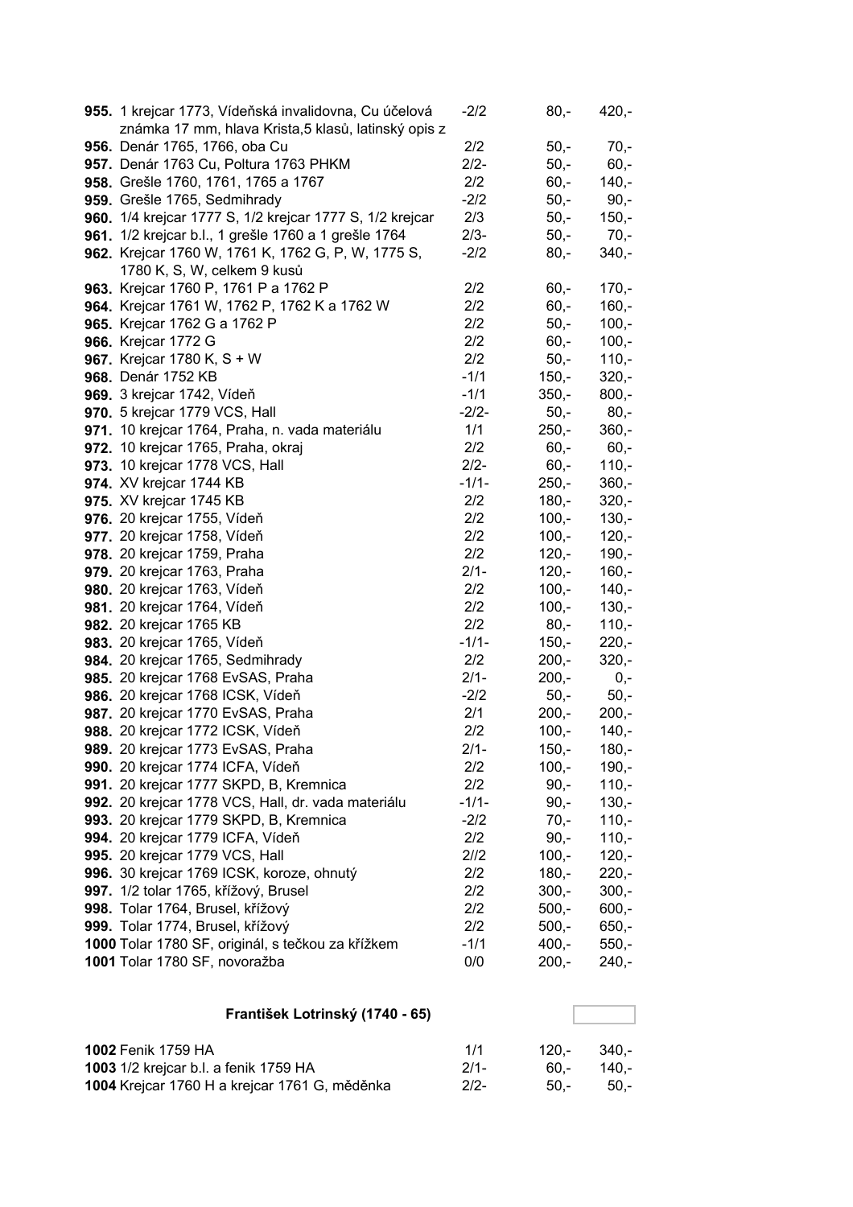| | | | |
|---|---|---|---|
| **955.** 1 krejcar 1773, Vídeňská invalidovna, Cu účelová známka 17 mm, hlava Krista,5 klasů, latinský opis z | -2/2 | 80,- | 420,- |
| **956.** Denár 1765, 1766, oba Cu | 2/2 | 50,- | 70,- |
| **957.** Denár 1763 Cu, Poltura 1763 PHKM | 2/2- | 50,- | 60,- |
| **958.** Grešle 1760, 1761, 1765 a 1767 | 2/2 | 60,- | 140,- |
| **959.** Grešle 1765, Sedmihrady | -2/2 | 50,- | 90,- |
| **960.** 1/4 krejcar 1777 S, 1/2 krejcar 1777 S, 1/2 krejcar | 2/3 | 50,- | 150,- |
| **961.** 1/2 krejcar b.l., 1 grešle 1760 a 1 grešle 1764 | 2/3- | 50,- | 70,- |
| **962.** Krejcar 1760 W, 1761 K, 1762 G, P, W, 1775 S, 1780 K, S, W, celkem 9 kusů | -2/2 | 80,- | 340,- |
| **963.** Krejcar 1760 P, 1761 P a 1762 P | 2/2 | 60,- | 170,- |
| **964.** Krejcar 1761 W, 1762 P, 1762 K a 1762 W | 2/2 | 60,- | 160,- |
| **965.** Krejcar 1762 G a 1762 P | 2/2 | 50,- | 100,- |
| **966.** Krejcar 1772 G | 2/2 | 60,- | 100,- |
| **967.** Krejcar 1780 K, S + W | 2/2 | 50,- | 110,- |
| **968.** Denár 1752 KB | -1/1 | 150,- | 320,- |
| **969.** 3 krejcar 1742, Vídeň | -1/1 | 350,- | 800,- |
| **970.** 5 krejcar 1779 VCS, Hall | -2/2- | 50,- | 80,- |
| **971.** 10 krejcar 1764, Praha, n. vada materiálu | 1/1 | 250,- | 360,- |
| **972.** 10 krejcar 1765, Praha, okraj | 2/2 | 60,- | 60,- |
| **973.** 10 krejcar 1778 VCS, Hall | 2/2- | 60,- | 110,- |
| **974.** XV krejcar 1744 KB | -1/1- | 250,- | 360,- |
| **975.** XV krejcar 1745 KB | 2/2 | 180,- | 320,- |
| **976.** 20 krejcar 1755, Vídeň | 2/2 | 100,- | 130,- |
| **977.** 20 krejcar 1758, Vídeň | 2/2 | 100,- | 120,- |
| **978.** 20 krejcar 1759, Praha | 2/2 | 120,- | 190,- |
| **979.** 20 krejcar 1763, Praha | 2/1- | 120,- | 160,- |
| **980.** 20 krejcar 1763, Vídeň | 2/2 | 100,- | 140,- |
| **981.** 20 krejcar 1764, Vídeň | 2/2 | 100,- | 130,- |
| **982.** 20 krejcar 1765 KB | 2/2 | 80,- | 110,- |
| **983.** 20 krejcar 1765, Vídeň | -1/1- | 150,- | 220,- |
| **984.** 20 krejcar 1765, Sedmihrady | 2/2 | 200,- | 320,- |
| **985.** 20 krejcar 1768 EvSAS, Praha | 2/1- | 200,- | 0,- |
| **986.** 20 krejcar 1768 ICSK, Vídeň | -2/2 | 50,- | 50,- |
| **987.** 20 krejcar 1770 EvSAS, Praha | 2/1 | 200,- | 200,- |
| **988.** 20 krejcar 1772 ICSK, Vídeň | 2/2 | 100,- | 140,- |
| **989.** 20 krejcar 1773 EvSAS, Praha | 2/1- | 150,- | 180,- |
| **990.** 20 krejcar 1774 ICFA, Vídeň | 2/2 | 100,- | 190,- |
| **991.** 20 krejcar 1777 SKPD, B, Kremnica | 2/2 | 90,- | 110,- |
| **992.** 20 krejcar 1778 VCS, Hall, dr. vada materiálu | -1/1- | 90,- | 130,- |
| **993.** 20 krejcar 1779 SKPD, B, Kremnica | -2/2 | 70,- | 110,- |
| **994.** 20 krejcar 1779 ICFA, Vídeň | 2/2 | 90,- | 110,- |
| **995.** 20 krejcar 1779 VCS, Hall | 2//2 | 100,- | 120,- |
| **996.** 30 krejcar 1769 ICSK, koroze, ohnutý | 2/2 | 180,- | 220,- |
| **997.** 1/2 tolar 1765, křížový, Brusel | 2/2 | 300,- | 300,- |
| **998.** Tolar 1764, Brusel, křížový | 2/2 | 500,- | 600,- |
| **999.** Tolar 1774, Brusel, křížový | 2/2 | 500,- | 650,- |
| **1000** Tolar 1780 SF, originál, s tečkou za křížkem | -1/1 | 400,- | 550,- |
| **1001** Tolar 1780 SF, novoražba | 0/0 | 200,- | 240,- |

### František Lotrinský (1740 - 65)

| | | | |
|---|---|---|---|
| **1002** Fenik 1759 HA | 1/1 | 120,- | 340,- |
| **1003** 1/2 krejcar b.l. a fenik 1759 HA | 2/1- | 60,- | 140,- |
| **1004** Krejcar 1760 H a krejcar 1761 G, měděnka | 2/2- | 50,- | 50,- |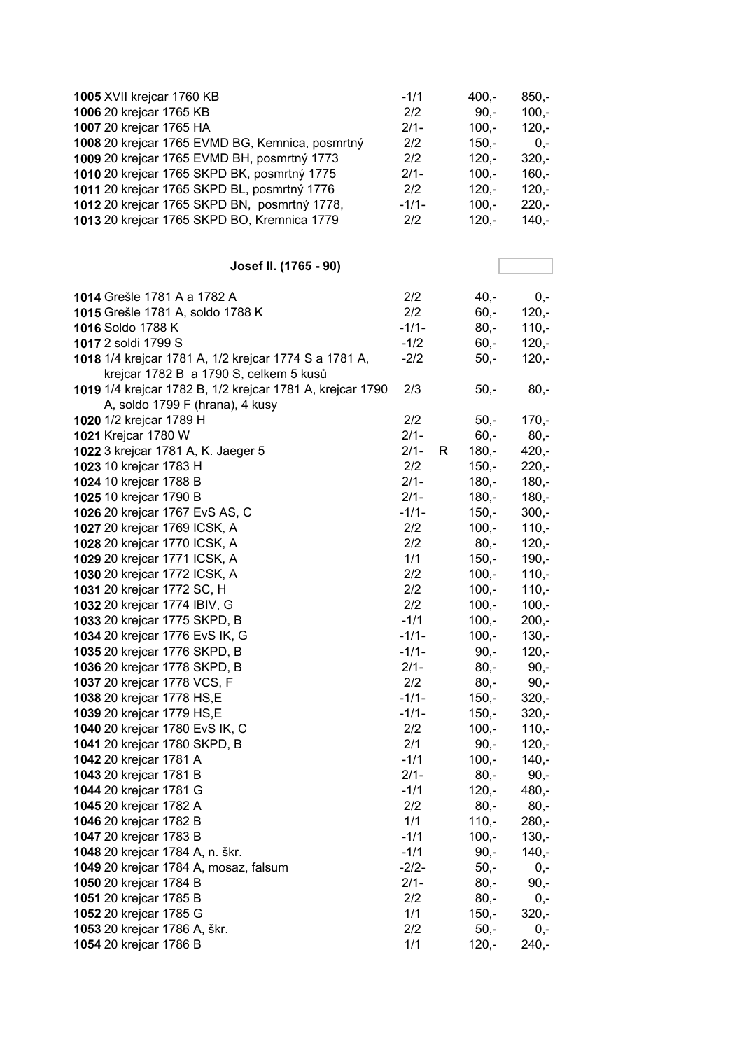| | | | | |
|---|---|---|---|---|
| **1005** XVII krejcar 1760 KB | -1/1 | | 400,- | 850,- |
| **1006** 20 krejcar 1765 KB | 2/2 | | 90,- | 100,- |
| **1007** 20 krejcar 1765 HA | 2/1- | | 100,- | 120,- |
| **1008** 20 krejcar 1765 EVMD BG, Kemnica, posmrtný | 2/2 | | 150,- | 0,- |
| **1009** 20 krejcar 1765 EVMD BH, posmrtný 1773 | 2/2 | | 120,- | 320,- |
| **1010** 20 krejcar 1765 SKPD BK, posmrtný 1775 | 2/1- | | 100,- | 160,- |
| **1011** 20 krejcar 1765 SKPD BL, posmrtný 1776 | 2/2 | | 120,- | 120,- |
| **1012** 20 krejcar 1765 SKPD BN, posmrtný 1778, | -1/1- | | 100,- | 220,- |
| **1013** 20 krejcar 1765 SKPD BO, Kremnica 1779 | 2/2 | | 120,- | 140,- |

### Josef II. (1765 - 90)

| | | | | |
|---|---|---|---|---|
| **1014** Grešle 1781 A a 1782 A | 2/2 | | 40,- | 0,- |
| **1015** Grešle 1781 A, soldo 1788 K | 2/2 | | 60,- | 120,- |
| **1016** Soldo 1788 K | -1/1- | | 80,- | 110,- |
| **1017** 2 soldi 1799 S | -1/2 | | 60,- | 120,- |
| **1018** 1/4 krejcar 1781 A, 1/2 krejcar 1774 S a 1781 A, krejcar 1782 B a 1790 S, celkem 5 kusů | -2/2 | | 50,- | 120,- |
| **1019** 1/4 krejcar 1782 B, 1/2 krejcar 1781 A, krejcar 1790 A, soldo 1799 F (hrana), 4 kusy | 2/3 | | 50,- | 80,- |
| **1020** 1/2 krejcar 1789 H | 2/2 | | 50,- | 170,- |
| **1021** Krejcar 1780 W | 2/1- | | 60,- | 80,- |
| **1022** 3 krejcar 1781 A, K. Jaeger 5 | 2/1- | R | 180,- | 420,- |
| **1023** 10 krejcar 1783 H | 2/2 | | 150,- | 220,- |
| **1024** 10 krejcar 1788 B | 2/1- | | 180,- | 180,- |
| **1025** 10 krejcar 1790 B | 2/1- | | 180,- | 180,- |
| **1026** 20 krejcar 1767 EvS AS, C | -1/1- | | 150,- | 300,- |
| **1027** 20 krejcar 1769 ICSK, A | 2/2 | | 100,- | 110,- |
| **1028** 20 krejcar 1770 ICSK, A | 2/2 | | 80,- | 120,- |
| **1029** 20 krejcar 1771 ICSK, A | 1/1 | | 150,- | 190,- |
| **1030** 20 krejcar 1772 ICSK, A | 2/2 | | 100,- | 110,- |
| **1031** 20 krejcar 1772 SC, H | 2/2 | | 100,- | 110,- |
| **1032** 20 krejcar 1774 IBIV, G | 2/2 | | 100,- | 100,- |
| **1033** 20 krejcar 1775 SKPD, B | -1/1 | | 100,- | 200,- |
| **1034** 20 krejcar 1776 EvS IK, G | -1/1- | | 100,- | 130,- |
| **1035** 20 krejcar 1776 SKPD, B | -1/1- | | 90,- | 120,- |
| **1036** 20 krejcar 1778 SKPD, B | 2/1- | | 80,- | 90,- |
| **1037** 20 krejcar 1778 VCS, F | 2/2 | | 80,- | 90,- |
| **1038** 20 krejcar 1778 HS,E | -1/1- | | 150,- | 320,- |
| **1039** 20 krejcar 1779 HS,E | -1/1- | | 150,- | 320,- |
| **1040** 20 krejcar 1780 EvS IK, C | 2/2 | | 100,- | 110,- |
| **1041** 20 krejcar 1780 SKPD, B | 2/1 | | 90,- | 120,- |
| **1042** 20 krejcar 1781 A | -1/1 | | 100,- | 140,- |
| **1043** 20 krejcar 1781 B | 2/1- | | 80,- | 90,- |
| **1044** 20 krejcar 1781 G | -1/1 | | 120,- | 480,- |
| **1045** 20 krejcar 1782 A | 2/2 | | 80,- | 80,- |
| **1046** 20 krejcar 1782 B | 1/1 | | 110,- | 280,- |
| **1047** 20 krejcar 1783 B | -1/1 | | 100,- | 130,- |
| **1048** 20 krejcar 1784 A, n. škr. | -1/1 | | 90,- | 140,- |
| **1049** 20 krejcar 1784 A, mosaz, falsum | -2/2- | | 50,- | 0,- |
| **1050** 20 krejcar 1784 B | 2/1- | | 80,- | 90,- |
| **1051** 20 krejcar 1785 B | 2/2 | | 80,- | 0,- |
| **1052** 20 krejcar 1785 G | 1/1 | | 150,- | 320,- |
| **1053** 20 krejcar 1786 A, škr. | 2/2 | | 50,- | 0,- |
| **1054** 20 krejcar 1786 B | 1/1 | | 120,- | 240,- |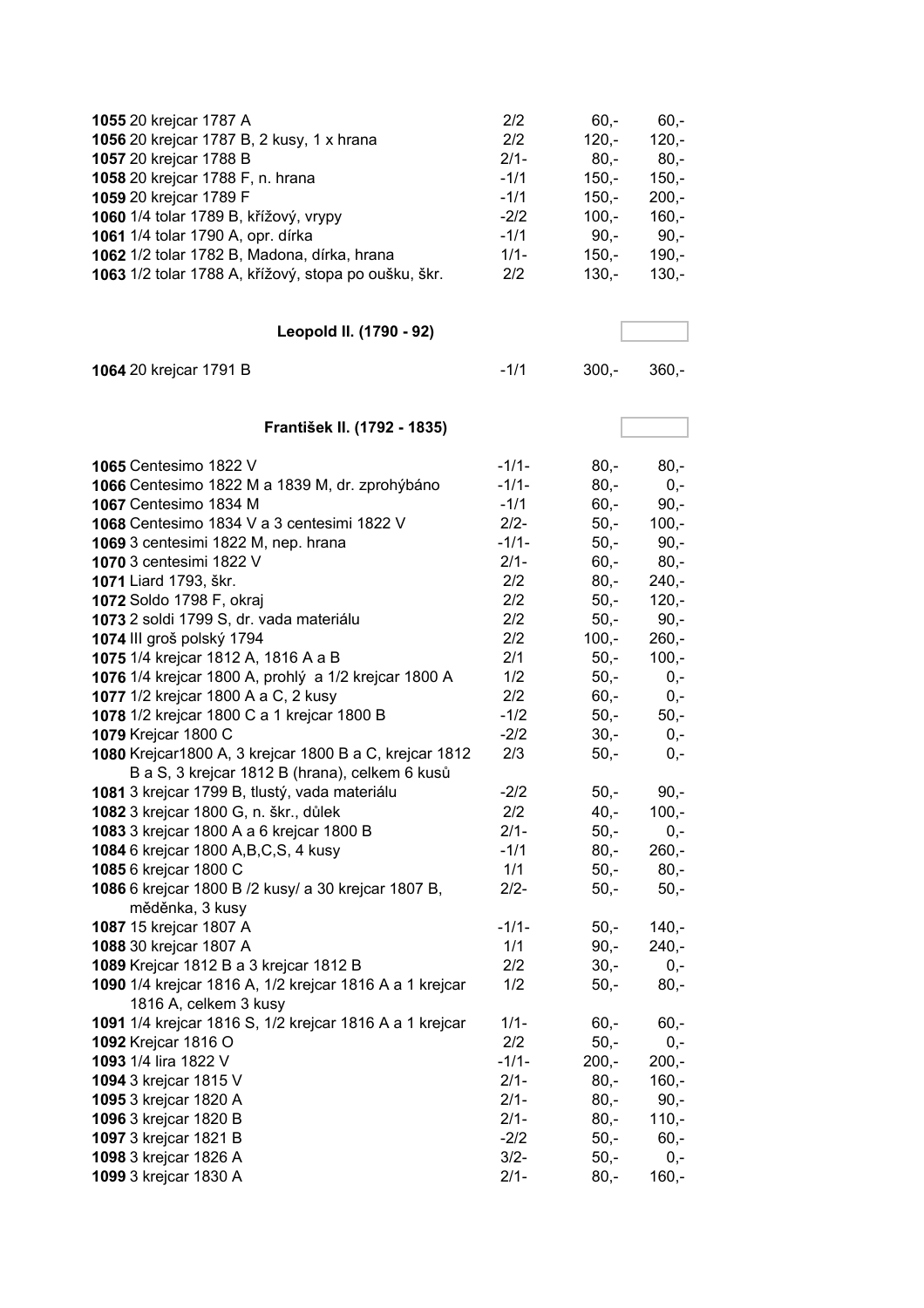| | | | | |
|---|---|---|---|---|
| **1055** | 20 krejcar 1787 A | 2/2 | 60,- | 60,- |
| **1056** | 20 krejcar 1787 B, 2 kusy, 1 x hrana | 2/2 | 120,- | 120,- |
| **1057** | 20 krejcar 1788 B | 2/1- | 80,- | 80,- |
| **1058** | 20 krejcar 1788 F, n. hrana | -1/1 | 150,- | 150,- |
| **1059** | 20 krejcar 1789 F | -1/1 | 150,- | 200,- |
| **1060** | 1/4 tolar 1789 B, křížový, vrypy | -2/2 | 100,- | 160,- |
| **1061** | 1/4 tolar 1790 A, opr. dírka | -1/1 | 90,- | 90,- |
| **1062** | 1/2 tolar 1782 B, Madona, dírka, hrana | 1/1- | 150,- | 190,- |
| **1063** | 1/2 tolar 1788 A, křížový, stopa po oušku, škr. | 2/2 | 130,- | 130,- |

**Leopold II. (1790 - 92)**

| | | | | |
|---|---|---|---|---|
| **1064** | 20 krejcar 1791 B | -1/1 | 300,- | 360,- |

**František II. (1792 - 1835)**

| | | | | |
|---|---|---|---|---|
| **1065** | Centesimo 1822 V | -1/1- | 80,- | 80,- |
| **1066** | Centesimo 1822 M a 1839 M, dr. zprohýbáno | -1/1- | 80,- | 0,- |
| **1067** | Centesimo 1834 M | -1/1 | 60,- | 90,- |
| **1068** | Centesimo 1834 V a 3 centesimi 1822 V | 2/2- | 50,- | 100,- |
| **1069** | 3 centesimi 1822 M, nep. hrana | -1/1- | 50,- | 90,- |
| **1070** | 3 centesimi 1822 V | 2/1- | 60,- | 80,- |
| **1071** | Liard 1793, škr. | 2/2 | 80,- | 240,- |
| **1072** | Soldo 1798 F, okraj | 2/2 | 50,- | 120,- |
| **1073** | 2 soldi 1799 S, dr. vada materiálu | 2/2 | 50,- | 90,- |
| **1074** | III groš polský 1794 | 2/2 | 100,- | 260,- |
| **1075** | 1/4 krejcar 1812 A, 1816 A a B | 2/1 | 50,- | 100,- |
| **1076** | 1/4 krejcar 1800 A, prohlý a 1/2 krejcar 1800 A | 1/2 | 50,- | 0,- |
| **1077** | 1/2 krejcar 1800 A a C, 2 kusy | 2/2 | 60,- | 0,- |
| **1078** | 1/2 krejcar 1800 C a 1 krejcar 1800 B | -1/2 | 50,- | 50,- |
| **1079** | Krejcar 1800 C | -2/2 | 30,- | 0,- |
| **1080** | Krejcar1800 A, 3 krejcar 1800 B a C, krejcar 1812 B a S, 3 krejcar 1812 B (hrana), celkem 6 kusů | 2/3 | 50,- | 0,- |
| **1081** | 3 krejcar 1799 B, tlustý, vada materiálu | -2/2 | 50,- | 90,- |
| **1082** | 3 krejcar 1800 G, n. škr., důlek | 2/2 | 40,- | 100,- |
| **1083** | 3 krejcar 1800 A a 6 krejcar 1800 B | 2/1- | 50,- | 0,- |
| **1084** | 6 krejcar 1800 A,B,C,S, 4 kusy | -1/1 | 80,- | 260,- |
| **1085** | 6 krejcar 1800 C | 1/1 | 50,- | 80,- |
| **1086** | 6 krejcar 1800 B /2 kusy/ a 30 krejcar 1807 B, měděnka, 3 kusy | 2/2- | 50,- | 50,- |
| **1087** | 15 krejcar 1807 A | -1/1- | 50,- | 140,- |
| **1088** | 30 krejcar 1807 A | 1/1 | 90,- | 240,- |
| **1089** | Krejcar 1812 B a 3 krejcar 1812 B | 2/2 | 30,- | 0,- |
| **1090** | 1/4 krejcar 1816 A, 1/2 krejcar 1816 A a 1 krejcar 1816 A, celkem 3 kusy | 1/2 | 50,- | 80,- |
| **1091** | 1/4 krejcar 1816 S, 1/2 krejcar 1816 A a 1 krejcar | 1/1- | 60,- | 60,- |
| **1092** | Krejcar 1816 O | 2/2 | 50,- | 0,- |
| **1093** | 1/4 lira 1822 V | -1/1- | 200,- | 200,- |
| **1094** | 3 krejcar 1815 V | 2/1- | 80,- | 160,- |
| **1095** | 3 krejcar 1820 A | 2/1- | 80,- | 90,- |
| **1096** | 3 krejcar 1820 B | 2/1- | 80,- | 110,- |
| **1097** | 3 krejcar 1821 B | -2/2 | 50,- | 60,- |
| **1098** | 3 krejcar 1826 A | 3/2- | 50,- | 0,- |
| **1099** | 3 krejcar 1830 A | 2/1- | 80,- | 160,- |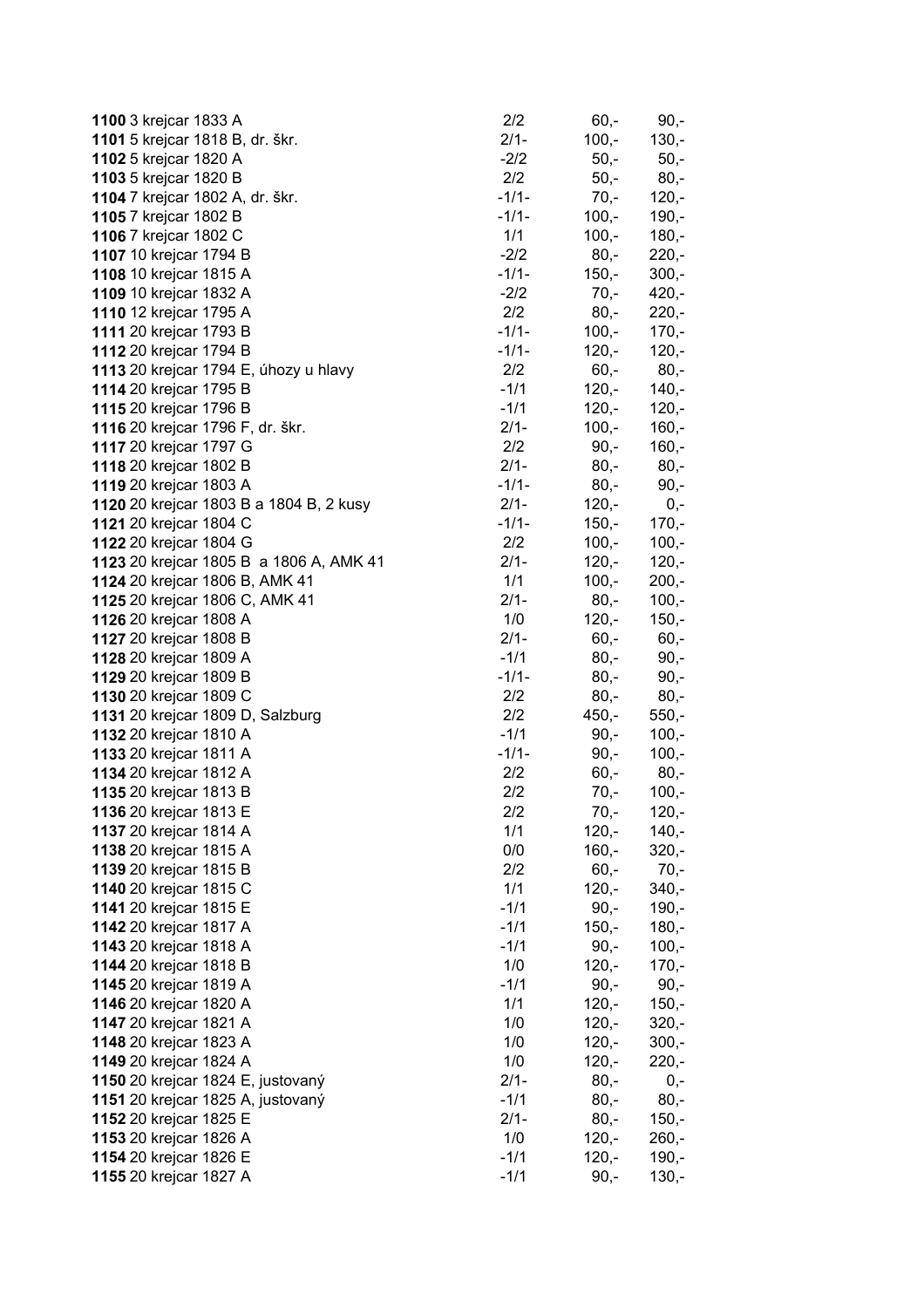| | | | |
|---|---|---|---|
| **1100** 3 krejcar 1833 A | 2/2 | 60,- | 90,- |
| **1101** 5 krejcar 1818 B, dr. škr. | 2/1- | 100,- | 130,- |
| **1102** 5 krejcar 1820 A | -2/2 | 50,- | 50,- |
| **1103** 5 krejcar 1820 B | 2/2 | 50,- | 80,- |
| **1104** 7 krejcar 1802 A, dr. škr. | -1/1- | 70,- | 120,- |
| **1105** 7 krejcar 1802 B | -1/1- | 100,- | 190,- |
| **1106** 7 krejcar 1802 C | 1/1 | 100,- | 180,- |
| **1107** 10 krejcar 1794 B | -2/2 | 80,- | 220,- |
| **1108** 10 krejcar 1815 A | -1/1- | 150,- | 300,- |
| **1109** 10 krejcar 1832 A | -2/2 | 70,- | 420,- |
| **1110** 12 krejcar 1795 A | 2/2 | 80,- | 220,- |
| **1111** 20 krejcar 1793 B | -1/1- | 100,- | 170,- |
| **1112** 20 krejcar 1794 B | -1/1- | 120,- | 120,- |
| **1113** 20 krejcar 1794 E, úhozy u hlavy | 2/2 | 60,- | 80,- |
| **1114** 20 krejcar 1795 B | -1/1 | 120,- | 140,- |
| **1115** 20 krejcar 1796 B | -1/1 | 120,- | 120,- |
| **1116** 20 krejcar 1796 F, dr. škr. | 2/1- | 100,- | 160,- |
| **1117** 20 krejcar 1797 G | 2/2 | 90,- | 160,- |
| **1118** 20 krejcar 1802 B | 2/1- | 80,- | 80,- |
| **1119** 20 krejcar 1803 A | -1/1- | 80,- | 90,- |
| **1120** 20 krejcar 1803 B a 1804 B, 2 kusy | 2/1- | 120,- | 0,- |
| **1121** 20 krejcar 1804 C | -1/1- | 150,- | 170,- |
| **1122** 20 krejcar 1804 G | 2/2 | 100,- | 100,- |
| **1123** 20 krejcar 1805 B a 1806 A, AMK 41 | 2/1- | 120,- | 120,- |
| **1124** 20 krejcar 1806 B, AMK 41 | 1/1 | 100,- | 200,- |
| **1125** 20 krejcar 1806 C, AMK 41 | 2/1- | 80,- | 100,- |
| **1126** 20 krejcar 1808 A | 1/0 | 120,- | 150,- |
| **1127** 20 krejcar 1808 B | 2/1- | 60,- | 60,- |
| **1128** 20 krejcar 1809 A | -1/1 | 80,- | 90,- |
| **1129** 20 krejcar 1809 B | -1/1- | 80,- | 90,- |
| **1130** 20 krejcar 1809 C | 2/2 | 80,- | 80,- |
| **1131** 20 krejcar 1809 D, Salzburg | 2/2 | 450,- | 550,- |
| **1132** 20 krejcar 1810 A | -1/1 | 90,- | 100,- |
| **1133** 20 krejcar 1811 A | -1/1- | 90,- | 100,- |
| **1134** 20 krejcar 1812 A | 2/2 | 60,- | 80,- |
| **1135** 20 krejcar 1813 B | 2/2 | 70,- | 100,- |
| **1136** 20 krejcar 1813 E | 2/2 | 70,- | 120,- |
| **1137** 20 krejcar 1814 A | 1/1 | 120,- | 140,- |
| **1138** 20 krejcar 1815 A | 0/0 | 160,- | 320,- |
| **1139** 20 krejcar 1815 B | 2/2 | 60,- | 70,- |
| **1140** 20 krejcar 1815 C | 1/1 | 120,- | 340,- |
| **1141** 20 krejcar 1815 E | -1/1 | 90,- | 190,- |
| **1142** 20 krejcar 1817 A | -1/1 | 150,- | 180,- |
| **1143** 20 krejcar 1818 A | -1/1 | 90,- | 100,- |
| **1144** 20 krejcar 1818 B | 1/0 | 120,- | 170,- |
| **1145** 20 krejcar 1819 A | -1/1 | 90,- | 90,- |
| **1146** 20 krejcar 1820 A | 1/1 | 120,- | 150,- |
| **1147** 20 krejcar 1821 A | 1/0 | 120,- | 320,- |
| **1148** 20 krejcar 1823 A | 1/0 | 120,- | 300,- |
| **1149** 20 krejcar 1824 A | 1/0 | 120,- | 220,- |
| **1150** 20 krejcar 1824 E, justovaný | 2/1- | 80,- | 0,- |
| **1151** 20 krejcar 1825 A, justovaný | -1/1 | 80,- | 80,- |
| **1152** 20 krejcar 1825 E | 2/1- | 80,- | 150,- |
| **1153** 20 krejcar 1826 A | 1/0 | 120,- | 260,- |
| **1154** 20 krejcar 1826 E | -1/1 | 120,- | 190,- |
| **1155** 20 krejcar 1827 A | -1/1 | 90,- | 130,- |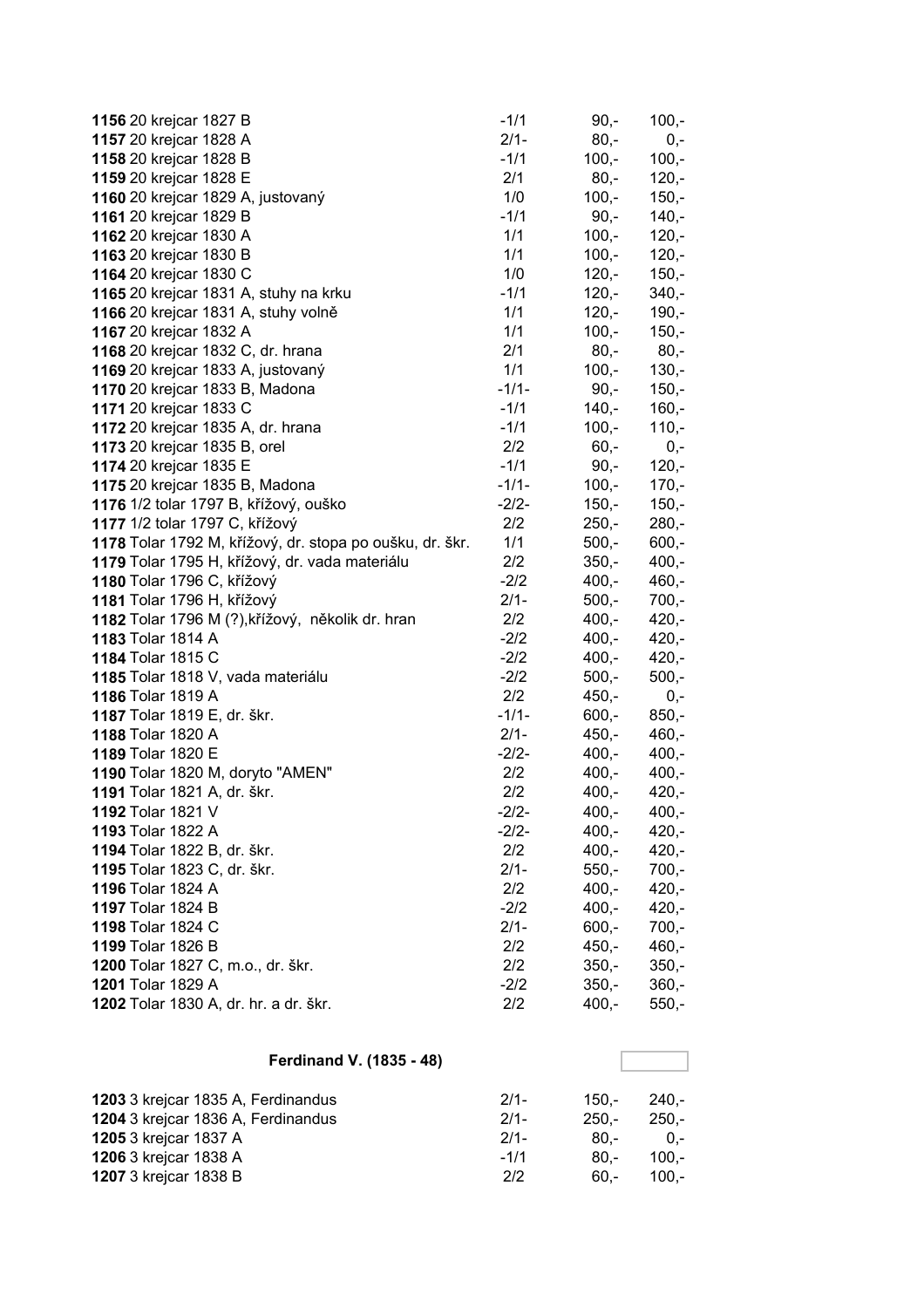| | | | |
|---|---|---|---|
| **1156** 20 krejcar 1827 B | -1/1 | 90,- | 100,- |
| **1157** 20 krejcar 1828 A | 2/1- | 80,- | 0,- |
| **1158** 20 krejcar 1828 B | -1/1 | 100,- | 100,- |
| **1159** 20 krejcar 1828 E | 2/1 | 80,- | 120,- |
| **1160** 20 krejcar 1829 A, justovaný | 1/0 | 100,- | 150,- |
| **1161** 20 krejcar 1829 B | -1/1 | 90,- | 140,- |
| **1162** 20 krejcar 1830 A | 1/1 | 100,- | 120,- |
| **1163** 20 krejcar 1830 B | 1/1 | 100,- | 120,- |
| **1164** 20 krejcar 1830 C | 1/0 | 120,- | 150,- |
| **1165** 20 krejcar 1831 A, stuhy na krku | -1/1 | 120,- | 340,- |
| **1166** 20 krejcar 1831 A, stuhy volně | 1/1 | 120,- | 190,- |
| **1167** 20 krejcar 1832 A | 1/1 | 100,- | 150,- |
| **1168** 20 krejcar 1832 C, dr. hrana | 2/1 | 80,- | 80,- |
| **1169** 20 krejcar 1833 A, justovaný | 1/1 | 100,- | 130,- |
| **1170** 20 krejcar 1833 B, Madona | -1/1- | 90,- | 150,- |
| **1171** 20 krejcar 1833 C | -1/1 | 140,- | 160,- |
| **1172** 20 krejcar 1835 A, dr. hrana | -1/1 | 100,- | 110,- |
| **1173** 20 krejcar 1835 B, orel | 2/2 | 60,- | 0,- |
| **1174** 20 krejcar 1835 E | -1/1 | 90,- | 120,- |
| **1175** 20 krejcar 1835 B, Madona | -1/1- | 100,- | 170,- |
| **1176** 1/2 tolar 1797 B, křížový, ouško | -2/2- | 150,- | 150,- |
| **1177** 1/2 tolar 1797 C, křížový | 2/2 | 250,- | 280,- |
| **1178** Tolar 1792 M, křížový, dr. stopa po oušku, dr. škr. | 1/1 | 500,- | 600,- |
| **1179** Tolar 1795 H, křížový, dr. vada materiálu | 2/2 | 350,- | 400,- |
| **1180** Tolar 1796 C, křížový | -2/2 | 400,- | 460,- |
| **1181** Tolar 1796 H, křížový | 2/1- | 500,- | 700,- |
| **1182** Tolar 1796 M (?),křížový, několik dr. hran | 2/2 | 400,- | 420,- |
| **1183** Tolar 1814 A | -2/2 | 400,- | 420,- |
| **1184** Tolar 1815 C | -2/2 | 400,- | 420,- |
| **1185** Tolar 1818 V, vada materiálu | -2/2 | 500,- | 500,- |
| **1186** Tolar 1819 A | 2/2 | 450,- | 0,- |
| **1187** Tolar 1819 E, dr. škr. | -1/1- | 600,- | 850,- |
| **1188** Tolar 1820 A | 2/1- | 450,- | 460,- |
| **1189** Tolar 1820 E | -2/2- | 400,- | 400,- |
| **1190** Tolar 1820 M, doryto "AMEN" | 2/2 | 400,- | 400,- |
| **1191** Tolar 1821 A, dr. škr. | 2/2 | 400,- | 420,- |
| **1192** Tolar 1821 V | -2/2- | 400,- | 400,- |
| **1193** Tolar 1822 A | -2/2- | 400,- | 420,- |
| **1194** Tolar 1822 B, dr. škr. | 2/2 | 400,- | 420,- |
| **1195** Tolar 1823 C, dr. škr. | 2/1- | 550,- | 700,- |
| **1196** Tolar 1824 A | 2/2 | 400,- | 420,- |
| **1197** Tolar 1824 B | -2/2 | 400,- | 420,- |
| **1198** Tolar 1824 C | 2/1- | 600,- | 700,- |
| **1199** Tolar 1826 B | 2/2 | 450,- | 460,- |
| **1200** Tolar 1827 C, m.o., dr. škr. | 2/2 | 350,- | 350,- |
| **1201** Tolar 1829 A | -2/2 | 350,- | 360,- |
| **1202** Tolar 1830 A, dr. hr. a dr. škr. | 2/2 | 400,- | 550,- |

### Ferdinand V. (1835 - 48)

| | | | |
|---|---|---|---|
| **1203** 3 krejcar 1835 A, Ferdinandus | 2/1- | 150,- | 240,- |
| **1204** 3 krejcar 1836 A, Ferdinandus | 2/1- | 250,- | 250,- |
| **1205** 3 krejcar 1837 A | 2/1- | 80,- | 0,- |
| **1206** 3 krejcar 1838 A | -1/1 | 80,- | 100,- |
| **1207** 3 krejcar 1838 B | 2/2 | 60,- | 100,- |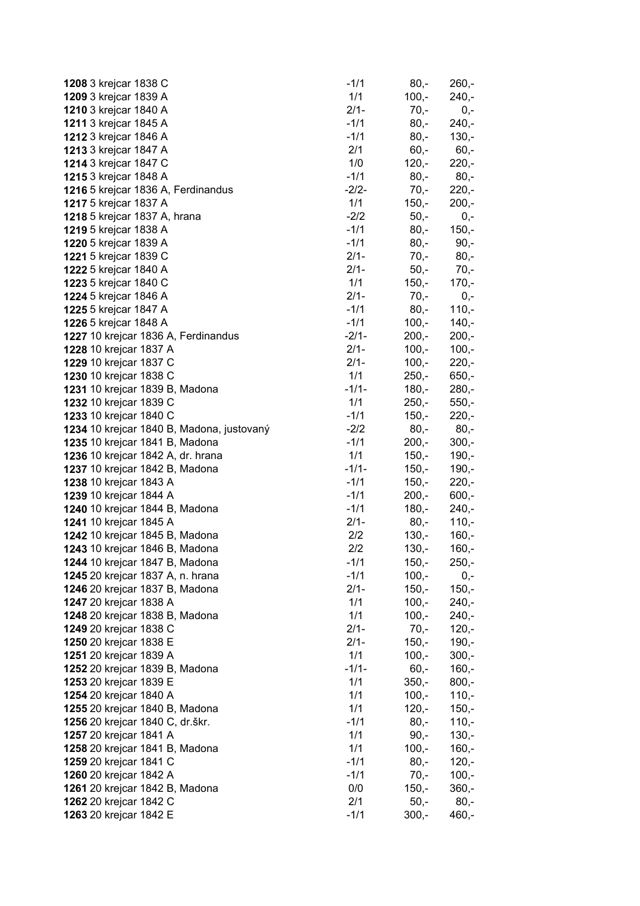| | | | |
|---|---|---|---|
| **1208** 3 krejcar 1838 C | -1/1 | 80,- | 260,- |
| **1209** 3 krejcar 1839 A | 1/1 | 100,- | 240,- |
| **1210** 3 krejcar 1840 A | 2/1- | 70,- | 0,- |
| **1211** 3 krejcar 1845 A | -1/1 | 80,- | 240,- |
| **1212** 3 krejcar 1846 A | -1/1 | 80,- | 130,- |
| **1213** 3 krejcar 1847 A | 2/1 | 60,- | 60,- |
| **1214** 3 krejcar 1847 C | 1/0 | 120,- | 220,- |
| **1215** 3 krejcar 1848 A | -1/1 | 80,- | 80,- |
| **1216** 5 krejcar 1836 A, Ferdinandus | -2/2- | 70,- | 220,- |
| **1217** 5 krejcar 1837 A | 1/1 | 150,- | 200,- |
| **1218** 5 krejcar 1837 A, hrana | -2/2 | 50,- | 0,- |
| **1219** 5 krejcar 1838 A | -1/1 | 80,- | 150,- |
| **1220** 5 krejcar 1839 A | -1/1 | 80,- | 90,- |
| **1221** 5 krejcar 1839 C | 2/1- | 70,- | 80,- |
| **1222** 5 krejcar 1840 A | 2/1- | 50,- | 70,- |
| **1223** 5 krejcar 1840 C | 1/1 | 150,- | 170,- |
| **1224** 5 krejcar 1846 A | 2/1- | 70,- | 0,- |
| **1225** 5 krejcar 1847 A | -1/1 | 80,- | 110,- |
| **1226** 5 krejcar 1848 A | -1/1 | 100,- | 140,- |
| **1227** 10 krejcar 1836 A, Ferdinandus | -2/1- | 200,- | 200,- |
| **1228** 10 krejcar 1837 A | 2/1- | 100,- | 100,- |
| **1229** 10 krejcar 1837 C | 2/1- | 100,- | 220,- |
| **1230** 10 krejcar 1838 C | 1/1 | 250,- | 650,- |
| **1231** 10 krejcar 1839 B, Madona | -1/1- | 180,- | 280,- |
| **1232** 10 krejcar 1839 C | 1/1 | 250,- | 550,- |
| **1233** 10 krejcar 1840 C | -1/1 | 150,- | 220,- |
| **1234** 10 krejcar 1840 B, Madona, justovaný | -2/2 | 80,- | 80,- |
| **1235** 10 krejcar 1841 B, Madona | -1/1 | 200,- | 300,- |
| **1236** 10 krejcar 1842 A, dr. hrana | 1/1 | 150,- | 190,- |
| **1237** 10 krejcar 1842 B, Madona | -1/1- | 150,- | 190,- |
| **1238** 10 krejcar 1843 A | -1/1 | 150,- | 220,- |
| **1239** 10 krejcar 1844 A | -1/1 | 200,- | 600,- |
| **1240** 10 krejcar 1844 B, Madona | -1/1 | 180,- | 240,- |
| **1241** 10 krejcar 1845 A | 2/1- | 80,- | 110,- |
| **1242** 10 krejcar 1845 B, Madona | 2/2 | 130,- | 160,- |
| **1243** 10 krejcar 1846 B, Madona | 2/2 | 130,- | 160,- |
| **1244** 10 krejcar 1847 B, Madona | -1/1 | 150,- | 250,- |
| **1245** 20 krejcar 1837 A, n. hrana | -1/1 | 100,- | 0,- |
| **1246** 20 krejcar 1837 B, Madona | 2/1- | 150,- | 150,- |
| **1247** 20 krejcar 1838 A | 1/1 | 100,- | 240,- |
| **1248** 20 krejcar 1838 B, Madona | 1/1 | 100,- | 240,- |
| **1249** 20 krejcar 1838 C | 2/1- | 70,- | 120,- |
| **1250** 20 krejcar 1838 E | 2/1- | 150,- | 190,- |
| **1251** 20 krejcar 1839 A | 1/1 | 100,- | 300,- |
| **1252** 20 krejcar 1839 B, Madona | -1/1- | 60,- | 160,- |
| **1253** 20 krejcar 1839 E | 1/1 | 350,- | 800,- |
| **1254** 20 krejcar 1840 A | 1/1 | 100,- | 110,- |
| **1255** 20 krejcar 1840 B, Madona | 1/1 | 120,- | 150,- |
| **1256** 20 krejcar 1840 C, dr.škr. | -1/1 | 80,- | 110,- |
| **1257** 20 krejcar 1841 A | 1/1 | 90,- | 130,- |
| **1258** 20 krejcar 1841 B, Madona | 1/1 | 100,- | 160,- |
| **1259** 20 krejcar 1841 C | -1/1 | 80,- | 120,- |
| **1260** 20 krejcar 1842 A | -1/1 | 70,- | 100,- |
| **1261** 20 krejcar 1842 B, Madona | 0/0 | 150,- | 360,- |
| **1262** 20 krejcar 1842 C | 2/1 | 50,- | 80,- |
| **1263** 20 krejcar 1842 E | -1/1 | 300,- | 460,- |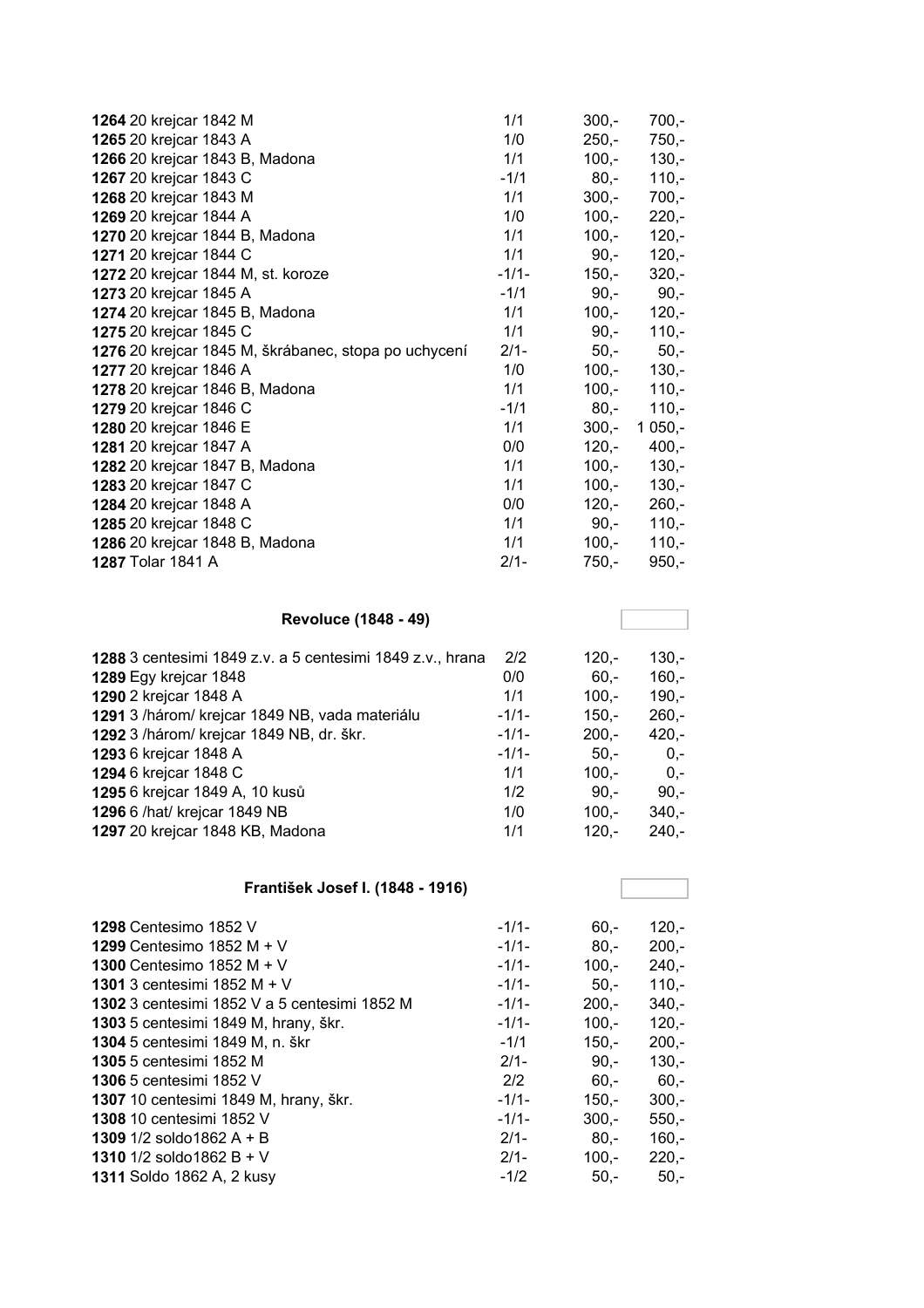| | | | |
|---|---|---|---|
| **1264** 20 krejcar 1842 M | 1/1 | 300,- | 700,- |
| **1265** 20 krejcar 1843 A | 1/0 | 250,- | 750,- |
| **1266** 20 krejcar 1843 B, Madona | 1/1 | 100,- | 130,- |
| **1267** 20 krejcar 1843 C | -1/1 | 80,- | 110,- |
| **1268** 20 krejcar 1843 M | 1/1 | 300,- | 700,- |
| **1269** 20 krejcar 1844 A | 1/0 | 100,- | 220,- |
| **1270** 20 krejcar 1844 B, Madona | 1/1 | 100,- | 120,- |
| **1271** 20 krejcar 1844 C | 1/1 | 90,- | 120,- |
| **1272** 20 krejcar 1844 M, st. koroze | -1/1- | 150,- | 320,- |
| **1273** 20 krejcar 1845 A | -1/1 | 90,- | 90,- |
| **1274** 20 krejcar 1845 B, Madona | 1/1 | 100,- | 120,- |
| **1275** 20 krejcar 1845 C | 1/1 | 90,- | 110,- |
| **1276** 20 krejcar 1845 M, škrábanec, stopa po uchycení | 2/1- | 50,- | 50,- |
| **1277** 20 krejcar 1846 A | 1/0 | 100,- | 130,- |
| **1278** 20 krejcar 1846 B, Madona | 1/1 | 100,- | 110,- |
| **1279** 20 krejcar 1846 C | -1/1 | 80,- | 110,- |
| **1280** 20 krejcar 1846 E | 1/1 | 300,- | 1 050,- |
| **1281** 20 krejcar 1847 A | 0/0 | 120,- | 400,- |
| **1282** 20 krejcar 1847 B, Madona | 1/1 | 100,- | 130,- |
| **1283** 20 krejcar 1847 C | 1/1 | 100,- | 130,- |
| **1284** 20 krejcar 1848 A | 0/0 | 120,- | 260,- |
| **1285** 20 krejcar 1848 C | 1/1 | 90,- | 110,- |
| **1286** 20 krejcar 1848 B, Madona | 1/1 | 100,- | 110,- |
| **1287** Tolar 1841 A | 2/1- | 750,- | 950,- |

**Revoluce (1848 - 49)**

| | | | |
|---|---|---|---|
| **1288** 3 centesimi 1849 z.v. a 5 centesimi 1849 z.v., hrana | 2/2 | 120,- | 130,- |
| **1289** Egy krejcar 1848 | 0/0 | 60,- | 160,- |
| **1290** 2 krejcar 1848 A | 1/1 | 100,- | 190,- |
| **1291** 3 /hárem/ krejcar 1849 NB, vada materiálu | -1/1- | 150,- | 260,- |
| **1292** 3 /hárem/ krejcar 1849 NB, dr. škr. | -1/1- | 200,- | 420,- |
| **1293** 6 krejcar 1848 A | -1/1- | 50,- | 0,- |
| **1294** 6 krejcar 1848 C | 1/1 | 100,- | 0,- |
| **1295** 6 krejcar 1849 A, 10 kusů | 1/2 | 90,- | 90,- |
| **1296** 6 /hat/ krejcar 1849 NB | 1/0 | 100,- | 340,- |
| **1297** 20 krejcar 1848 KB, Madona | 1/1 | 120,- | 240,- |

**František Josef I. (1848 - 1916)**

| | | | |
|---|---|---|---|
| **1298** Centesimo 1852 V | -1/1- | 60,- | 120,- |
| **1299** Centesimo 1852 M + V | -1/1- | 80,- | 200,- |
| **1300** Centesimo 1852 M + V | -1/1- | 100,- | 240,- |
| **1301** 3 centesimi 1852 M + V | -1/1- | 50,- | 110,- |
| **1302** 3 centesimi 1852 V a 5 centesimi 1852 M | -1/1- | 200,- | 340,- |
| **1303** 5 centesimi 1849 M, hrany, škr. | -1/1- | 100,- | 120,- |
| **1304** 5 centesimi 1849 M, n. škr | -1/1 | 150,- | 200,- |
| **1305** 5 centesimi 1852 M | 2/1- | 90,- | 130,- |
| **1306** 5 centesimi 1852 V | 2/2 | 60,- | 60,- |
| **1307** 10 centesimi 1849 M, hrany, škr. | -1/1- | 150,- | 300,- |
| **1308** 10 centesimi 1852 V | -1/1- | 300,- | 550,- |
| **1309** 1/2 soldo1862 A + B | 2/1- | 80,- | 160,- |
| **1310** 1/2 soldo1862 B + V | 2/1- | 100,- | 220,- |
| **1311** Soldo 1862 A, 2 kusy | -1/2 | 50,- | 50,- |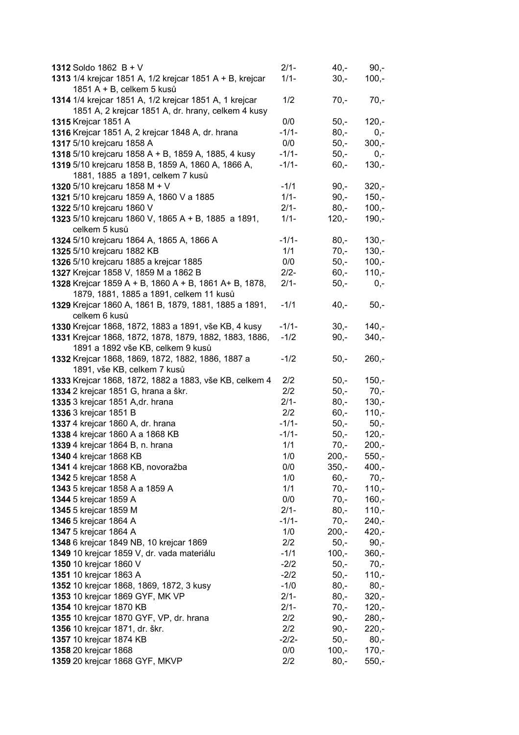| | | | | |
|---|---|---|---|---|
| **1312** | Soldo 1862 B + V | 2/1- | 40,- | 90,- |
| **1313** | 1/4 krejcar 1851 A, 1/2 krejcar 1851 A + B, krejcar 1851 A + B, celkem 5 kusů | 1/1- | 30,- | 100,- |
| **1314** | 1/4 krejcar 1851 A, 1/2 krejcar 1851 A, 1 krejcar 1851 A, 2 krejcar 1851 A, dr. hrany, celkem 4 kusy | 1/2 | 70,- | 70,- |
| **1315** | Krejcar 1851 A | 0/0 | 50,- | 120,- |
| **1316** | Krejcar 1851 A, 2 krejcar 1848 A, dr. hrana | -1/1- | 80,- | 0,- |
| **1317** | 5/10 krejcaru 1858 A | 0/0 | 50,- | 300,- |
| **1318** | 5/10 krejcaru 1858 A + B, 1859 A, 1885, 4 kusy | -1/1- | 50,- | 0,- |
| **1319** | 5/10 krejcaru 1858 B, 1859 A, 1860 A, 1866 A, 1881, 1885 a 1891, celkem 7 kusů | -1/1- | 60,- | 130,- |
| **1320** | 5/10 krejcaru 1858 M + V | -1/1 | 90,- | 320,- |
| **1321** | 5/10 krejcaru 1859 A, 1860 V a 1885 | 1/1- | 90,- | 150,- |
| **1322** | 5/10 krejcaru 1860 V | 2/1- | 80,- | 100,- |
| **1323** | 5/10 krejcaru 1860 V, 1865 A + B, 1885 a 1891, celkem 5 kusů | 1/1- | 120,- | 190,- |
| **1324** | 5/10 krejcaru 1864 A, 1865 A, 1866 A | -1/1- | 80,- | 130,- |
| **1325** | 5/10 krejcaru 1882 KB | 1/1 | 70,- | 130,- |
| **1326** | 5/10 krejcaru 1885 a krejcar 1885 | 0/0 | 50,- | 100,- |
| **1327** | Krejcar 1858 V, 1859 M a 1862 B | 2/2- | 60,- | 110,- |
| **1328** | Krejcar 1859 A + B, 1860 A + B, 1861 A+ B, 1878, 1879, 1881, 1885 a 1891, celkem 11 kusů | 2/1- | 50,- | 0,- |
| **1329** | Krejcar 1860 A, 1861 B, 1879, 1881, 1885 a 1891, celkem 6 kusů | -1/1 | 40,- | 50,- |
| **1330** | Krejcar 1868, 1872, 1883 a 1891, vše KB, 4 kusy | -1/1- | 30,- | 140,- |
| **1331** | Krejcar 1868, 1872, 1878, 1879, 1882, 1883, 1886, 1891 a 1892 vše KB, celkem 9 kusů | -1/2 | 90,- | 340,- |
| **1332** | Krejcar 1868, 1869, 1872, 1882, 1886, 1887 a 1891, vše KB, celkem 7 kusů | -1/2 | 50,- | 260,- |
| **1333** | Krejcar 1868, 1872, 1882 a 1883, vše KB, celkem 4 | 2/2 | 50,- | 150,- |
| **1334** | 2 krejcar 1851 G, hrana a škr. | 2/2 | 50,- | 70,- |
| **1335** | 3 krejcar 1851 A,dr. hrana | 2/1- | 80,- | 130,- |
| **1336** | 3 krejcar 1851 B | 2/2 | 60,- | 110,- |
| **1337** | 4 krejcar 1860 A, dr. hrana | -1/1- | 50,- | 50,- |
| **1338** | 4 krejcar 1860 A a 1868 KB | -1/1- | 50,- | 120,- |
| **1339** | 4 krejcar 1864 B, n. hrana | 1/1 | 70,- | 200,- |
| **1340** | 4 krejcar 1868 KB | 1/0 | 200,- | 550,- |
| **1341** | 4 krejcar 1868 KB, novoražba | 0/0 | 350,- | 400,- |
| **1342** | 5 krejcar 1858 A | 1/0 | 60,- | 70,- |
| **1343** | 5 krejcar 1858 A a 1859 A | 1/1 | 70,- | 110,- |
| **1344** | 5 krejcar 1859 A | 0/0 | 70,- | 160,- |
| **1345** | 5 krejcar 1859 M | 2/1- | 80,- | 110,- |
| **1346** | 5 krejcar 1864 A | -1/1- | 70,- | 240,- |
| **1347** | 5 krejcar 1864 A | 1/0 | 200,- | 420,- |
| **1348** | 6 krejcar 1849 NB, 10 krejcar 1869 | 2/2 | 50,- | 90,- |
| **1349** | 10 krejcar 1859 V, dr. vada materiálu | -1/1 | 100,- | 360,- |
| **1350** | 10 krejcar 1860 V | -2/2 | 50,- | 70,- |
| **1351** | 10 krejcar 1863 A | -2/2 | 50,- | 110,- |
| **1352** | 10 krejcar 1868, 1869, 1872, 3 kusy | -1/0 | 80,- | 80,- |
| **1353** | 10 krejcar 1869 GYF, MK VP | 2/1- | 80,- | 320,- |
| **1354** | 10 krejcar 1870 KB | 2/1- | 70,- | 120,- |
| **1355** | 10 krejcar 1870 GYF, VP, dr. hrana | 2/2 | 90,- | 280,- |
| **1356** | 10 krejcar 1871, dr. škr. | 2/2 | 90,- | 220,- |
| **1357** | 10 krejcar 1874 KB | -2/2- | 50,- | 80,- |
| **1358** | 20 krejcar 1868 | 0/0 | 100,- | 170,- |
| **1359** | 20 krejcar 1868 GYF, MKVP | 2/2 | 80,- | 550,- |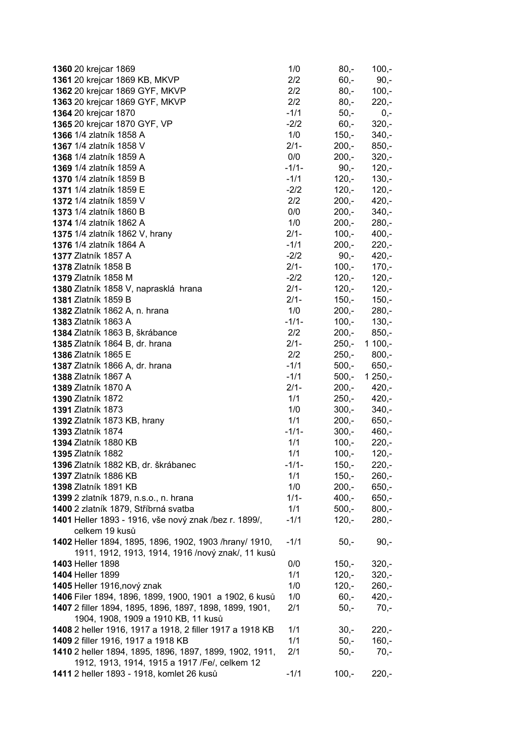| | | | | |
|---|---|---|---|---|
| **1360** | 20 krejcar 1869 | 1/0 | 80,- | 100,- |
| **1361** | 20 krejcar 1869 KB, MKVP | 2/2 | 60,- | 90,- |
| **1362** | 20 krejcar 1869 GYF, MKVP | 2/2 | 80,- | 100,- |
| **1363** | 20 krejcar 1869 GYF, MKVP | 2/2 | 80,- | 220,- |
| **1364** | 20 krejcar 1870 | -1/1 | 50,- | 0,- |
| **1365** | 20 krejcar 1870 GYF, VP | -2/2 | 60,- | 320,- |
| **1366** | 1/4 zlatník 1858 A | 1/0 | 150,- | 340,- |
| **1367** | 1/4 zlatník 1858 V | 2/1- | 200,- | 850,- |
| **1368** | 1/4 zlatník 1859 A | 0/0 | 200,- | 320,- |
| **1369** | 1/4 zlatník 1859 A | -1/1- | 90,- | 120,- |
| **1370** | 1/4 zlatník 1859 B | -1/1 | 120,- | 130,- |
| **1371** | 1/4 zlatník 1859 E | -2/2 | 120,- | 120,- |
| **1372** | 1/4 zlatník 1859 V | 2/2 | 200,- | 420,- |
| **1373** | 1/4 zlatník 1860 B | 0/0 | 200,- | 340,- |
| **1374** | 1/4 zlatník 1862 A | 1/0 | 200,- | 280,- |
| **1375** | 1/4 zlatník 1862 V, hrany | 2/1- | 100,- | 400,- |
| **1376** | 1/4 zlatník 1864 A | -1/1 | 200,- | 220,- |
| **1377** | Zlatník 1857 A | -2/2 | 90,- | 420,- |
| **1378** | Zlatník 1858 B | 2/1- | 100,- | 170,- |
| **1379** | Zlatník 1858 M | -2/2 | 120,- | 120,- |
| **1380** | Zlatník 1858 V, naprasklá hrana | 2/1- | 120,- | 120,- |
| **1381** | Zlatník 1859 B | 2/1- | 150,- | 150,- |
| **1382** | Zlatník 1862 A, n. hrana | 1/0 | 200,- | 280,- |
| **1383** | Zlatník 1863 A | -1/1- | 100,- | 130,- |
| **1384** | Zlatník 1863 B, škrábance | 2/2 | 200,- | 850,- |
| **1385** | Zlatník 1864 B, dr. hrana | 2/1- | 250,- | 1 100,- |
| **1386** | Zlatník 1865 E | 2/2 | 250,- | 800,- |
| **1387** | Zlatník 1866 A, dr. hrana | -1/1 | 500,- | 650,- |
| **1388** | Zlatník 1867 A | -1/1 | 500,- | 1 250,- |
| **1389** | Zlatník 1870 A | 2/1- | 200,- | 420,- |
| **1390** | Zlatník 1872 | 1/1 | 250,- | 420,- |
| **1391** | Zlatník 1873 | 1/0 | 300,- | 340,- |
| **1392** | Zlatník 1873 KB, hrany | 1/1 | 200,- | 650,- |
| **1393** | Zlatník 1874 | -1/1- | 300,- | 460,- |
| **1394** | Zlatník 1880 KB | 1/1 | 100,- | 220,- |
| **1395** | Zlatník 1882 | 1/1 | 100,- | 120,- |
| **1396** | Zlatník 1882 KB, dr. škrábanec | -1/1- | 150,- | 220,- |
| **1397** | Zlatník 1886 KB | 1/1 | 150,- | 260,- |
| **1398** | Zlatník 1891 KB | 1/0 | 200,- | 650,- |
| **1399** | 2 zlatník 1879, n.s.o., n. hrana | 1/1- | 400,- | 650,- |
| **1400** | 2 zlatník 1879, Stříbrná svatba | 1/1 | 500,- | 800,- |
| **1401** | Heller 1893 - 1916, vše nový znak /bez r. 1899/, celkem 19 kusů | -1/1 | 120,- | 280,- |
| **1402** | Heller 1894, 1895, 1896, 1902, 1903 /hrany/ 1910, 1911, 1912, 1913, 1914, 1916 /nový znak/, 11 kusů | -1/1 | 50,- | 90,- |
| **1403** | Heller 1898 | 0/0 | 150,- | 320,- |
| **1404** | Heller 1899 | 1/1 | 120,- | 320,- |
| **1405** | Heller 1916,nový znak | 1/0 | 120,- | 260,- |
| **1406** | Filer 1894, 1896, 1899, 1900, 1901 a 1902, 6 kusů | 1/0 | 60,- | 420,- |
| **1407** | 2 filler 1894, 1895, 1896, 1897, 1898, 1899, 1901, 1904, 1908, 1909 a 1910 KB, 11 kusů | 2/1 | 50,- | 70,- |
| **1408** | 2 heller 1916, 1917 a 1918, 2 filler 1917 a 1918 KB | 1/1 | 30,- | 220,- |
| **1409** | 2 filler 1916, 1917 a 1918 KB | 1/1 | 50,- | 160,- |
| **1410** | 2 heller 1894, 1895, 1896, 1897, 1899, 1902, 1911, 1912, 1913, 1914, 1915 a 1917 /Fe/, celkem 12 | 2/1 | 50,- | 70,- |
| **1411** | 2 heller 1893 - 1918, komlet 26 kusů | -1/1 | 100,- | 220,- |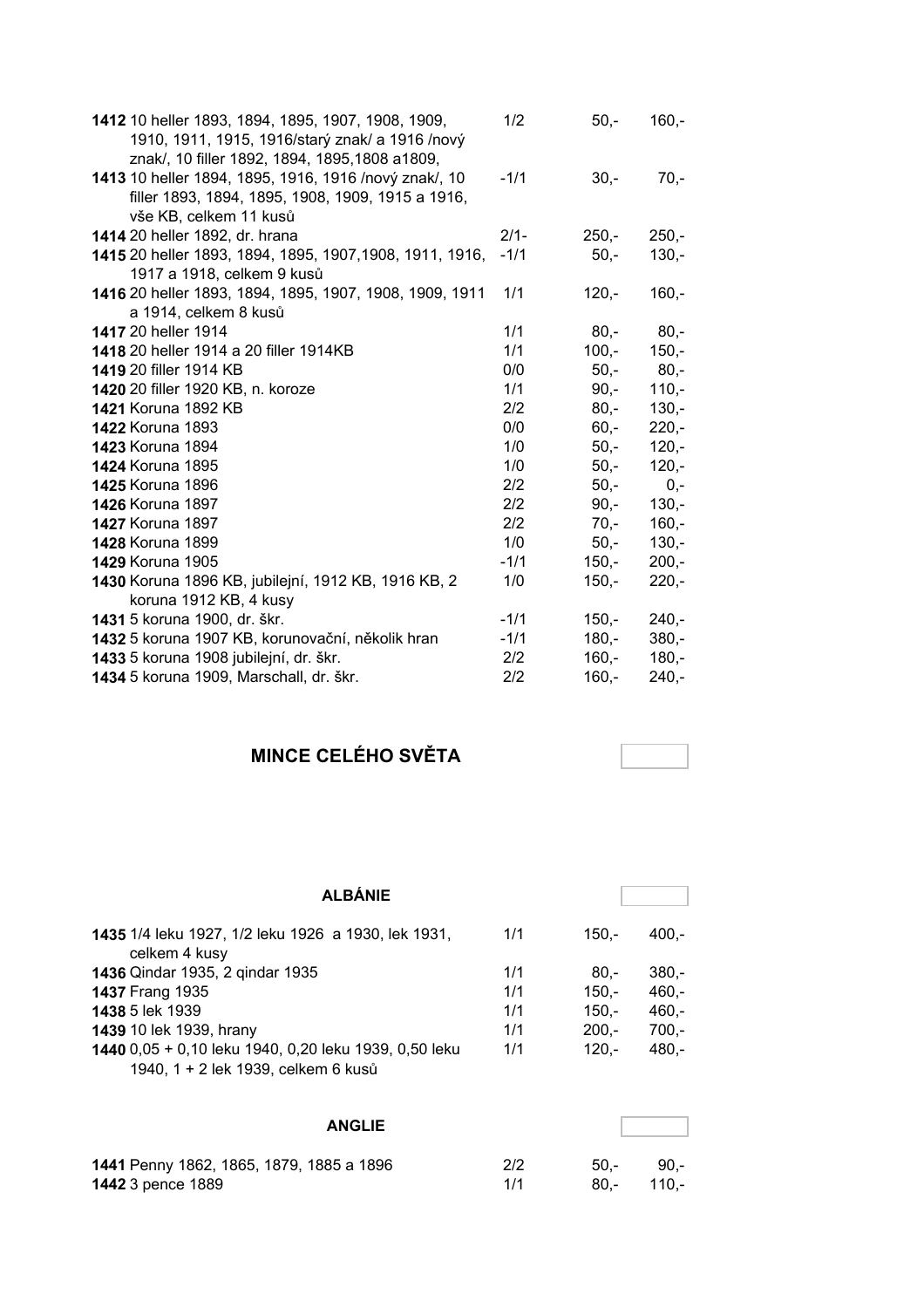| | | | |
|---|---|---|---|
| **1412** 10 heller 1893, 1894, 1895, 1907, 1908, 1909, 1910, 1911, 1915, 1916/starý znak/ a 1916 /nový znak/, 10 filler 1892, 1894, 1895,1808 a1809, | 1/2 | 50,- | 160,- |
| **1413** 10 heller 1894, 1895, 1916, 1916 /nový znak/, 10 filler 1893, 1894, 1895, 1908, 1909, 1915 a 1916, vše KB, celkem 11 kusů | -1/1 | 30,- | 70,- |
| **1414** 20 heller 1892, dr. hrana | 2/1- | 250,- | 250,- |
| **1415** 20 heller 1893, 1894, 1895, 1907,1908, 1911, 1916, 1917 a 1918, celkem 9 kusů | -1/1 | 50,- | 130,- |
| **1416** 20 heller 1893, 1894, 1895, 1907, 1908, 1909, 1911 a 1914, celkem 8 kusů | 1/1 | 120,- | 160,- |
| **1417** 20 heller 1914 | 1/1 | 80,- | 80,- |
| **1418** 20 heller 1914 a 20 filler 1914KB | 1/1 | 100,- | 150,- |
| **1419** 20 filler 1914 KB | 0/0 | 50,- | 80,- |
| **1420** 20 filler 1920 KB, n. koroze | 1/1 | 90,- | 110,- |
| **1421** Koruna 1892 KB | 2/2 | 80,- | 130,- |
| **1422** Koruna 1893 | 0/0 | 60,- | 220,- |
| **1423** Koruna 1894 | 1/0 | 50,- | 120,- |
| **1424** Koruna 1895 | 1/0 | 50,- | 120,- |
| **1425** Koruna 1896 | 2/2 | 50,- | 0,- |
| **1426** Koruna 1897 | 2/2 | 90,- | 130,- |
| **1427** Koruna 1897 | 2/2 | 70,- | 160,- |
| **1428** Koruna 1899 | 1/0 | 50,- | 130,- |
| **1429** Koruna 1905 | -1/1 | 150,- | 200,- |
| **1430** Koruna 1896 KB, jubilejní, 1912 KB, 1916 KB, 2 koruna 1912 KB, 4 kusy | 1/0 | 150,- | 220,- |
| **1431** 5 koruna 1900, dr. škr. | -1/1 | 150,- | 240,- |
| **1432** 5 koruna 1907 KB, korunovační, několik hran | -1/1 | 180,- | 380,- |
| **1433** 5 koruna 1908 jubilejní, dr. škr. | 2/2 | 160,- | 180,- |
| **1434** 5 koruna 1909, Marschall, dr. škr. | 2/2 | 160,- | 240,- |

## MINCE CELÉHO SVĚTA

### ALBÁNIE

| | | | |
|---|---|---|---|
| **1435** 1/4 leku 1927, 1/2 leku 1926 a 1930, lek 1931, celkem 4 kusy | 1/1 | 150,- | 400,- |
| **1436** Qindar 1935, 2 qindar 1935 | 1/1 | 80,- | 380,- |
| **1437** Frang 1935 | 1/1 | 150,- | 460,- |
| **1438** 5 lek 1939 | 1/1 | 150,- | 460,- |
| **1439** 10 lek 1939, hrany | 1/1 | 200,- | 700,- |
| **1440** 0,05 + 0,10 leku 1940, 0,20 leku 1939, 0,50 leku 1940, 1 + 2 lek 1939, celkem 6 kusů | 1/1 | 120,- | 480,- |

### ANGLIE

| | | | |
|---|---|---|---|
| **1441** Penny 1862, 1865, 1879, 1885 a 1896 | 2/2 | 50,- | 90,- |
| **1442** 3 pence 1889 | 1/1 | 80,- | 110,- |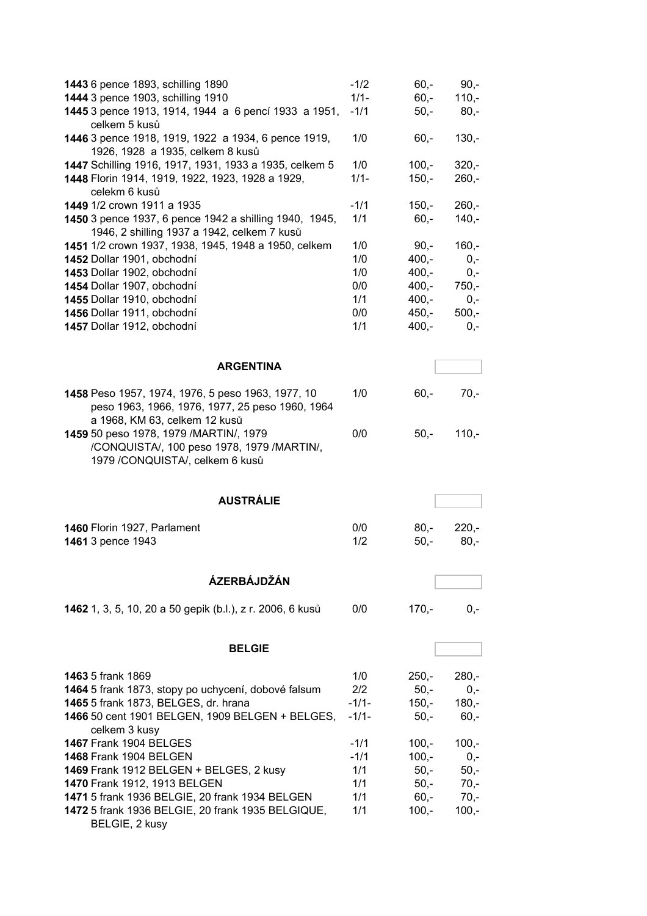| | | | |
|---|---|---|---|
| **1443** 6 pence 1893, schilling 1890 | -1/2 | 60,- | 90,- |
| **1444** 3 pence 1903, schilling 1910 | 1/1- | 60,- | 110,- |
| **1445** 3 pence 1913, 1914, 1944 a 6 pencí 1933 a 1951, celkem 5 kusů | -1/1 | 50,- | 80,- |
| **1446** 3 pence 1918, 1919, 1922 a 1934, 6 pence 1919, 1926, 1928 a 1935, celkem 8 kusů | 1/0 | 60,- | 130,- |
| **1447** Schilling 1916, 1917, 1931, 1933 a 1935, celkem 5 | 1/0 | 100,- | 320,- |
| **1448** Florin 1914, 1919, 1922, 1923, 1928 a 1929, celekm 6 kusů | 1/1- | 150,- | 260,- |
| **1449** 1/2 crown 1911 a 1935 | -1/1 | 150,- | 260,- |
| **1450** 3 pence 1937, 6 pence 1942 a shilling 1940, 1945, 1946, 2 shilling 1937 a 1942, celkem 7 kusů | 1/1 | 60,- | 140,- |
| **1451** 1/2 crown 1937, 1938, 1945, 1948 a 1950, celkem | 1/0 | 90,- | 160,- |
| **1452** Dollar 1901, obchodní | 1/0 | 400,- | 0,- |
| **1453** Dollar 1902, obchodní | 1/0 | 400,- | 0,- |
| **1454** Dollar 1907, obchodní | 0/0 | 400,- | 750,- |
| **1455** Dollar 1910, obchodní | 1/1 | 400,- | 0,- |
| **1456** Dollar 1911, obchodní | 0/0 | 450,- | 500,- |
| **1457** Dollar 1912, obchodní | 1/1 | 400,- | 0,- |

## ARGENTINA

| | | | |
|---|---|---|---|
| **1458** Peso 1957, 1974, 1976, 5 peso 1963, 1977, 10 peso 1963, 1966, 1976, 1977, 25 peso 1960, 1964 a 1968, KM 63, celkem 12 kusů | 1/0 | 60,- | 70,- |
| **1459** 50 peso 1978, 1979 /MARTIN/, 1979 /CONQUISTA/, 100 peso 1978, 1979 /MARTIN/, 1979 /CONQUISTA/, celkem 6 kusů | 0/0 | 50,- | 110,- |

## AUSTRÁLIE

| | | | |
|---|---|---|---|
| **1460** Florin 1927, Parlament | 0/0 | 80,- | 220,- |
| **1461** 3 pence 1943 | 1/2 | 50,- | 80,- |

## ÁZERBÁJDŽÁN

| | | | |
|---|---|---|---|
| **1462** 1, 3, 5, 10, 20 a 50 gepik (b.l.), z r. 2006, 6 kusů | 0/0 | 170,- | 0,- |

## BELGIE

| | | | |
|---|---|---|---|
| **1463** 5 frank 1869 | 1/0 | 250,- | 280,- |
| **1464** 5 frank 1873, stopy po uchycení, dobové falsum | 2/2 | 50,- | 0,- |
| **1465** 5 frank 1873, BELGES, dr. hrana | -1/1- | 150,- | 180,- |
| **1466** 50 cent 1901 BELGEN, 1909 BELGEN + BELGES, celkem 3 kusy | -1/1- | 50,- | 60,- |
| **1467** Frank 1904 BELGES | -1/1 | 100,- | 100,- |
| **1468** Frank 1904 BELGEN | -1/1 | 100,- | 0,- |
| **1469** Frank 1912 BELGEN + BELGES, 2 kusy | 1/1 | 50,- | 50,- |
| **1470** Frank 1912, 1913 BELGEN | 1/1 | 50,- | 70,- |
| **1471** 5 frank 1936 BELGIE, 20 frank 1934 BELGEN | 1/1 | 60,- | 70,- |
| **1472** 5 frank 1936 BELGIE, 20 frank 1935 BELGIQUE, BELGIE, 2 kusy | 1/1 | 100,- | 100,- |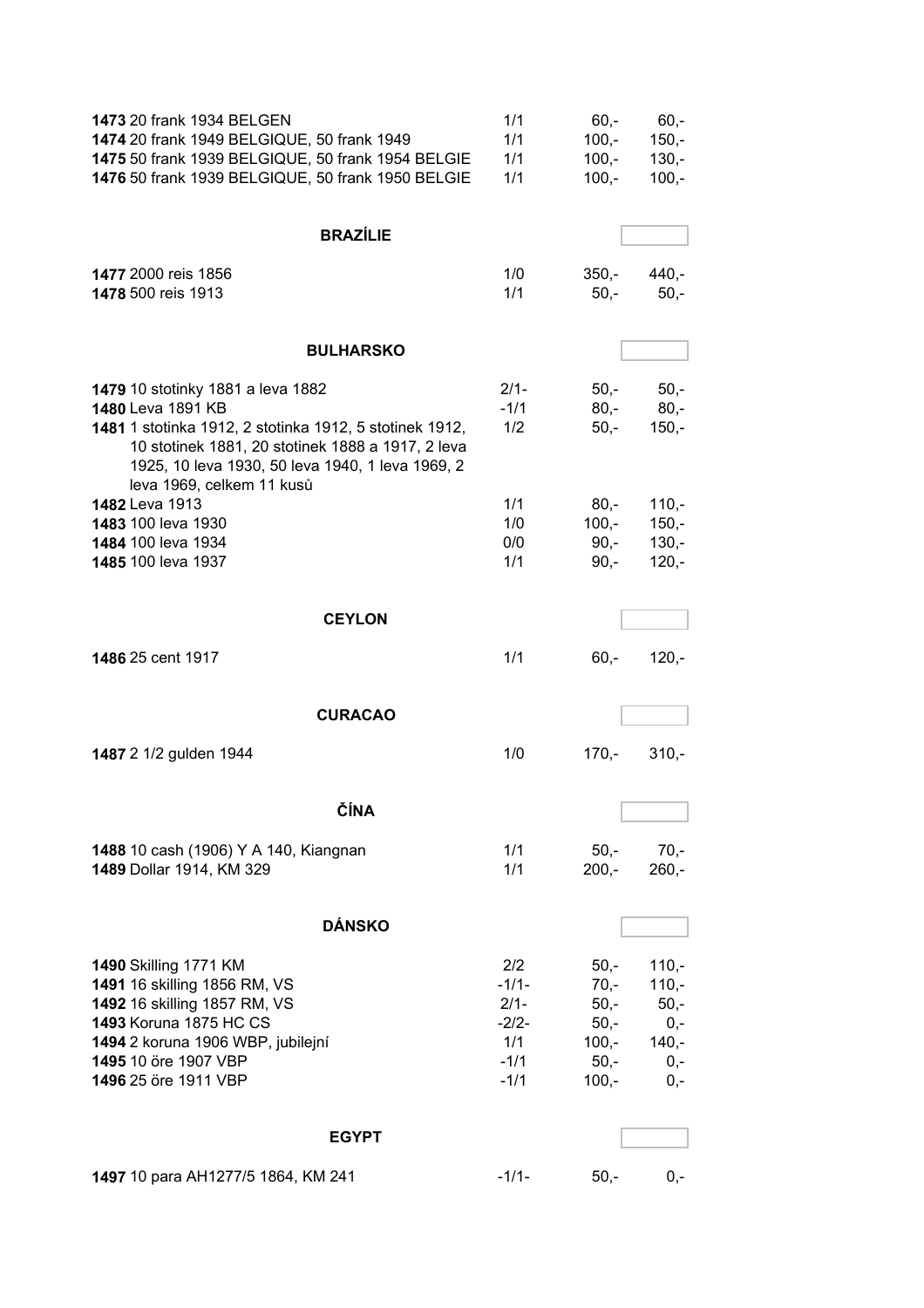| | | | |
|---|---|---|---|
| **1473** 20 frank 1934 BELGEN | 1/1 | 60,- | 60,- |
| **1474** 20 frank 1949 BELGIQUE, 50 frank 1949 | 1/1 | 100,- | 150,- |
| **1475** 50 frank 1939 BELGIQUE, 50 frank 1954 BELGIE | 1/1 | 100,- | 130,- |
| **1476** 50 frank 1939 BELGIQUE, 50 frank 1950 BELGIE | 1/1 | 100,- | 100,- |

## BRAZÍLIE

| | | | |
|---|---|---|---|
| **1477** 2000 reis 1856 | 1/0 | 350,- | 440,- |
| **1478** 500 reis 1913 | 1/1 | 50,- | 50,- |

## BULHARSKO

| | | | |
|---|---|---|---|
| **1479** 10 stotinky 1881 a leva 1882 | 2/1- | 50,- | 50,- |
| **1480** Leva 1891 KB | -1/1 | 80,- | 80,- |
| **1481** 1 stotinka 1912, 2 stotinka 1912, 5 stotinek 1912, 10 stotinek 1881, 20 stotinek 1888 a 1917, 2 leva 1925, 10 leva 1930, 50 leva 1940, 1 leva 1969, 2 leva 1969, celkem 11 kusů | 1/2 | 50,- | 150,- |
| **1482** Leva 1913 | 1/1 | 80,- | 110,- |
| **1483** 100 leva 1930 | 1/0 | 100,- | 150,- |
| **1484** 100 leva 1934 | 0/0 | 90,- | 130,- |
| **1485** 100 leva 1937 | 1/1 | 90,- | 120,- |

## CEYLON

| | | | |
|---|---|---|---|
| **1486** 25 cent 1917 | 1/1 | 60,- | 120,- |

## CURACAO

| | | | |
|---|---|---|---|
| **1487** 2 1/2 gulden 1944 | 1/0 | 170,- | 310,- |

## ČÍNA

| | | | |
|---|---|---|---|
| **1488** 10 cash (1906) Y A 140, Kiangnan | 1/1 | 50,- | 70,- |
| **1489** Dollar 1914, KM 329 | 1/1 | 200,- | 260,- |

## DÁNSKO

| | | | |
|---|---|---|---|
| **1490** Skilling 1771 KM | 2/2 | 50,- | 110,- |
| **1491** 16 skilling 1856 RM, VS | -1/1- | 70,- | 110,- |
| **1492** 16 skilling 1857 RM, VS | 2/1- | 50,- | 50,- |
| **1493** Koruna 1875 HC CS | -2/2- | 50,- | 0,- |
| **1494** 2 koruna 1906 WBP, jubilejní | 1/1 | 100,- | 140,- |
| **1495** 10 öre 1907 VBP | -1/1 | 50,- | 0,- |
| **1496** 25 öre 1911 VBP | -1/1 | 100,- | 0,- |

## EGYPT

| | | | |
|---|---|---|---|
| **1497** 10 para AH1277/5 1864, KM 241 | -1/1- | 50,- | 0,- |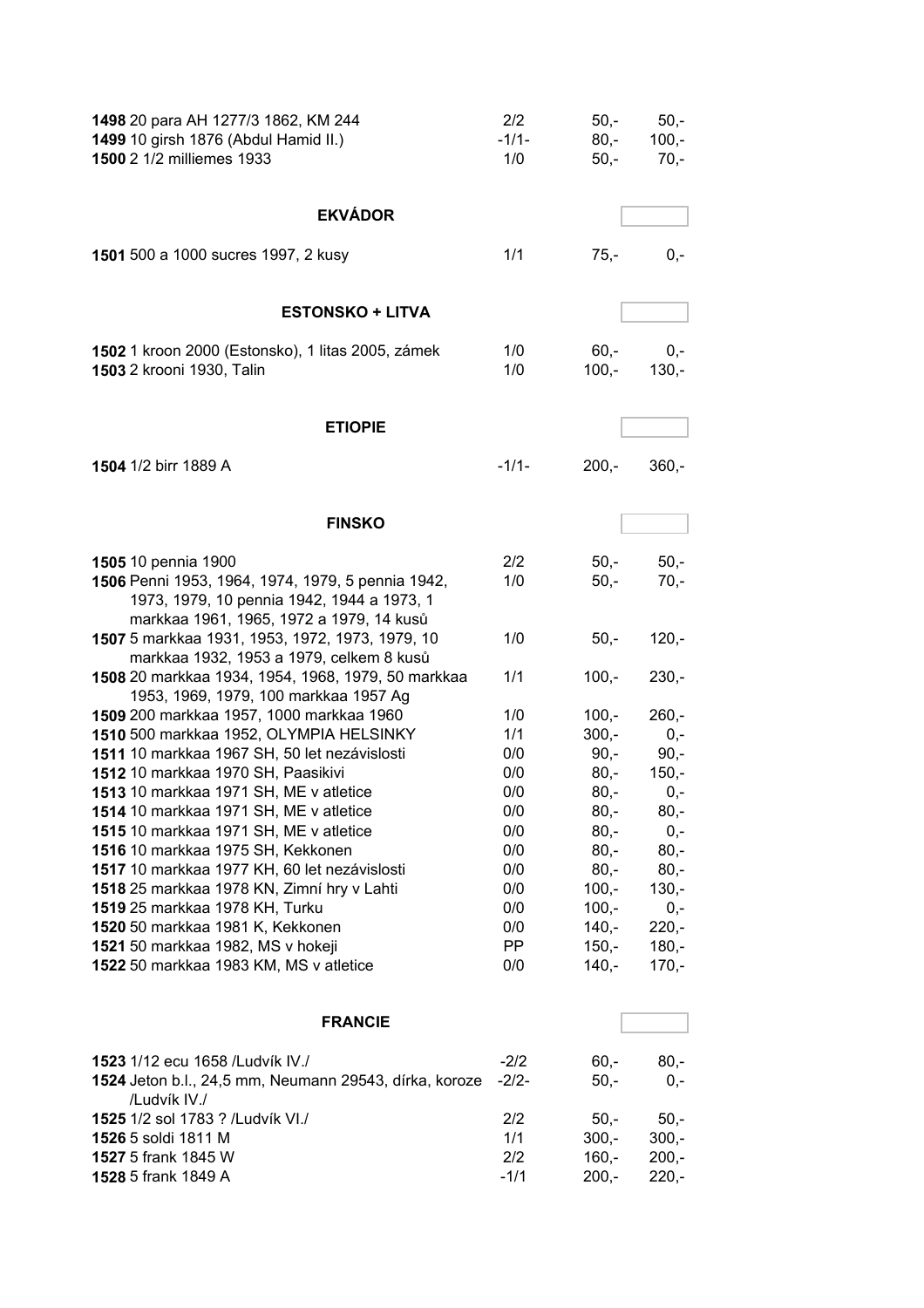| | | | |
|---|---|---|---|
| **1498** 20 para AH 1277/3 1862, KM 244 | 2/2 | 50,- | 50,- |
| **1499** 10 girsh 1876 (Abdul Hamid II.) | -1/1- | 80,- | 100,- |
| **1500** 2 1/2 milliemes 1933 | 1/0 | 50,- | 70,- |

### EKVÁDOR

| | | | |
|---|---|---|---|
| **1501** 500 a 1000 sucres 1997, 2 kusy | 1/1 | 75,- | 0,- |

### ESTONSKO + LITVA

| | | | |
|---|---|---|---|
| **1502** 1 kroon 2000 (Estonsko), 1 litas 2005, zámek | 1/0 | 60,- | 0,- |
| **1503** 2 krooni 1930, Talin | 1/0 | 100,- | 130,- |

### ETIOPIE

| | | | |
|---|---|---|---|
| **1504** 1/2 birr 1889 A | -1/1- | 200,- | 360,- |

### FINSKO

| | | | |
|---|---|---|---|
| **1505** 10 pennia 1900 | 2/2 | 50,- | 50,- |
| **1506** Penni 1953, 1964, 1974, 1979, 5 pennia 1942, 1973, 1979, 10 pennia 1942, 1944 a 1973, 1 markkaa 1961, 1965, 1972 a 1979, 14 kusů | 1/0 | 50,- | 70,- |
| **1507** 5 markkaa 1931, 1953, 1972, 1973, 1979, 10 markkaa 1932, 1953 a 1979, celkem 8 kusů | 1/0 | 50,- | 120,- |
| **1508** 20 markkaa 1934, 1954, 1968, 1979, 50 markkaa 1953, 1969, 1979, 100 markkaa 1957 Ag | 1/1 | 100,- | 230,- |
| **1509** 200 markkaa 1957, 1000 markkaa 1960 | 1/0 | 100,- | 260,- |
| **1510** 500 markkaa 1952, OLYMPIA HELSINKY | 1/1 | 300,- | 0,- |
| **1511** 10 markkaa 1967 SH, 50 let nezávislosti | 0/0 | 90,- | 90,- |
| **1512** 10 markkaa 1970 SH, Paasikivi | 0/0 | 80,- | 150,- |
| **1513** 10 markkaa 1971 SH, ME v atletice | 0/0 | 80,- | 0,- |
| **1514** 10 markkaa 1971 SH, ME v atletice | 0/0 | 80,- | 80,- |
| **1515** 10 markkaa 1971 SH, ME v atletice | 0/0 | 80,- | 0,- |
| **1516** 10 markkaa 1975 SH, Kekkonen | 0/0 | 80,- | 80,- |
| **1517** 10 markkaa 1977 KH, 60 let nezávislosti | 0/0 | 80,- | 80,- |
| **1518** 25 markkaa 1978 KN, Zimní hry v Lahti | 0/0 | 100,- | 130,- |
| **1519** 25 markkaa 1978 KH, Turku | 0/0 | 100,- | 0,- |
| **1520** 50 markkaa 1981 K, Kekkonen | 0/0 | 140,- | 220,- |
| **1521** 50 markkaa 1982, MS v hokeji | PP | 150,- | 180,- |
| **1522** 50 markkaa 1983 KM, MS v atletice | 0/0 | 140,- | 170,- |

### FRANCIE

| | | | |
|---|---|---|---|
| **1523** 1/12 ecu 1658 /Ludvík IV./ | -2/2 | 60,- | 80,- |
| **1524** Jeton b.l., 24,5 mm, Neumann 29543, dírka, koroze /Ludvík IV./ | -2/2- | 50,- | 0,- |
| **1525** 1/2 sol 1783 ? /Ludvík VI./ | 2/2 | 50,- | 50,- |
| **1526** 5 soldi 1811 M | 1/1 | 300,- | 300,- |
| **1527** 5 frank 1845 W | 2/2 | 160,- | 200,- |
| **1528** 5 frank 1849 A | -1/1 | 200,- | 220,- |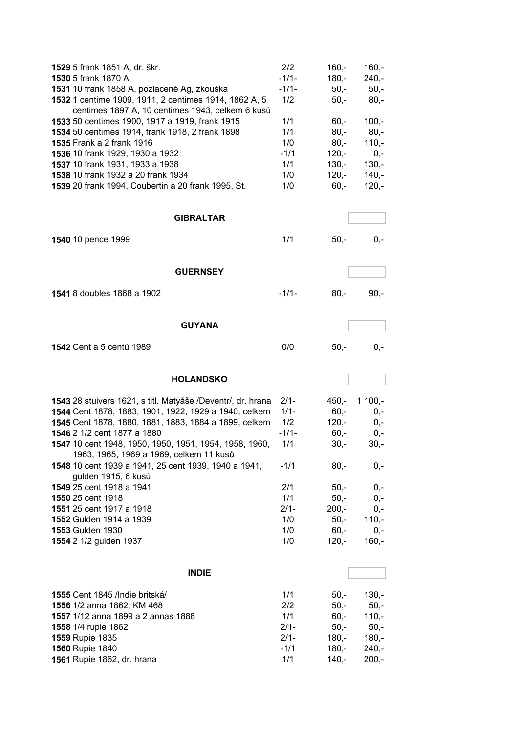| | | | |
|---|---|---|---|
| **1529** 5 frank 1851 A, dr. škr. | 2/2 | 160,- | 160,- |
| **1530** 5 frank 1870 A | -1/1- | 180,- | 240,- |
| **1531** 10 frank 1858 A, pozlacené Ag, zkouška | -1/1- | 50,- | 50,- |
| **1532** 1 centime 1909, 1911, 2 centimes 1914, 1862 A, 5 centimes 1897 A, 10 centimes 1943, celkem 6 kusů | 1/2 | 50,- | 80,- |
| **1533** 50 centimes 1900, 1917 a 1919, frank 1915 | 1/1 | 60,- | 100,- |
| **1534** 50 centimes 1914, frank 1918, 2 frank 1898 | 1/1 | 80,- | 80,- |
| **1535** Frank a 2 frank 1916 | 1/0 | 80,- | 110,- |
| **1536** 10 frank 1929, 1930 a 1932 | -1/1 | 120,- | 0,- |
| **1537** 10 frank 1931, 1933 a 1938 | 1/1 | 130,- | 130,- |
| **1538** 10 frank 1932 a 20 frank 1934 | 1/0 | 120,- | 140,- |
| **1539** 20 frank 1994, Coubertin a 20 frank 1995, St. | 1/0 | 60,- | 120,- |

## GIBRALTAR

| | | | |
|---|---|---|---|
| **1540** 10 pence 1999 | 1/1 | 50,- | 0,- |

## GUERNSEY

| | | | |
|---|---|---|---|
| **1541** 8 doubles 1868 a 1902 | -1/1- | 80,- | 90,- |

## GUYANA

| | | | |
|---|---|---|---|
| **1542** Cent a 5 centů 1989 | 0/0 | 50,- | 0,- |

## HOLANDSKO

| | | | |
|---|---|---|---|
| **1543** 28 stuivers 1621, s titl. Matyáše /Deventr/, dr. hrana | 2/1- | 450,- | 1 100,- |
| **1544** Cent 1878, 1883, 1901, 1922, 1929 a 1940, celkem | 1/1- | 60,- | 0,- |
| **1545** Cent 1878, 1880, 1881, 1883, 1884 a 1899, celkem | 1/2 | 120,- | 0,- |
| **1546** 2 1/2 cent 1877 a 1880 | -1/1- | 60,- | 0,- |
| **1547** 10 cent 1948, 1950, 1950, 1951, 1954, 1958, 1960, 1963, 1965, 1969 a 1969, celkem 11 kusů | 1/1 | 30,- | 30,- |
| **1548** 10 cent 1939 a 1941, 25 cent 1939, 1940 a 1941, gulden 1915, 6 kusů | -1/1 | 80,- | 0,- |
| **1549** 25 cent 1918 a 1941 | 2/1 | 50,- | 0,- |
| **1550** 25 cent 1918 | 1/1 | 50,- | 0,- |
| **1551** 25 cent 1917 a 1918 | 2/1- | 200,- | 0,- |
| **1552** Gulden 1914 a 1939 | 1/0 | 50,- | 110,- |
| **1553** Gulden 1930 | 1/0 | 60,- | 0,- |
| **1554** 2 1/2 gulden 1937 | 1/0 | 120,- | 160,- |

## INDIE

| | | | |
|---|---|---|---|
| **1555** Cent 1845 /Indie britská/ | 1/1 | 50,- | 130,- |
| **1556** 1/2 anna 1862, KM 468 | 2/2 | 50,- | 50,- |
| **1557** 1/12 anna 1899 a 2 annas 1888 | 1/1 | 60,- | 110,- |
| **1558** 1/4 rupie 1862 | 2/1- | 50,- | 50,- |
| **1559** Rupie 1835 | 2/1- | 180,- | 180,- |
| **1560** Rupie 1840 | -1/1 | 180,- | 240,- |
| **1561** Rupie 1862, dr. hrana | 1/1 | 140,- | 200,- |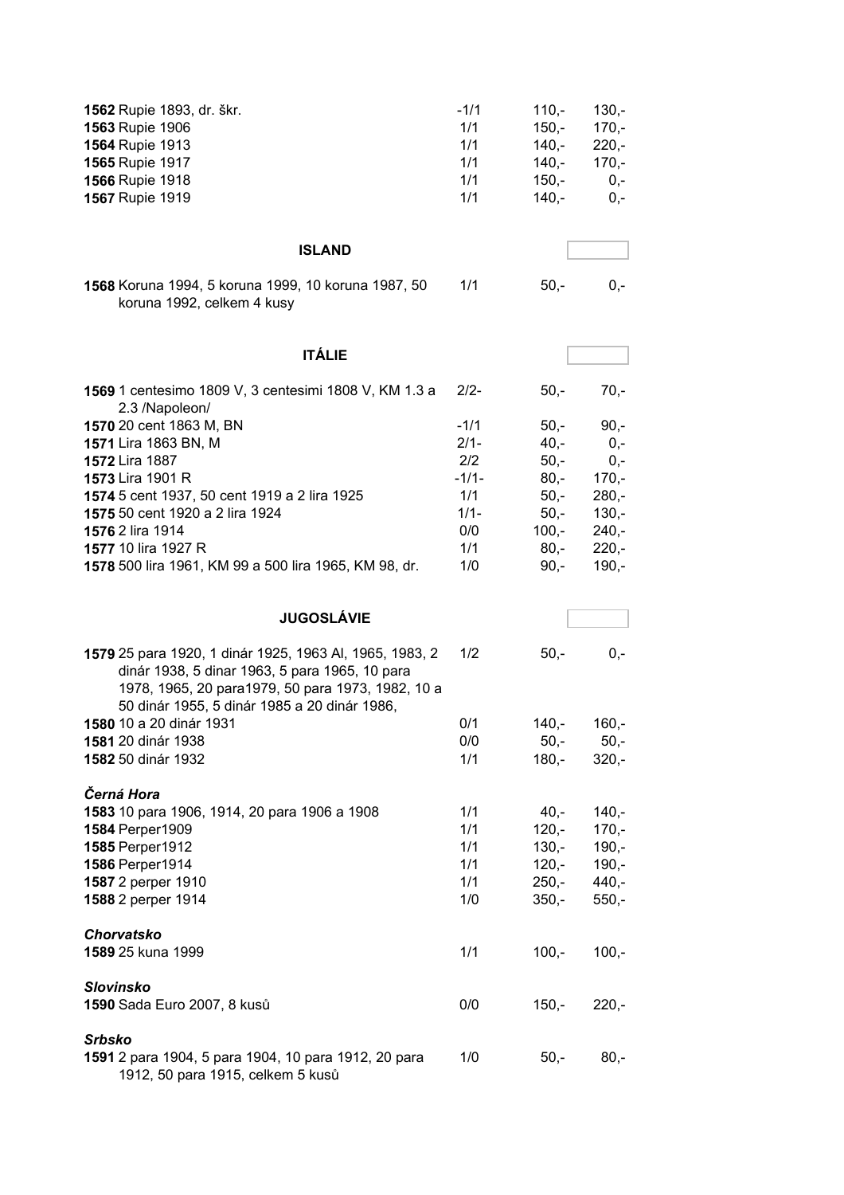| | | | |
|---|---|---|---|
| **1562** Rupie 1893, dr. škr. | -1/1 | 110,- | 130,- |
| **1563** Rupie 1906 | 1/1 | 150,- | 170,- |
| **1564** Rupie 1913 | 1/1 | 140,- | 220,- |
| **1565** Rupie 1917 | 1/1 | 140,- | 170,- |
| **1566** Rupie 1918 | 1/1 | 150,- | 0,- |
| **1567** Rupie 1919 | 1/1 | 140,- | 0,- |

## ISLAND

| | | | |
|---|---|---|---|
| **1568** Koruna 1994, 5 koruna 1999, 10 koruna 1987, 50 koruna 1992, celkem 4 kusy | 1/1 | 50,- | 0,- |

## ITÁLIE

| | | | |
|---|---|---|---|
| **1569** 1 centesimo 1809 V, 3 centesimi 1808 V, KM 1.3 a 2.3 /Napoleon/ | 2/2- | 50,- | 70,- |
| **1570** 20 cent 1863 M, BN | -1/1 | 50,- | 90,- |
| **1571** Lira 1863 BN, M | 2/1- | 40,- | 0,- |
| **1572** Lira 1887 | 2/2 | 50,- | 0,- |
| **1573** Lira 1901 R | -1/1- | 80,- | 170,- |
| **1574** 5 cent 1937, 50 cent 1919 a 2 lira 1925 | 1/1 | 50,- | 280,- |
| **1575** 50 cent 1920 a 2 lira 1924 | 1/1- | 50,- | 130,- |
| **1576** 2 lira 1914 | 0/0 | 100,- | 240,- |
| **1577** 10 lira 1927 R | 1/1 | 80,- | 220,- |
| **1578** 500 lira 1961, KM 99 a 500 lira 1965, KM 98, dr. | 1/0 | 90,- | 190,- |

## JUGOSLÁVIE

| | | | |
|---|---|---|---|
| **1579** 25 para 1920, 1 dinár 1925, 1963 Al, 1965, 1983, 2 dinár 1938, 5 dinar 1963, 5 para 1965, 10 para 1978, 1965, 20 para1979, 50 para 1973, 1982, 10 a 50 dinár 1955, 5 dinár 1985 a 20 dinár 1986, | 1/2 | 50,- | 0,- |
| **1580** 10 a 20 dinár 1931 | 0/1 | 140,- | 160,- |
| **1581** 20 dinár 1938 | 0/0 | 50,- | 50,- |
| **1582** 50 dinár 1932 | 1/1 | 180,- | 320,- |

***Černá Hora***

| | | | |
|---|---|---|---|
| **1583** 10 para 1906, 1914, 20 para 1906 a 1908 | 1/1 | 40,- | 140,- |
| **1584** Perper1909 | 1/1 | 120,- | 170,- |
| **1585** Perper1912 | 1/1 | 130,- | 190,- |
| **1586** Perper1914 | 1/1 | 120,- | 190,- |
| **1587** 2 perper 1910 | 1/1 | 250,- | 440,- |
| **1588** 2 perper 1914 | 1/0 | 350,- | 550,- |

***Chorvatsko***

| | | | |
|---|---|---|---|
| **1589** 25 kuna 1999 | 1/1 | 100,- | 100,- |

***Slovinsko***

| | | | |
|---|---|---|---|
| **1590** Sada Euro 2007, 8 kusů | 0/0 | 150,- | 220,- |

***Srbsko***

| | | | |
|---|---|---|---|
| **1591** 2 para 1904, 5 para 1904, 10 para 1912, 20 para 1912, 50 para 1915, celkem 5 kusů | 1/0 | 50,- | 80,- |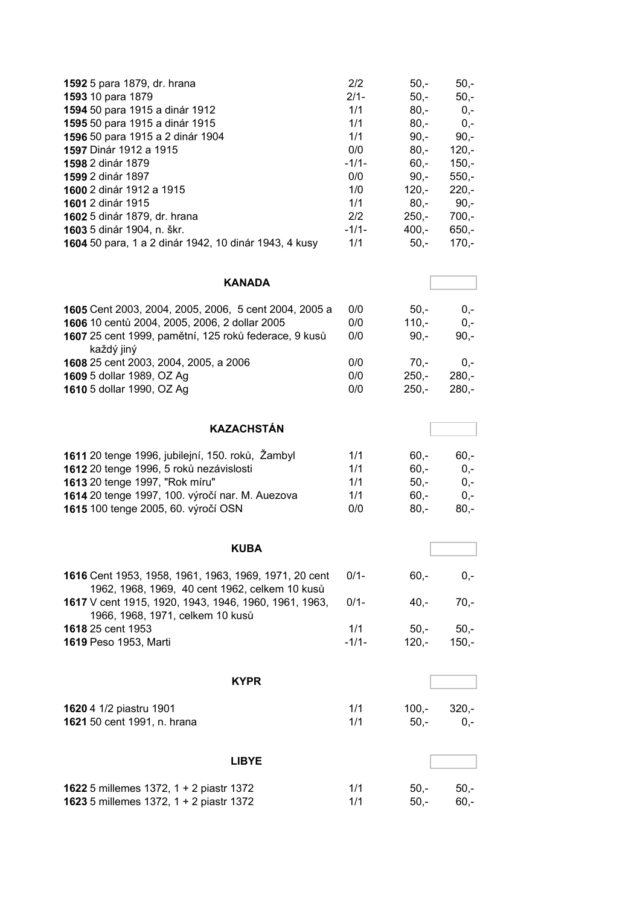| | | | |
|---|---|---|---|
| **1592** 5 para 1879, dr. hrana | 2/2 | 50,- | 50,- |
| **1593** 10 para 1879 | 2/1- | 50,- | 50,- |
| **1594** 50 para 1915 a dinár 1912 | 1/1 | 80,- | 0,- |
| **1595** 50 para 1915 a dinár 1915 | 1/1 | 80,- | 0,- |
| **1596** 50 para 1915 a 2 dinár 1904 | 1/1 | 90,- | 90,- |
| **1597** Dinár 1912 a 1915 | 0/0 | 80,- | 120,- |
| **1598** 2 dinár 1879 | -1/1- | 60,- | 150,- |
| **1599** 2 dinár 1897 | 0/0 | 90,- | 550,- |
| **1600** 2 dinár 1912 a 1915 | 1/0 | 120,- | 220,- |
| **1601** 2 dinár 1915 | 1/1 | 80,- | 90,- |
| **1602** 5 dinár 1879, dr. hrana | 2/2 | 250,- | 700,- |
| **1603** 5 dinár 1904, n. škr. | -1/1- | 400,- | 650,- |
| **1604** 50 para, 1 a 2 dinár 1942, 10 dinár 1943, 4 kusy | 1/1 | 50,- | 170,- |

### KANADA

| | | | |
|---|---|---|---|
| **1605** Cent 2003, 2004, 2005, 2006, 5 cent 2004, 2005 a | 0/0 | 50,- | 0,- |
| **1606** 10 centů 2004, 2005, 2006, 2 dollar 2005 | 0/0 | 110,- | 0,- |
| **1607** 25 cent 1999, pamětní, 125 roků federace, 9 kusů každý jiný | 0/0 | 90,- | 90,- |
| **1608** 25 cent 2003, 2004, 2005, a 2006 | 0/0 | 70,- | 0,- |
| **1609** 5 dollar 1989, OZ Ag | 0/0 | 250,- | 280,- |
| **1610** 5 dollar 1990, OZ Ag | 0/0 | 250,- | 280,- |

### KAZACHSTÁN

| | | | |
|---|---|---|---|
| **1611** 20 tenge 1996, jubilejní, 150. roků, Žambyl | 1/1 | 60,- | 60,- |
| **1612** 20 tenge 1996, 5 roků nezávislosti | 1/1 | 60,- | 0,- |
| **1613** 20 tenge 1997, "Rok míru" | 1/1 | 50,- | 0,- |
| **1614** 20 tenge 1997, 100. výročí nar. M. Auezova | 1/1 | 60,- | 0,- |
| **1615** 100 tenge 2005, 60. výročí OSN | 0/0 | 80,- | 80,- |

### KUBA

| | | | |
|---|---|---|---|
| **1616** Cent 1953, 1958, 1961, 1963, 1969, 1971, 20 cent 1962, 1968, 1969, 40 cent 1962, celkem 10 kusů | 0/1- | 60,- | 0,- |
| **1617** V cent 1915, 1920, 1943, 1946, 1960, 1961, 1963, 1966, 1968, 1971, celkem 10 kusů | 0/1- | 40,- | 70,- |
| **1618** 25 cent 1953 | 1/1 | 50,- | 50,- |
| **1619** Peso 1953, Marti | -1/1- | 120,- | 150,- |

### KYPR

| | | | |
|---|---|---|---|
| **1620** 4 1/2 piastru 1901 | 1/1 | 100,- | 320,- |
| **1621** 50 cent 1991, n. hrana | 1/1 | 50,- | 0,- |

### LIBYE

| | | | |
|---|---|---|---|
| **1622** 5 millemes 1372, 1 + 2 piastr 1372 | 1/1 | 50,- | 50,- |
| **1623** 5 millemes 1372, 1 + 2 piastr 1372 | 1/1 | 50,- | 60,- |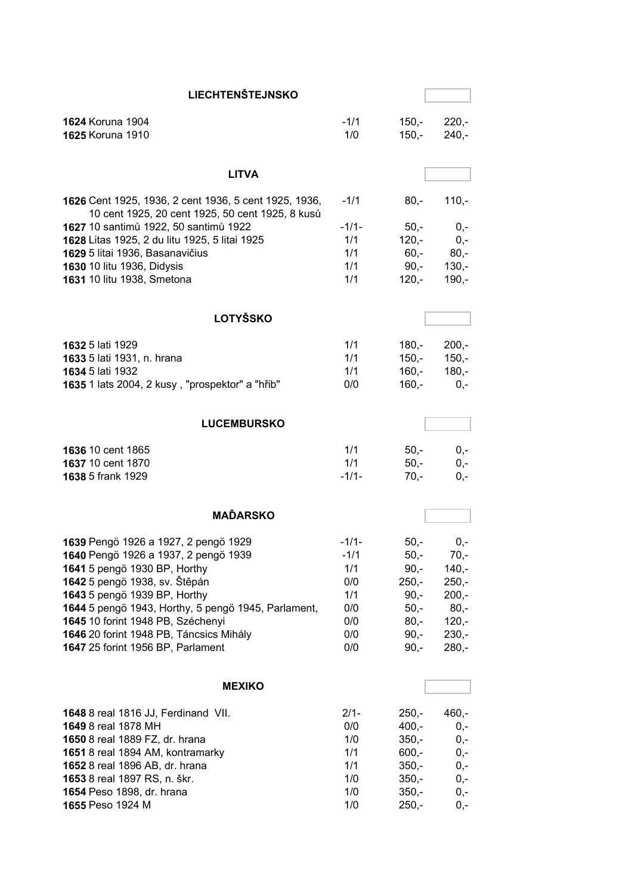## LIECHTENŠTEJNSKO

| | | | |
|---|---|---|---|
| **1624** Koruna 1904 | -1/1 | 150,- | 220,- |
| **1625** Koruna 1910 | 1/0 | 150,- | 240,- |

## LITVA

| | | | |
|---|---|---|---|
| **1626** Cent 1925, 1936, 2 cent 1936, 5 cent 1925, 1936, 10 cent 1925, 20 cent 1925, 50 cent 1925, 8 kusů | -1/1 | 80,- | 110,- |
| **1627** 10 santimů 1922, 50 santimů 1922 | -1/1- | 50,- | 0,- |
| **1628** Litas 1925, 2 du litu 1925, 5 litai 1925 | 1/1 | 120,- | 0,- |
| **1629** 5 litai 1936, Basanavičius | 1/1 | 60,- | 80,- |
| **1630** 10 litu 1936, Didysis | 1/1 | 90,- | 130,- |
| **1631** 10 litu 1938, Smetona | 1/1 | 120,- | 190,- |

## LOTYŠSKO

| | | | |
|---|---|---|---|
| **1632** 5 lati 1929 | 1/1 | 180,- | 200,- |
| **1633** 5 lati 1931, n. hrana | 1/1 | 150,- | 150,- |
| **1634** 5 lati 1932 | 1/1 | 160,- | 180,- |
| **1635** 1 lats 2004, 2 kusy , "prospektor" a "hřib" | 0/0 | 160,- | 0,- |

## LUCEMBURSKO

| | | | |
|---|---|---|---|
| **1636** 10 cent 1865 | 1/1 | 50,- | 0,- |
| **1637** 10 cent 1870 | 1/1 | 50,- | 0,- |
| **1638** 5 frank 1929 | -1/1- | 70,- | 0,- |

## MAĎARSKO

| | | | |
|---|---|---|---|
| **1639** Pengö 1926 a 1927, 2 pengö 1929 | -1/1- | 50,- | 0,- |
| **1640** Pengö 1926 a 1937, 2 pengö 1939 | -1/1 | 50,- | 70,- |
| **1641** 5 pengö 1930 BP, Horthy | 1/1 | 90,- | 140,- |
| **1642** 5 pengö 1938, sv. Štěpán | 0/0 | 250,- | 250,- |
| **1643** 5 pengö 1939 BP, Horthy | 1/1 | 90,- | 200,- |
| **1644** 5 pengö 1943, Horthy, 5 pengö 1945, Parlament, | 0/0 | 50,- | 80,- |
| **1645** 10 forint 1948 PB, Széchenyi | 0/0 | 80,- | 120,- |
| **1646** 20 forint 1948 PB, Táncsics Mihály | 0/0 | 90,- | 230,- |
| **1647** 25 forint 1956 BP, Parlament | 0/0 | 90,- | 280,- |

## MEXIKO

| | | | |
|---|---|---|---|
| **1648** 8 real 1816 JJ, Ferdinand VII. | 2/1- | 250,- | 460,- |
| **1649** 8 real 1878 MH | 0/0 | 400,- | 0,- |
| **1650** 8 real 1889 FZ, dr. hrana | 1/0 | 350,- | 0,- |
| **1651** 8 real 1894 AM, kontramarky | 1/1 | 600,- | 0,- |
| **1652** 8 real 1896 AB, dr. hrana | 1/1 | 350,- | 0,- |
| **1653** 8 real 1897 RS, n. škr. | 1/0 | 350,- | 0,- |
| **1654** Peso 1898, dr. hrana | 1/0 | 350,- | 0,- |
| **1655** Peso 1924 M | 1/0 | 250,- | 0,- |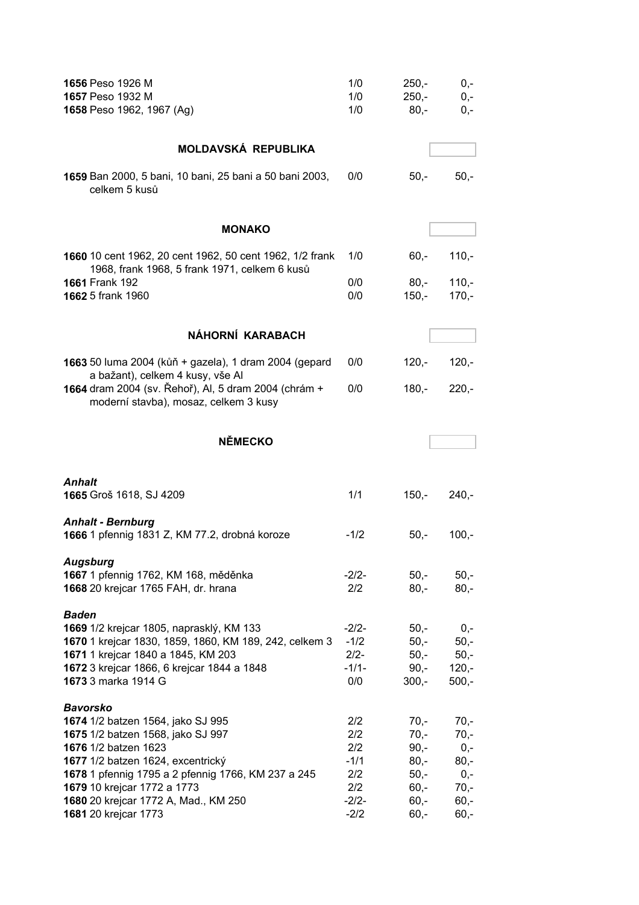| | | | |
|---|---|---|---|
| **1656** Peso 1926 M | 1/0 | 250,- | 0,- |
| **1657** Peso 1932 M | 1/0 | 250,- | 0,- |
| **1658** Peso 1962, 1967 (Ag) | 1/0 | 80,- | 0,- |

## MOLDAVSKÁ REPUBLIKA

| | | | |
|---|---|---|---|
| **1659** Ban 2000, 5 bani, 10 bani, 25 bani a 50 bani 2003, celkem 5 kusů | 0/0 | 50,- | 50,- |

## MONAKO

| | | | |
|---|---|---|---|
| **1660** 10 cent 1962, 20 cent 1962, 50 cent 1962, 1/2 frank 1968, frank 1968, 5 frank 1971, celkem 6 kusů | 1/0 | 60,- | 110,- |
| **1661** Frank 192 | 0/0 | 80,- | 110,- |
| **1662** 5 frank 1960 | 0/0 | 150,- | 170,- |

## NÁHORNÍ KARABACH

| | | | |
|---|---|---|---|
| **1663** 50 luma 2004 (kůň + gazela), 1 dram 2004 (gepard a bažant), celkem 4 kusy, vše Al | 0/0 | 120,- | 120,- |
| **1664** dram 2004 (sv. Řehoř), Al, 5 dram 2004 (chrám + moderní stavba), mosaz, celkem 3 kusy | 0/0 | 180,- | 220,- |

## NĚMECKO

***Anhalt***

| | | | |
|---|---|---|---|
| **1665** Groš 1618, SJ 4209 | 1/1 | 150,- | 240,- |

***Anhalt - Bernburg***

| | | | |
|---|---|---|---|
| **1666** 1 pfennig 1831 Z, KM 77.2, drobná koroze | -1/2 | 50,- | 100,- |

***Augsburg***

| | | | |
|---|---|---|---|
| **1667** 1 pfennig 1762, KM 168, měděnka | -2/2- | 50,- | 50,- |
| **1668** 20 krejcar 1765 FAH, dr. hrana | 2/2 | 80,- | 80,- |

***Baden***

| | | | |
|---|---|---|---|
| **1669** 1/2 krejcar 1805, naprasklý, KM 133 | -2/2- | 50,- | 0,- |
| **1670** 1 krejcar 1830, 1859, 1860, KM 189, 242, celkem 3 | -1/2 | 50,- | 50,- |
| **1671** 1 krejcar 1840 a 1845, KM 203 | 2/2- | 50,- | 50,- |
| **1672** 3 krejcar 1866, 6 krejcar 1844 a 1848 | -1/1- | 90,- | 120,- |
| **1673** 3 marka 1914 G | 0/0 | 300,- | 500,- |

***Bavorsko***

| | | | |
|---|---|---|---|
| **1674** 1/2 batzen 1564, jako SJ 995 | 2/2 | 70,- | 70,- |
| **1675** 1/2 batzen 1568, jako SJ 997 | 2/2 | 70,- | 70,- |
| **1676** 1/2 batzen 1623 | 2/2 | 90,- | 0,- |
| **1677** 1/2 batzen 1624, excentrický | -1/1 | 80,- | 80,- |
| **1678** 1 pfennig 1795 a 2 pfennig 1766, KM 237 a 245 | 2/2 | 50,- | 0,- |
| **1679** 10 krejcar 1772 a 1773 | 2/2 | 60,- | 70,- |
| **1680** 20 krejcar 1772 A, Mad., KM 250 | -2/2- | 60,- | 60,- |
| **1681** 20 krejcar 1773 | -2/2 | 60,- | 60,- |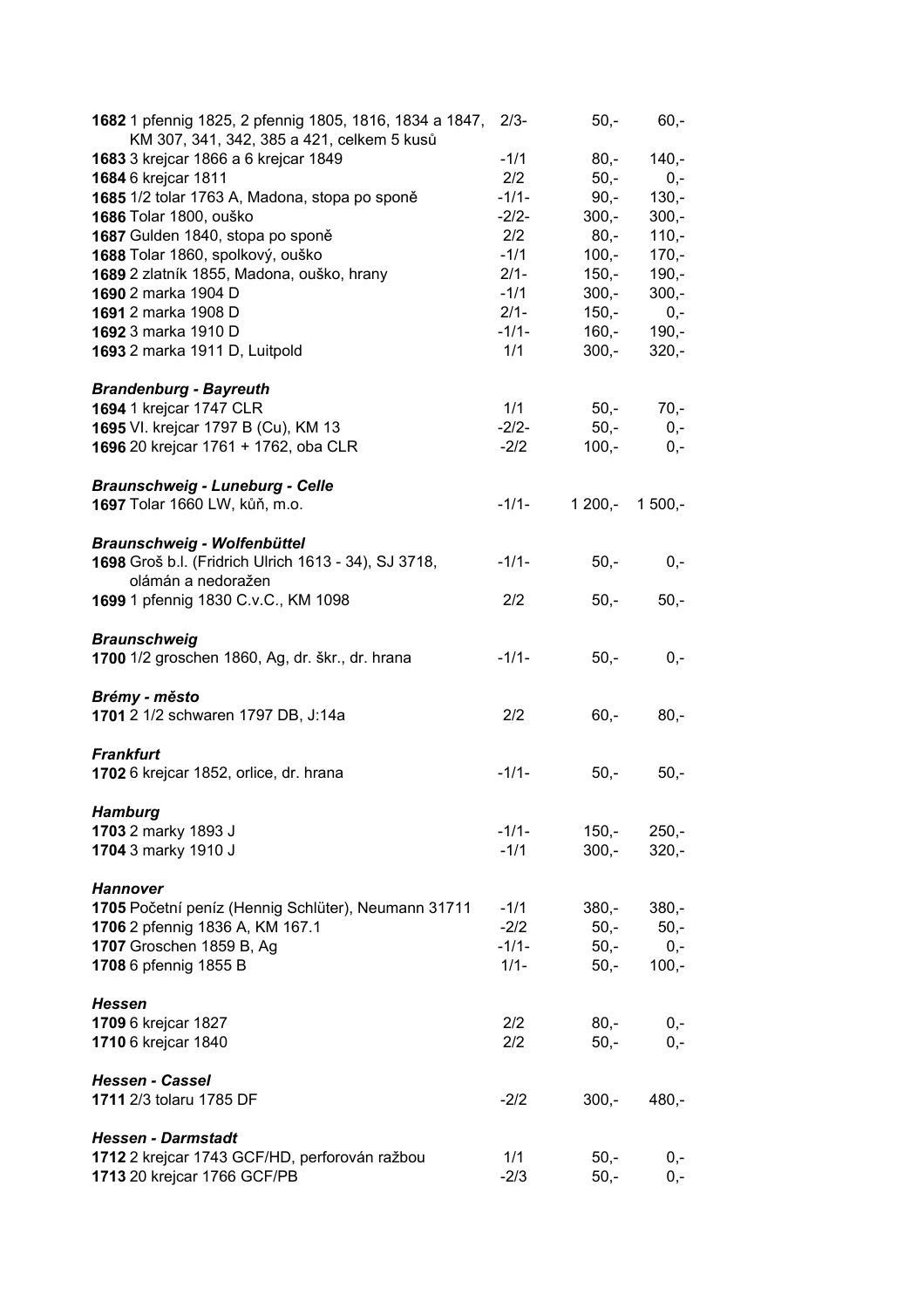| | | | |
|---|---|---|---|
| **1682** 1 pfennig 1825, 2 pfennig 1805, 1816, 1834 a 1847, KM 307, 341, 342, 385 a 421, celkem 5 kusů | 2/3- | 50,- | 60,- |
| **1683** 3 krejcar 1866 a 6 krejcar 1849 | -1/1 | 80,- | 140,- |
| **1684** 6 krejcar 1811 | 2/2 | 50,- | 0,- |
| **1685** 1/2 tolar 1763 A, Madona, stopa po sponě | -1/1- | 90,- | 130,- |
| **1686** Tolar 1800, ouško | -2/2- | 300,- | 300,- |
| **1687** Gulden 1840, stopa po sponě | 2/2 | 80,- | 110,- |
| **1688** Tolar 1860, spolkový, ouško | -1/1 | 100,- | 170,- |
| **1689** 2 zlatník 1855, Madona, ouško, hrany | 2/1- | 150,- | 190,- |
| **1690** 2 marka 1904 D | -1/1 | 300,- | 300,- |
| **1691** 2 marka 1908 D | 2/1- | 150,- | 0,- |
| **1692** 3 marka 1910 D | -1/1- | 160,- | 190,- |
| **1693** 2 marka 1911 D, Luitpold | 1/1 | 300,- | 320,- |

***Brandenburg - Bayreuth***

| | | | |
|---|---|---|---|
| **1694** 1 krejcar 1747 CLR | 1/1 | 50,- | 70,- |
| **1695** VI. krejcar 1797 B (Cu), KM 13 | -2/2- | 50,- | 0,- |
| **1696** 20 krejcar 1761 + 1762, oba CLR | -2/2 | 100,- | 0,- |

***Braunschweig - Luneburg - Celle***

| | | | |
|---|---|---|---|
| **1697** Tolar 1660 LW, kůň, m.o. | -1/1- | 1 200,- | 1 500,- |

***Braunschweig - Wolfenbüttel***

| | | | |
|---|---|---|---|
| **1698** Groš b.l. (Fridrich Ulrich 1613 - 34), SJ 3718, olámán a nedoražen | -1/1- | 50,- | 0,- |
| **1699** 1 pfennig 1830 C.v.C., KM 1098 | 2/2 | 50,- | 50,- |

***Braunschweig***

| | | | |
|---|---|---|---|
| **1700** 1/2 groschen 1860, Ag, dr. škr., dr. hrana | -1/1- | 50,- | 0,- |

***Brémy - město***

| | | | |
|---|---|---|---|
| **1701** 2 1/2 schwaren 1797 DB, J:14a | 2/2 | 60,- | 80,- |

***Frankfurt***

| | | | |
|---|---|---|---|
| **1702** 6 krejcar 1852, orlice, dr. hrana | -1/1- | 50,- | 50,- |

***Hamburg***

| | | | |
|---|---|---|---|
| **1703** 2 marky 1893 J | -1/1- | 150,- | 250,- |
| **1704** 3 marky 1910 J | -1/1 | 300,- | 320,- |

***Hannover***

| | | | |
|---|---|---|---|
| **1705** Početní peníz (Hennig Schlüter), Neumann 31711 | -1/1 | 380,- | 380,- |
| **1706** 2 pfennig 1836 A, KM 167.1 | -2/2 | 50,- | 50,- |
| **1707** Groschen 1859 B, Ag | -1/1- | 50,- | 0,- |
| **1708** 6 pfennig 1855 B | 1/1- | 50,- | 100,- |

***Hessen***

| | | | |
|---|---|---|---|
| **1709** 6 krejcar 1827 | 2/2 | 80,- | 0,- |
| **1710** 6 krejcar 1840 | 2/2 | 50,- | 0,- |

***Hessen - Cassel***

| | | | |
|---|---|---|---|
| **1711** 2/3 tolaru 1785 DF | -2/2 | 300,- | 480,- |

***Hessen - Darmstadt***

| | | | |
|---|---|---|---|
| **1712** 2 krejcar 1743 GCF/HD, perforován ražbou | 1/1 | 50,- | 0,- |
| **1713** 20 krejcar 1766 GCF/PB | -2/3 | 50,- | 0,- |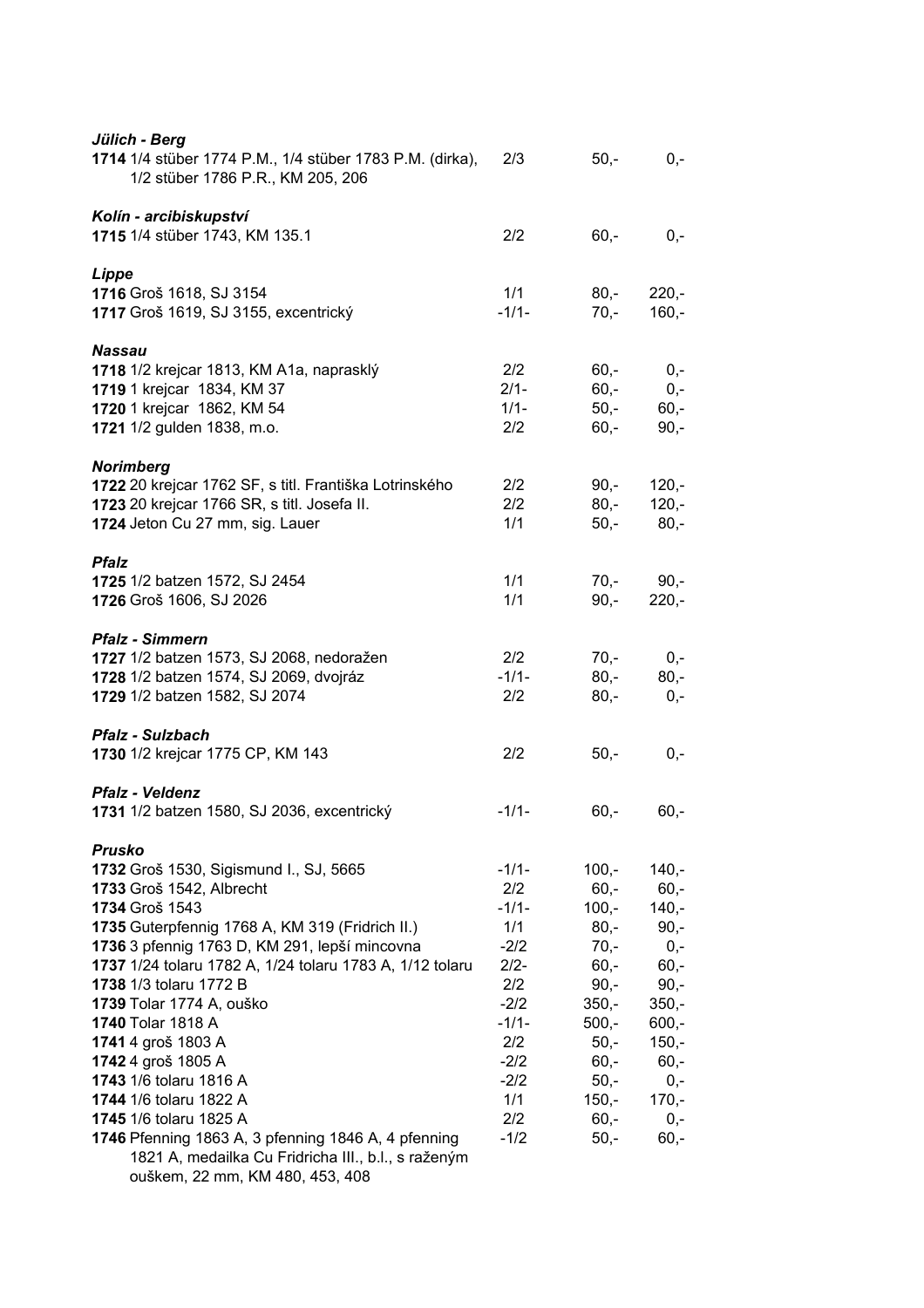***Jülich - Berg***

| | | | |
|---|---|---|---|
| **1714** 1/4 stüber 1774 P.M., 1/4 stüber 1783 P.M. (dirka), 1/2 stüber 1786 P.R., KM 205, 206 | 2/3 | 50,- | 0,- |

***Kolín - arcibiskupství***

| | | | |
|---|---|---|---|
| **1715** 1/4 stüber 1743, KM 135.1 | 2/2 | 60,- | 0,- |

***Lippe***

| | | | |
|---|---|---|---|
| **1716** Groš 1618, SJ 3154 | 1/1 | 80,- | 220,- |
| **1717** Groš 1619, SJ 3155, excentrický | -1/1- | 70,- | 160,- |

***Nassau***

| | | | |
|---|---|---|---|
| **1718** 1/2 krejcar 1813, KM A1a, naprasklý | 2/2 | 60,- | 0,- |
| **1719** 1 krejcar 1834, KM 37 | 2/1- | 60,- | 0,- |
| **1720** 1 krejcar 1862, KM 54 | 1/1- | 50,- | 60,- |
| **1721** 1/2 gulden 1838, m.o. | 2/2 | 60,- | 90,- |

***Norimberg***

| | | | |
|---|---|---|---|
| **1722** 20 krejcar 1762 SF, s titl. Františka Lotrinského | 2/2 | 90,- | 120,- |
| **1723** 20 krejcar 1766 SR, s titl. Josefa II. | 2/2 | 80,- | 120,- |
| **1724** Jeton Cu 27 mm, sig. Lauer | 1/1 | 50,- | 80,- |

***Pfalz***

| | | | |
|---|---|---|---|
| **1725** 1/2 batzen 1572, SJ 2454 | 1/1 | 70,- | 90,- |
| **1726** Groš 1606, SJ 2026 | 1/1 | 90,- | 220,- |

***Pfalz - Simmern***

| | | | |
|---|---|---|---|
| **1727** 1/2 batzen 1573, SJ 2068, nedoražen | 2/2 | 70,- | 0,- |
| **1728** 1/2 batzen 1574, SJ 2069, dvojráz | -1/1- | 80,- | 80,- |
| **1729** 1/2 batzen 1582, SJ 2074 | 2/2 | 80,- | 0,- |

***Pfalz - Sulzbach***

| | | | |
|---|---|---|---|
| **1730** 1/2 krejcar 1775 CP, KM 143 | 2/2 | 50,- | 0,- |

***Pfalz - Veldenz***

| | | | |
|---|---|---|---|
| **1731** 1/2 batzen 1580, SJ 2036, excentrický | -1/1- | 60,- | 60,- |

***Prusko***

| | | | |
|---|---|---|---|
| **1732** Groš 1530, Sigismund I., SJ, 5665 | -1/1- | 100,- | 140,- |
| **1733** Groš 1542, Albrecht | 2/2 | 60,- | 60,- |
| **1734** Groš 1543 | -1/1- | 100,- | 140,- |
| **1735** Guterpfennig 1768 A, KM 319 (Fridrich II.) | 1/1 | 80,- | 90,- |
| **1736** 3 pfennig 1763 D, KM 291, lepší mincovna | -2/2 | 70,- | 0,- |
| **1737** 1/24 tolaru 1782 A, 1/24 tolaru 1783 A, 1/12 tolaru | 2/2- | 60,- | 60,- |
| **1738** 1/3 tolaru 1772 B | 2/2 | 90,- | 90,- |
| **1739** Tolar 1774 A, ouško | -2/2 | 350,- | 350,- |
| **1740** Tolar 1818 A | -1/1- | 500,- | 600,- |
| **1741** 4 groš 1803 A | 2/2 | 50,- | 150,- |
| **1742** 4 groš 1805 A | -2/2 | 60,- | 60,- |
| **1743** 1/6 tolaru 1816 A | -2/2 | 50,- | 0,- |
| **1744** 1/6 tolaru 1822 A | 1/1 | 150,- | 170,- |
| **1745** 1/6 tolaru 1825 A | 2/2 | 60,- | 0,- |
| **1746** Pfenning 1863 A, 3 pfenning 1846 A, 4 pfenning 1821 A, medailka Cu Fridricha III., b.l., s raženým ouškem, 22 mm, KM 480, 453, 408 | -1/2 | 50,- | 60,- |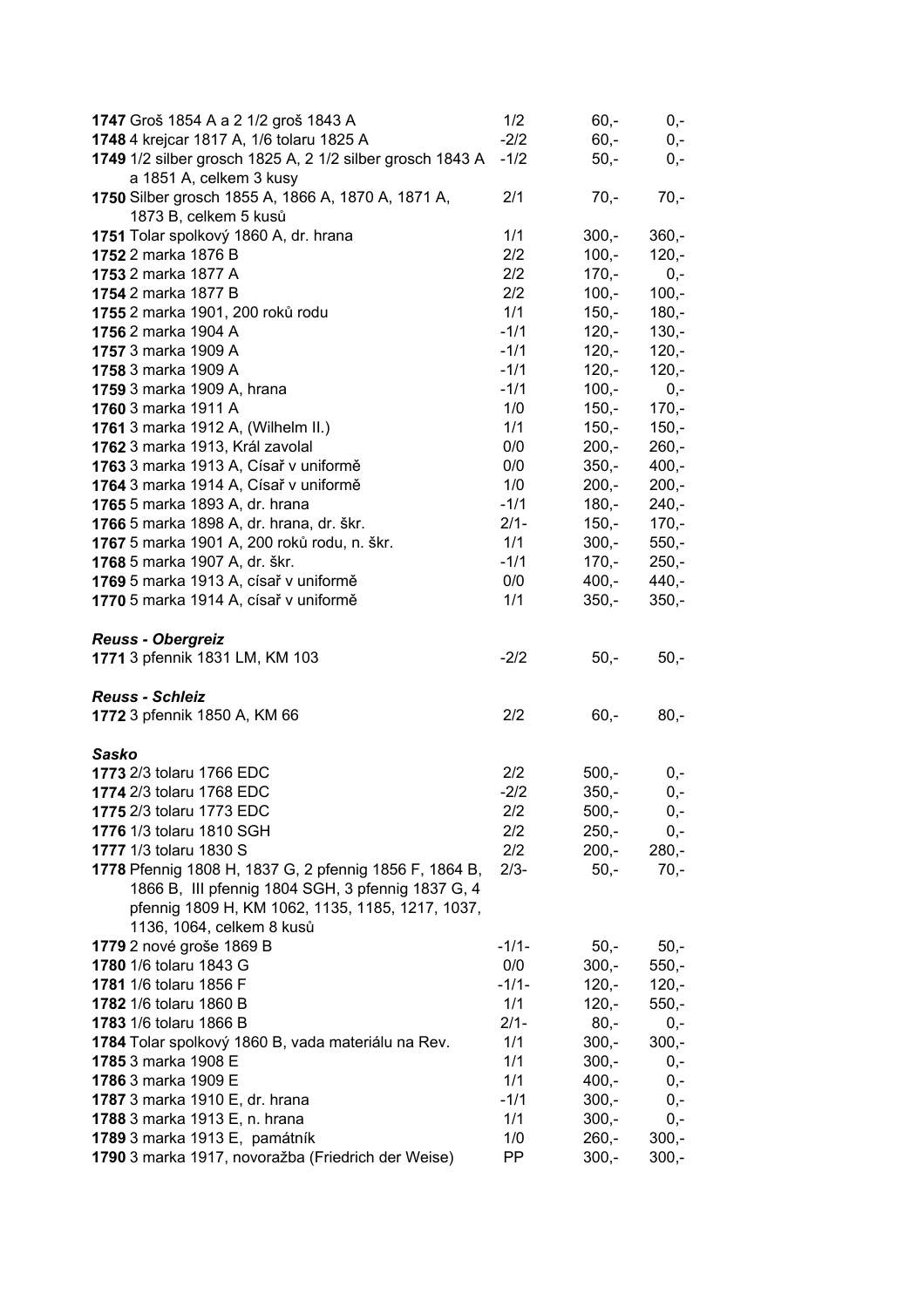| | | | |
|---|---|---|---|
| **1747** Groš 1854 A a 2 1/2 groš 1843 A | 1/2 | 60,- | 0,- |
| **1748** 4 krejcar 1817 A, 1/6 tolaru 1825 A | -2/2 | 60,- | 0,- |
| **1749** 1/2 silber grosch 1825 A, 2 1/2 silber grosch 1843 A a 1851 A, celkem 3 kusy | -1/2 | 50,- | 0,- |
| **1750** Silber grosch 1855 A, 1866 A, 1870 A, 1871 A, 1873 B, celkem 5 kusů | 2/1 | 70,- | 70,- |
| **1751** Tolar spolkový 1860 A, dr. hrana | 1/1 | 300,- | 360,- |
| **1752** 2 marka 1876 B | 2/2 | 100,- | 120,- |
| **1753** 2 marka 1877 A | 2/2 | 170,- | 0,- |
| **1754** 2 marka 1877 B | 2/2 | 100,- | 100,- |
| **1755** 2 marka 1901, 200 roků rodu | 1/1 | 150,- | 180,- |
| **1756** 2 marka 1904 A | -1/1 | 120,- | 130,- |
| **1757** 3 marka 1909 A | -1/1 | 120,- | 120,- |
| **1758** 3 marka 1909 A | -1/1 | 120,- | 120,- |
| **1759** 3 marka 1909 A, hrana | -1/1 | 100,- | 0,- |
| **1760** 3 marka 1911 A | 1/0 | 150,- | 170,- |
| **1761** 3 marka 1912 A, (Wilhelm II.) | 1/1 | 150,- | 150,- |
| **1762** 3 marka 1913, Král zavolal | 0/0 | 200,- | 260,- |
| **1763** 3 marka 1913 A, Císař v uniformě | 0/0 | 350,- | 400,- |
| **1764** 3 marka 1914 A, Císař v uniformě | 1/0 | 200,- | 200,- |
| **1765** 5 marka 1893 A, dr. hrana | -1/1 | 180,- | 240,- |
| **1766** 5 marka 1898 A, dr. hrana, dr. škr. | 2/1- | 150,- | 170,- |
| **1767** 5 marka 1901 A, 200 roků rodu, n. škr. | 1/1 | 300,- | 550,- |
| **1768** 5 marka 1907 A, dr. škr. | -1/1 | 170,- | 250,- |
| **1769** 5 marka 1913 A, císař v uniformě | 0/0 | 400,- | 440,- |
| **1770** 5 marka 1914 A, císař v uniformě | 1/1 | 350,- | 350,- |

***Reuss - Obergreiz***

| | | | |
|---|---|---|---|
| **1771** 3 pfennik 1831 LM, KM 103 | -2/2 | 50,- | 50,- |

***Reuss - Schleiz***

| | | | |
|---|---|---|---|
| **1772** 3 pfennik 1850 A, KM 66 | 2/2 | 60,- | 80,- |

***Sasko***

| | | | |
|---|---|---|---|
| **1773** 2/3 tolaru 1766 EDC | 2/2 | 500,- | 0,- |
| **1774** 2/3 tolaru 1768 EDC | -2/2 | 350,- | 0,- |
| **1775** 2/3 tolaru 1773 EDC | 2/2 | 500,- | 0,- |
| **1776** 1/3 tolaru 1810 SGH | 2/2 | 250,- | 0,- |
| **1777** 1/3 tolaru 1830 S | 2/2 | 200,- | 280,- |
| **1778** Pfennig 1808 H, 1837 G, 2 pfennig 1856 F, 1864 B, 1866 B, III pfennig 1804 SGH, 3 pfennig 1837 G, 4 pfennig 1809 H, KM 1062, 1135, 1185, 1217, 1037, 1136, 1064, celkem 8 kusů | 2/3- | 50,- | 70,- |
| **1779** 2 nové groše 1869 B | -1/1- | 50,- | 50,- |
| **1780** 1/6 tolaru 1843 G | 0/0 | 300,- | 550,- |
| **1781** 1/6 tolaru 1856 F | -1/1- | 120,- | 120,- |
| **1782** 1/6 tolaru 1860 B | 1/1 | 120,- | 550,- |
| **1783** 1/6 tolaru 1866 B | 2/1- | 80,- | 0,- |
| **1784** Tolar spolkový 1860 B, vada materiálu na Rev. | 1/1 | 300,- | 300,- |
| **1785** 3 marka 1908 E | 1/1 | 300,- | 0,- |
| **1786** 3 marka 1909 E | 1/1 | 400,- | 0,- |
| **1787** 3 marka 1910 E, dr. hrana | -1/1 | 300,- | 0,- |
| **1788** 3 marka 1913 E, n. hrana | 1/1 | 300,- | 0,- |
| **1789** 3 marka 1913 E, památník | 1/0 | 260,- | 300,- |
| **1790** 3 marka 1917, novoražba (Friedrich der Weise) | PP | 300,- | 300,- |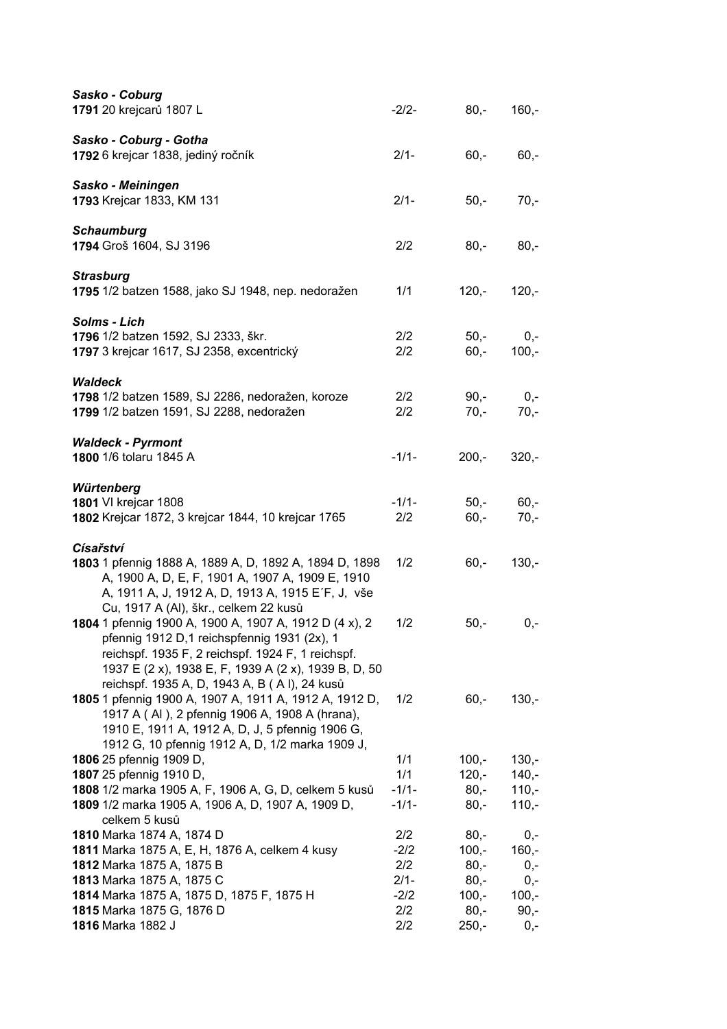***Sasko - Coburg***

| | | | |
|---|---|---|---|
| **1791** 20 krejcarů 1807 L | -2/2- | 80,- | 160,- |

***Sasko - Coburg - Gotha***

| | | | |
|---|---|---|---|
| **1792** 6 krejcar 1838, jediný ročník | 2/1- | 60,- | 60,- |

***Sasko - Meiningen***

| | | | |
|---|---|---|---|
| **1793** Krejcar 1833, KM 131 | 2/1- | 50,- | 70,- |

***Schaumburg***

| | | | |
|---|---|---|---|
| **1794** Groš 1604, SJ 3196 | 2/2 | 80,- | 80,- |

***Strasburg***

| | | | |
|---|---|---|---|
| **1795** 1/2 batzen 1588, jako SJ 1948, nep. nedoražen | 1/1 | 120,- | 120,- |

***Solms - Lich***

| | | | |
|---|---|---|---|
| **1796** 1/2 batzen 1592, SJ 2333, škr. | 2/2 | 50,- | 0,- |
| **1797** 3 krejcar 1617, SJ 2358, excentrický | 2/2 | 60,- | 100,- |

***Waldeck***

| | | | |
|---|---|---|---|
| **1798** 1/2 batzen 1589, SJ 2286, nedoražen, koroze | 2/2 | 90,- | 0,- |
| **1799** 1/2 batzen 1591, SJ 2288, nedoražen | 2/2 | 70,- | 70,- |

***Waldeck - Pyrmont***

| | | | |
|---|---|---|---|
| **1800** 1/6 tolaru 1845 A | -1/1- | 200,- | 320,- |

***Würtenberg***

| | | | |
|---|---|---|---|
| **1801** VI krejcar 1808 | -1/1- | 50,- | 60,- |
| **1802** Krejcar 1872, 3 krejcar 1844, 10 krejcar 1765 | 2/2 | 60,- | 70,- |

***Císařství***

| | | | |
|---|---|---|---|
| **1803** 1 pfennig 1888 A, 1889 A, D, 1892 A, 1894 D, 1898 A, 1900 A, D, E, F, 1901 A, 1907 A, 1909 E, 1910 A, 1911 A, J, 1912 A, D, 1913 A, 1915 E´F, J, vše Cu, 1917 A (Al), škr., celkem 22 kusů | 1/2 | 60,- | 130,- |
| **1804** 1 pfennig 1900 A, 1900 A, 1907 A, 1912 D (4 x), 2 pfennig 1912 D,1 reichspfennig 1931 (2x), 1 reichspf. 1935 F, 2 reichspf. 1924 F, 1 reichspf. 1937 E (2 x), 1938 E, F, 1939 A (2 x), 1939 B, D, 50 reichspf. 1935 A, D, 1943 A, B ( A l), 24 kusů | 1/2 | 50,- | 0,- |
| **1805** 1 pfennig 1900 A, 1907 A, 1911 A, 1912 A, 1912 D, 1917 A ( Al ), 2 pfennig 1906 A, 1908 A (hrana), 1910 E, 1911 A, 1912 A, D, J, 5 pfennig 1906 G, 1912 G, 10 pfennig 1912 A, D, 1/2 marka 1909 J, | 1/2 | 60,- | 130,- |
| **1806** 25 pfennig 1909 D, | 1/1 | 100,- | 130,- |
| **1807** 25 pfennig 1910 D, | 1/1 | 120,- | 140,- |
| **1808** 1/2 marka 1905 A, F, 1906 A, G, D, celkem 5 kusů | -1/1- | 80,- | 110,- |
| **1809** 1/2 marka 1905 A, 1906 A, D, 1907 A, 1909 D, celkem 5 kusů | -1/1- | 80,- | 110,- |
| **1810** Marka 1874 A, 1874 D | 2/2 | 80,- | 0,- |
| **1811** Marka 1875 A, E, H, 1876 A, celkem 4 kusy | -2/2 | 100,- | 160,- |
| **1812** Marka 1875 A, 1875 B | 2/2 | 80,- | 0,- |
| **1813** Marka 1875 A, 1875 C | 2/1- | 80,- | 0,- |
| **1814** Marka 1875 A, 1875 D, 1875 F, 1875 H | -2/2 | 100,- | 100,- |
| **1815** Marka 1875 G, 1876 D | 2/2 | 80,- | 90,- |
| **1816** Marka 1882 J | 2/2 | 250,- | 0,- |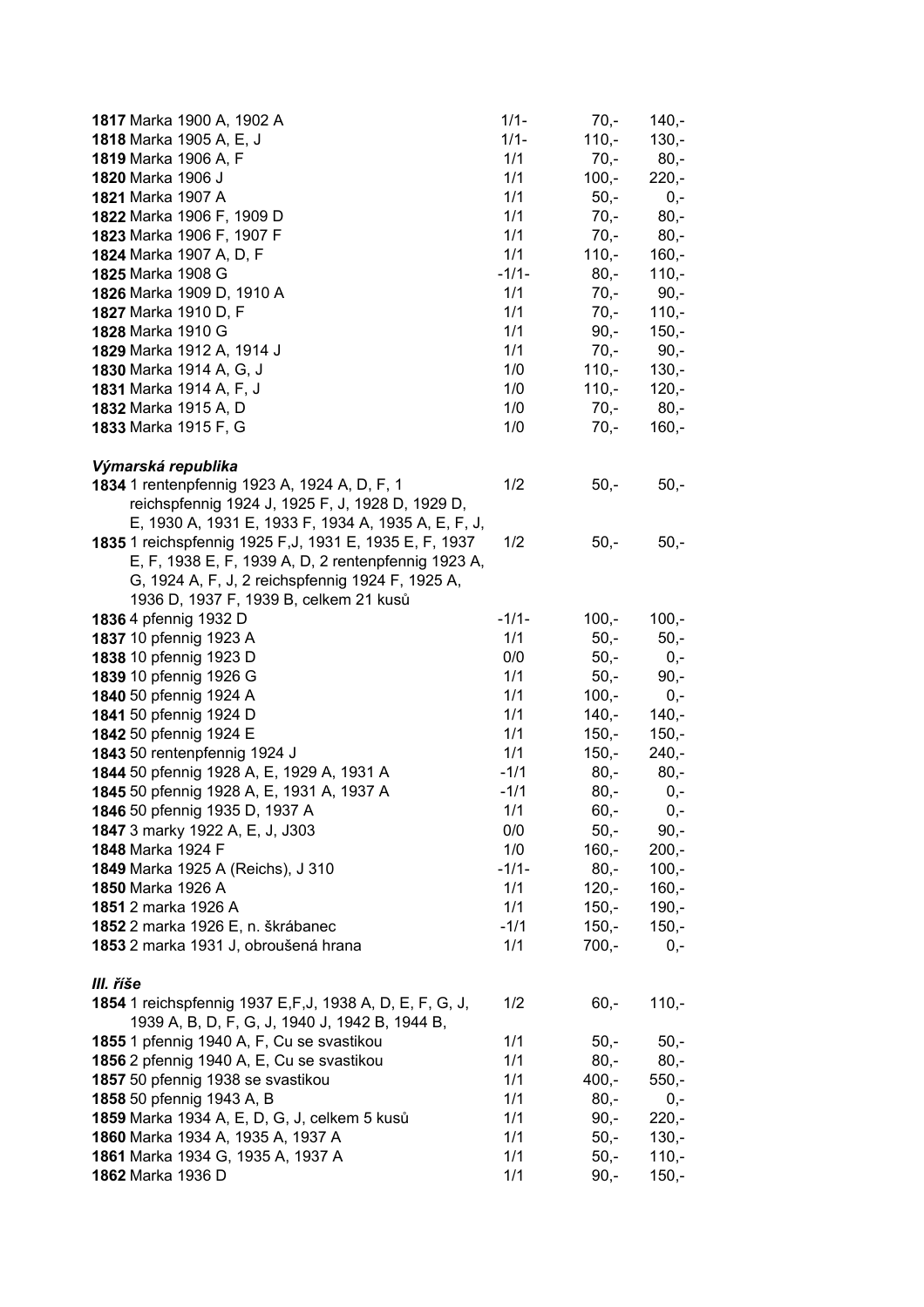| | | | |
|---|---|---|---|
| **1817** Marka 1900 A, 1902 A | 1/1- | 70,- | 140,- |
| **1818** Marka 1905 A, E, J | 1/1- | 110,- | 130,- |
| **1819** Marka 1906 A, F | 1/1 | 70,- | 80,- |
| **1820** Marka 1906 J | 1/1 | 100,- | 220,- |
| **1821** Marka 1907 A | 1/1 | 50,- | 0,- |
| **1822** Marka 1906 F, 1909 D | 1/1 | 70,- | 80,- |
| **1823** Marka 1906 F, 1907 F | 1/1 | 70,- | 80,- |
| **1824** Marka 1907 A, D, F | 1/1 | 110,- | 160,- |
| **1825** Marka 1908 G | -1/1- | 80,- | 110,- |
| **1826** Marka 1909 D, 1910 A | 1/1 | 70,- | 90,- |
| **1827** Marka 1910 D, F | 1/1 | 70,- | 110,- |
| **1828** Marka 1910 G | 1/1 | 90,- | 150,- |
| **1829** Marka 1912 A, 1914 J | 1/1 | 70,- | 90,- |
| **1830** Marka 1914 A, G, J | 1/0 | 110,- | 130,- |
| **1831** Marka 1914 A, F, J | 1/0 | 110,- | 120,- |
| **1832** Marka 1915 A, D | 1/0 | 70,- | 80,- |
| **1833** Marka 1915 F, G | 1/0 | 70,- | 160,- |

***Výmarská republika***

| | | | |
|---|---|---|---|
| **1834** 1 rentenpfennig 1923 A, 1924 A, D, F, 1 reichspfennig 1924 J, 1925 F, J, 1928 D, 1929 D, E, 1930 A, 1931 E, 1933 F, 1934 A, 1935 A, E, F, J, | 1/2 | 50,- | 50,- |
| **1835** 1 reichspfennig 1925 F,J, 1931 E, 1935 E, F, 1937 E, F, 1938 E, F, 1939 A, D, 2 rentenpfennig 1923 A, G, 1924 A, F, J, 2 reichspfennig 1924 F, 1925 A, 1936 D, 1937 F, 1939 B, celkem 21 kusů | 1/2 | 50,- | 50,- |
| **1836** 4 pfennig 1932 D | -1/1- | 100,- | 100,- |
| **1837** 10 pfennig 1923 A | 1/1 | 50,- | 50,- |
| **1838** 10 pfennig 1923 D | 0/0 | 50,- | 0,- |
| **1839** 10 pfennig 1926 G | 1/1 | 50,- | 90,- |
| **1840** 50 pfennig 1924 A | 1/1 | 100,- | 0,- |
| **1841** 50 pfennig 1924 D | 1/1 | 140,- | 140,- |
| **1842** 50 pfennig 1924 E | 1/1 | 150,- | 150,- |
| **1843** 50 rentenpfennig 1924 J | 1/1 | 150,- | 240,- |
| **1844** 50 pfennig 1928 A, E, 1929 A, 1931 A | -1/1 | 80,- | 80,- |
| **1845** 50 pfennig 1928 A, E, 1931 A, 1937 A | -1/1 | 80,- | 0,- |
| **1846** 50 pfennig 1935 D, 1937 A | 1/1 | 60,- | 0,- |
| **1847** 3 marky 1922 A, E, J303 | 0/0 | 50,- | 90,- |
| **1848** Marka 1924 F | 1/0 | 160,- | 200,- |
| **1849** Marka 1925 A (Reichs), J 310 | -1/1- | 80,- | 100,- |
| **1850** Marka 1926 A | 1/1 | 120,- | 160,- |
| **1851** 2 marka 1926 A | 1/1 | 150,- | 190,- |
| **1852** 2 marka 1926 E, n. škrábanec | -1/1 | 150,- | 150,- |
| **1853** 2 marka 1931 J, obroušená hrana | 1/1 | 700,- | 0,- |

***III. říše***

| | | | |
|---|---|---|---|
| **1854** 1 reichspfennig 1937 E,F,J, 1938 A, D, E, F, G, J, 1939 A, B, D, F, G, J, 1940 J, 1942 B, 1944 B, | 1/2 | 60,- | 110,- |
| **1855** 1 pfennig 1940 A, F, Cu se svastikou | 1/1 | 50,- | 50,- |
| **1856** 2 pfennig 1940 A, E, Cu se svastikou | 1/1 | 80,- | 80,- |
| **1857** 50 pfennig 1938 se svastikou | 1/1 | 400,- | 550,- |
| **1858** 50 pfennig 1943 A, B | 1/1 | 80,- | 0,- |
| **1859** Marka 1934 A, E, D, G, J, celkem 5 kusů | 1/1 | 90,- | 220,- |
| **1860** Marka 1934 A, 1935 A, 1937 A | 1/1 | 50,- | 130,- |
| **1861** Marka 1934 G, 1935 A, 1937 A | 1/1 | 50,- | 110,- |
| **1862** Marka 1936 D | 1/1 | 90,- | 150,- |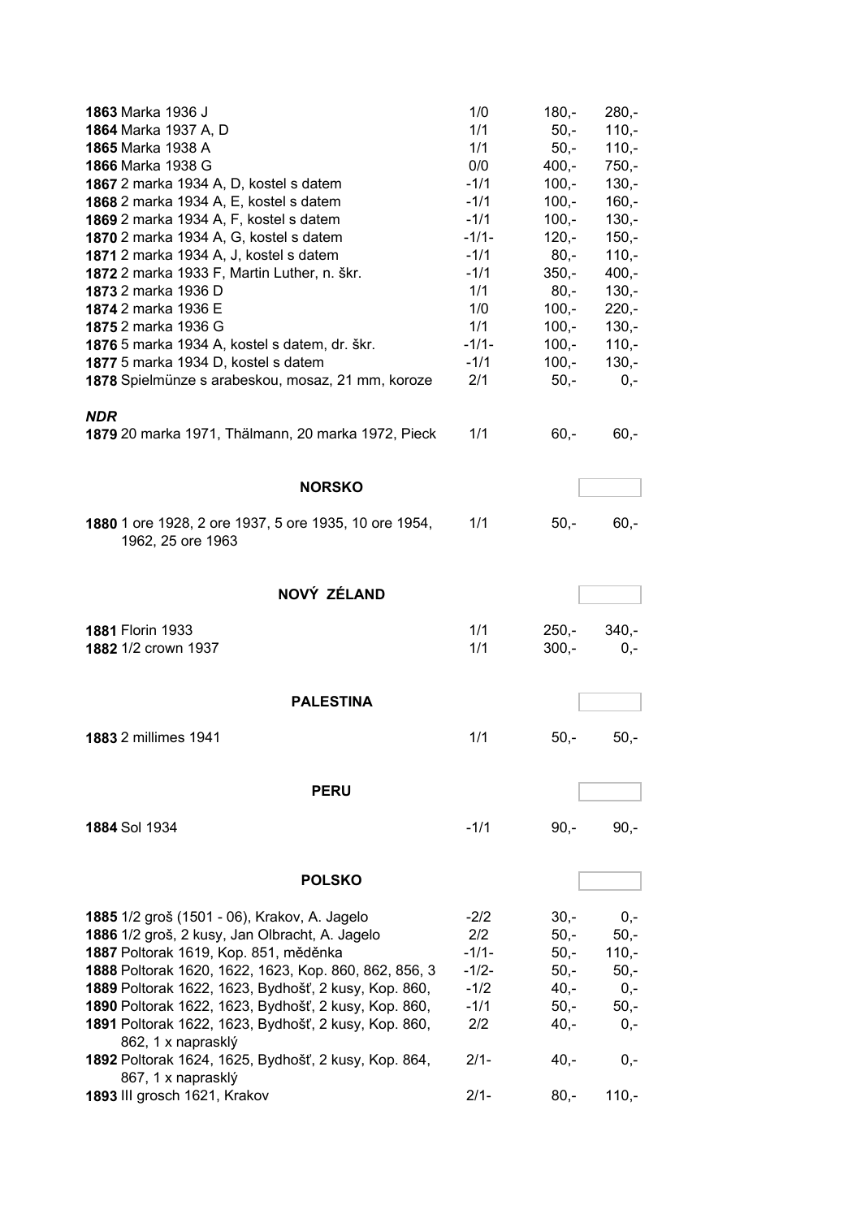| | | | |
|---|---|---|---|
| **1863** Marka 1936 J | 1/0 | 180,- | 280,- |
| **1864** Marka 1937 A, D | 1/1 | 50,- | 110,- |
| **1865** Marka 1938 A | 1/1 | 50,- | 110,- |
| **1866** Marka 1938 G | 0/0 | 400,- | 750,- |
| **1867** 2 marka 1934 A, D, kostel s datem | -1/1 | 100,- | 130,- |
| **1868** 2 marka 1934 A, E, kostel s datem | -1/1 | 100,- | 160,- |
| **1869** 2 marka 1934 A, F, kostel s datem | -1/1 | 100,- | 130,- |
| **1870** 2 marka 1934 A, G, kostel s datem | -1/1- | 120,- | 150,- |
| **1871** 2 marka 1934 A, J, kostel s datem | -1/1 | 80,- | 110,- |
| **1872** 2 marka 1933 F, Martin Luther, n. škr. | -1/1 | 350,- | 400,- |
| **1873** 2 marka 1936 D | 1/1 | 80,- | 130,- |
| **1874** 2 marka 1936 E | 1/0 | 100,- | 220,- |
| **1875** 2 marka 1936 G | 1/1 | 100,- | 130,- |
| **1876** 5 marka 1934 A, kostel s datem, dr. škr. | -1/1- | 100,- | 110,- |
| **1877** 5 marka 1934 D, kostel s datem | -1/1 | 100,- | 130,- |
| **1878** Spielmünze s arabeskou, mosaz, 21 mm, koroze | 2/1 | 50,- | 0,- |

***NDR***

| | | | |
|---|---|---|---|
| **1879** 20 marka 1971, Thälmann, 20 marka 1972, Pieck | 1/1 | 60,- | 60,- |

## NORSKO

| | | | |
|---|---|---|---|
| **1880** 1 ore 1928, 2 ore 1937, 5 ore 1935, 10 ore 1954, 1962, 25 ore 1963 | 1/1 | 50,- | 60,- |

## NOVÝ ZÉLAND

| | | | |
|---|---|---|---|
| **1881** Florin 1933 | 1/1 | 250,- | 340,- |
| **1882** 1/2 crown 1937 | 1/1 | 300,- | 0,- |

## PALESTINA

| | | | |
|---|---|---|---|
| **1883** 2 millimes 1941 | 1/1 | 50,- | 50,- |

## PERU

| | | | |
|---|---|---|---|
| **1884** Sol 1934 | -1/1 | 90,- | 90,- |

## POLSKO

| | | | |
|---|---|---|---|
| **1885** 1/2 groš (1501 - 06), Krakov, A. Jagelo | -2/2 | 30,- | 0,- |
| **1886** 1/2 groš, 2 kusy, Jan Olbracht, A. Jagelo | 2/2 | 50,- | 50,- |
| **1887** Poltorak 1619, Kop. 851, měděnka | -1/1- | 50,- | 110,- |
| **1888** Poltorak 1620, 1622, 1623, Kop. 860, 862, 856, 3 | -1/2- | 50,- | 50,- |
| **1889** Poltorak 1622, 1623, Bydhošť, 2 kusy, Kop. 860, | -1/2 | 40,- | 0,- |
| **1890** Poltorak 1622, 1623, Bydhošť, 2 kusy, Kop. 860, | -1/1 | 50,- | 50,- |
| **1891** Poltorak 1622, 1623, Bydhošť, 2 kusy, Kop. 860, 862, 1 x naprasklý | 2/2 | 40,- | 0,- |
| **1892** Poltorak 1624, 1625, Bydhošť, 2 kusy, Kop. 864, 867, 1 x naprasklý | 2/1- | 40,- | 0,- |
| **1893** III grosch 1621, Krakov | 2/1- | 80,- | 110,- |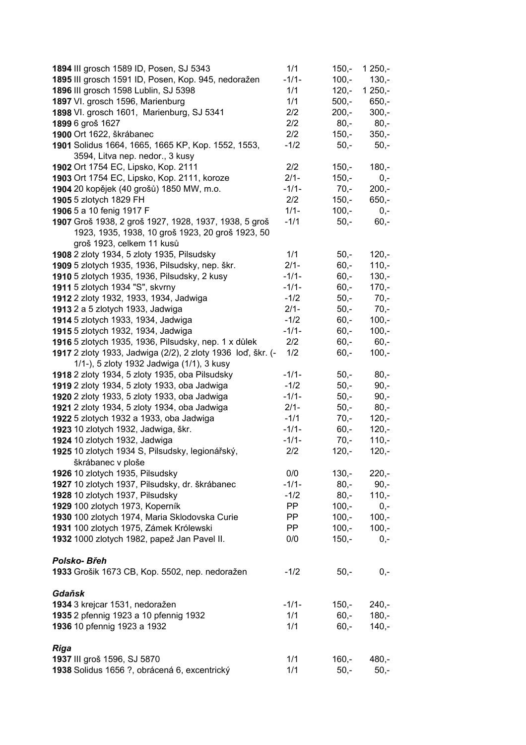| | | | |
|---|---|---|---|
| **1894** III grosch 1589 ID, Posen, SJ 5343 | 1/1 | 150,- | 1 250,- |
| **1895** III grosch 1591 ID, Posen, Kop. 945, nedoražen | -1/1- | 100,- | 130,- |
| **1896** III grosch 1598 Lublin, SJ 5398 | 1/1 | 120,- | 1 250,- |
| **1897** VI. grosch 1596, Marienburg | 1/1 | 500,- | 650,- |
| **1898** VI. grosch 1601, Marienburg, SJ 5341 | 2/2 | 200,- | 300,- |
| **1899** 6 groš 1627 | 2/2 | 80,- | 80,- |
| **1900** Ort 1622, škrábanec | 2/2 | 150,- | 350,- |
| **1901** Solidus 1664, 1665, 1665 KP, Kop. 1552, 1553, 3594, Litva nep. nedor., 3 kusy | -1/2 | 50,- | 50,- |
| **1902** Ort 1754 EC, Lipsko, Kop. 2111 | 2/2 | 150,- | 180,- |
| **1903** Ort 1754 EC, Lipsko, Kop. 2111, koroze | 2/1- | 150,- | 0,- |
| **1904** 20 kopějek (40 grošů) 1850 MW, m.o. | -1/1- | 70,- | 200,- |
| **1905** 5 zlotych 1829 FH | 2/2 | 150,- | 650,- |
| **1906** 5 a 10 fenig 1917 F | 1/1- | 100,- | 0,- |
| **1907** Groš 1938, 2 groš 1927, 1928, 1937, 1938, 5 groš 1923, 1935, 1938, 10 groš 1923, 20 groš 1923, 50 groš 1923, celkem 11 kusů | -1/1 | 50,- | 60,- |
| **1908** 2 zloty 1934, 5 zloty 1935, Pilsudsky | 1/1 | 50,- | 120,- |
| **1909** 5 zlotych 1935, 1936, Pilsudsky, nep. škr. | 2/1- | 60,- | 110,- |
| **1910** 5 zlotych 1935, 1936, Pilsudsky, 2 kusy | -1/1- | 60,- | 130,- |
| **1911** 5 zlotych 1934 "S", skvrny | -1/1- | 60,- | 170,- |
| **1912** 2 zloty 1932, 1933, 1934, Jadwiga | -1/2 | 50,- | 70,- |
| **1913** 2 a 5 zlotych 1933, Jadwiga | 2/1- | 50,- | 70,- |
| **1914** 5 zlotych 1933, 1934, Jadwiga | -1/2 | 60,- | 100,- |
| **1915** 5 zlotych 1932, 1934, Jadwiga | -1/1- | 60,- | 100,- |
| **1916** 5 zlotych 1935, 1936, Pilsudsky, nep. 1 x důlek | 2/2 | 60,- | 60,- |
| **1917** 2 zloty 1933, Jadwiga (2/2), 2 zloty 1936 loď, škr. (-1/1-), 5 zloty 1932 Jadwiga (1/1), 3 kusy | 1/2 | 60,- | 100,- |
| **1918** 2 zloty 1934, 5 zloty 1935, oba Pilsudsky | -1/1- | 50,- | 80,- |
| **1919** 2 zloty 1934, 5 zloty 1933, oba Jadwiga | -1/2 | 50,- | 90,- |
| **1920** 2 zloty 1933, 5 zloty 1933, oba Jadwiga | -1/1- | 50,- | 90,- |
| **1921** 2 zloty 1934, 5 zloty 1934, oba Jadwiga | 2/1- | 50,- | 80,- |
| **1922** 5 zlotych 1932 a 1933, oba Jadwiga | -1/1 | 70,- | 120,- |
| **1923** 10 zlotych 1932, Jadwiga, škr. | -1/1- | 60,- | 120,- |
| **1924** 10 zlotych 1932, Jadwiga | -1/1- | 70,- | 110,- |
| **1925** 10 zlotych 1934 S, Pilsudsky, legionářský, škrábanec v ploše | 2/2 | 120,- | 120,- |
| **1926** 10 zlotych 1935, Pilsudsky | 0/0 | 130,- | 220,- |
| **1927** 10 zlotych 1937, Pilsudsky, dr. škrábanec | -1/1- | 80,- | 90,- |
| **1928** 10 zlotych 1937, Pilsudsky | -1/2 | 80,- | 110,- |
| **1929** 100 zlotych 1973, Koperník | PP | 100,- | 0,- |
| **1930** 100 zlotych 1974, Maria Sklodovska Curie | PP | 100,- | 100,- |
| **1931** 100 zlotych 1975, Zámek Królewski | PP | 100,- | 100,- |
| **1932** 1000 zlotych 1982, papež Jan Pavel II. | 0/0 | 150,- | 0,- |

***Polsko- Břeh***

| | | | |
|---|---|---|---|
| **1933** Grošik 1673 CB, Kop. 5502, nep. nedoražen | -1/2 | 50,- | 0,- |

***Gdaňsk***

| | | | |
|---|---|---|---|
| **1934** 3 krejcar 1531, nedoražen | -1/1- | 150,- | 240,- |
| **1935** 2 pfennig 1923 a 10 pfennig 1932 | 1/1 | 60,- | 180,- |
| **1936** 10 pfennig 1923 a 1932 | 1/1 | 60,- | 140,- |

***Riga***

| | | | |
|---|---|---|---|
| **1937** III groš 1596, SJ 5870 | 1/1 | 160,- | 480,- |
| **1938** Solidus 1656 ?, obrácená 6, excentrický | 1/1 | 50,- | 50,- |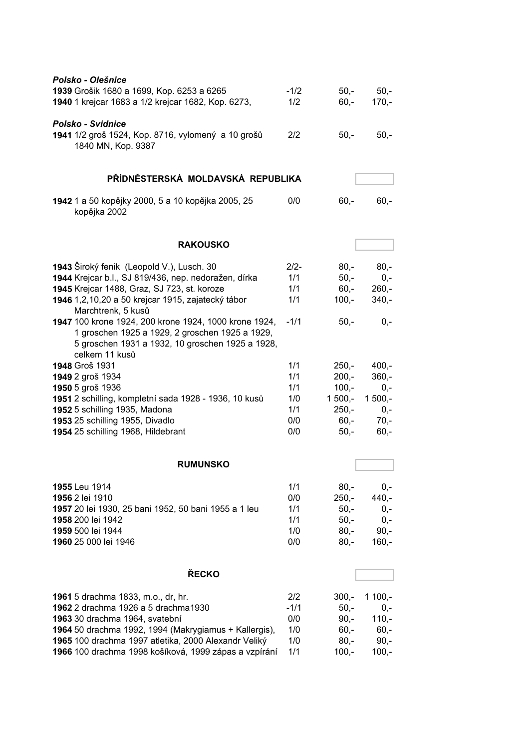*Polsko - Olešnice*

| | | | |
|---|---|---|---|
| **1939** Grošik 1680 a 1699, Kop. 6253 a 6265 | -1/2 | 50,- | 50,- |
| **1940** 1 krejcar 1683 a 1/2 krejcar 1682, Kop. 6273, | 1/2 | 60,- | 170,- |

*Polsko - Svidnice*

| | | | |
|---|---|---|---|
| **1941** 1/2 groš 1524, Kop. 8716, vylomený a 10 grošů 1840 MN, Kop. 9387 | 2/2 | 50,- | 50,- |

## PŘÍDNĚSTERSKÁ MOLDAVSKÁ REPUBLIKA

| | | | |
|---|---|---|---|
| **1942** 1 a 50 kopějky 2000, 5 a 10 kopějka 2005, 25 kopějka 2002 | 0/0 | 60,- | 60,- |

## RAKOUSKO

| | | | |
|---|---|---|---|
| **1943** Široký fenik (Leopold V.), Lusch. 30 | 2/2- | 80,- | 80,- |
| **1944** Krejcar b.l., SJ 819/436, nep. nedoražen, dírka | 1/1 | 50,- | 0,- |
| **1945** Krejcar 1488, Graz, SJ 723, st. koroze | 1/1 | 60,- | 260,- |
| **1946** 1,2,10,20 a 50 krejcar 1915, zajatecký tábor Marchtrenk, 5 kusů | 1/1 | 100,- | 340,- |
| **1947** 100 krone 1924, 200 krone 1924, 1000 krone 1924, 1 groschen 1925 a 1929, 2 groschen 1925 a 1929, 5 groschen 1931 a 1932, 10 groschen 1925 a 1928, celkem 11 kusů | -1/1 | 50,- | 0,- |
| **1948** Groš 1931 | 1/1 | 250,- | 400,- |
| **1949** 2 groš 1934 | 1/1 | 200,- | 360,- |
| **1950** 5 groš 1936 | 1/1 | 100,- | 0,- |
| **1951** 2 schilling, kompletní sada 1928 - 1936, 10 kusů | 1/0 | 1 500,- | 1 500,- |
| **1952** 5 schilling 1935, Madona | 1/1 | 250,- | 0,- |
| **1953** 25 schilling 1955, Divadlo | 0/0 | 60,- | 70,- |
| **1954** 25 schilling 1968, Hildebrant | 0/0 | 50,- | 60,- |

## RUMUNSKO

| | | | |
|---|---|---|---|
| **1955** Leu 1914 | 1/1 | 80,- | 0,- |
| **1956** 2 lei 1910 | 0/0 | 250,- | 440,- |
| **1957** 20 lei 1930, 25 bani 1952, 50 bani 1955 a 1 leu | 1/1 | 50,- | 0,- |
| **1958** 200 lei 1942 | 1/1 | 50,- | 0,- |
| **1959** 500 lei 1944 | 1/0 | 80,- | 90,- |
| **1960** 25 000 lei 1946 | 0/0 | 80,- | 160,- |

## ŘECKO

| | | | |
|---|---|---|---|
| **1961** 5 drachma 1833, m.o., dr, hr. | 2/2 | 300,- | 1 100,- |
| **1962** 2 drachma 1926 a 5 drachma1930 | -1/1 | 50,- | 0,- |
| **1963** 30 drachma 1964, svatební | 0/0 | 90,- | 110,- |
| **1964** 50 drachma 1992, 1994 (Makrygiamus + Kallergis), | 1/0 | 60,- | 60,- |
| **1965** 100 drachma 1997 atletika, 2000 Alexandr Veliký | 1/0 | 80,- | 90,- |
| **1966** 100 drachma 1998 košíková, 1999 zápas a vzpírání | 1/1 | 100,- | 100,- |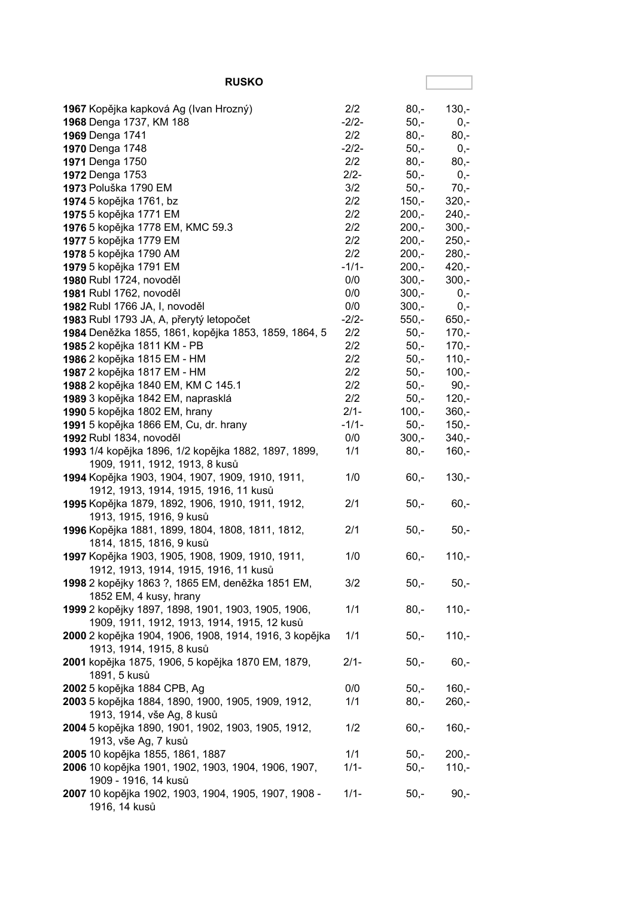## RUSKO

| | | | |
|---|---|---|---|
| **1967** Kopějka kapková Ag (Ivan Hrozný) | 2/2 | 80,- | 130,- |
| **1968** Denga 1737, KM 188 | -2/2- | 50,- | 0,- |
| **1969** Denga 1741 | 2/2 | 80,- | 80,- |
| **1970** Denga 1748 | -2/2- | 50,- | 0,- |
| **1971** Denga 1750 | 2/2 | 80,- | 80,- |
| **1972** Denga 1753 | 2/2- | 50,- | 0,- |
| **1973** Poluška 1790 EM | 3/2 | 50,- | 70,- |
| **1974** 5 kopějka 1761, bz | 2/2 | 150,- | 320,- |
| **1975** 5 kopějka 1771 EM | 2/2 | 200,- | 240,- |
| **1976** 5 kopějka 1778 EM, KMC 59.3 | 2/2 | 200,- | 300,- |
| **1977** 5 kopějka 1779 EM | 2/2 | 200,- | 250,- |
| **1978** 5 kopějka 1790 AM | 2/2 | 200,- | 280,- |
| **1979** 5 kopějka 1791 EM | -1/1- | 200,- | 420,- |
| **1980** Rubl 1724, novoděl | 0/0 | 300,- | 300,- |
| **1981** Rubl 1762, novoděl | 0/0 | 300,- | 0,- |
| **1982** Rubl 1766 JA, I, novoděl | 0/0 | 300,- | 0,- |
| **1983** Rubl 1793 JA, A, přerytý letopočet | -2/2- | 550,- | 650,- |
| **1984** Deněžka 1855, 1861, kopějka 1853, 1859, 1864, 5 | 2/2 | 50,- | 170,- |
| **1985** 2 kopějka 1811 KM - PB | 2/2 | 50,- | 170,- |
| **1986** 2 kopějka 1815 EM - HM | 2/2 | 50,- | 110,- |
| **1987** 2 kopějka 1817 EM - HM | 2/2 | 50,- | 100,- |
| **1988** 2 kopějka 1840 EM, KM C 145.1 | 2/2 | 50,- | 90,- |
| **1989** 3 kopějka 1842 EM, naprasklá | 2/2 | 50,- | 120,- |
| **1990** 5 kopějka 1802 EM, hrany | 2/1- | 100,- | 360,- |
| **1991** 5 kopějka 1866 EM, Cu, dr. hrany | -1/1- | 50,- | 150,- |
| **1992** Rubl 1834, novoděl | 0/0 | 300,- | 340,- |
| **1993** 1/4 kopějka 1896, 1/2 kopějka 1882, 1897, 1899, 1909, 1911, 1912, 1913, 8 kusů | 1/1 | 80,- | 160,- |
| **1994** Kopějka 1903, 1904, 1907, 1909, 1910, 1911, 1912, 1913, 1914, 1915, 1916, 11 kusů | 1/0 | 60,- | 130,- |
| **1995** Kopějka 1879, 1892, 1906, 1910, 1911, 1912, 1913, 1915, 1916, 9 kusů | 2/1 | 50,- | 60,- |
| **1996** Kopějka 1881, 1899, 1804, 1808, 1811, 1812, 1814, 1815, 1816, 9 kusů | 2/1 | 50,- | 50,- |
| **1997** Kopějka 1903, 1905, 1908, 1909, 1910, 1911, 1912, 1913, 1914, 1915, 1916, 11 kusů | 1/0 | 60,- | 110,- |
| **1998** 2 kopějky 1863 ?, 1865 EM, deněžka 1851 EM, 1852 EM, 4 kusy, hrany | 3/2 | 50,- | 50,- |
| **1999** 2 kopějky 1897, 1898, 1901, 1903, 1905, 1906, 1909, 1911, 1912, 1913, 1914, 1915, 12 kusů | 1/1 | 80,- | 110,- |
| **2000** 2 kopějka 1904, 1906, 1908, 1914, 1916, 3 kopějka 1913, 1914, 1915, 8 kusů | 1/1 | 50,- | 110,- |
| **2001** kopějka 1875, 1906, 5 kopějka 1870 EM, 1879, 1891, 5 kusů | 2/1- | 50,- | 60,- |
| **2002** 5 kopějka 1884 CPB, Ag | 0/0 | 50,- | 160,- |
| **2003** 5 kopějka 1884, 1890, 1900, 1905, 1909, 1912, 1913, 1914, vše Ag, 8 kusů | 1/1 | 80,- | 260,- |
| **2004** 5 kopějka 1890, 1901, 1902, 1903, 1905, 1912, 1913, vše Ag, 7 kusů | 1/2 | 60,- | 160,- |
| **2005** 10 kopějka 1855, 1861, 1887 | 1/1 | 50,- | 200,- |
| **2006** 10 kopějka 1901, 1902, 1903, 1904, 1906, 1907, 1909 - 1916, 14 kusů | 1/1- | 50,- | 110,- |
| **2007** 10 kopějka 1902, 1903, 1904, 1905, 1907, 1908 - 1916, 14 kusů | 1/1- | 50,- | 90,- |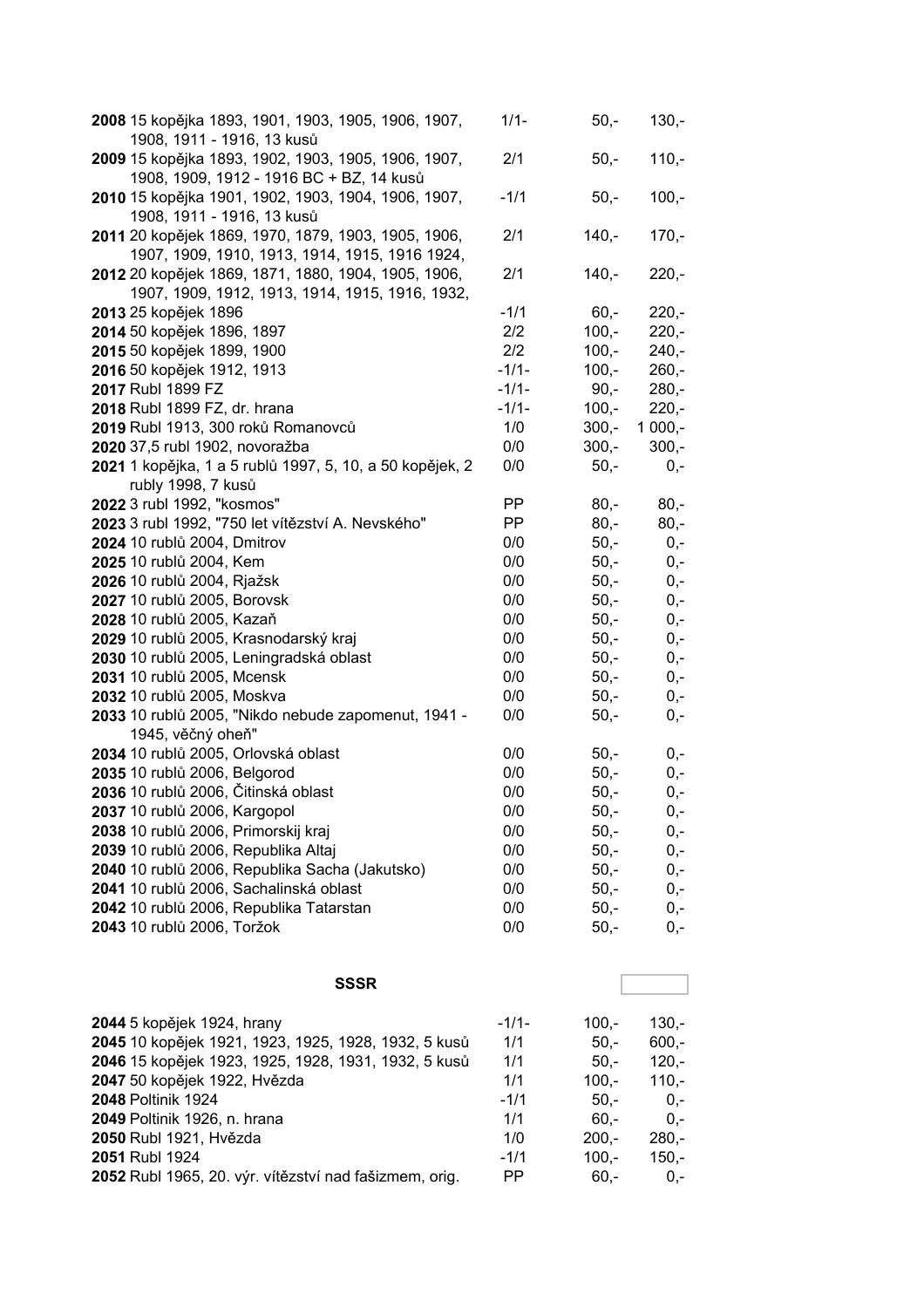| | | | | |
|---|---|---|---|---|
| **2008** | 15 kopějka 1893, 1901, 1903, 1905, 1906, 1907, 1908, 1911 - 1916, 13 kusů | 1/1- | 50,- | 130,- |
| **2009** | 15 kopějka 1893, 1902, 1903, 1905, 1906, 1907, 1908, 1909, 1912 - 1916 BC + BZ, 14 kusů | 2/1 | 50,- | 110,- |
| **2010** | 15 kopějka 1901, 1902, 1903, 1904, 1906, 1907, 1908, 1911 - 1916, 13 kusů | -1/1 | 50,- | 100,- |
| **2011** | 20 kopějek 1869, 1970, 1879, 1903, 1905, 1906, 1907, 1909, 1910, 1913, 1914, 1915, 1916 1924, | 2/1 | 140,- | 170,- |
| **2012** | 20 kopějek 1869, 1871, 1880, 1904, 1905, 1906, 1907, 1909, 1912, 1913, 1914, 1915, 1916, 1932, | 2/1 | 140,- | 220,- |
| **2013** | 25 kopějek 1896 | -1/1 | 60,- | 220,- |
| **2014** | 50 kopějek 1896, 1897 | 2/2 | 100,- | 220,- |
| **2015** | 50 kopějek 1899, 1900 | 2/2 | 100,- | 240,- |
| **2016** | 50 kopějek 1912, 1913 | -1/1- | 100,- | 260,- |
| **2017** | Rubl 1899 FZ | -1/1- | 90,- | 280,- |
| **2018** | Rubl 1899 FZ, dr. hrana | -1/1- | 100,- | 220,- |
| **2019** | Rubl 1913, 300 roků Romanovců | 1/0 | 300,- | 1 000,- |
| **2020** | 37,5 rubl 1902, novoražba | 0/0 | 300,- | 300,- |
| **2021** | 1 kopějka, 1 a 5 rublů 1997, 5, 10, a 50 kopějek, 2 rubly 1998, 7 kusů | 0/0 | 50,- | 0,- |
| **2022** | 3 rubl 1992, "kosmos" | PP | 80,- | 80,- |
| **2023** | 3 rubl 1992, "750 let vítězství A. Nevského" | PP | 80,- | 80,- |
| **2024** | 10 rublů 2004, Dmitrov | 0/0 | 50,- | 0,- |
| **2025** | 10 rublů 2004, Kem | 0/0 | 50,- | 0,- |
| **2026** | 10 rublů 2004, Rjažsk | 0/0 | 50,- | 0,- |
| **2027** | 10 rublů 2005, Borovsk | 0/0 | 50,- | 0,- |
| **2028** | 10 rublů 2005, Kazaň | 0/0 | 50,- | 0,- |
| **2029** | 10 rublů 2005, Krasnodarský kraj | 0/0 | 50,- | 0,- |
| **2030** | 10 rublů 2005, Leningradská oblast | 0/0 | 50,- | 0,- |
| **2031** | 10 rublů 2005, Mcensk | 0/0 | 50,- | 0,- |
| **2032** | 10 rublů 2005, Moskva | 0/0 | 50,- | 0,- |
| **2033** | 10 rublů 2005, "Nikdo nebude zapomenut, 1941 - 1945, věčný oheň" | 0/0 | 50,- | 0,- |
| **2034** | 10 rublů 2005, Orlovská oblast | 0/0 | 50,- | 0,- |
| **2035** | 10 rublů 2006, Belgorod | 0/0 | 50,- | 0,- |
| **2036** | 10 rublů 2006, Čitinská oblast | 0/0 | 50,- | 0,- |
| **2037** | 10 rublů 2006, Kargopol | 0/0 | 50,- | 0,- |
| **2038** | 10 rublů 2006, Primorskij kraj | 0/0 | 50,- | 0,- |
| **2039** | 10 rublů 2006, Republika Altaj | 0/0 | 50,- | 0,- |
| **2040** | 10 rublů 2006, Republika Sacha (Jakutsko) | 0/0 | 50,- | 0,- |
| **2041** | 10 rublů 2006, Sachalinská oblast | 0/0 | 50,- | 0,- |
| **2042** | 10 rublů 2006, Republika Tatarstan | 0/0 | 50,- | 0,- |
| **2043** | 10 rublů 2006, Toržok | 0/0 | 50,- | 0,- |

### SSSR

| | | | | |
|---|---|---|---|---|
| **2044** | 5 kopějek 1924, hrany | -1/1- | 100,- | 130,- |
| **2045** | 10 kopějek 1921, 1923, 1925, 1928, 1932, 5 kusů | 1/1 | 50,- | 600,- |
| **2046** | 15 kopějek 1923, 1925, 1928, 1931, 1932, 5 kusů | 1/1 | 50,- | 120,- |
| **2047** | 50 kopějek 1922, Hvězda | 1/1 | 100,- | 110,- |
| **2048** | Poltinik 1924 | -1/1 | 50,- | 0,- |
| **2049** | Poltinik 1926, n. hrana | 1/1 | 60,- | 0,- |
| **2050** | Rubl 1921, Hvězda | 1/0 | 200,- | 280,- |
| **2051** | Rubl 1924 | -1/1 | 100,- | 150,- |
| **2052** | Rubl 1965, 20. výr. vítězství nad fašizmem, orig. | PP | 60,- | 0,- |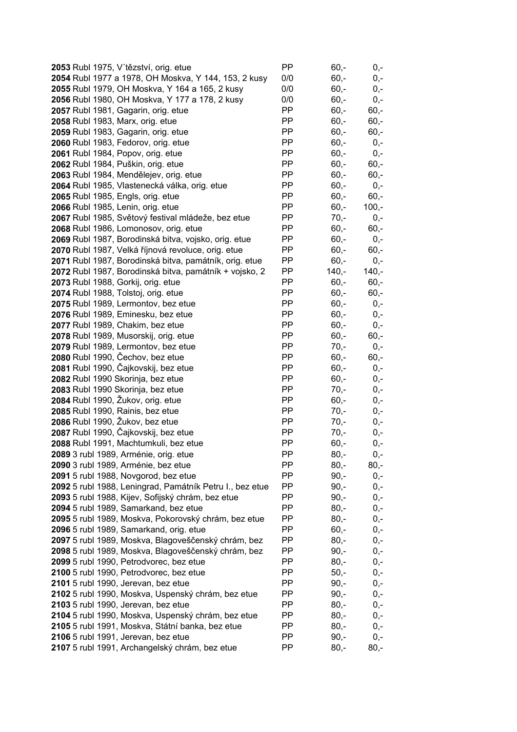| | | | |
|---|---|---|---|
| **2053** Rubl 1975, V´těztství, orig. etue | PP | 60,- | 0,- |
| **2054** Rubl 1977 a 1978, OH Moskva, Y 144, 153, 2 kusy | 0/0 | 60,- | 0,- |
| **2055** Rubl 1979, OH Moskva, Y 164 a 165, 2 kusy | 0/0 | 60,- | 0,- |
| **2056** Rubl 1980, OH Moskva, Y 177 a 178, 2 kusy | 0/0 | 60,- | 0,- |
| **2057** Rubl 1981, Gagarin, orig. etue | PP | 60,- | 60,- |
| **2058** Rubl 1983, Marx, orig. etue | PP | 60,- | 60,- |
| **2059** Rubl 1983, Gagarin, orig. etue | PP | 60,- | 60,- |
| **2060** Rubl 1983, Fedorov, orig. etue | PP | 60,- | 0,- |
| **2061** Rubl 1984, Popov, orig. etue | PP | 60,- | 0,- |
| **2062** Rubl 1984, Puškin, orig. etue | PP | 60,- | 60,- |
| **2063** Rubl 1984, Mendělejev, orig. etue | PP | 60,- | 60,- |
| **2064** Rubl 1985, Vlastenecká válka, orig. etue | PP | 60,- | 0,- |
| **2065** Rubl 1985, Engls, orig. etue | PP | 60,- | 60,- |
| **2066** Rubl 1985, Lenin, orig. etue | PP | 60,- | 100,- |
| **2067** Rubl 1985, Světový festival mládeže, bez etue | PP | 70,- | 0,- |
| **2068** Rubl 1986, Lomonosov, orig. etue | PP | 60,- | 60,- |
| **2069** Rubl 1987, Borodinská bitva, vojsko, orig. etue | PP | 60,- | 0,- |
| **2070** Rubl 1987, Velká říjnová revoluce, orig. etue | PP | 60,- | 60,- |
| **2071** Rubl 1987, Borodinská bitva, památník, orig. etue | PP | 60,- | 0,- |
| **2072** Rubl 1987, Borodinská bitva, památník + vojsko, 2 | PP | 140,- | 140,- |
| **2073** Rubl 1988, Gorkij, orig. etue | PP | 60,- | 60,- |
| **2074** Rubl 1988, Tolstoj, orig. etue | PP | 60,- | 60,- |
| **2075** Rubl 1989, Lermontov, bez etue | PP | 60,- | 0,- |
| **2076** Rubl 1989, Eminesku, bez etue | PP | 60,- | 0,- |
| **2077** Rubl 1989, Chakim, bez etue | PP | 60,- | 0,- |
| **2078** Rubl 1989, Musorskij, orig. etue | PP | 60,- | 60,- |
| **2079** Rubl 1989, Lermontov, bez etue | PP | 70,- | 0,- |
| **2080** Rubl 1990, Čechov, bez etue | PP | 60,- | 60,- |
| **2081** Rubl 1990, Čajkovskij, bez etue | PP | 60,- | 0,- |
| **2082** Rubl 1990 Skorinja, bez etue | PP | 60,- | 0,- |
| **2083** Rubl 1990 Skorinja, bez etue | PP | 70,- | 0,- |
| **2084** Rubl 1990, Žukov, orig. etue | PP | 60,- | 0,- |
| **2085** Rubl 1990, Rainis, bez etue | PP | 70,- | 0,- |
| **2086** Rubl 1990, Žukov, bez etue | PP | 70,- | 0,- |
| **2087** Rubl 1990, Čajkovskij, bez etue | PP | 70,- | 0,- |
| **2088** Rubl 1991, Machtumkuli, bez etue | PP | 60,- | 0,- |
| **2089** 3 rubl 1989, Arménie, orig. etue | PP | 80,- | 0,- |
| **2090** 3 rubl 1989, Arménie, bez etue | PP | 80,- | 80,- |
| **2091** 5 rubl 1988, Novgorod, bez etue | PP | 90,- | 0,- |
| **2092** 5 rubl 1988, Leningrad, Památník Petru I., bez etue | PP | 90,- | 0,- |
| **2093** 5 rubl 1988, Kijev, Sofijský chrám, bez etue | PP | 90,- | 0,- |
| **2094** 5 rubl 1989, Samarkand, bez etue | PP | 80,- | 0,- |
| **2095** 5 rubl 1989, Moskva, Pokorovský chrám, bez etue | PP | 80,- | 0,- |
| **2096** 5 rubl 1989, Samarkand, orig. etue | PP | 60,- | 0,- |
| **2097** 5 rubl 1989, Moskva, Blagoveščenský chrám, bez | PP | 80,- | 0,- |
| **2098** 5 rubl 1989, Moskva, Blagoveščenský chrám, bez | PP | 90,- | 0,- |
| **2099** 5 rubl 1990, Petrodvorec, bez etue | PP | 80,- | 0,- |
| **2100** 5 rubl 1990, Petrodvorec, bez etue | PP | 50,- | 0,- |
| **2101** 5 rubl 1990, Jerevan, bez etue | PP | 90,- | 0,- |
| **2102** 5 rubl 1990, Moskva, Uspenský chrám, bez etue | PP | 90,- | 0,- |
| **2103** 5 rubl 1990, Jerevan, bez etue | PP | 80,- | 0,- |
| **2104** 5 rubl 1990, Moskva, Uspenský chrám, bez etue | PP | 80,- | 0,- |
| **2105** 5 rubl 1991, Moskva, Státní banka, bez etue | PP | 80,- | 0,- |
| **2106** 5 rubl 1991, Jerevan, bez etue | PP | 90,- | 0,- |
| **2107** 5 rubl 1991, Archangelský chrám, bez etue | PP | 80,- | 80,- |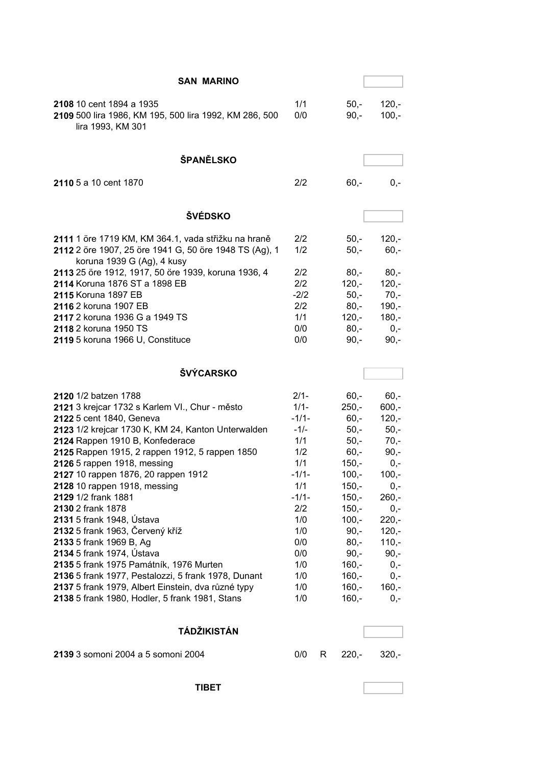## SAN MARINO

| | | | | | |
|---|---|---|---|---|---|
| **2108** | 10 cent 1894 a 1935 | 1/1 | | 50,- | 120,- |
| **2109** | 500 lira 1986, KM 195, 500 lira 1992, KM 286, 500 lira 1993, KM 301 | 0/0 | | 90,- | 100,- |

## ŠPANĚLSKO

| | | | | | |
|---|---|---|---|---|---|
| **2110** | 5 a 10 cent 1870 | 2/2 | | 60,- | 0,- |

## ŠVÉDSKO

| | | | | | |
|---|---|---|---|---|---|
| **2111** | 1 öre 1719 KM, KM 364.1, vada střižku na hraně | 2/2 | | 50,- | 120,- |
| **2112** | 2 öre 1907, 25 öre 1941 G, 50 öre 1948 TS (Ag), 1 koruna 1939 G (Ag), 4 kusy | 1/2 | | 50,- | 60,- |
| **2113** | 25 öre 1912, 1917, 50 öre 1939, koruna 1936, 4 | 2/2 | | 80,- | 80,- |
| **2114** | Koruna 1876 ST a 1898 EB | 2/2 | | 120,- | 120,- |
| **2115** | Koruna 1897 EB | -2/2 | | 50,- | 70,- |
| **2116** | 2 koruna 1907 EB | 2/2 | | 80,- | 190,- |
| **2117** | 2 koruna 1936 G a 1949 TS | 1/1 | | 120,- | 180,- |
| **2118** | 2 koruna 1950 TS | 0/0 | | 80,- | 0,- |
| **2119** | 5 koruna 1966 U, Constituce | 0/0 | | 90,- | 90,- |

## ŠVÝCARSKO

| | | | | | |
|---|---|---|---|---|---|
| **2120** | 1/2 batzen 1788 | 2/1- | | 60,- | 60,- |
| **2121** | 3 krejcar 1732 s Karlem VI., Chur - město | 1/1- | | 250,- | 600,- |
| **2122** | 5 cent 1840, Geneva | -1/1- | | 60,- | 120,- |
| **2123** | 1/2 krejcar 1730 K, KM 24, Kanton Unterwalden | -1/- | | 50,- | 50,- |
| **2124** | Rappen 1910 B, Konfederace | 1/1 | | 50,- | 70,- |
| **2125** | Rappen 1915, 2 rappen 1912, 5 rappen 1850 | 1/2 | | 60,- | 90,- |
| **2126** | 5 rappen 1918, messing | 1/1 | | 150,- | 0,- |
| **2127** | 10 rappen 1876, 20 rappen 1912 | -1/1- | | 100,- | 100,- |
| **2128** | 10 rappen 1918, messing | 1/1 | | 150,- | 0,- |
| **2129** | 1/2 frank 1881 | -1/1- | | 150,- | 260,- |
| **2130** | 2 frank 1878 | 2/2 | | 150,- | 0,- |
| **2131** | 5 frank 1948, Ústava | 1/0 | | 100,- | 220,- |
| **2132** | 5 frank 1963, Červený kříž | 1/0 | | 90,- | 120,- |
| **2133** | 5 frank 1969 B, Ag | 0/0 | | 80,- | 110,- |
| **2134** | 5 frank 1974, Ústava | 0/0 | | 90,- | 90,- |
| **2135** | 5 frank 1975 Památník, 1976 Murten | 1/0 | | 160,- | 0,- |
| **2136** | 5 frank 1977, Pestalozzi, 5 frank 1978, Dunant | 1/0 | | 160,- | 0,- |
| **2137** | 5 frank 1979, Albert Einstein, dva různé typy | 1/0 | | 160,- | 160,- |
| **2138** | 5 frank 1980, Hodler, 5 frank 1981, Stans | 1/0 | | 160,- | 0,- |

## TÁDŽIKISTÁN

| | | | | | |
|---|---|---|---|---|---|
| **2139** | 3 somoni 2004 a 5 somoni 2004 | 0/0 | R | 220,- | 320,- |

## TIBET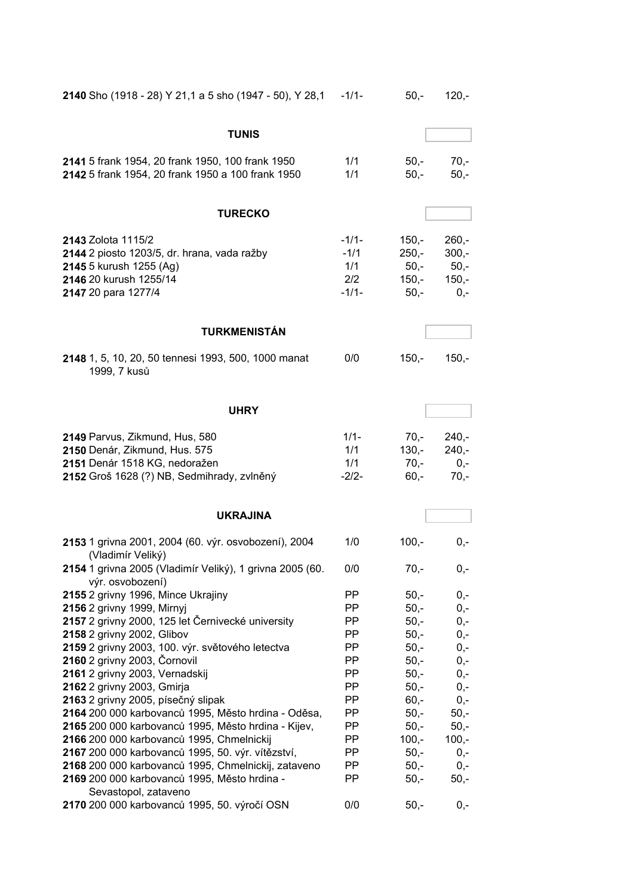| | | | |
|---|---|---|---|
| **2140** Sho (1918 - 28) Y 21,1 a 5 sho (1947 - 50), Y 28,1 | -1/1- | 50,- | 120,- |

### TUNIS

| | | | |
|---|---|---|---|
| **2141** 5 frank 1954, 20 frank 1950, 100 frank 1950 | 1/1 | 50,- | 70,- |
| **2142** 5 frank 1954, 20 frank 1950 a 100 frank 1950 | 1/1 | 50,- | 50,- |

### TURECKO

| | | | |
|---|---|---|---|
| **2143** Zolota 1115/2 | -1/1- | 150,- | 260,- |
| **2144** 2 piosto 1203/5, dr. hrana, vada ražby | -1/1 | 250,- | 300,- |
| **2145** 5 kurush 1255 (Ag) | 1/1 | 50,- | 50,- |
| **2146** 20 kurush 1255/14 | 2/2 | 150,- | 150,- |
| **2147** 20 para 1277/4 | -1/1- | 50,- | 0,- |

### TURKMENISTÁN

| | | | |
|---|---|---|---|
| **2148** 1, 5, 10, 20, 50 tennesi 1993, 500, 1000 manat 1999, 7 kusů | 0/0 | 150,- | 150,- |

### UHRY

| | | | |
|---|---|---|---|
| **2149** Parvus, Zikmund, Hus, 580 | 1/1- | 70,- | 240,- |
| **2150** Denár, Zikmund, Hus. 575 | 1/1 | 130,- | 240,- |
| **2151** Denár 1518 KG, nedoražen | 1/1 | 70,- | 0,- |
| **2152** Groš 1628 (?) NB, Sedmihrady, zvlněný | -2/2- | 60,- | 70,- |

### UKRAJINA

| | | | |
|---|---|---|---|
| **2153** 1 grivna 2001, 2004 (60. výr. osvobození), 2004 (Vladimír Veliký) | 1/0 | 100,- | 0,- |
| **2154** 1 grivna 2005 (Vladimír Veliký), 1 grivna 2005 (60. výr. osvobození) | 0/0 | 70,- | 0,- |
| **2155** 2 grivny 1996, Mince Ukrajiny | PP | 50,- | 0,- |
| **2156** 2 grivny 1999, Mirnyj | PP | 50,- | 0,- |
| **2157** 2 grivny 2000, 125 let Černivecké university | PP | 50,- | 0,- |
| **2158** 2 grivny 2002, Glibov | PP | 50,- | 0,- |
| **2159** 2 grivny 2003, 100. výr. světového letectva | PP | 50,- | 0,- |
| **2160** 2 grivny 2003, Čornovil | PP | 50,- | 0,- |
| **2161** 2 grivny 2003, Vernadskij | PP | 50,- | 0,- |
| **2162** 2 grivny 2003, Gmirja | PP | 50,- | 0,- |
| **2163** 2 grivny 2005, písečný slipak | PP | 60,- | 0,- |
| **2164** 200 000 karbovanců 1995, Město hrdina - Oděsa, | PP | 50,- | 50,- |
| **2165** 200 000 karbovanců 1995, Město hrdina - Kijev, | PP | 50,- | 50,- |
| **2166** 200 000 karbovanců 1995, Chmelnickij | PP | 100,- | 100,- |
| **2167** 200 000 karbovanců 1995, 50. výr. vítězství, | PP | 50,- | 0,- |
| **2168** 200 000 karbovanců 1995, Chmelnickij, zataveno | PP | 50,- | 0,- |
| **2169** 200 000 karbovanců 1995, Město hrdina - Sevastopol, zataveno | PP | 50,- | 50,- |
| **2170** 200 000 karbovanců 1995, 50. výročí OSN | 0/0 | 50,- | 0,- |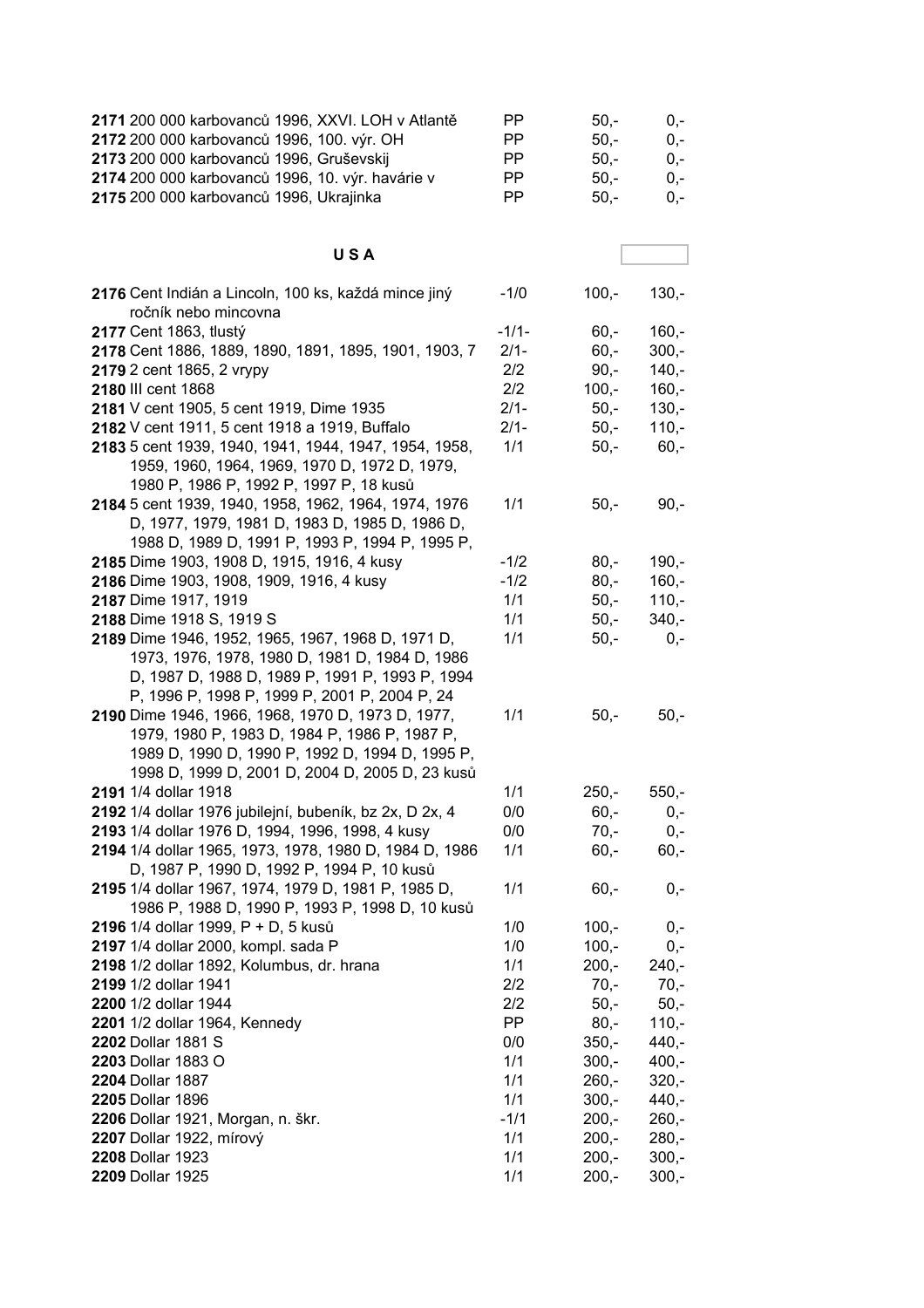| | | | | |
|---|---|---|---|---|
| **2171** | 200 000 karbovanců 1996, XXVI. LOH v Atlantě | PP | 50,- | 0,- |
| **2172** | 200 000 karbovanců 1996, 100. výr. OH | PP | 50,- | 0,- |
| **2173** | 200 000 karbovanců 1996, Gruševskij | PP | 50,- | 0,- |
| **2174** | 200 000 karbovanců 1996, 10. výr. havárie v | PP | 50,- | 0,- |
| **2175** | 200 000 karbovanců 1996, Ukrajinka | PP | 50,- | 0,- |

## U S A

| | | | | |
|---|---|---|---|---|
| **2176** | Cent Indián a Lincoln, 100 ks, každá mince jiný ročník nebo mincovna | -1/0 | 100,- | 130,- |
| **2177** | Cent 1863, tlustý | -1/1- | 60,- | 160,- |
| **2178** | Cent 1886, 1889, 1890, 1891, 1895, 1901, 1903, 7 | 2/1- | 60,- | 300,- |
| **2179** | 2 cent 1865, 2 vrypy | 2/2 | 90,- | 140,- |
| **2180** | III cent 1868 | 2/2 | 100,- | 160,- |
| **2181** | V cent 1905, 5 cent 1919, Dime 1935 | 2/1- | 50,- | 130,- |
| **2182** | V cent 1911, 5 cent 1918 a 1919, Buffalo | 2/1- | 50,- | 110,- |
| **2183** | 5 cent 1939, 1940, 1941, 1944, 1947, 1954, 1958, 1959, 1960, 1964, 1969, 1970 D, 1972 D, 1979, 1980 P, 1986 P, 1992 P, 1997 P, 18 kusů | 1/1 | 50,- | 60,- |
| **2184** | 5 cent 1939, 1940, 1958, 1962, 1964, 1974, 1976 D, 1977, 1979, 1981 D, 1983 D, 1985 D, 1986 D, 1988 D, 1989 D, 1991 P, 1993 P, 1994 P, 1995 P, | 1/1 | 50,- | 90,- |
| **2185** | Dime 1903, 1908 D, 1915, 1916, 4 kusy | -1/2 | 80,- | 190,- |
| **2186** | Dime 1903, 1908, 1909, 1916, 4 kusy | -1/2 | 80,- | 160,- |
| **2187** | Dime 1917, 1919 | 1/1 | 50,- | 110,- |
| **2188** | Dime 1918 S, 1919 S | 1/1 | 50,- | 340,- |
| **2189** | Dime 1946, 1952, 1965, 1967, 1968 D, 1971 D, 1973, 1976, 1978, 1980 D, 1981 D, 1984 D, 1986 D, 1987 D, 1988 D, 1989 P, 1991 P, 1993 P, 1994 P, 1996 P, 1998 P, 1999 P, 2001 P, 2004 P, 24 | 1/1 | 50,- | 0,- |
| **2190** | Dime 1946, 1966, 1968, 1970 D, 1973 D, 1977, 1979, 1980 P, 1983 D, 1984 P, 1986 P, 1987 P, 1989 D, 1990 D, 1990 P, 1992 D, 1994 D, 1995 P, 1998 D, 1999 D, 2001 D, 2004 D, 2005 D, 23 kusů | 1/1 | 50,- | 50,- |
| **2191** | 1/4 dollar 1918 | 1/1 | 250,- | 550,- |
| **2192** | 1/4 dollar 1976 jubilejní, bubeník, bz 2x, D 2x, 4 | 0/0 | 60,- | 0,- |
| **2193** | 1/4 dollar 1976 D, 1994, 1996, 1998, 4 kusy | 0/0 | 70,- | 0,- |
| **2194** | 1/4 dollar 1965, 1973, 1978, 1980 D, 1984 D, 1986 D, 1987 P, 1990 D, 1992 P, 1994 P, 10 kusů | 1/1 | 60,- | 60,- |
| **2195** | 1/4 dollar 1967, 1974, 1979 D, 1981 P, 1985 D, 1986 P, 1988 D, 1990 P, 1993 P, 1998 D, 10 kusů | 1/1 | 60,- | 0,- |
| **2196** | 1/4 dollar 1999, P + D, 5 kusů | 1/0 | 100,- | 0,- |
| **2197** | 1/4 dollar 2000, kompl. sada P | 1/0 | 100,- | 0,- |
| **2198** | 1/2 dollar 1892, Kolumbus, dr. hrana | 1/1 | 200,- | 240,- |
| **2199** | 1/2 dollar 1941 | 2/2 | 70,- | 70,- |
| **2200** | 1/2 dollar 1944 | 2/2 | 50,- | 50,- |
| **2201** | 1/2 dollar 1964, Kennedy | PP | 80,- | 110,- |
| **2202** | Dollar 1881 S | 0/0 | 350,- | 440,- |
| **2203** | Dollar 1883 O | 1/1 | 300,- | 400,- |
| **2204** | Dollar 1887 | 1/1 | 260,- | 320,- |
| **2205** | Dollar 1896 | 1/1 | 300,- | 440,- |
| **2206** | Dollar 1921, Morgan, n. škr. | -1/1 | 200,- | 260,- |
| **2207** | Dollar 1922, mírový | 1/1 | 200,- | 280,- |
| **2208** | Dollar 1923 | 1/1 | 200,- | 300,- |
| **2209** | Dollar 1925 | 1/1 | 200,- | 300,- |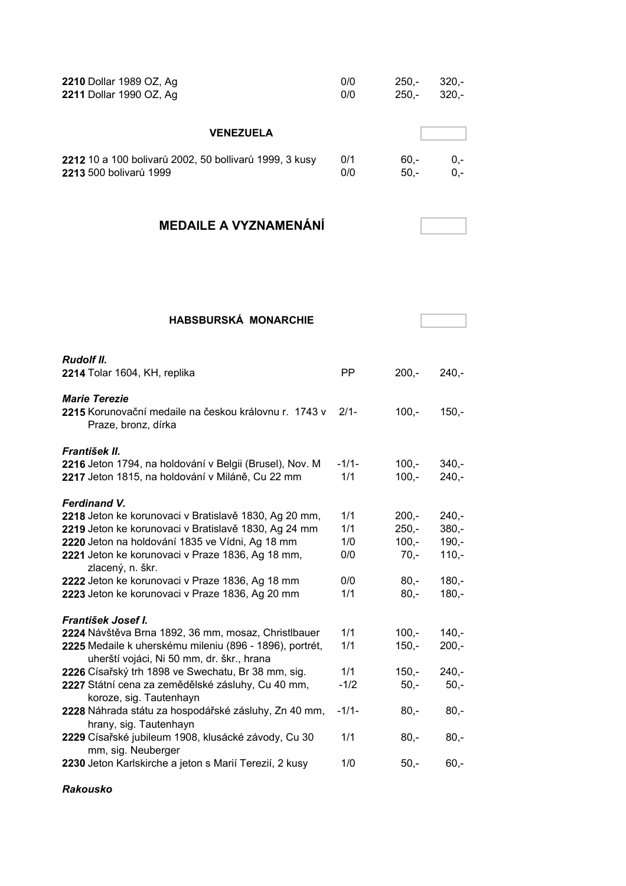| | | | |
|---|---|---|---|
| **2210** Dollar 1989 OZ, Ag | 0/0 | 250,- | 320,- |
| **2211** Dollar 1990 OZ, Ag | 0/0 | 250,- | 320,- |

### VENEZUELA

| | | | |
|---|---|---|---|
| **2212** 10 a 100 bolivarů 2002, 50 bollivarů 1999, 3 kusy | 0/1 | 60,- | 0,- |
| **2213** 500 bolivarů 1999 | 0/0 | 50,- | 0,- |

## MEDAILE A VYZNAMENÁNÍ

### HABSBURSKÁ MONARCHIE

***Rudolf II.***

| | | | |
|---|---|---|---|
| **2214** Tolar 1604, KH, replika | PP | 200,- | 240,- |

***Marie Terezie***

| | | | |
|---|---|---|---|
| **2215** Korunovační medaile na českou královnu r. 1743 v Praze, bronz, dírka | 2/1- | 100,- | 150,- |

***František II.***

| | | | |
|---|---|---|---|
| **2216** Jeton 1794, na holdování v Belgii (Brusel), Nov. M | -1/1- | 100,- | 340,- |
| **2217** Jeton 1815, na holdování v Miláně, Cu 22 mm | 1/1 | 100,- | 240,- |

***Ferdinand V.***

| | | | |
|---|---|---|---|
| **2218** Jeton ke korunovaci v Bratislavě 1830, Ag 20 mm, | 1/1 | 200,- | 240,- |
| **2219** Jeton ke korunovaci v Bratislavě 1830, Ag 24 mm | 1/1 | 250,- | 380,- |
| **2220** Jeton na holdování 1835 ve Vídni, Ag 18 mm | 1/0 | 100,- | 190,- |
| **2221** Jeton ke korunovaci v Praze 1836, Ag 18 mm, zlacený, n. škr. | 0/0 | 70,- | 110,- |
| **2222** Jeton ke korunovaci v Praze 1836, Ag 18 mm | 0/0 | 80,- | 180,- |
| **2223** Jeton ke korunovaci v Praze 1836, Ag 20 mm | 1/1 | 80,- | 180,- |

***František Josef I.***

| | | | |
|---|---|---|---|
| **2224** Návštěva Brna 1892, 36 mm, mosaz, Christlbauer | 1/1 | 100,- | 140,- |
| **2225** Medaile k uherskému mileniu (896 - 1896), portrét, uherští vojáci, Ni 50 mm, dr. škr., hrana | 1/1 | 150,- | 200,- |
| **2226** Císařský trh 1898 ve Swechatu, Br 38 mm, sig. | 1/1 | 150,- | 240,- |
| **2227** Státní cena za zemědělské zásluhy, Cu 40 mm, koroze, sig. Tautenhayn | -1/2 | 50,- | 50,- |
| **2228** Náhrada státu za hospodářské zásluhy, Zn 40 mm, hrany, sig. Tautenhayn | -1/1- | 80,- | 80,- |
| **2229** Císařské jubileum 1908, klusácké závody, Cu 30 mm, sig. Neuberger | 1/1 | 80,- | 80,- |
| **2230** Jeton Karlskirche a jeton s Marií Terezií, 2 kusy | 1/0 | 50,- | 60,- |

***Rakousko***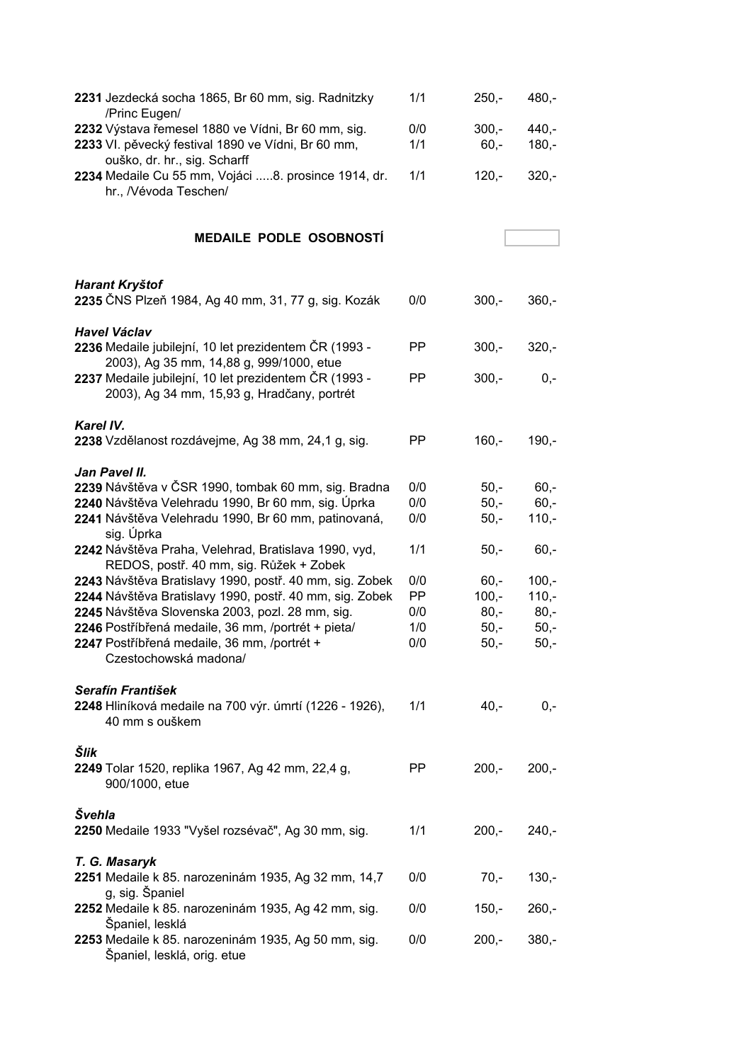| | | | |
|---|---|---|---|
| **2231** Jezdecká socha 1865, Br 60 mm, sig. Radnitzky /Princ Eugen/ | 1/1 | 250,- | 480,- |
| **2232** Výstava řemesel 1880 ve Vídni, Br 60 mm, sig. | 0/0 | 300,- | 440,- |
| **2233** VI. pěvecký festival 1890 ve Vídni, Br 60 mm, ouško, dr. hr., sig. Scharff | 1/1 | 60,- | 180,- |
| **2234** Medaile Cu 55 mm, Vojáci .....8. prosince 1914, dr. hr., /Vévoda Teschen/ | 1/1 | 120,- | 320,- |

## MEDAILE PODLE OSOBNOSTÍ

***Harant Kryštof***

| | | | |
|---|---|---|---|
| **2235** ČNS Plzeň 1984, Ag 40 mm, 31, 77 g, sig. Kozák | 0/0 | 300,- | 360,- |

***Havel Václav***

| | | | |
|---|---|---|---|
| **2236** Medaile jubilejní, 10 let prezidentem ČR (1993 - 2003), Ag 35 mm, 14,88 g, 999/1000, etue | PP | 300,- | 320,- |
| **2237** Medaile jubilejní, 10 let prezidentem ČR (1993 - 2003), Ag 34 mm, 15,93 g, Hradčany, portrét | PP | 300,- | 0,- |

***Karel IV.***

| | | | |
|---|---|---|---|
| **2238** Vzdělanost rozdávejme, Ag 38 mm, 24,1 g, sig. | PP | 160,- | 190,- |

***Jan Pavel II.***

| | | | |
|---|---|---|---|
| **2239** Návštěva v ČSR 1990, tombak 60 mm, sig. Bradna | 0/0 | 50,- | 60,- |
| **2240** Návštěva Velehradu 1990, Br 60 mm, sig. Úprka | 0/0 | 50,- | 60,- |
| **2241** Návštěva Velehradu 1990, Br 60 mm, patinovaná, sig. Úprka | 0/0 | 50,- | 110,- |
| **2242** Návštěva Praha, Velehrad, Bratislava 1990, vyd, REDOS, postř. 40 mm, sig. Růžek + Zobek | 1/1 | 50,- | 60,- |
| **2243** Návštěva Bratislavy 1990, postř. 40 mm, sig. Zobek | 0/0 | 60,- | 100,- |
| **2244** Návštěva Bratislavy 1990, postř. 40 mm, sig. Zobek | PP | 100,- | 110,- |
| **2245** Návštěva Slovenska 2003, pozl. 28 mm, sig. | 0/0 | 80,- | 80,- |
| **2246** Postříbřená medaile, 36 mm, /portrét + pieta/ | 1/0 | 50,- | 50,- |
| **2247** Postříbřená medaile, 36 mm, /portrét + Czestochowská madona/ | 0/0 | 50,- | 50,- |

***Serafín František***

| | | | |
|---|---|---|---|
| **2248** Hliníková medaile na 700 výr. úmrtí (1226 - 1926), 40 mm s ouškem | 1/1 | 40,- | 0,- |

***Šlik***

| | | | |
|---|---|---|---|
| **2249** Tolar 1520, replika 1967, Ag 42 mm, 22,4 g, 900/1000, etue | PP | 200,- | 200,- |

***Švehla***

| | | | |
|---|---|---|---|
| **2250** Medaile 1933 "Vyšel rozsévač", Ag 30 mm, sig. | 1/1 | 200,- | 240,- |

***T. G. Masaryk***

| | | | |
|---|---|---|---|
| **2251** Medaile k 85. narozeninám 1935, Ag 32 mm, 14,7 g, sig. Španiel | 0/0 | 70,- | 130,- |
| **2252** Medaile k 85. narozeninám 1935, Ag 42 mm, sig. Španiel, lesklá | 0/0 | 150,- | 260,- |
| **2253** Medaile k 85. narozeninám 1935, Ag 50 mm, sig. Španiel, lesklá, orig. etue | 0/0 | 200,- | 380,- |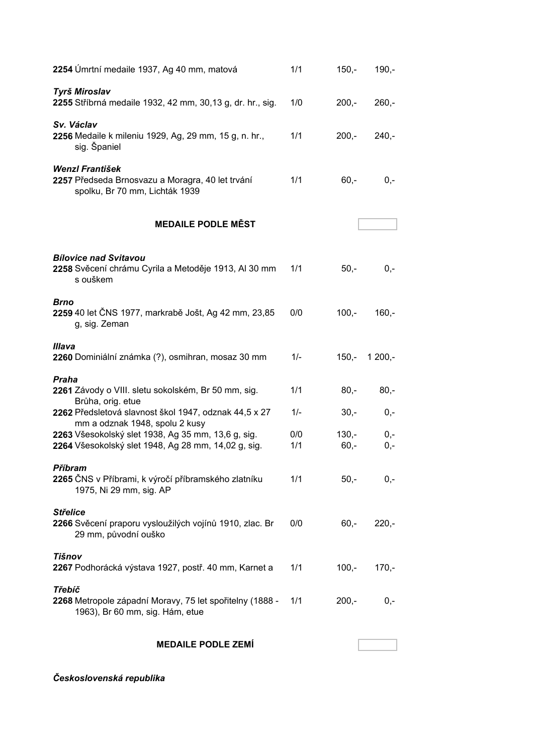**2254** Úmrtní medaile 1937, Ag 40 mm, matová | 1/1 | 150,- | 190,-

***Tyrš Miroslav***

**2255** Stříbrná medaile 1932, 42 mm, 30,13 g, dr. hr., sig. | 1/0 | 200,- | 260,-

***Sv. Václav***

**2256** Medaile k mileniu 1929, Ag, 29 mm, 15 g, n. hr., sig. Španiel | 1/1 | 200,- | 240,-

***Wenzl František***

**2257** Předseda Brnosvazu a Moragra, 40 let trvání spolku, Br 70 mm, Lichták 1939 | 1/1 | 60,- | 0,-

## MEDAILE PODLE MĚST

***Bílovice nad Svitavou***

**2258** Svěcení chrámu Cyrila a Metoděje 1913, Al 30 mm s ouškem | 1/1 | 50,- | 0,-

***Brno***

**2259** 40 let ČNS 1977, markrabě Jošt, Ag 42 mm, 23,85 g, sig. Zeman | 0/0 | 100,- | 160,-

***Illava***

**2260** Dominiální známka (?), osmihran, mosaz 30 mm | 1/- | 150,- | 1 200,-

***Praha***

**2261** Závody o VIII. sletu sokolském, Br 50 mm, sig. Brůha, orig. etue | 1/1 | 80,- | 80,-

**2262** Předsletová slavnost škol 1947, odznak 44,5 x 27 mm a odznak 1948, spolu 2 kusy | 1/- | 30,- | 0,-

**2263** Všesokolský slet 1938, Ag 35 mm, 13,6 g, sig. | 0/0 | 130,- | 0,-

**2264** Všesokolský slet 1948, Ag 28 mm, 14,02 g, sig. | 1/1 | 60,- | 0,-

***Příbram***

**2265** ČNS v Příbrami, k výročí příbramského zlatníku 1975, Ni 29 mm, sig. AP | 1/1 | 50,- | 0,-

***Střelice***

**2266** Svěcení praporu vysloužilých vojínů 1910, zlac. Br 29 mm, původní ouško | 0/0 | 60,- | 220,-

***Tišnov***

**2267** Podhorácká výstava 1927, postř. 40 mm, Karnet a | 1/1 | 100,- | 170,-

***Třebíč***

**2268** Metropole západní Moravy, 75 let spořitelny (1888 - 1963), Br 60 mm, sig. Hám, etue | 1/1 | 200,- | 0,-

## MEDAILE PODLE ZEMÍ

***Československá republika***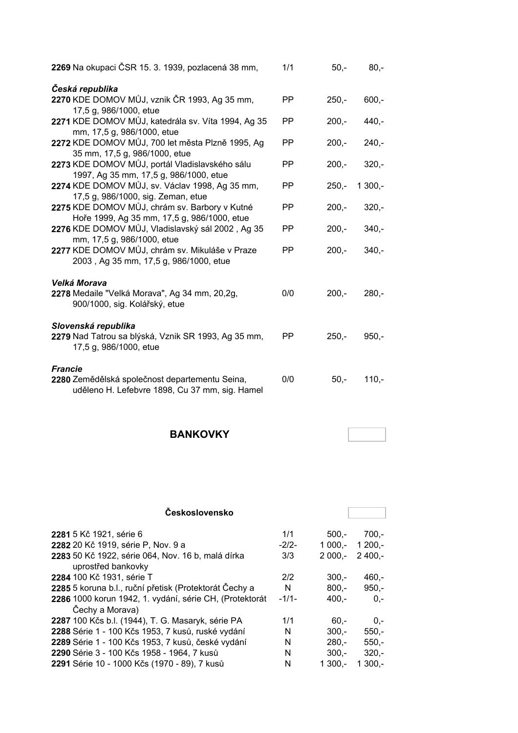| | | | |
|---|---|---|---|
| **2269** Na okupaci ČSR 15. 3. 1939, pozlacená 38 mm, | 1/1 | 50,- | 80,- |

*Česká republika*

| | | | |
|---|---|---|---|
| **2270** KDE DOMOV MŮJ, vznik ČR 1993, Ag 35 mm, 17,5 g, 986/1000, etue | PP | 250,- | 600,- |
| **2271** KDE DOMOV MŮJ, katedrála sv. Víta 1994, Ag 35 mm, 17,5 g, 986/1000, etue | PP | 200,- | 440,- |
| **2272** KDE DOMOV MŮJ, 700 let města Plzně 1995, Ag 35 mm, 17,5 g, 986/1000, etue | PP | 200,- | 240,- |
| **2273** KDE DOMOV MŮJ, portál Vladislavského sálu 1997, Ag 35 mm, 17,5 g, 986/1000, etue | PP | 200,- | 320,- |
| **2274** KDE DOMOV MŮJ, sv. Václav 1998, Ag 35 mm, 17,5 g, 986/1000, sig. Zeman, etue | PP | 250,- | 1 300,- |
| **2275** KDE DOMOV MŮJ, chrám sv. Barbory v Kutné Hoře 1999, Ag 35 mm, 17,5 g, 986/1000, etue | PP | 200,- | 320,- |
| **2276** KDE DOMOV MŮJ, Vladislavský sál 2002 , Ag 35 mm, 17,5 g, 986/1000, etue | PP | 200,- | 340,- |
| **2277** KDE DOMOV MŮJ, chrám sv. Mikuláše v Praze 2003 , Ag 35 mm, 17,5 g, 986/1000, etue | PP | 200,- | 340,- |

*Velká Morava*

| | | | |
|---|---|---|---|
| **2278** Medaile "Velká Morava", Ag 34 mm, 20,2g, 900/1000, sig. Kolářský, etue | 0/0 | 200,- | 280,- |

*Slovenská republika*

| | | | |
|---|---|---|---|
| **2279** Nad Tatrou sa blýská, Vznik SR 1993, Ag 35 mm, 17,5 g, 986/1000, etue | PP | 250,- | 950,- |

*Francie*

| | | | |
|---|---|---|---|
| **2280** Zemědělská společnost departementu Seina, uděleno H. Lefebvre 1898, Cu 37 mm, sig. Hamel | 0/0 | 50,- | 110,- |

## BANKOVKY

### Československo

| | | | |
|---|---|---|---|
| **2281** 5 Kč 1921, série 6 | 1/1 | 500,- | 700,- |
| **2282** 20 Kč 1919, série P, Nov. 9 a | -2/2- | 1 000,- | 1 200,- |
| **2283** 50 Kč 1922, série 064, Nov. 16 b, malá dírka uprostřed bankovky | 3/3 | 2 000,- | 2 400,- |
| **2284** 100 Kč 1931, série T | 2/2 | 300,- | 460,- |
| **2285** 5 koruna b.l., ruční přetisk (Protektorát Čechy a | N | 800,- | 950,- |
| **2286** 1000 korun 1942, 1. vydání, série CH, (Protektorát Čechy a Morava) | -1/1- | 400,- | 0,- |
| **2287** 100 Kčs b.l. (1944), T. G. Masaryk, série PA | 1/1 | 60,- | 0,- |
| **2288** Série 1 - 100 Kčs 1953, 7 kusů, ruské vydání | N | 300,- | 550,- |
| **2289** Série 1 - 100 Kčs 1953, 7 kusů, české vydání | N | 280,- | 550,- |
| **2290** Série 3 - 100 Kčs 1958 - 1964, 7 kusů | N | 300,- | 320,- |
| **2291** Série 10 - 1000 Kčs (1970 - 89), 7 kusů | N | 1 300,- | 1 300,- |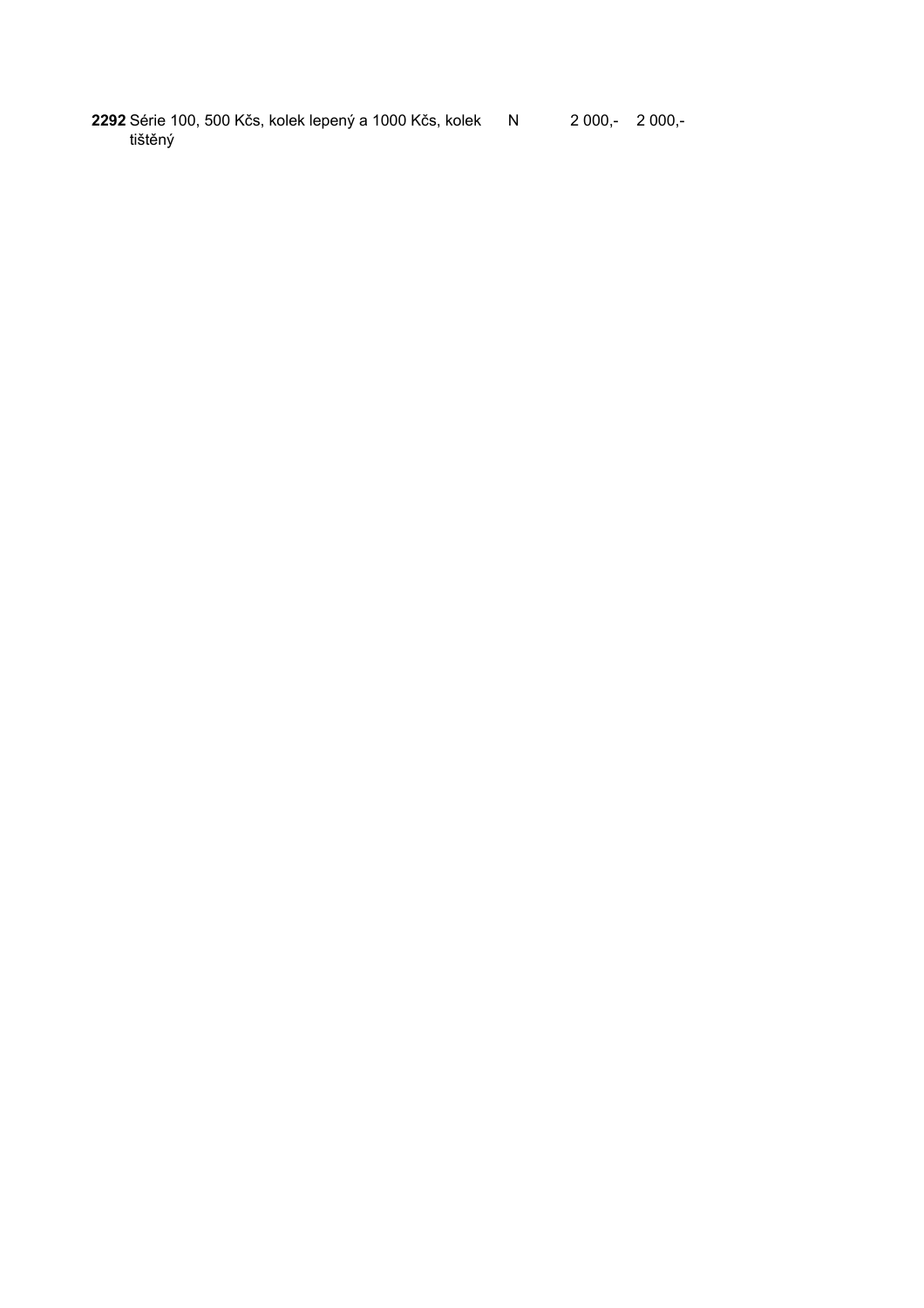| | | | | |
|---|---|---|---|---|
| **2292** | Série 100, 500 Kčs, kolek lepený a 1000 Kčs, kolek tištěný | N | 2 000,- | 2 000,- |